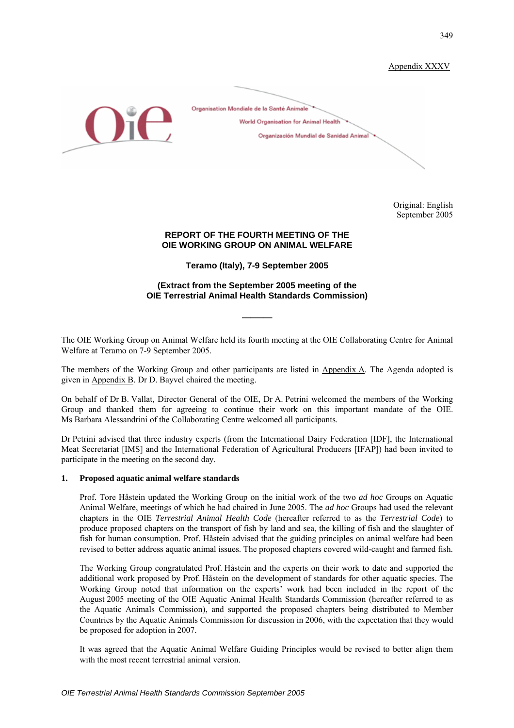Appendix XXXV

Organisation Mondiale de la Santé Animale
World Organisation for Animal Health
Organización Mundial de Sanidad Animal

Original: English
September 2005

**REPORT OF THE FOURTH MEETING OF THE OIE WORKING GROUP ON ANIMAL WELFARE**

**Teramo (Italy), 7-9 September 2005**

**(Extract from the September 2005 meeting of the OIE Terrestrial Animal Health Standards Commission)**

---

The OIE Working Group on Animal Welfare held its fourth meeting at the OIE Collaborating Centre for Animal Welfare at Teramo on 7-9 September 2005.

The members of the Working Group and other participants are listed in Appendix A. The Agenda adopted is given in Appendix B. Dr D. Bayvel chaired the meeting.

On behalf of Dr B. Vallat, Director General of the OIE, Dr A. Petrini welcomed the members of the Working Group and thanked them for agreeing to continue their work on this important mandate of the OIE. Ms Barbara Alessandrini of the Collaborating Centre welcomed all participants.

Dr Petrini advised that three industry experts (from the International Dairy Federation [IDF], the International Meat Secretariat [IMS] and the International Federation of Agricultural Producers [IFAP]) had been invited to participate in the meeting on the second day.

**1. Proposed aquatic animal welfare standards**

Prof. Tore Håstein updated the Working Group on the initial work of the two *ad hoc* Groups on Aquatic Animal Welfare, meetings of which he had chaired in June 2005. The *ad hoc* Groups had used the relevant chapters in the OIE *Terrestrial Animal Health Code* (hereafter referred to as the *Terrestrial Code*) to produce proposed chapters on the transport of fish by land and sea, the killing of fish and the slaughter of fish for human consumption. Prof. Håstein advised that the guiding principles on animal welfare had been revised to better address aquatic animal issues. The proposed chapters covered wild-caught and farmed fish.

The Working Group congratulated Prof. Håstein and the experts on their work to date and supported the additional work proposed by Prof. Håstein on the development of standards for other aquatic species. The Working Group noted that information on the experts' work had been included in the report of the August 2005 meeting of the OIE Aquatic Animal Health Standards Commission (hereafter referred to as the Aquatic Animals Commission), and supported the proposed chapters being distributed to Member Countries by the Aquatic Animals Commission for discussion in 2006, with the expectation that they would be proposed for adoption in 2007.

It was agreed that the Aquatic Animal Welfare Guiding Principles would be revised to better align them with the most recent terrestrial animal version.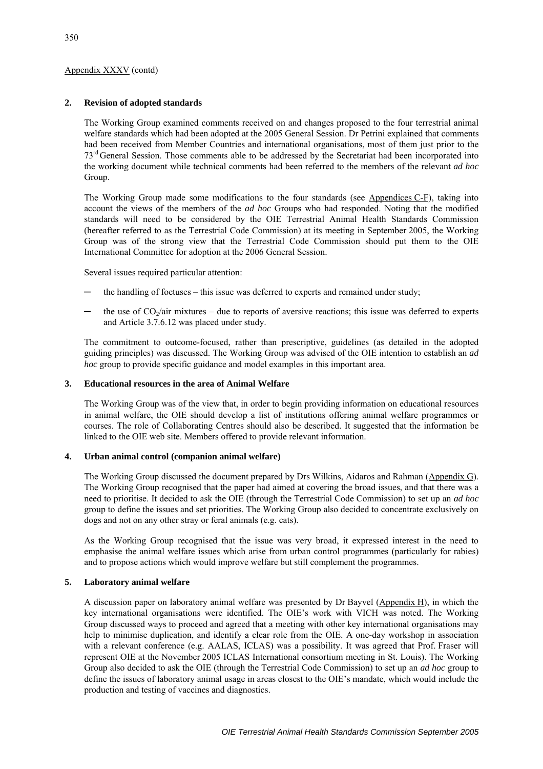Appendix XXXV (contd)

## 2. Revision of adopted standards

The Working Group examined comments received on and changes proposed to the four terrestrial animal welfare standards which had been adopted at the 2005 General Session. Dr Petrini explained that comments had been received from Member Countries and international organisations, most of them just prior to the 73rd General Session. Those comments able to be addressed by the Secretariat had been incorporated into the working document while technical comments had been referred to the members of the relevant *ad hoc* Group.

The Working Group made some modifications to the four standards (see Appendices C-F), taking into account the views of the members of the *ad hoc* Groups who had responded. Noting that the modified standards will need to be considered by the OIE Terrestrial Animal Health Standards Commission (hereafter referred to as the Terrestrial Code Commission) at its meeting in September 2005, the Working Group was of the strong view that the Terrestrial Code Commission should put them to the OIE International Committee for adoption at the 2006 General Session.

Several issues required particular attention:

- the handling of foetuses – this issue was deferred to experts and remained under study;
- the use of $CO_2$/air mixtures – due to reports of aversive reactions; this issue was deferred to experts and Article 3.7.6.12 was placed under study.

The commitment to outcome-focused, rather than prescriptive, guidelines (as detailed in the adopted guiding principles) was discussed. The Working Group was advised of the OIE intention to establish an *ad hoc* group to provide specific guidance and model examples in this important area.

## 3. Educational resources in the area of Animal Welfare

The Working Group was of the view that, in order to begin providing information on educational resources in animal welfare, the OIE should develop a list of institutions offering animal welfare programmes or courses. The role of Collaborating Centres should also be described. It suggested that the information be linked to the OIE web site. Members offered to provide relevant information.

## 4. Urban animal control (companion animal welfare)

The Working Group discussed the document prepared by Drs Wilkins, Aidaros and Rahman (Appendix G). The Working Group recognised that the paper had aimed at covering the broad issues, and that there was a need to prioritise. It decided to ask the OIE (through the Terrestrial Code Commission) to set up an *ad hoc* group to define the issues and set priorities. The Working Group also decided to concentrate exclusively on dogs and not on any other stray or feral animals (e.g. cats).

As the Working Group recognised that the issue was very broad, it expressed interest in the need to emphasise the animal welfare issues which arise from urban control programmes (particularly for rabies) and to propose actions which would improve welfare but still complement the programmes.

## 5. Laboratory animal welfare

A discussion paper on laboratory animal welfare was presented by Dr Bayvel (Appendix H), in which the key international organisations were identified. The OIE's work with VICH was noted. The Working Group discussed ways to proceed and agreed that a meeting with other key international organisations may help to minimise duplication, and identify a clear role from the OIE. A one-day workshop in association with a relevant conference (e.g. AALAS, ICLAS) was a possibility. It was agreed that Prof. Fraser will represent OIE at the November 2005 ICLAS International consortium meeting in St. Louis). The Working Group also decided to ask the OIE (through the Terrestrial Code Commission) to set up an *ad hoc* group to define the issues of laboratory animal usage in areas closest to the OIE's mandate, which would include the production and testing of vaccines and diagnostics.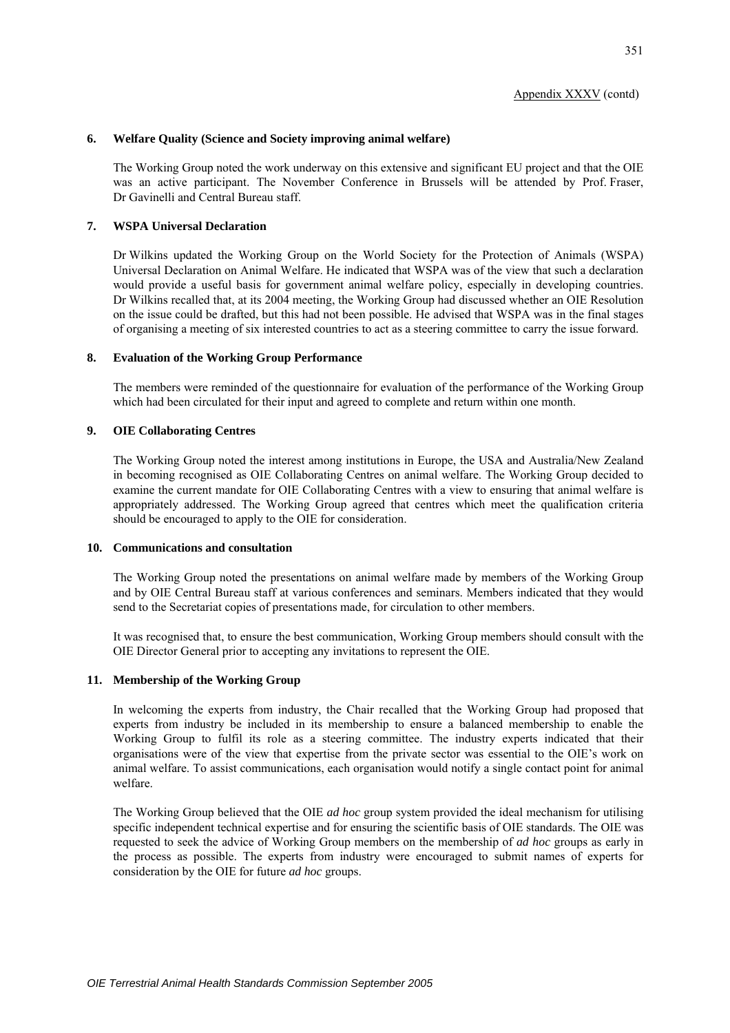Appendix XXXV (contd)

**6. Welfare Quality (Science and Society improving animal welfare)**

The Working Group noted the work underway on this extensive and significant EU project and that the OIE was an active participant. The November Conference in Brussels will be attended by Prof. Fraser, Dr Gavinelli and Central Bureau staff.

**7. WSPA Universal Declaration**

Dr Wilkins updated the Working Group on the World Society for the Protection of Animals (WSPA) Universal Declaration on Animal Welfare. He indicated that WSPA was of the view that such a declaration would provide a useful basis for government animal welfare policy, especially in developing countries. Dr Wilkins recalled that, at its 2004 meeting, the Working Group had discussed whether an OIE Resolution on the issue could be drafted, but this had not been possible. He advised that WSPA was in the final stages of organising a meeting of six interested countries to act as a steering committee to carry the issue forward.

**8. Evaluation of the Working Group Performance**

The members were reminded of the questionnaire for evaluation of the performance of the Working Group which had been circulated for their input and agreed to complete and return within one month.

**9. OIE Collaborating Centres**

The Working Group noted the interest among institutions in Europe, the USA and Australia/New Zealand in becoming recognised as OIE Collaborating Centres on animal welfare. The Working Group decided to examine the current mandate for OIE Collaborating Centres with a view to ensuring that animal welfare is appropriately addressed. The Working Group agreed that centres which meet the qualification criteria should be encouraged to apply to the OIE for consideration.

**10. Communications and consultation**

The Working Group noted the presentations on animal welfare made by members of the Working Group and by OIE Central Bureau staff at various conferences and seminars. Members indicated that they would send to the Secretariat copies of presentations made, for circulation to other members.

It was recognised that, to ensure the best communication, Working Group members should consult with the OIE Director General prior to accepting any invitations to represent the OIE.

**11. Membership of the Working Group**

In welcoming the experts from industry, the Chair recalled that the Working Group had proposed that experts from industry be included in its membership to ensure a balanced membership to enable the Working Group to fulfil its role as a steering committee. The industry experts indicated that their organisations were of the view that expertise from the private sector was essential to the OIE's work on animal welfare. To assist communications, each organisation would notify a single contact point for animal welfare.

The Working Group believed that the OIE *ad hoc* group system provided the ideal mechanism for utilising specific independent technical expertise and for ensuring the scientific basis of OIE standards. The OIE was requested to seek the advice of Working Group members on the membership of *ad hoc* groups as early in the process as possible. The experts from industry were encouraged to submit names of experts for consideration by the OIE for future *ad hoc* groups.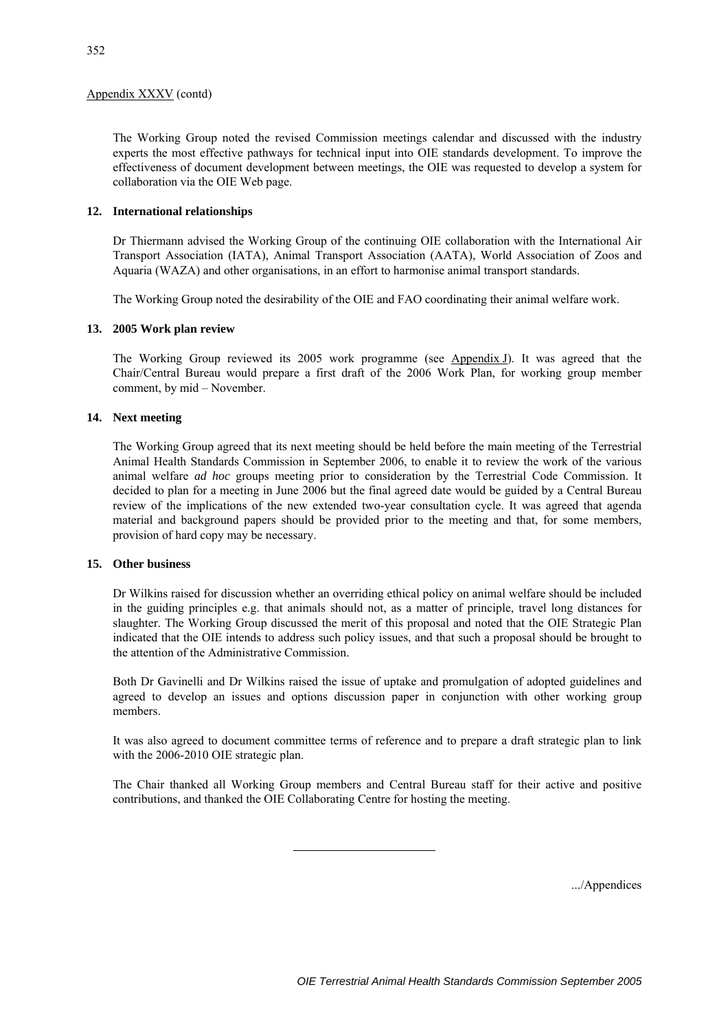Appendix XXXV (contd)

The Working Group noted the revised Commission meetings calendar and discussed with the industry experts the most effective pathways for technical input into OIE standards development. To improve the effectiveness of document development between meetings, the OIE was requested to develop a system for collaboration via the OIE Web page.

**12. International relationships**

Dr Thiermann advised the Working Group of the continuing OIE collaboration with the International Air Transport Association (IATA), Animal Transport Association (AATA), World Association of Zoos and Aquaria (WAZA) and other organisations, in an effort to harmonise animal transport standards.

The Working Group noted the desirability of the OIE and FAO coordinating their animal welfare work.

**13. 2005 Work plan review**

The Working Group reviewed its 2005 work programme (see Appendix J). It was agreed that the Chair/Central Bureau would prepare a first draft of the 2006 Work Plan, for working group member comment, by mid – November.

**14. Next meeting**

The Working Group agreed that its next meeting should be held before the main meeting of the Terrestrial Animal Health Standards Commission in September 2006, to enable it to review the work of the various animal welfare *ad hoc* groups meeting prior to consideration by the Terrestrial Code Commission. It decided to plan for a meeting in June 2006 but the final agreed date would be guided by a Central Bureau review of the implications of the new extended two-year consultation cycle. It was agreed that agenda material and background papers should be provided prior to the meeting and that, for some members, provision of hard copy may be necessary.

**15. Other business**

Dr Wilkins raised for discussion whether an overriding ethical policy on animal welfare should be included in the guiding principles e.g. that animals should not, as a matter of principle, travel long distances for slaughter. The Working Group discussed the merit of this proposal and noted that the OIE Strategic Plan indicated that the OIE intends to address such policy issues, and that such a proposal should be brought to the attention of the Administrative Commission.

Both Dr Gavinelli and Dr Wilkins raised the issue of uptake and promulgation of adopted guidelines and agreed to develop an issues and options discussion paper in conjunction with other working group members.

It was also agreed to document committee terms of reference and to prepare a draft strategic plan to link with the 2006-2010 OIE strategic plan.

The Chair thanked all Working Group members and Central Bureau staff for their active and positive contributions, and thanked the OIE Collaborating Centre for hosting the meeting.

---

.../Appendices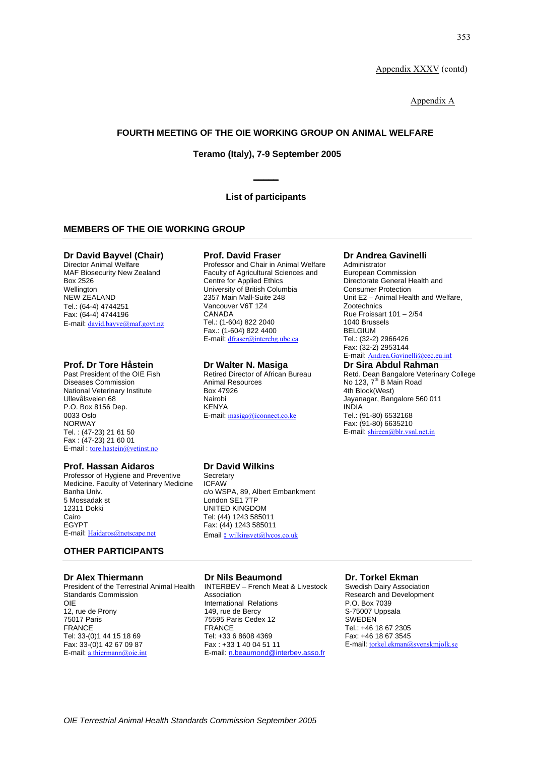Appendix XXXV (contd)

Appendix A

## FOURTH MEETING OF THE OIE WORKING GROUP ON ANIMAL WELFARE

**Teramo (Italy), 7-9 September 2005**

**List of participants**

### MEMBERS OF THE OIE WORKING GROUP

**Dr David Bayvel (Chair)**
Director Animal Welfare
MAF Biosecurity New Zealand
Box 2526
Wellington
NEW ZEALAND
Tel.: (64-4) 4744251
Fax: (64-4) 4744196
E-mail: david.bayve@maf.govt.nz

**Prof. David Fraser**
Professor and Chair in Animal Welfare
Faculty of Agricultural Sciences and
Centre for Applied Ethics
University of British Columbia
2357 Main Mall-Suite 248
Vancouver V6T 1Z4
CANADA
Tel.: (1-604) 822 2040
Fax.: (1-604) 822 4400
E-mail: dfraser@interchg.ubc.ca

**Dr Andrea Gavinelli**
Administrator
European Commission
Directorate General Health and
Consumer Protection
Unit E2 – Animal Health and Welfare,
Zootechnics
Rue Froissart 101 – 2/54
1040 Brussels
BELGIUM
Tel.: (32-2) 2966426
Fax: (32-2) 2953144
E-mail: Andrea.Gavinelli@cec.eu.int

**Prof. Dr Tore Håstein**
Past President of the OIE Fish
Diseases Commission
National Veterinary Institute
Ullevålsveien 68
P.O. Box 8156 Dep.
0033 Oslo
NORWAY
Tel. : (47-23) 21 61 50
Fax : (47-23) 21 60 01
E-mail : tore.hastein@vetinst.no

**Dr Walter N. Masiga**
Retired Director of African Bureau
Animal Resources
Box 47926
Nairobi
KENYA
E-mail: masiga@iconnect.co.ke

**Dr Sira Abdul Rahman**
Retd. Dean Bangalore Veterinary College
No 123, 7th B Main Road
4th Block(West)
Jayanagar, Bangalore 560 011
INDIA
Tel.: (91-80) 6532168
Fax: (91-80) 6635210
E-mail: shireen@blr.vsnl.net.in

**Prof. Hassan Aidaros**
Professor of Hygiene and Preventive
Medicine. Faculty of Veterinary Medicine
Banha Univ.
5 Mossadak st
12311 Dokki
Cairo
EGYPT
E-mail: Haidaros@netscape.net

**Dr David Wilkins**
Secretary
ICFAW
c/o WSPA, 89, Albert Embankment
London SE1 7TP
UNITED KINGDOM
Tel: (44) 1243 585011
Fax: (44) 1243 585011
Email : wilkinsvet@lycos.co.uk

### OTHER PARTICIPANTS

**Dr Alex Thiermann**
President of the Terrestrial Animal Health
Standards Commission
OIE
12, rue de Prony
75017 Paris
FRANCE
Tel: 33-(0)1 44 15 18 69
Fax: 33-(0)1 42 67 09 87
E-mail: a.thiermann@oie.int

**Dr Nils Beaumond**
INTERBEV – French Meat & Livestock
Association
International Relations
149, rue de Bercy
75595 Paris Cedex 12
FRANCE
Tel: +33 6 8608 4369
Fax : +33 1 40 04 51 11
E-mail: n.beaumond@interbev.asso.fr

**Dr. Torkel Ekman**
Swedish Dairy Association
Research and Development
P.O. Box 7039
S-75007 Uppsala
SWEDEN
Tel.: +46 18 67 2305
Fax: +46 18 67 3545
E-mail: torkel.ekman@svenskmjolk.se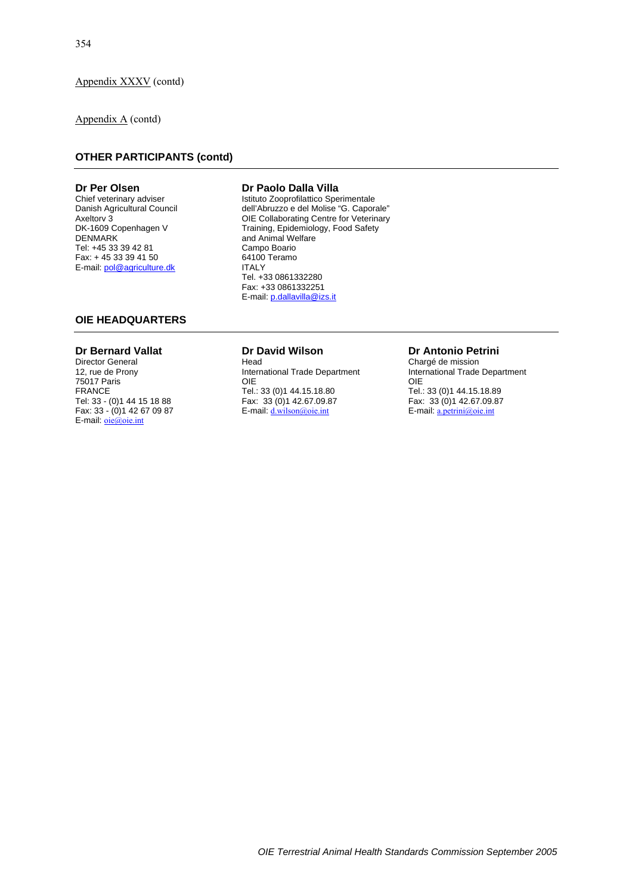Appendix XXXV (contd)

Appendix A (contd)

## OTHER PARTICIPANTS (contd)

**Dr Per Olsen**
Chief veterinary adviser
Danish Agricultural Council
Axeltorv 3
DK-1609 Copenhagen V
DENMARK
Tel: +45 33 39 42 81
Fax: + 45 33 39 41 50
E-mail: pol@agriculture.dk

**Dr Paolo Dalla Villa**
Istituto Zooprofilattico Sperimentale
dell'Abruzzo e del Molise "G. Caporale"
OIE Collaborating Centre for Veterinary
Training, Epidemiology, Food Safety
and Animal Welfare
Campo Boario
64100 Teramo
ITALY
Tel. +33 0861332280
Fax: +33 0861332251
E-mail: p.dallavilla@izs.it

## OIE HEADQUARTERS

**Dr Bernard Vallat**
Director General
12, rue de Prony
75017 Paris
FRANCE
Tel: 33 - (0)1 44 15 18 88
Fax: 33 - (0)1 42 67 09 87
E-mail: oie@oie.int

**Dr David Wilson**
Head
International Trade Department
OIE
Tel.: 33 (0)1 44.15.18.80
Fax: 33 (0)1 42.67.09.87
E-mail: d.wilson@oie.int

**Dr Antonio Petrini**
Chargé de mission
International Trade Department
OIE
Tel.: 33 (0)1 44.15.18.89
Fax: 33 (0)1 42.67.09.87
E-mail: a.petrini@oie.int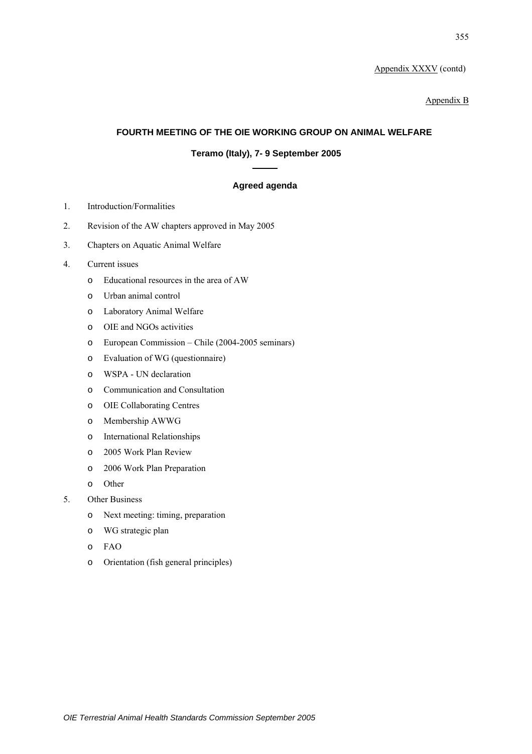Appendix XXXV (contd)

Appendix B

## FOURTH MEETING OF THE OIE WORKING GROUP ON ANIMAL WELFARE

### Teramo (Italy), 7- 9 September 2005

### Agreed agenda

1. Introduction/Formalities
2. Revision of the AW chapters approved in May 2005
3. Chapters on Aquatic Animal Welfare
4. Current issues
   - Educational resources in the area of AW
   - Urban animal control
   - Laboratory Animal Welfare
   - OIE and NGOs activities
   - European Commission – Chile (2004-2005 seminars)
   - Evaluation of WG (questionnaire)
   - WSPA - UN declaration
   - Communication and Consultation
   - OIE Collaborating Centres
   - Membership AWWG
   - International Relationships
   - 2005 Work Plan Review
   - 2006 Work Plan Preparation
   - Other
5. Other Business
   - Next meeting: timing, preparation
   - WG strategic plan
   - FAO
   - Orientation (fish general principles)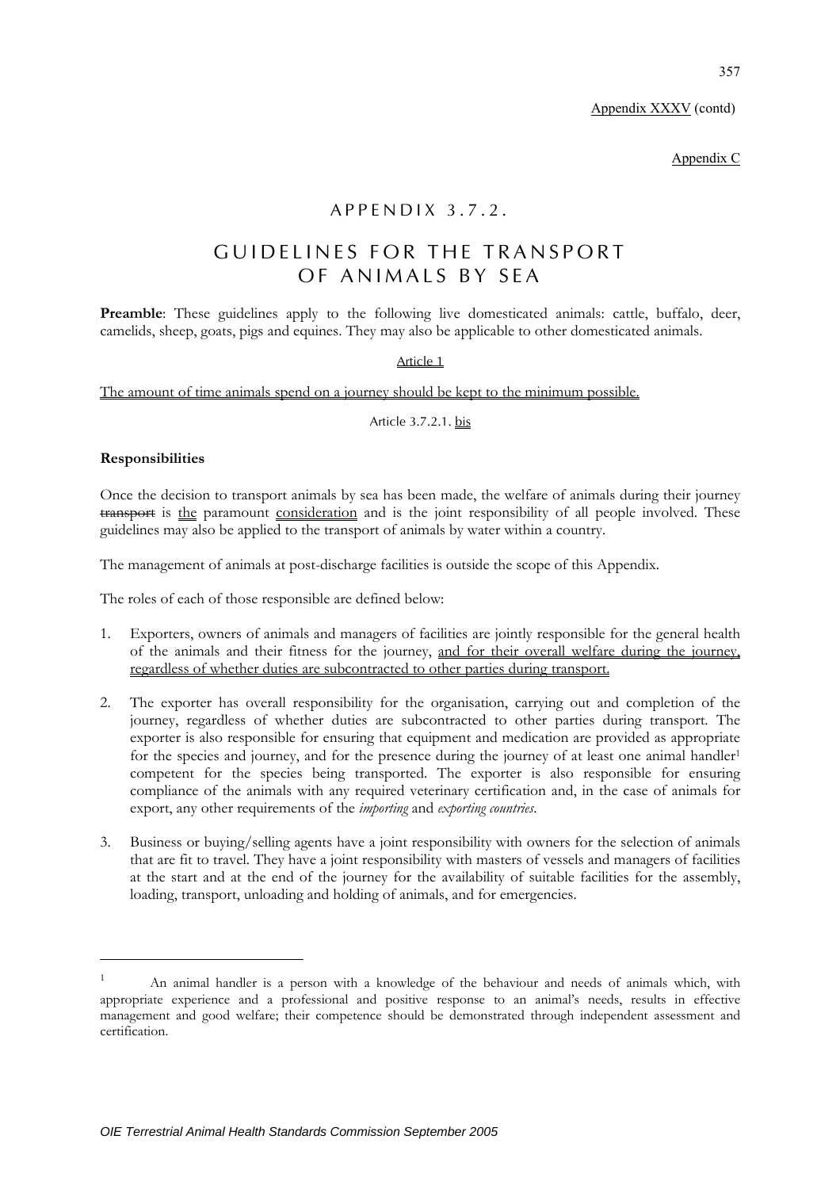Appendix XXXV (contd)

Appendix C

# APPENDIX 3.7.2.

# GUIDELINES FOR THE TRANSPORT OF ANIMALS BY SEA

**Preamble**: These guidelines apply to the following live domesticated animals: cattle, buffalo, deer, camelids, sheep, goats, pigs and equines. They may also be applicable to other domesticated animals.

<u>Article 1</u>

<u>The amount of time animals spend on a journey should be kept to the minimum possible.</u>

Article 3.7.2.1. <u>bis</u>

### Responsibilities

Once the decision to transport animals by sea has been made, the welfare of animals during their journey ~~transport~~ is <u>the</u> paramount <u>consideration</u> and is the joint responsibility of all people involved. These guidelines may also be applied to the transport of animals by water within a country.

The management of animals at post-discharge facilities is outside the scope of this Appendix.

The roles of each of those responsible are defined below:

1. Exporters, owners of animals and managers of facilities are jointly responsible for the general health of the animals and their fitness for the journey, <u>and for their overall welfare during the journey, regardless of whether duties are subcontracted to other parties during transport.</u>

2. The exporter has overall responsibility for the organisation, carrying out and completion of the journey, regardless of whether duties are subcontracted to other parties during transport. The exporter is also responsible for ensuring that equipment and medication are provided as appropriate for the species and journey, and for the presence during the journey of at least one animal handler[1] competent for the species being transported. The exporter is also responsible for ensuring compliance of the animals with any required veterinary certification and, in the case of animals for export, any other requirements of the *importing* and *exporting countries*.

3. Business or buying/selling agents have a joint responsibility with owners for the selection of animals that are fit to travel. They have a joint responsibility with masters of vessels and managers of facilities at the start and at the end of the journey for the availability of suitable facilities for the assembly, loading, transport, unloading and holding of animals, and for emergencies.

---

[1] An animal handler is a person with a knowledge of the behaviour and needs of animals which, with appropriate experience and a professional and positive response to an animal's needs, results in effective management and good welfare; their competence should be demonstrated through independent assessment and certification.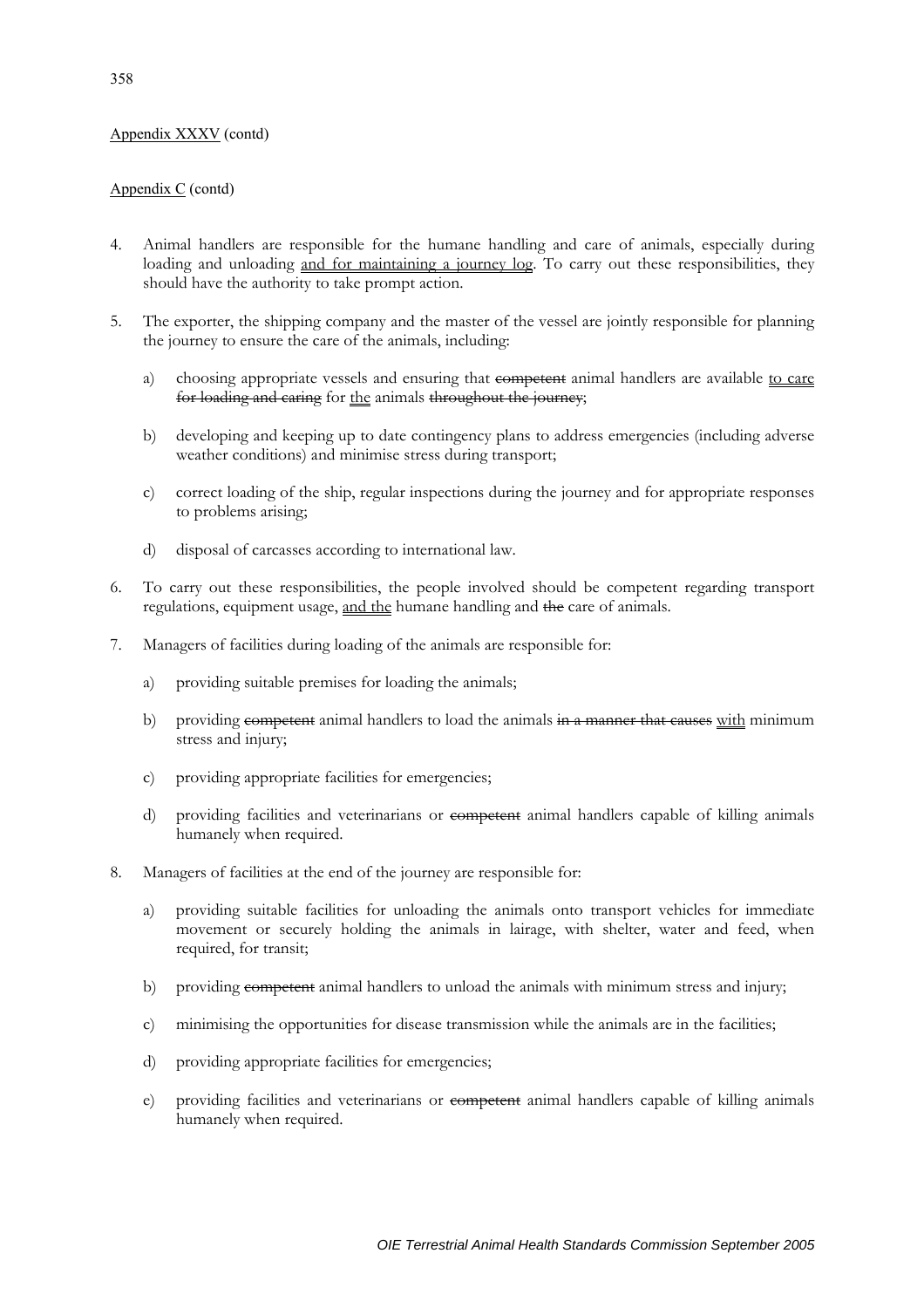4. Animal handlers are responsible for the humane handling and care of animals, especially during loading and unloading <u>and for maintaining a journey log</u>. To carry out these responsibilities, they should have the authority to take prompt action.

5. The exporter, the shipping company and the master of the vessel are jointly responsible for planning the journey to ensure the care of the animals, including:

   a) choosing appropriate vessels and ensuring that ~~competent~~ animal handlers are available <u>to care</u> ~~for loading and caring~~ for <u>the</u> animals ~~throughout the journey~~;

   b) developing and keeping up to date contingency plans to address emergencies (including adverse weather conditions) and minimise stress during transport;

   c) correct loading of the ship, regular inspections during the journey and for appropriate responses to problems arising;

   d) disposal of carcasses according to international law.

6. To carry out these responsibilities, the people involved should be competent regarding transport regulations, equipment usage, <u>and the</u> humane handling and ~~the~~ care of animals.

7. Managers of facilities during loading of the animals are responsible for:

   a) providing suitable premises for loading the animals;

   b) providing ~~competent~~ animal handlers to load the animals ~~in a manner that causes~~ <u>with</u> minimum stress and injury;

   c) providing appropriate facilities for emergencies;

   d) providing facilities and veterinarians or ~~competent~~ animal handlers capable of killing animals humanely when required.

8. Managers of facilities at the end of the journey are responsible for:

   a) providing suitable facilities for unloading the animals onto transport vehicles for immediate movement or securely holding the animals in lairage, with shelter, water and feed, when required, for transit;

   b) providing ~~competent~~ animal handlers to unload the animals with minimum stress and injury;

   c) minimising the opportunities for disease transmission while the animals are in the facilities;

   d) providing appropriate facilities for emergencies;

   e) providing facilities and veterinarians or ~~competent~~ animal handlers capable of killing animals humanely when required.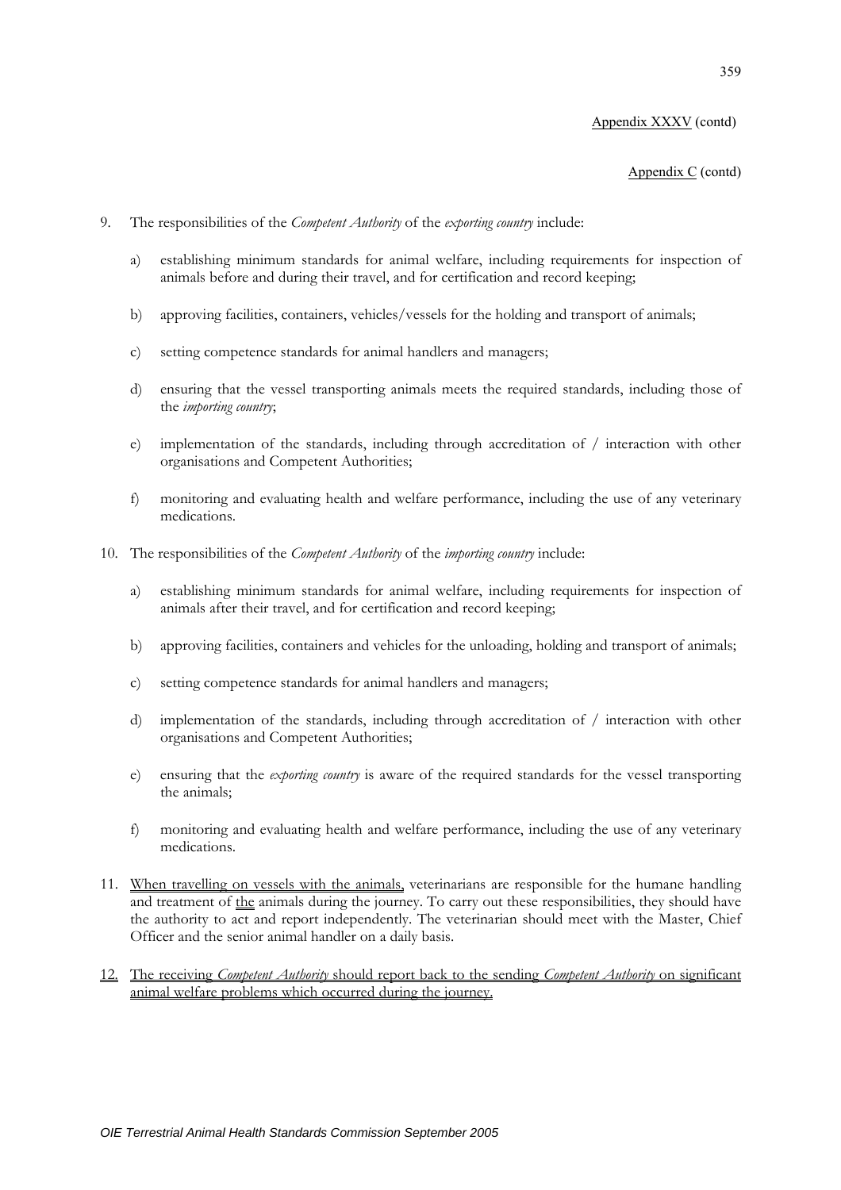Appendix XXXV (contd)

Appendix C (contd)

9. The responsibilities of the *Competent Authority* of the *exporting country* include:

   a) establishing minimum standards for animal welfare, including requirements for inspection of animals before and during their travel, and for certification and record keeping;

   b) approving facilities, containers, vehicles/vessels for the holding and transport of animals;

   c) setting competence standards for animal handlers and managers;

   d) ensuring that the vessel transporting animals meets the required standards, including those of the *importing country*;

   e) implementation of the standards, including through accreditation of / interaction with other organisations and Competent Authorities;

   f) monitoring and evaluating health and welfare performance, including the use of any veterinary medications.

10. The responsibilities of the *Competent Authority* of the *importing country* include:

    a) establishing minimum standards for animal welfare, including requirements for inspection of animals after their travel, and for certification and record keeping;

    b) approving facilities, containers and vehicles for the unloading, holding and transport of animals;

    c) setting competence standards for animal handlers and managers;

    d) implementation of the standards, including through accreditation of / interaction with other organisations and Competent Authorities;

    e) ensuring that the *exporting country* is aware of the required standards for the vessel transporting the animals;

    f) monitoring and evaluating health and welfare performance, including the use of any veterinary medications.

11. When travelling on vessels with the animals, veterinarians are responsible for the humane handling and treatment of the animals during the journey. To carry out these responsibilities, they should have the authority to act and report independently. The veterinarian should meet with the Master, Chief Officer and the senior animal handler on a daily basis.

12. The receiving *Competent Authority* should report back to the sending *Competent Authority* on significant animal welfare problems which occurred during the journey.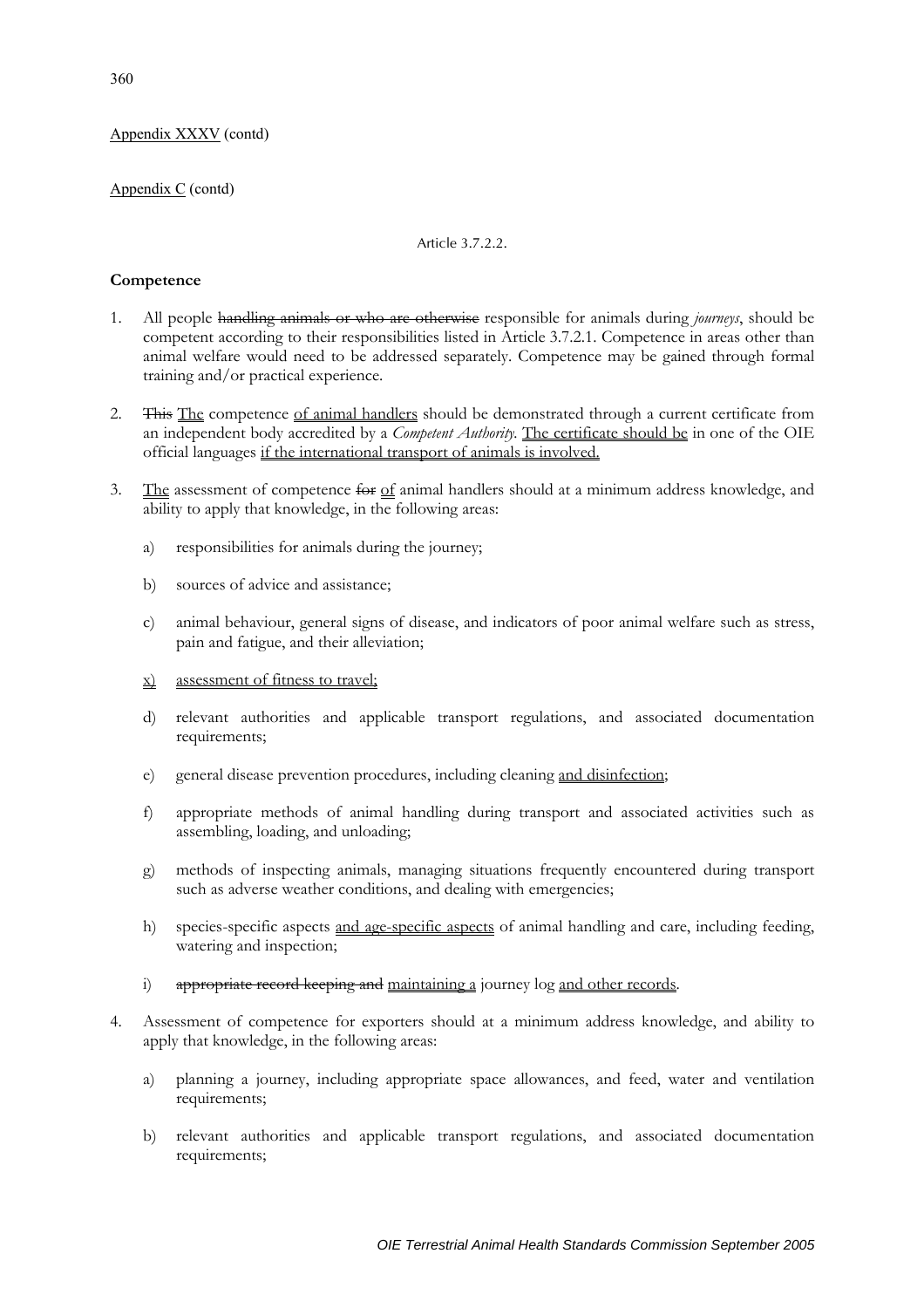Appendix XXXV (contd)

Appendix C (contd)

Article 3.7.2.2.

**Competence**

1. All people ~~handling animals or who are otherwise~~ responsible for animals during *journeys*, should be competent according to their responsibilities listed in Article 3.7.2.1. Competence in areas other than animal welfare would need to be addressed separately. Competence may be gained through formal training and/or practical experience.

2. ~~This~~ <u>The</u> competence <u>of animal handlers</u> should be demonstrated through a current certificate from an independent body accredited by a *Competent Authority*. <u>The certificate should be</u> in one of the OIE official languages <u>if the international transport of animals is involved.</u>

3. <u>The</u> assessment of competence ~~for~~ <u>of</u> animal handlers should at a minimum address knowledge, and ability to apply that knowledge, in the following areas:

   a) responsibilities for animals during the journey;

   b) sources of advice and assistance;

   c) animal behaviour, general signs of disease, and indicators of poor animal welfare such as stress, pain and fatigue, and their alleviation;

   <u>x)</u> <u>assessment of fitness to travel;</u>

   d) relevant authorities and applicable transport regulations, and associated documentation requirements;

   e) general disease prevention procedures, including cleaning <u>and disinfection</u>;

   f) appropriate methods of animal handling during transport and associated activities such as assembling, loading, and unloading;

   g) methods of inspecting animals, managing situations frequently encountered during transport such as adverse weather conditions, and dealing with emergencies;

   h) species-specific aspects <u>and age-specific aspects</u> of animal handling and care, including feeding, watering and inspection;

   i) ~~appropriate record keeping and~~ <u>maintaining a</u> journey log <u>and other records</u>.

4. Assessment of competence for exporters should at a minimum address knowledge, and ability to apply that knowledge, in the following areas:

   a) planning a journey, including appropriate space allowances, and feed, water and ventilation requirements;

   b) relevant authorities and applicable transport regulations, and associated documentation requirements;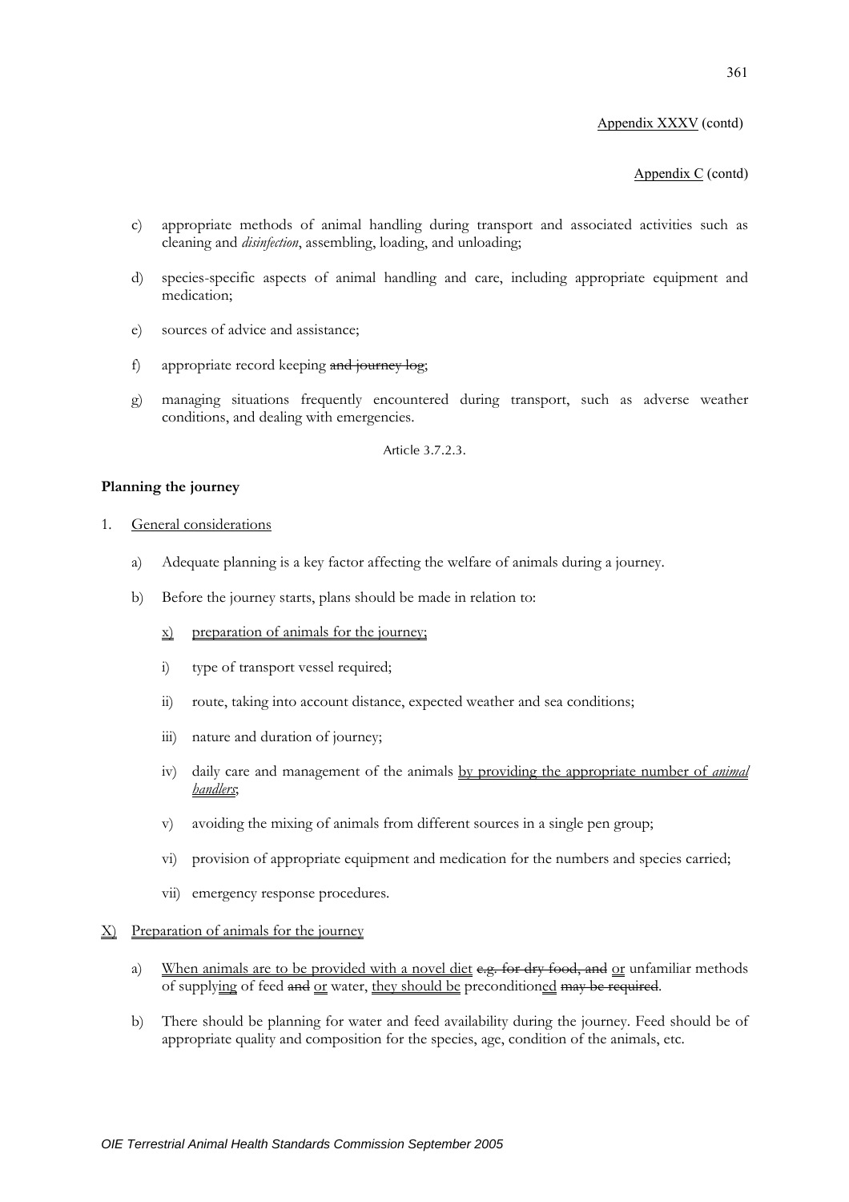Appendix XXXV (contd)

Appendix C (contd)

c) appropriate methods of animal handling during transport and associated activities such as cleaning and *disinfection*, assembling, loading, and unloading;

d) species-specific aspects of animal handling and care, including appropriate equipment and medication;

e) sources of advice and assistance;

f) appropriate record keeping ~~and journey log~~;

g) managing situations frequently encountered during transport, such as adverse weather conditions, and dealing with emergencies.

Article 3.7.2.3.

**Planning the journey**

1. General considerations

   a) Adequate planning is a key factor affecting the welfare of animals during a journey.

   b) Before the journey starts, plans should be made in relation to:

      x) preparation of animals for the journey;

      i) type of transport vessel required;

      ii) route, taking into account distance, expected weather and sea conditions;

      iii) nature and duration of journey;

      iv) daily care and management of the animals by providing the appropriate number of *animal handlers*;

      v) avoiding the mixing of animals from different sources in a single pen group;

      vi) provision of appropriate equipment and medication for the numbers and species carried;

      vii) emergency response procedures.

X) Preparation of animals for the journey

   a) When animals are to be provided with a novel diet ~~e.g. for dry food, and~~ or unfamiliar methods of supplying of feed ~~and~~ or water, they should be preconditioned ~~may be required~~.

   b) There should be planning for water and feed availability during the journey. Feed should be of appropriate quality and composition for the species, age, condition of the animals, etc.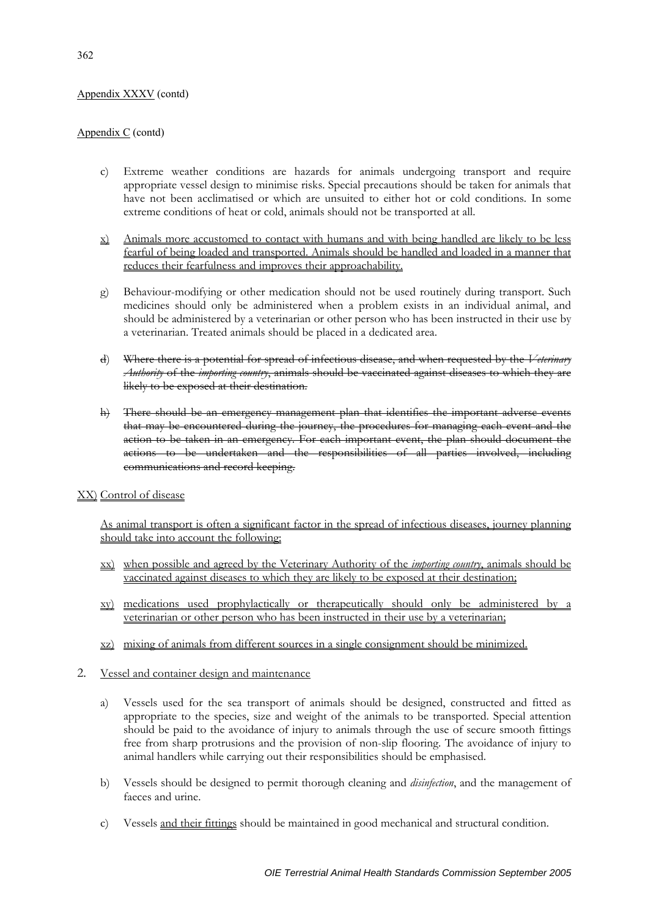Appendix XXXV (contd)

Appendix C (contd)

c) Extreme weather conditions are hazards for animals undergoing transport and require appropriate vessel design to minimise risks. Special precautions should be taken for animals that have not been acclimatised or which are unsuited to either hot or cold conditions. In some extreme conditions of heat or cold, animals should not be transported at all.

x) Animals more accustomed to contact with humans and with being handled are likely to be less fearful of being loaded and transported. Animals should be handled and loaded in a manner that reduces their fearfulness and improves their approachability.

g) Behaviour-modifying or other medication should not be used routinely during transport. Such medicines should only be administered when a problem exists in an individual animal, and should be administered by a veterinarian or other person who has been instructed in their use by a veterinarian. Treated animals should be placed in a dedicated area.

~~d) Where there is a potential for spread of infectious disease, and when requested by the *Veterinary Authority* of the *importing country*, animals should be vaccinated against diseases to which they are likely to be exposed at their destination.~~

~~h) There should be an emergency management plan that identifies the important adverse events that may be encountered during the journey, the procedures for managing each event and the action to be taken in an emergency. For each important event, the plan should document the actions to be undertaken and the responsibilities of all parties involved, including communications and record keeping.~~

XX) Control of disease

As animal transport is often a significant factor in the spread of infectious diseases, journey planning should take into account the following:

xx) when possible and agreed by the Veterinary Authority of the *importing country*, animals should be vaccinated against diseases to which they are likely to be exposed at their destination;

xy) medications used prophylactically or therapeutically should only be administered by a veterinarian or other person who has been instructed in their use by a veterinarian;

xz) mixing of animals from different sources in a single consignment should be minimized.

2. Vessel and container design and maintenance

a) Vessels used for the sea transport of animals should be designed, constructed and fitted as appropriate to the species, size and weight of the animals to be transported. Special attention should be paid to the avoidance of injury to animals through the use of secure smooth fittings free from sharp protrusions and the provision of non-slip flooring. The avoidance of injury to animal handlers while carrying out their responsibilities should be emphasised.

b) Vessels should be designed to permit thorough cleaning and *disinfection*, and the management of faeces and urine.

c) Vessels and their fittings should be maintained in good mechanical and structural condition.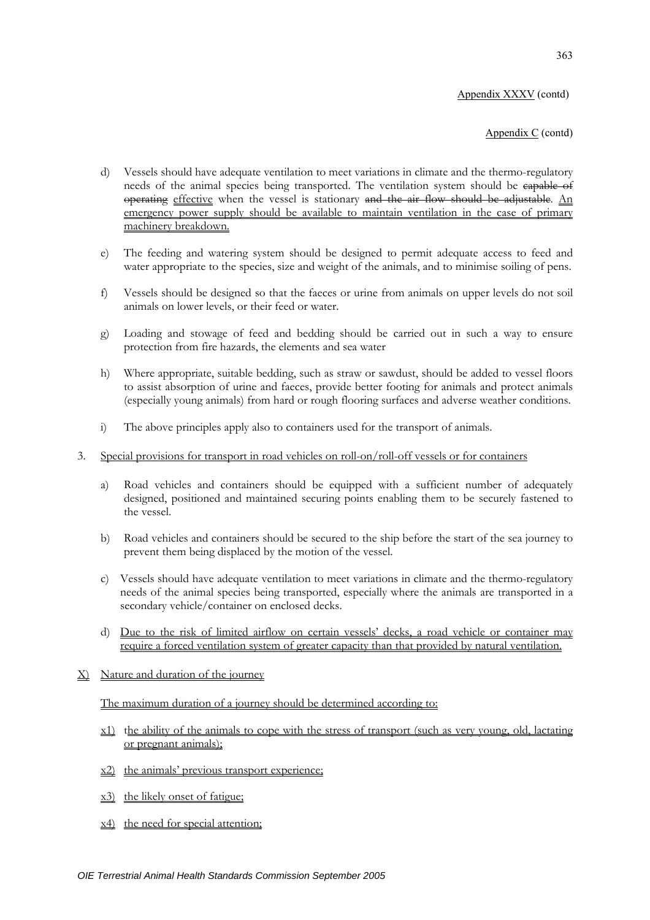Appendix XXXV (contd)

Appendix C (contd)

d) Vessels should have adequate ventilation to meet variations in climate and the thermo-regulatory needs of the animal species being transported. The ventilation system should be ~~capable of operating~~ <u>effective</u> when the vessel is stationary ~~and the air flow should be adjustable~~. <u>An emergency power supply should be available to maintain ventilation in the case of primary machinery breakdown.</u>

e) The feeding and watering system should be designed to permit adequate access to feed and water appropriate to the species, size and weight of the animals, and to minimise soiling of pens.

f) Vessels should be designed so that the faeces or urine from animals on upper levels do not soil animals on lower levels, or their feed or water.

g) Loading and stowage of feed and bedding should be carried out in such a way to ensure protection from fire hazards, the elements and sea water

h) Where appropriate, suitable bedding, such as straw or sawdust, should be added to vessel floors to assist absorption of urine and faeces, provide better footing for animals and protect animals (especially young animals) from hard or rough flooring surfaces and adverse weather conditions.

i) The above principles apply also to containers used for the transport of animals.

3. <u>Special provisions for transport in road vehicles on roll-on/roll-off vessels or for containers</u>

a) Road vehicles and containers should be equipped with a sufficient number of adequately designed, positioned and maintained securing points enabling them to be securely fastened to the vessel.

b) Road vehicles and containers should be secured to the ship before the start of the sea journey to prevent them being displaced by the motion of the vessel.

c) Vessels should have adequate ventilation to meet variations in climate and the thermo-regulatory needs of the animal species being transported, especially where the animals are transported in a secondary vehicle/container on enclosed decks.

d) <u>Due to the risk of limited airflow on certain vessels' decks, a road vehicle or container may require a forced ventilation system of greater capacity than that provided by natural ventilation.</u>

<u>X)</u> <u>Nature and duration of the journey</u>

<u>The maximum duration of a journey should be determined according to:</u>

<u>x1)</u> <u>the ability of the animals to cope with the stress of transport (such as very young, old, lactating or pregnant animals);</u>

<u>x2)</u> <u>the animals' previous transport experience;</u>

<u>x3)</u> <u>the likely onset of fatigue;</u>

<u>x4)</u> <u>the need for special attention;</u>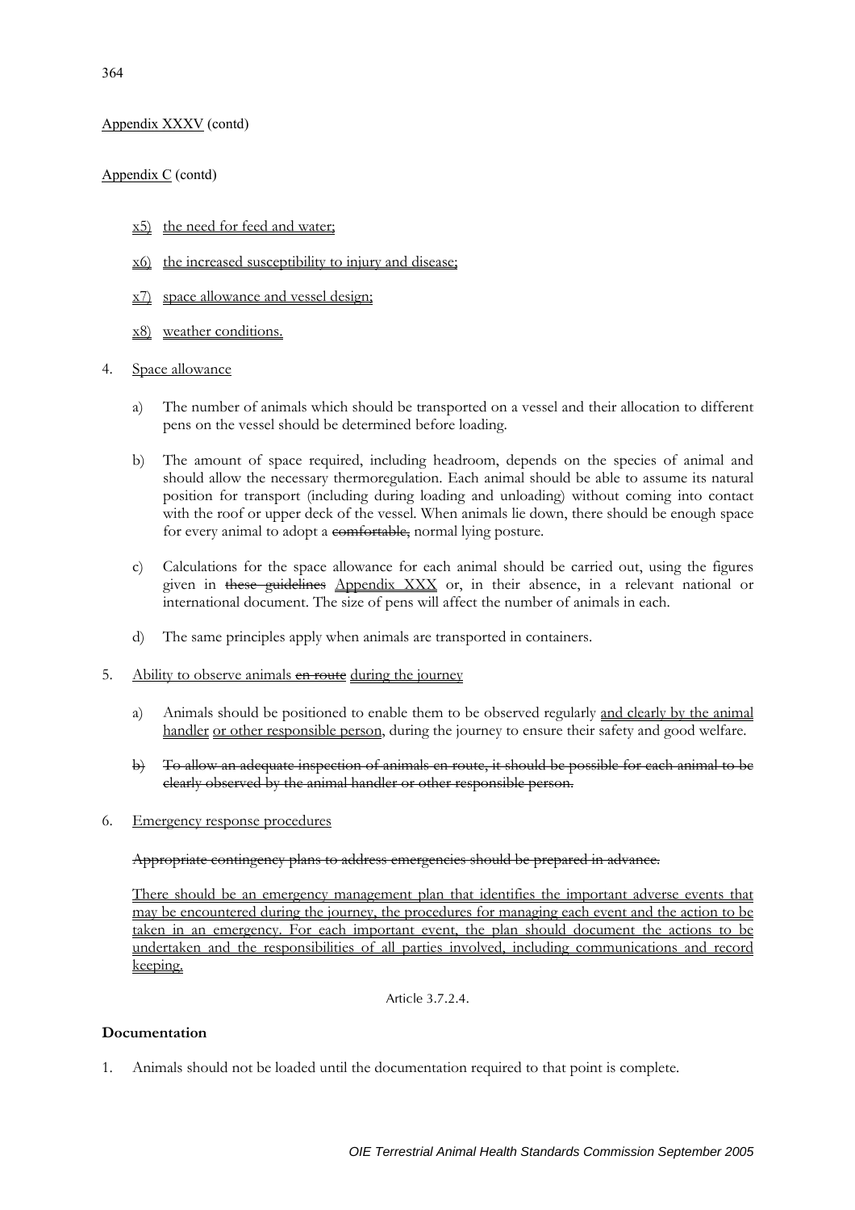Appendix XXXV (contd)

Appendix C (contd)

- x5) the need for feed and water;
- x6) the increased susceptibility to injury and disease;
- x7) space allowance and vessel design;
- x8) weather conditions.

4. Space allowance

   a) The number of animals which should be transported on a vessel and their allocation to different pens on the vessel should be determined before loading.

   b) The amount of space required, including headroom, depends on the species of animal and should allow the necessary thermoregulation. Each animal should be able to assume its natural position for transport (including during loading and unloading) without coming into contact with the roof or upper deck of the vessel. When animals lie down, there should be enough space for every animal to adopt a ~~comfortable,~~ normal lying posture.

   c) Calculations for the space allowance for each animal should be carried out, using the figures given in ~~these guidelines~~ Appendix XXX or, in their absence, in a relevant national or international document. The size of pens will affect the number of animals in each.

   d) The same principles apply when animals are transported in containers.

5. Ability to observe animals ~~en route~~ during the journey

   a) Animals should be positioned to enable them to be observed regularly and clearly by the animal handler or other responsible person, during the journey to ensure their safety and good welfare.

   ~~b) To allow an adequate inspection of animals en route, it should be possible for each animal to be clearly observed by the animal handler or other responsible person.~~

6. Emergency response procedures

   ~~Appropriate contingency plans to address emergencies should be prepared in advance.~~

   There should be an emergency management plan that identifies the important adverse events that may be encountered during the journey, the procedures for managing each event and the action to be taken in an emergency. For each important event, the plan should document the actions to be undertaken and the responsibilities of all parties involved, including communications and record keeping.

Article 3.7.2.4.

**Documentation**

1. Animals should not be loaded until the documentation required to that point is complete.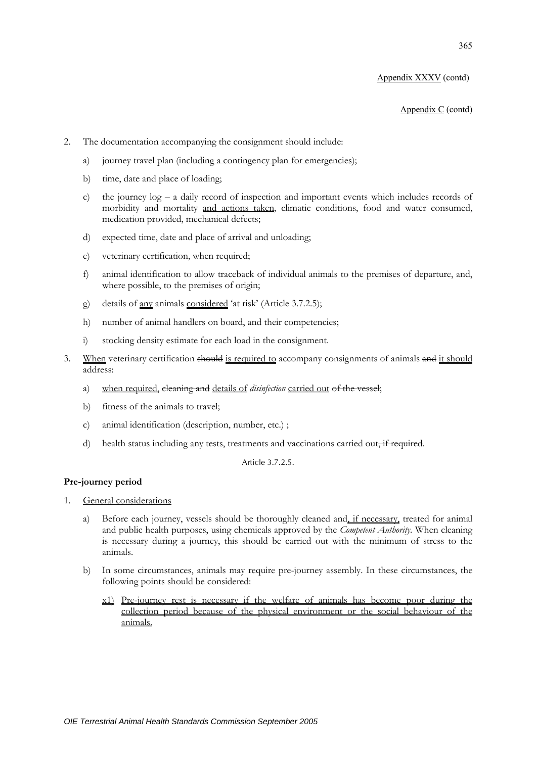Appendix XXXV (contd)

Appendix C (contd)

2. The documentation accompanying the consignment should include:

   a) journey travel plan (including a contingency plan for emergencies);

   b) time, date and place of loading;

   c) the journey log – a daily record of inspection and important events which includes records of morbidity and mortality and actions taken, climatic conditions, food and water consumed, medication provided, mechanical defects;

   d) expected time, date and place of arrival and unloading;

   e) veterinary certification, when required;

   f) animal identification to allow traceback of individual animals to the premises of departure, and, where possible, to the premises of origin;

   g) details of any animals considered 'at risk' (Article 3.7.2.5);

   h) number of animal handlers on board, and their competencies;

   i) stocking density estimate for each load in the consignment.

3. When veterinary certification ~~should~~ is required to accompany consignments of animals ~~and~~ it should address:

   a) when required, ~~cleaning and~~ details of *disinfection* carried out ~~of the vessel~~;

   b) fitness of the animals to travel;

   c) animal identification (description, number, etc.) ;

   d) health status including any tests, treatments and vaccinations carried out~~, if required~~.

Article 3.7.2.5.

**Pre-journey period**

1. General considerations

   a) Before each journey, vessels should be thoroughly cleaned and, if necessary, treated for animal and public health purposes, using chemicals approved by the *Competent Authority*. When cleaning is necessary during a journey, this should be carried out with the minimum of stress to the animals.

   b) In some circumstances, animals may require pre-journey assembly. In these circumstances, the following points should be considered:

      x1) Pre-journey rest is necessary if the welfare of animals has become poor during the collection period because of the physical environment or the social behaviour of the animals.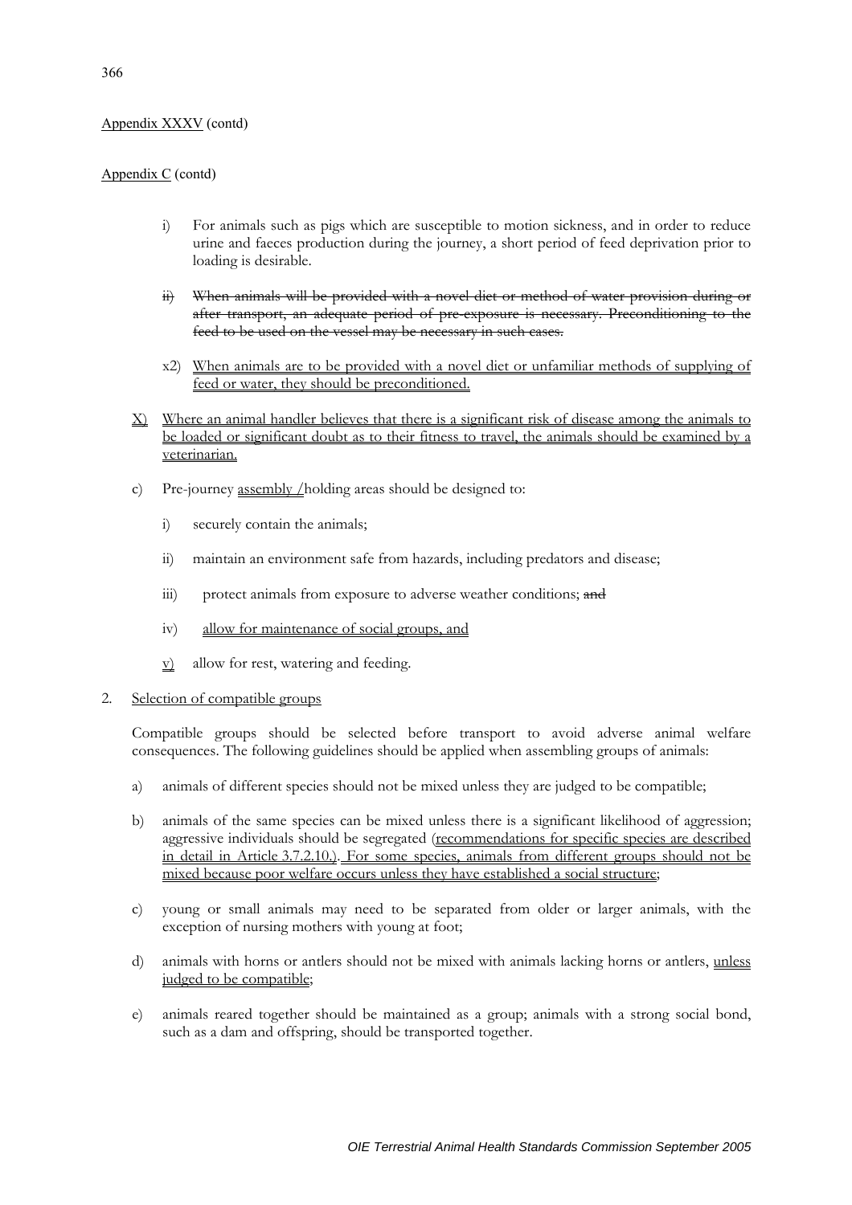Appendix XXXV (contd)

Appendix C (contd)

i) For animals such as pigs which are susceptible to motion sickness, and in order to reduce urine and faeces production during the journey, a short period of feed deprivation prior to loading is desirable.

~~ii) When animals will be provided with a novel diet or method of water provision during or after transport, an adequate period of pre-exposure is necessary. Preconditioning to the feed to be used on the vessel may be necessary in such cases.~~

x2) When animals are to be provided with a novel diet or unfamiliar methods of supplying of feed or water, they should be preconditioned.

X) Where an animal handler believes that there is a significant risk of disease among the animals to be loaded or significant doubt as to their fitness to travel, the animals should be examined by a veterinarian.

c) Pre-journey assembly /holding areas should be designed to:

i) securely contain the animals;

ii) maintain an environment safe from hazards, including predators and disease;

iii) protect animals from exposure to adverse weather conditions; ~~and~~

iv) allow for maintenance of social groups, and

v) allow for rest, watering and feeding.

2. Selection of compatible groups

Compatible groups should be selected before transport to avoid adverse animal welfare consequences. The following guidelines should be applied when assembling groups of animals:

a) animals of different species should not be mixed unless they are judged to be compatible;

b) animals of the same species can be mixed unless there is a significant likelihood of aggression; aggressive individuals should be segregated (recommendations for specific species are described in detail in Article 3.7.2.10.). For some species, animals from different groups should not be mixed because poor welfare occurs unless they have established a social structure;

c) young or small animals may need to be separated from older or larger animals, with the exception of nursing mothers with young at foot;

d) animals with horns or antlers should not be mixed with animals lacking horns or antlers, unless judged to be compatible;

e) animals reared together should be maintained as a group; animals with a strong social bond, such as a dam and offspring, should be transported together.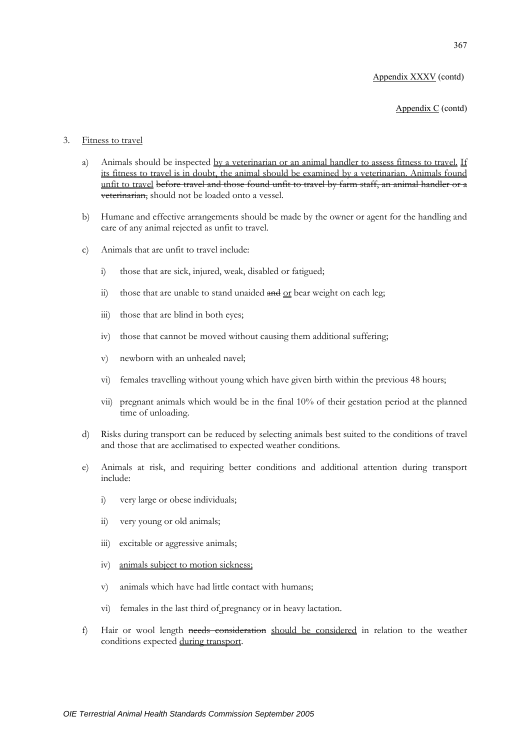3. <u>Fitness to travel</u>

   a) Animals should be inspected <u>by a veterinarian or an animal handler to assess fitness to travel.</u> <u>If its fitness to travel is in doubt, the animal should be examined by a veterinarian. Animals found unfit to travel</u> ~~before travel and those found unfit to travel by farm staff, an animal handler or a veterinarian,~~ should not be loaded onto a vessel.

   b) Humane and effective arrangements should be made by the owner or agent for the handling and care of any animal rejected as unfit to travel.

   c) Animals that are unfit to travel include:

      i) those that are sick, injured, weak, disabled or fatigued;

      ii) those that are unable to stand unaided ~~and~~ <u>or</u> bear weight on each leg;

      iii) those that are blind in both eyes;

      iv) those that cannot be moved without causing them additional suffering;

      v) newborn with an unhealed navel;

      vi) females travelling without young which have given birth within the previous 48 hours;

      vii) pregnant animals which would be in the final 10% of their gestation period at the planned time of unloading.

   d) Risks during transport can be reduced by selecting animals best suited to the conditions of travel and those that are acclimatised to expected weather conditions.

   e) Animals at risk, and requiring better conditions and additional attention during transport include:

      i) very large or obese individuals;

      ii) very young or old animals;

      iii) excitable or aggressive animals;

      iv) <u>animals subject to motion sickness;</u>

      v) animals which have had little contact with humans;

      vi) females in the last third of pregnancy or in heavy lactation.

   f) Hair or wool length ~~needs consideration~~ <u>should be considered</u> in relation to the weather conditions expected <u>during transport</u>.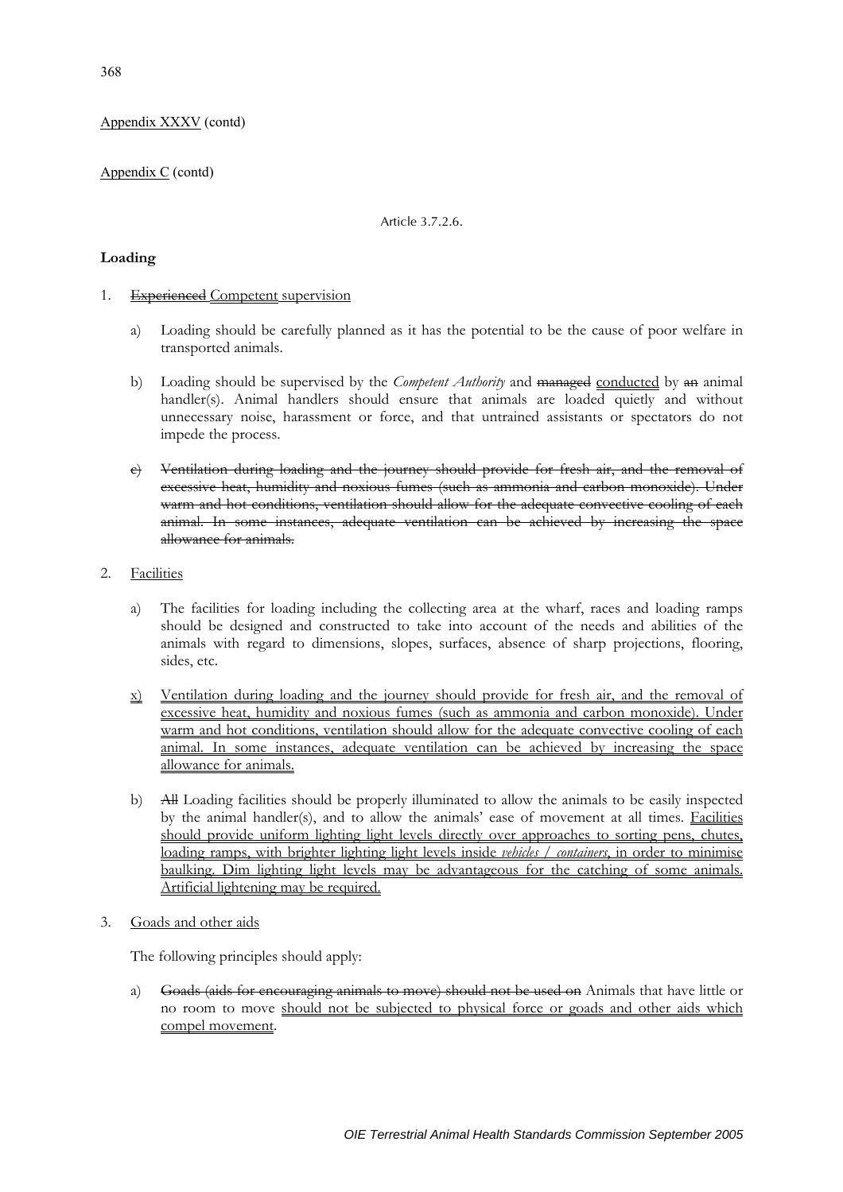Appendix XXXV (contd)

Appendix C (contd)

Article 3.7.2.6.

**Loading**

1. ~~Experienced~~ Competent supervision

   a) Loading should be carefully planned as it has the potential to be the cause of poor welfare in transported animals.

   b) Loading should be supervised by the *Competent Authority* and ~~managed~~ conducted by ~~an~~ animal handler(s). Animal handlers should ensure that animals are loaded quietly and without unnecessary noise, harassment or force, and that untrained assistants or spectators do not impede the process.

   ~~c) Ventilation during loading and the journey should provide for fresh air, and the removal of excessive heat, humidity and noxious fumes (such as ammonia and carbon monoxide). Under warm and hot conditions, ventilation should allow for the adequate convective cooling of each animal. In some instances, adequate ventilation can be achieved by increasing the space allowance for animals.~~

2. Facilities

   a) The facilities for loading including the collecting area at the wharf, races and loading ramps should be designed and constructed to take into account of the needs and abilities of the animals with regard to dimensions, slopes, surfaces, absence of sharp projections, flooring, sides, etc.

   x) Ventilation during loading and the journey should provide for fresh air, and the removal of excessive heat, humidity and noxious fumes (such as ammonia and carbon monoxide). Under warm and hot conditions, ventilation should allow for the adequate convective cooling of each animal. In some instances, adequate ventilation can be achieved by increasing the space allowance for animals.

   b) ~~All~~ Loading facilities should be properly illuminated to allow the animals to be easily inspected by the animal handler(s), and to allow the animals' ease of movement at all times. Facilities should provide uniform ~~lighting~~ light levels directly over approaches to sorting pens, chutes, loading ramps, with brighter ~~lighting~~ light levels inside *vehicles / containers*, in order to minimise baulking. Dim ~~lighting~~ light levels may be advantageous for the catching of some animals. Artificial lightening may be required.

3. Goads and other aids

   The following principles should apply:

   a) ~~Goads (aids for encouraging animals to move) should not be used on~~ Animals that have little or no room to move should not be subjected to physical force or goads and other aids which compel movement.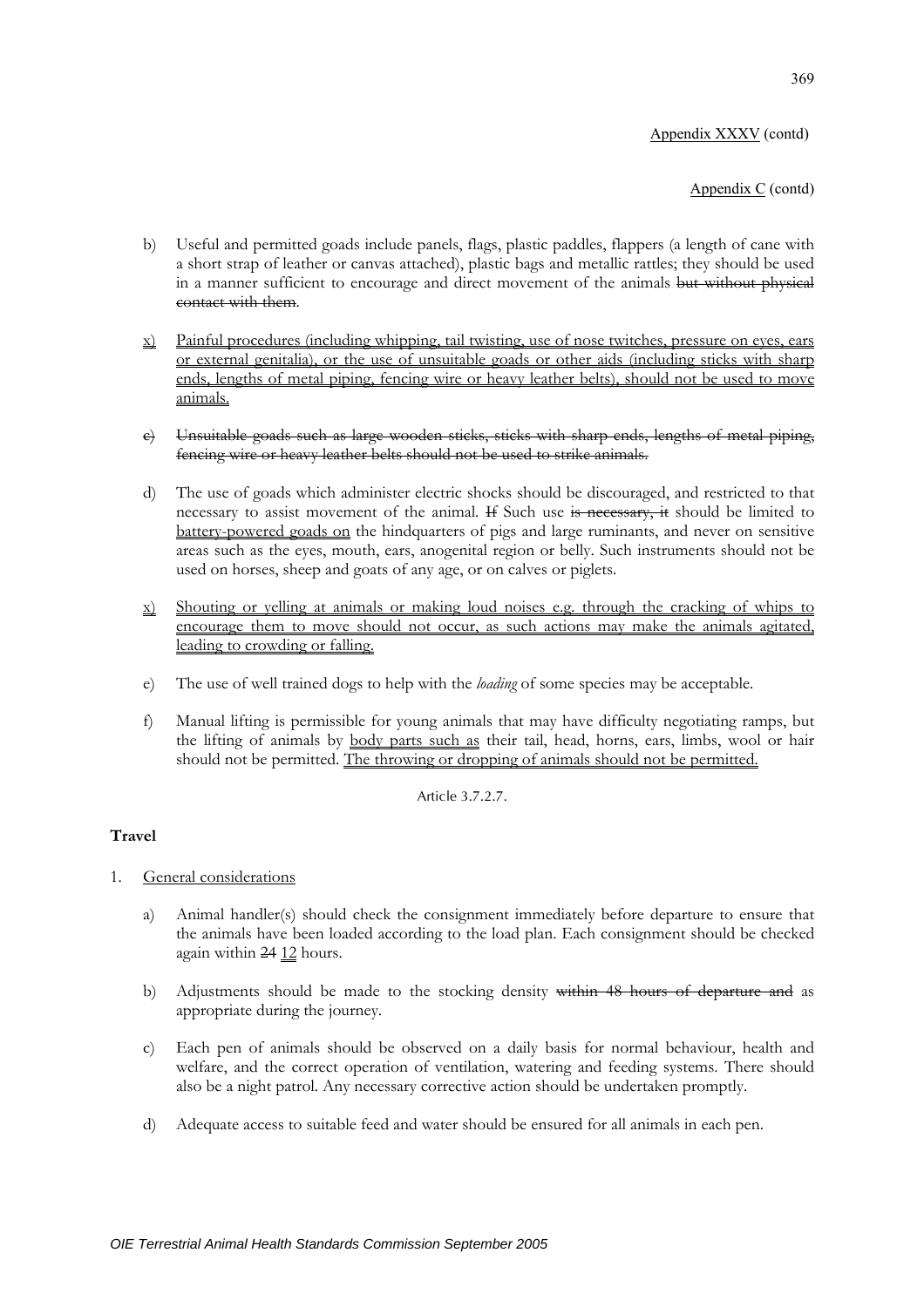Appendix XXXV (contd)

Appendix C (contd)

b) Useful and permitted goads include panels, flags, plastic paddles, flappers (a length of cane with a short strap of leather or canvas attached), plastic bags and metallic rattles; they should be used in a manner sufficient to encourage and direct movement of the animals ~~but without physical contact with them~~.

x) <u>Painful procedures (including whipping, tail twisting, use of nose twitches, pressure on eyes, ears or external genitalia), or the use of unsuitable goads or other aids (including sticks with sharp ends, lengths of metal piping, fencing wire or heavy leather belts), should not be used to move animals.</u>

~~c) Unsuitable goads such as large wooden sticks, sticks with sharp ends, lengths of metal piping, fencing wire or heavy leather belts should not be used to strike animals.~~

d) The use of goads which administer electric shocks should be discouraged, and restricted to that necessary to assist movement of the animal. ~~If~~ Such use ~~is necessary, it~~ should be limited to <u>battery-powered goads on</u> the hindquarters of pigs and large ruminants, and never on sensitive areas such as the eyes, mouth, ears, anogenital region or belly. Such instruments should not be used on horses, sheep and goats of any age, or on calves or piglets.

x) <u>Shouting or yelling at animals or making loud noises e.g. through the cracking of whips to encourage them to move should not occur, as such actions may make the animals agitated, leading to crowding or falling.</u>

e) The use of well trained dogs to help with the *loading* of some species may be acceptable.

f) Manual lifting is permissible for young animals that may have difficulty negotiating ramps, but the lifting of animals by <u>body parts such as</u> their tail, head, horns, ears, limbs, wool or hair should not be permitted. <u>The throwing or dropping of animals should not be permitted.</u>

Article 3.7.2.7.

**Travel**

1. <u>General considerations</u>

   a) Animal handler(s) should check the consignment immediately before departure to ensure that the animals have been loaded according to the load plan. Each consignment should be checked again within ~~24~~ <u>12</u> hours.

   b) Adjustments should be made to the stocking density ~~within 48 hours of departure and~~ as appropriate during the journey.

   c) Each pen of animals should be observed on a daily basis for normal behaviour, health and welfare, and the correct operation of ventilation, watering and feeding systems. There should also be a night patrol. Any necessary corrective action should be undertaken promptly.

   d) Adequate access to suitable feed and water should be ensured for all animals in each pen.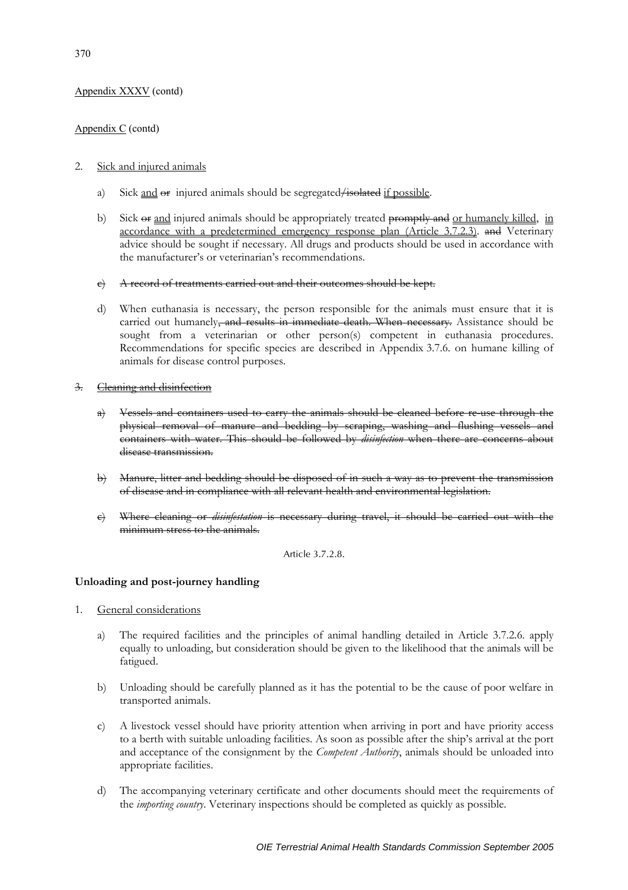2. <u>Sick and injured animals</u>

   a) Sick <u>and</u> ~~or~~ injured animals should be segregated~~/isolated~~ <u>if possible</u>.

   b) Sick ~~or~~ <u>and</u> injured animals should be appropriately treated ~~promptly and~~ <u>or humanely killed</u>, <u>in accordance with a predetermined emergency response plan (Article 3.7.2.3)</u>. ~~and~~ Veterinary advice should be sought if necessary. All drugs and products should be used in accordance with the manufacturer's or veterinarian's recommendations.

   ~~c) A record of treatments carried out and their outcomes should be kept.~~

   d) When euthanasia is necessary, the person responsible for the animals must ensure that it is carried out humanely~~, and results in immediate death. When necessary.~~ Assistance should be sought from a veterinarian or other person(s) competent in euthanasia procedures. Recommendations for specific species are described in Appendix 3.7.6. on humane killing of animals for disease control purposes.

~~3. Cleaning and disinfection~~

   ~~a) Vessels and containers used to carry the animals should be cleaned before re-use through the physical removal of manure and bedding by scraping, washing and flushing vessels and containers with water. This should be followed by *disinfection* when there are concerns about disease transmission.~~

   ~~b) Manure, litter and bedding should be disposed of in such a way as to prevent the transmission of disease and in compliance with all relevant health and environmental legislation.~~

   ~~c) Where cleaning or *disinfestation* is necessary during travel, it should be carried out with the minimum stress to the animals.~~

Article 3.7.2.8.

**Unloading and post-journey handling**

1. <u>General considerations</u>

   a) The required facilities and the principles of animal handling detailed in Article 3.7.2.6. apply equally to unloading, but consideration should be given to the likelihood that the animals will be fatigued.

   b) Unloading should be carefully planned as it has the potential to be the cause of poor welfare in transported animals.

   c) A livestock vessel should have priority attention when arriving in port and have priority access to a berth with suitable unloading facilities. As soon as possible after the ship's arrival at the port and acceptance of the consignment by the *Competent Authority*, animals should be unloaded into appropriate facilities.

   d) The accompanying veterinary certificate and other documents should meet the requirements of the *importing country*. Veterinary inspections should be completed as quickly as possible.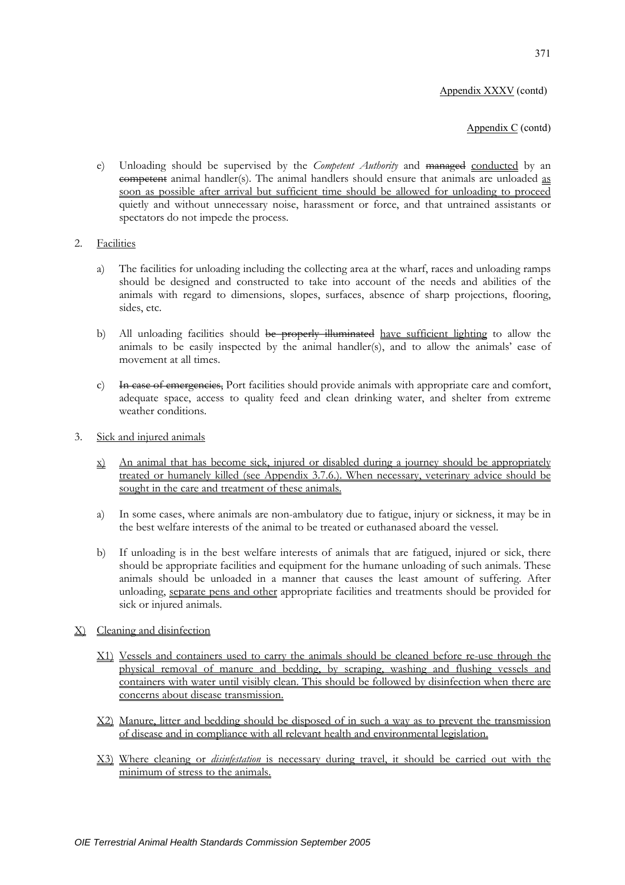Appendix XXXV (contd)

Appendix C (contd)

e) Unloading should be supervised by the *Competent Authority* and ~~managed~~ conducted by an ~~competent~~ animal handler(s). The animal handlers should ensure that animals are unloaded as soon as possible after arrival but sufficient time should be allowed for unloading to proceed quietly and without unnecessary noise, harassment or force, and that untrained assistants or spectators do not impede the process.

2. Facilities

   a) The facilities for unloading including the collecting area at the wharf, races and unloading ramps should be designed and constructed to take into account of the needs and abilities of the animals with regard to dimensions, slopes, surfaces, absence of sharp projections, flooring, sides, etc.

   b) All unloading facilities should ~~be properly illuminated~~ have sufficient lighting to allow the animals to be easily inspected by the animal handler(s), and to allow the animals' ease of movement at all times.

   c) ~~In case of emergencies,~~ Port facilities should provide animals with appropriate care and comfort, adequate space, access to quality feed and clean drinking water, and shelter from extreme weather conditions.

3. Sick and injured animals

   x) An animal that has become sick, injured or disabled during a journey should be appropriately treated or humanely killed (see Appendix 3.7.6.). When necessary, veterinary advice should be sought in the care and treatment of these animals.

   a) In some cases, where animals are non-ambulatory due to fatigue, injury or sickness, it may be in the best welfare interests of the animal to be treated or euthanased aboard the vessel.

   b) If unloading is in the best welfare interests of animals that are fatigued, injured or sick, there should be appropriate facilities and equipment for the humane unloading of such animals. These animals should be unloaded in a manner that causes the least amount of suffering. After unloading, separate pens and other appropriate facilities and treatments should be provided for sick or injured animals.

X) Cleaning and disinfection

   X1) Vessels and containers used to carry the animals should be cleaned before re-use through the physical removal of manure and bedding, by scraping, washing and flushing vessels and containers with water until visibly clean. This should be followed by disinfection when there are concerns about disease transmission.

   X2) Manure, litter and bedding should be disposed of in such a way as to prevent the transmission of disease and in compliance with all relevant health and environmental legislation.

   X3) Where cleaning or *disinfestation* is necessary during travel, it should be carried out with the minimum of stress to the animals.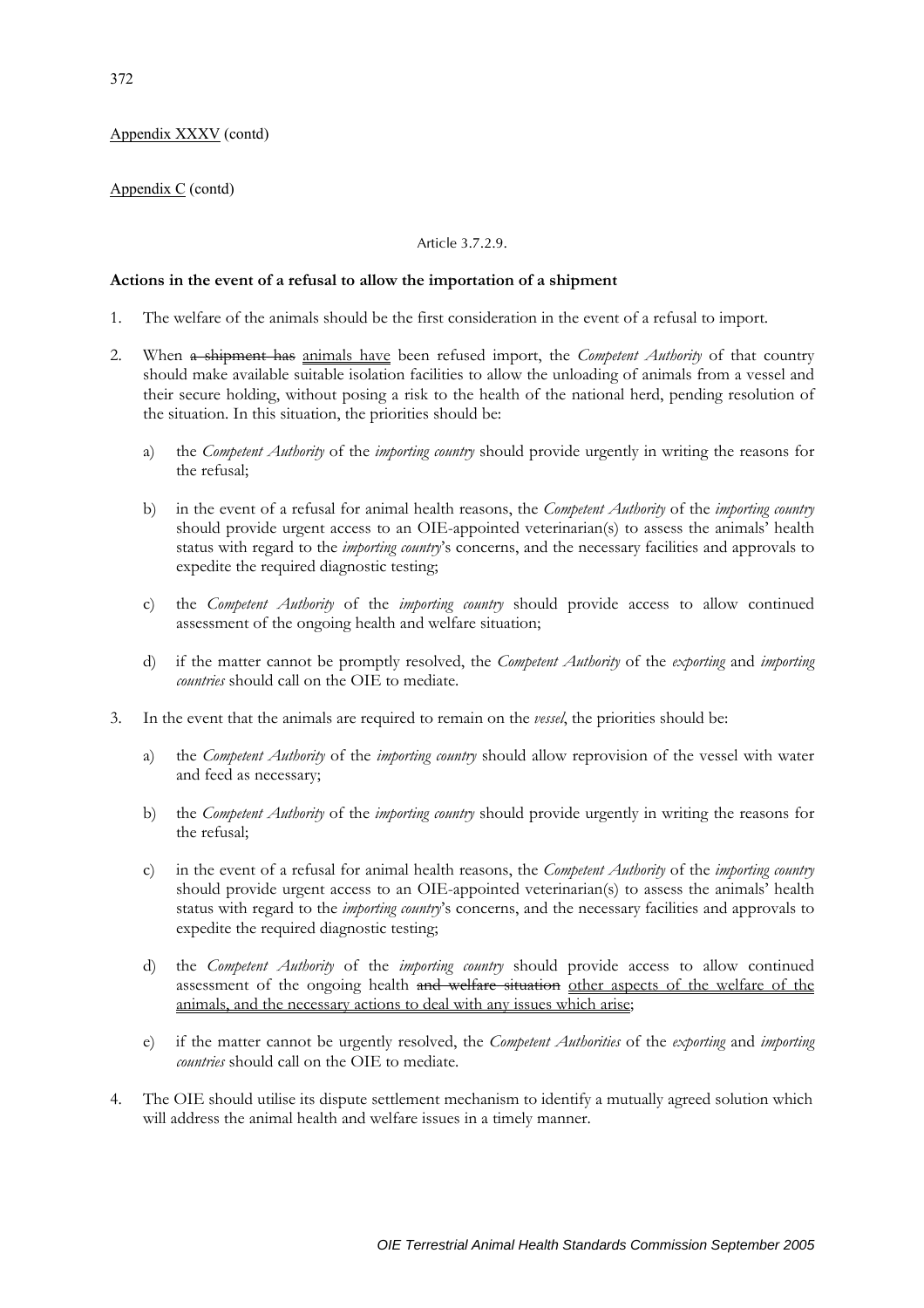Appendix XXXV (contd)

Appendix C (contd)

Article 3.7.2.9.

**Actions in the event of a refusal to allow the importation of a shipment**

1. The welfare of the animals should be the first consideration in the event of a refusal to import.

2. When ~~a shipment has~~ animals have been refused import, the *Competent Authority* of that country should make available suitable isolation facilities to allow the unloading of animals from a vessel and their secure holding, without posing a risk to the health of the national herd, pending resolution of the situation. In this situation, the priorities should be:

   a) the *Competent Authority* of the *importing country* should provide urgently in writing the reasons for the refusal;

   b) in the event of a refusal for animal health reasons, the *Competent Authority* of the *importing country* should provide urgent access to an OIE-appointed veterinarian(s) to assess the animals' health status with regard to the *importing country*'s concerns, and the necessary facilities and approvals to expedite the required diagnostic testing;

   c) the *Competent Authority* of the *importing country* should provide access to allow continued assessment of the ongoing health and welfare situation;

   d) if the matter cannot be promptly resolved, the *Competent Authority* of the *exporting* and *importing countries* should call on the OIE to mediate.

3. In the event that the animals are required to remain on the *vessel*, the priorities should be:

   a) the *Competent Authority* of the *importing country* should allow reprovision of the vessel with water and feed as necessary;

   b) the *Competent Authority* of the *importing country* should provide urgently in writing the reasons for the refusal;

   c) in the event of a refusal for animal health reasons, the *Competent Authority* of the *importing country* should provide urgent access to an OIE-appointed veterinarian(s) to assess the animals' health status with regard to the *importing country*'s concerns, and the necessary facilities and approvals to expedite the required diagnostic testing;

   d) the *Competent Authority* of the *importing country* should provide access to allow continued assessment of the ongoing health ~~and welfare situation~~ other aspects of the welfare of the animals, and the necessary actions to deal with any issues which arise;

   e) if the matter cannot be urgently resolved, the *Competent Authorities* of the *exporting* and *importing countries* should call on the OIE to mediate.

4. The OIE should utilise its dispute settlement mechanism to identify a mutually agreed solution which will address the animal health and welfare issues in a timely manner.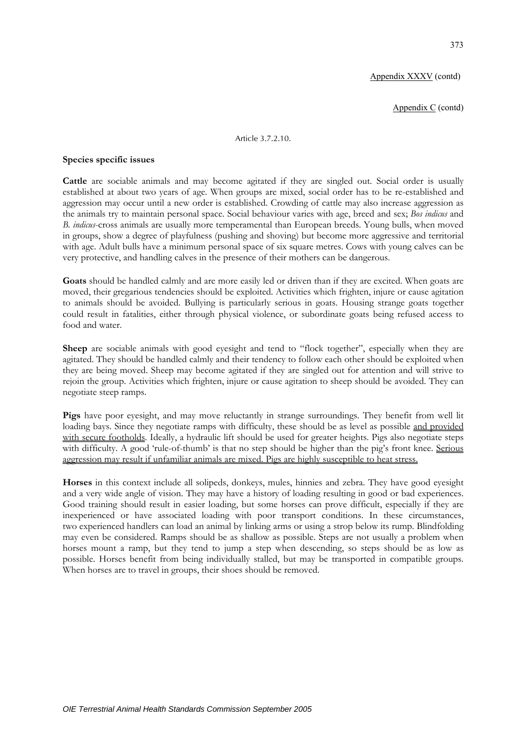Appendix XXXV (contd)

Appendix C (contd)

Article 3.7.2.10.

**Species specific issues**

**Cattle** are sociable animals and may become agitated if they are singled out. Social order is usually established at about two years of age. When groups are mixed, social order has to be re-established and aggression may occur until a new order is established. Crowding of cattle may also increase aggression as the animals try to maintain personal space. Social behaviour varies with age, breed and sex; *Bos indicus* and *B. indicus*-cross animals are usually more temperamental than European breeds. Young bulls, when moved in groups, show a degree of playfulness (pushing and shoving) but become more aggressive and territorial with age. Adult bulls have a minimum personal space of six square metres. Cows with young calves can be very protective, and handling calves in the presence of their mothers can be dangerous.

**Goats** should be handled calmly and are more easily led or driven than if they are excited. When goats are moved, their gregarious tendencies should be exploited. Activities which frighten, injure or cause agitation to animals should be avoided. Bullying is particularly serious in goats. Housing strange goats together could result in fatalities, either through physical violence, or subordinate goats being refused access to food and water.

**Sheep** are sociable animals with good eyesight and tend to "flock together", especially when they are agitated. They should be handled calmly and their tendency to follow each other should be exploited when they are being moved. Sheep may become agitated if they are singled out for attention and will strive to rejoin the group. Activities which frighten, injure or cause agitation to sheep should be avoided. They can negotiate steep ramps.

**Pigs** have poor eyesight, and may move reluctantly in strange surroundings. They benefit from well lit loading bays. Since they negotiate ramps with difficulty, these should be as level as possible <u>and provided with secure footholds</u>. Ideally, a hydraulic lift should be used for greater heights. Pigs also negotiate steps with difficulty. A good 'rule-of-thumb' is that no step should be higher than the pig's front knee. <u>Serious aggression may result if unfamiliar animals are mixed. Pigs are highly susceptible to heat stress.</u>

**Horses** in this context include all solipeds, donkeys, mules, hinnies and zebra. They have good eyesight and a very wide angle of vision. They may have a history of loading resulting in good or bad experiences. Good training should result in easier loading, but some horses can prove difficult, especially if they are inexperienced or have associated loading with poor transport conditions. In these circumstances, two experienced handlers can load an animal by linking arms or using a strop below its rump. Blindfolding may even be considered. Ramps should be as shallow as possible. Steps are not usually a problem when horses mount a ramp, but they tend to jump a step when descending, so steps should be as low as possible. Horses benefit from being individually stalled, but may be transported in compatible groups. When horses are to travel in groups, their shoes should be removed.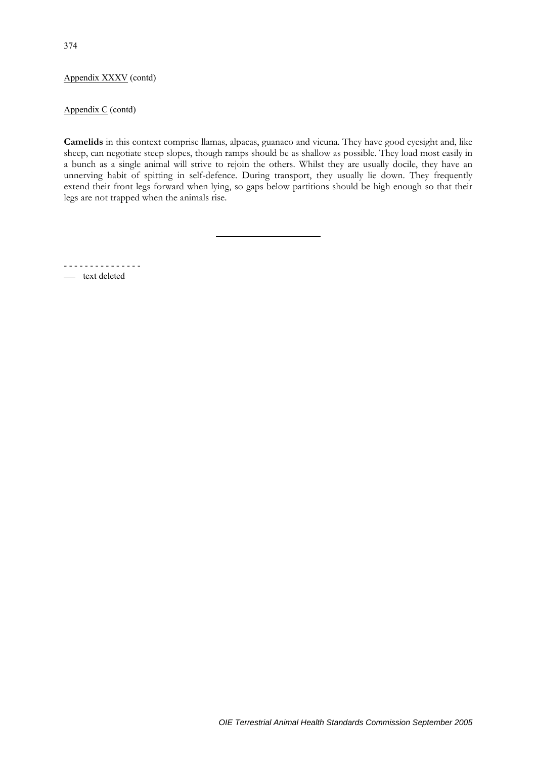Appendix XXXV (contd)

Appendix C (contd)

**Camelids** in this context comprise llamas, alpacas, guanaco and vicuna. They have good eyesight and, like sheep, can negotiate steep slopes, though ramps should be as shallow as possible. They load most easily in a bunch as a single animal will strive to rejoin the others. Whilst they are usually docile, they have an unnerving habit of spitting in self-defence. During transport, they usually lie down. They frequently extend their front legs forward when lying, so gaps below partitions should be high enough so that their legs are not trapped when the animals rise.

- - - - - - - - - - - - - -

—— text deleted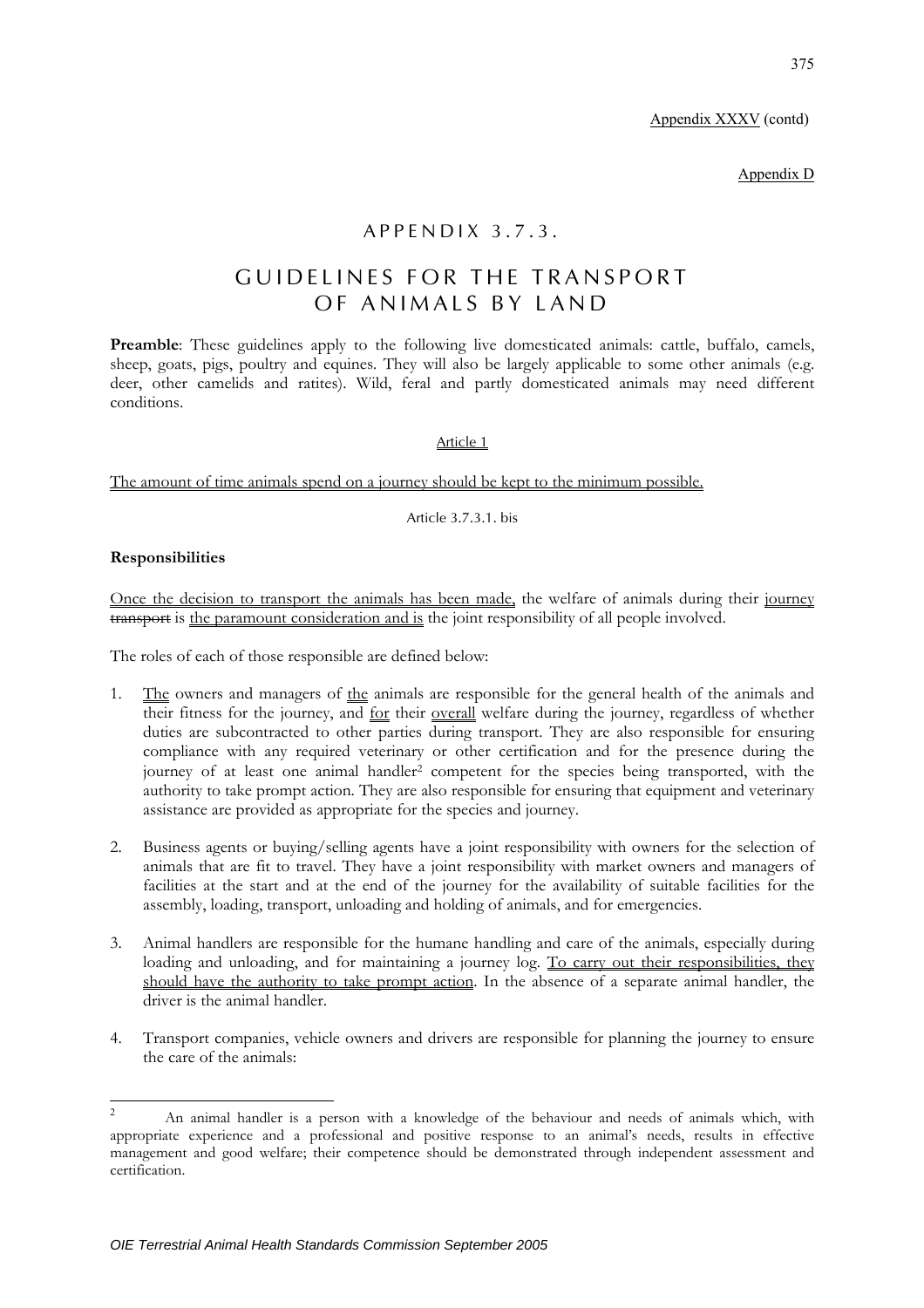Appendix XXXV (contd)

Appendix D

# APPENDIX 3.7.3.

# GUIDELINES FOR THE TRANSPORT OF ANIMALS BY LAND

**Preamble**: These guidelines apply to the following live domesticated animals: cattle, buffalo, camels, sheep, goats, pigs, poultry and equines. They will also be largely applicable to some other animals (e.g. deer, other camelids and ratites). Wild, feral and partly domesticated animals may need different conditions.

Article 1

The amount of time animals spend on a journey should be kept to the minimum possible.

Article 3.7.3.1. bis

**Responsibilities**

Once the decision to transport the animals has been made, the welfare of animals during their journey ~~transport~~ is the paramount consideration and is the joint responsibility of all people involved.

The roles of each of those responsible are defined below:

1. The owners and managers of the animals are responsible for the general health of the animals and their fitness for the journey, and for their overall welfare during the journey, regardless of whether duties are subcontracted to other parties during transport. They are also responsible for ensuring compliance with any required veterinary or other certification and for the presence during the journey of at least one animal handler[2] competent for the species being transported, with the authority to take prompt action. They are also responsible for ensuring that equipment and veterinary assistance are provided as appropriate for the species and journey.

2. Business agents or buying/selling agents have a joint responsibility with owners for the selection of animals that are fit to travel. They have a joint responsibility with market owners and managers of facilities at the start and at the end of the journey for the availability of suitable facilities for the assembly, loading, transport, unloading and holding of animals, and for emergencies.

3. Animal handlers are responsible for the humane handling and care of the animals, especially during loading and unloading, and for maintaining a journey log. To carry out their responsibilities, they should have the authority to take prompt action. In the absence of a separate animal handler, the driver is the animal handler.

4. Transport companies, vehicle owners and drivers are responsible for planning the journey to ensure the care of the animals:

---

[2] An animal handler is a person with a knowledge of the behaviour and needs of animals which, with appropriate experience and a professional and positive response to an animal's needs, results in effective management and good welfare; their competence should be demonstrated through independent assessment and certification.

*OIE Terrestrial Animal Health Standards Commission September 2005*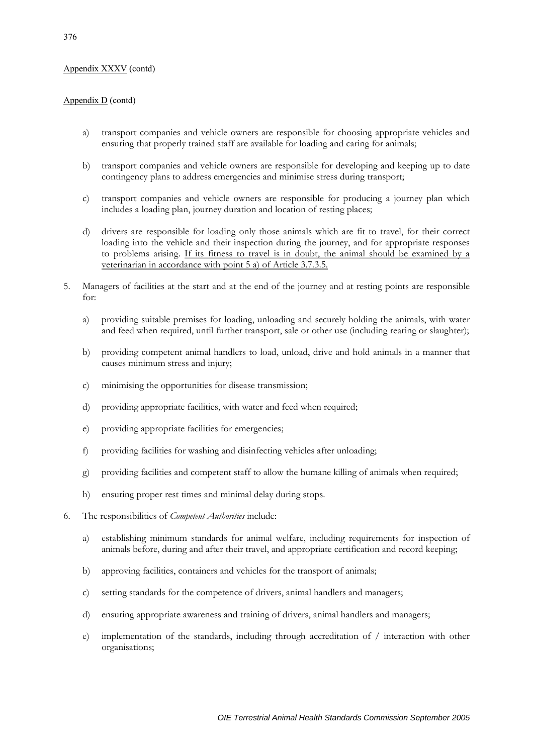Appendix XXXV (contd)

Appendix D (contd)

a) transport companies and vehicle owners are responsible for choosing appropriate vehicles and ensuring that properly trained staff are available for loading and caring for animals;

b) transport companies and vehicle owners are responsible for developing and keeping up to date contingency plans to address emergencies and minimise stress during transport;

c) transport companies and vehicle owners are responsible for producing a journey plan which includes a loading plan, journey duration and location of resting places;

d) drivers are responsible for loading only those animals which are fit to travel, for their correct loading into the vehicle and their inspection during the journey, and for appropriate responses to problems arising. <u>If its fitness to travel is in doubt, the animal should be examined by a veterinarian in accordance with point 5 a) of Article 3.7.3.5.</u>

5. Managers of facilities at the start and at the end of the journey and at resting points are responsible for:

   a) providing suitable premises for loading, unloading and securely holding the animals, with water and feed when required, until further transport, sale or other use (including rearing or slaughter);

   b) providing competent animal handlers to load, unload, drive and hold animals in a manner that causes minimum stress and injury;

   c) minimising the opportunities for disease transmission;

   d) providing appropriate facilities, with water and feed when required;

   e) providing appropriate facilities for emergencies;

   f) providing facilities for washing and disinfecting vehicles after unloading;

   g) providing facilities and competent staff to allow the humane killing of animals when required;

   h) ensuring proper rest times and minimal delay during stops.

6. The responsibilities of *Competent Authorities* include:

   a) establishing minimum standards for animal welfare, including requirements for inspection of animals before, during and after their travel, and appropriate certification and record keeping;

   b) approving facilities, containers and vehicles for the transport of animals;

   c) setting standards for the competence of drivers, animal handlers and managers;

   d) ensuring appropriate awareness and training of drivers, animal handlers and managers;

   e) implementation of the standards, including through accreditation of / interaction with other organisations;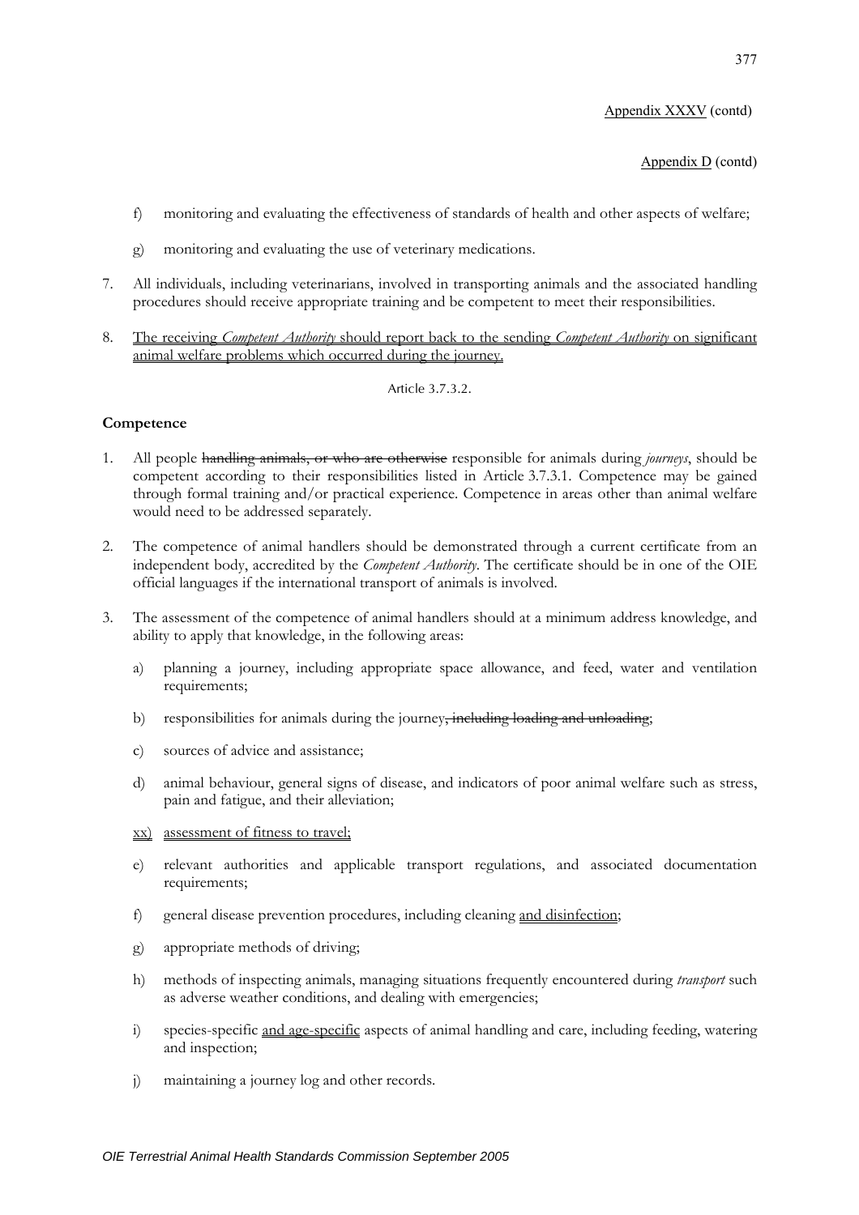Appendix XXXV (contd)

Appendix D (contd)

f) monitoring and evaluating the effectiveness of standards of health and other aspects of welfare;

g) monitoring and evaluating the use of veterinary medications.

7. All individuals, including veterinarians, involved in transporting animals and the associated handling procedures should receive appropriate training and be competent to meet their responsibilities.

8. The receiving *Competent Authority* should report back to the sending *Competent Authority* on significant animal welfare problems which occurred during the journey.

Article 3.7.3.2.

**Competence**

1. All people ~~handling animals, or who are otherwise~~ responsible for animals during *journeys*, should be competent according to their responsibilities listed in Article 3.7.3.1. Competence may be gained through formal training and/or practical experience. Competence in areas other than animal welfare would need to be addressed separately.

2. The competence of animal handlers should be demonstrated through a current certificate from an independent body, accredited by the *Competent Authority*. The certificate should be in one of the OIE official languages if the international transport of animals is involved.

3. The assessment of the competence of animal handlers should at a minimum address knowledge, and ability to apply that knowledge, in the following areas:

   a) planning a journey, including appropriate space allowance, and feed, water and ventilation requirements;

   b) responsibilities for animals during the journey~~, including loading and unloading~~;

   c) sources of advice and assistance;

   d) animal behaviour, general signs of disease, and indicators of poor animal welfare such as stress, pain and fatigue, and their alleviation;

   xx) assessment of fitness to travel;

   e) relevant authorities and applicable transport regulations, and associated documentation requirements;

   f) general disease prevention procedures, including cleaning and disinfection;

   g) appropriate methods of driving;

   h) methods of inspecting animals, managing situations frequently encountered during *transport* such as adverse weather conditions, and dealing with emergencies;

   i) species-specific and age-specific aspects of animal handling and care, including feeding, watering and inspection;

   j) maintaining a journey log and other records.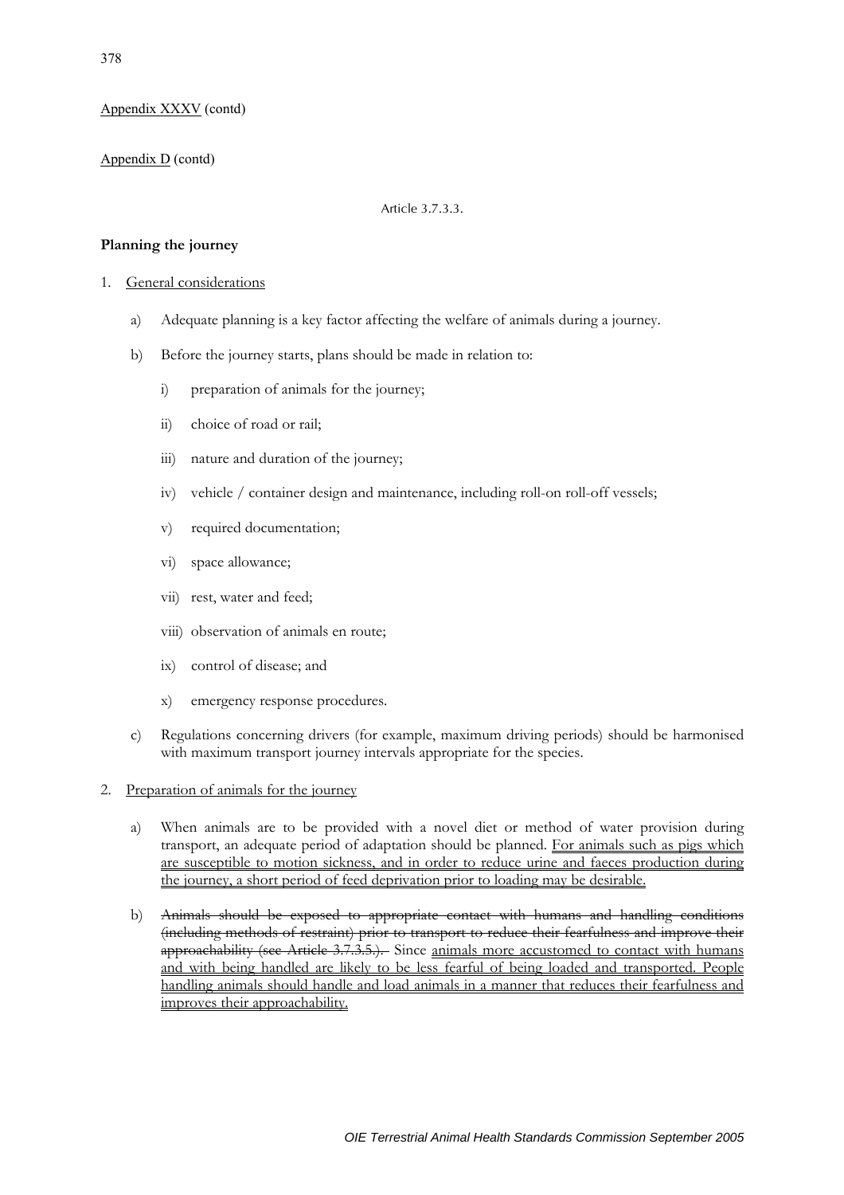Appendix XXXV (contd)

Appendix D (contd)

Article 3.7.3.3.

**Planning the journey**

1. General considerations

   a) Adequate planning is a key factor affecting the welfare of animals during a journey.

   b) Before the journey starts, plans should be made in relation to:

      i) preparation of animals for the journey;

      ii) choice of road or rail;

      iii) nature and duration of the journey;

      iv) vehicle / container design and maintenance, including roll-on roll-off vessels;

      v) required documentation;

      vi) space allowance;

      vii) rest, water and feed;

      viii) observation of animals en route;

      ix) control of disease; and

      x) emergency response procedures.

   c) Regulations concerning drivers (for example, maximum driving periods) should be harmonised with maximum transport journey intervals appropriate for the species.

2. Preparation of animals for the journey

   a) When animals are to be provided with a novel diet or method of water provision during transport, an adequate period of adaptation should be planned. <u>For animals such as pigs which are susceptible to motion sickness, and in order to reduce urine and faeces production during the journey, a short period of feed deprivation prior to loading may be desirable.</u>

   b) ~~Animals should be exposed to appropriate contact with humans and handling conditions (including methods of restraint) prior to transport to reduce their fearfulness and improve their approachability (see Article 3.7.3.5.).~~ Since <u>animals more accustomed to contact with humans and with being handled are likely to be less fearful of being loaded and transported. People handling animals should handle and load animals in a manner that reduces their fearfulness and improves their approachability.</u>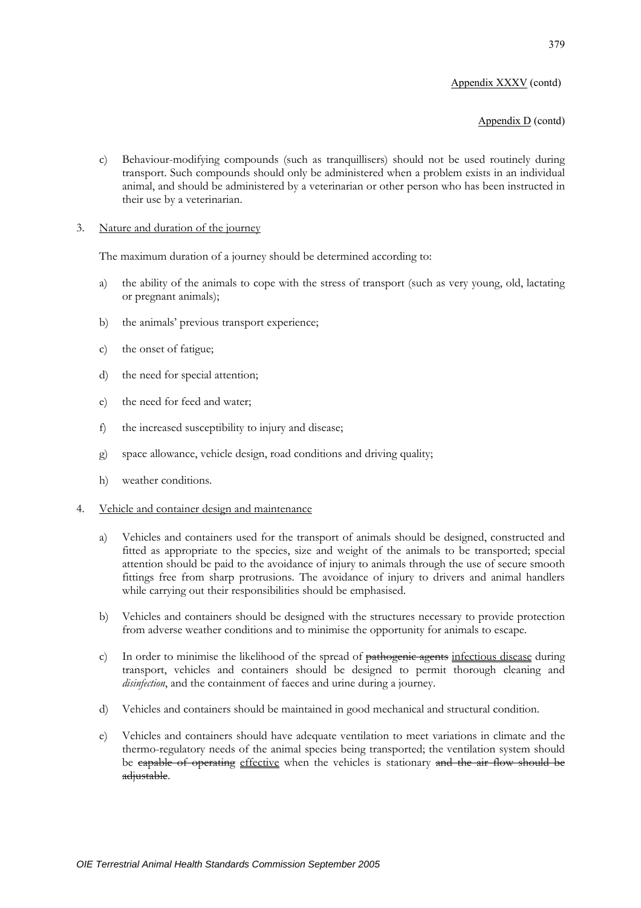Appendix XXXV (contd)

Appendix D (contd)

c) Behaviour-modifying compounds (such as tranquillisers) should not be used routinely during transport. Such compounds should only be administered when a problem exists in an individual animal, and should be administered by a veterinarian or other person who has been instructed in their use by a veterinarian.

3. Nature and duration of the journey

The maximum duration of a journey should be determined according to:

a) the ability of the animals to cope with the stress of transport (such as very young, old, lactating or pregnant animals);

b) the animals' previous transport experience;

c) the onset of fatigue;

d) the need for special attention;

e) the need for feed and water;

f) the increased susceptibility to injury and disease;

g) space allowance, vehicle design, road conditions and driving quality;

h) weather conditions.

4. Vehicle and container design and maintenance

a) Vehicles and containers used for the transport of animals should be designed, constructed and fitted as appropriate to the species, size and weight of the animals to be transported; special attention should be paid to the avoidance of injury to animals through the use of secure smooth fittings free from sharp protrusions. The avoidance of injury to drivers and animal handlers while carrying out their responsibilities should be emphasised.

b) Vehicles and containers should be designed with the structures necessary to provide protection from adverse weather conditions and to minimise the opportunity for animals to escape.

c) In order to minimise the likelihood of the spread of ~~pathogenic agents~~ infectious disease during transport, vehicles and containers should be designed to permit thorough cleaning and *disinfection*, and the containment of faeces and urine during a journey.

d) Vehicles and containers should be maintained in good mechanical and structural condition.

e) Vehicles and containers should have adequate ventilation to meet variations in climate and the thermo-regulatory needs of the animal species being transported; the ventilation system should be ~~capable of operating~~ effective when the vehicles is stationary ~~and the air flow should be adjustable~~.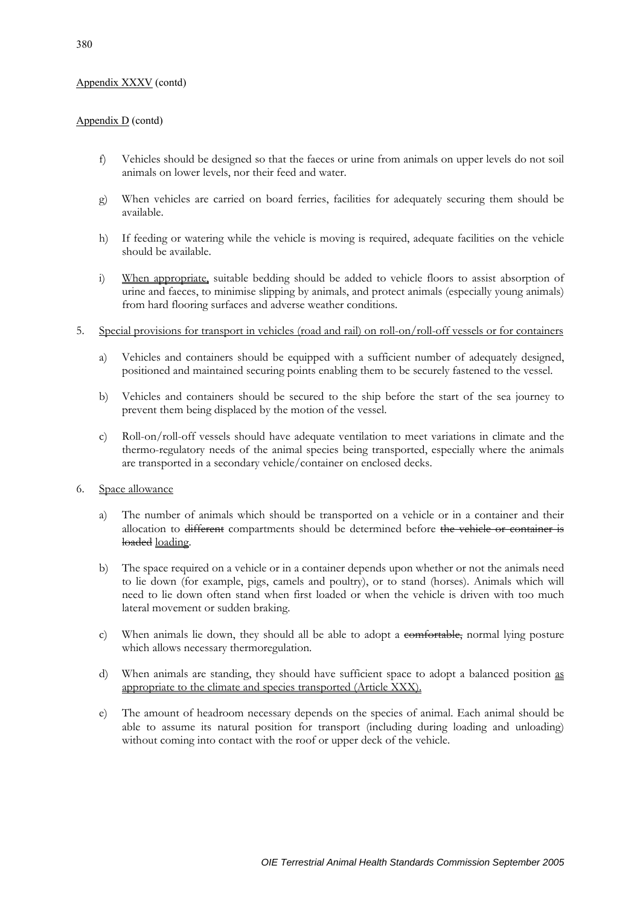f) Vehicles should be designed so that the faeces or urine from animals on upper levels do not soil animals on lower levels, nor their feed and water.

g) When vehicles are carried on board ferries, facilities for adequately securing them should be available.

h) If feeding or watering while the vehicle is moving is required, adequate facilities on the vehicle should be available.

i) <u>When appropriate,</u> suitable bedding should be added to vehicle floors to assist absorption of urine and faeces, to minimise slipping by animals, and protect animals (especially young animals) from hard flooring surfaces and adverse weather conditions.

5. <u>Special provisions for transport in vehicles (road and rail) on roll-on/roll-off vessels or for containers</u>

   a) Vehicles and containers should be equipped with a sufficient number of adequately designed, positioned and maintained securing points enabling them to be securely fastened to the vessel.

   b) Vehicles and containers should be secured to the ship before the start of the sea journey to prevent them being displaced by the motion of the vessel.

   c) Roll-on/roll-off vessels should have adequate ventilation to meet variations in climate and the thermo-regulatory needs of the animal species being transported, especially where the animals are transported in a secondary vehicle/container on enclosed decks.

6. <u>Space allowance</u>

   a) The number of animals which should be transported on a vehicle or in a container and their allocation to ~~different~~ compartments should be determined before ~~the vehicle or container is loaded~~ <u>loading</u>.

   b) The space required on a vehicle or in a container depends upon whether or not the animals need to lie down (for example, pigs, camels and poultry), or to stand (horses). Animals which will need to lie down often stand when first loaded or when the vehicle is driven with too much lateral movement or sudden braking.

   c) When animals lie down, they should all be able to adopt a ~~comfortable,~~ normal lying posture which allows necessary thermoregulation.

   d) When animals are standing, they should have sufficient space to adopt a balanced position <u>as appropriate to the climate and species transported (Article XXX).</u>

   e) The amount of headroom necessary depends on the species of animal. Each animal should be able to assume its natural position for transport (including during loading and unloading) without coming into contact with the roof or upper deck of the vehicle.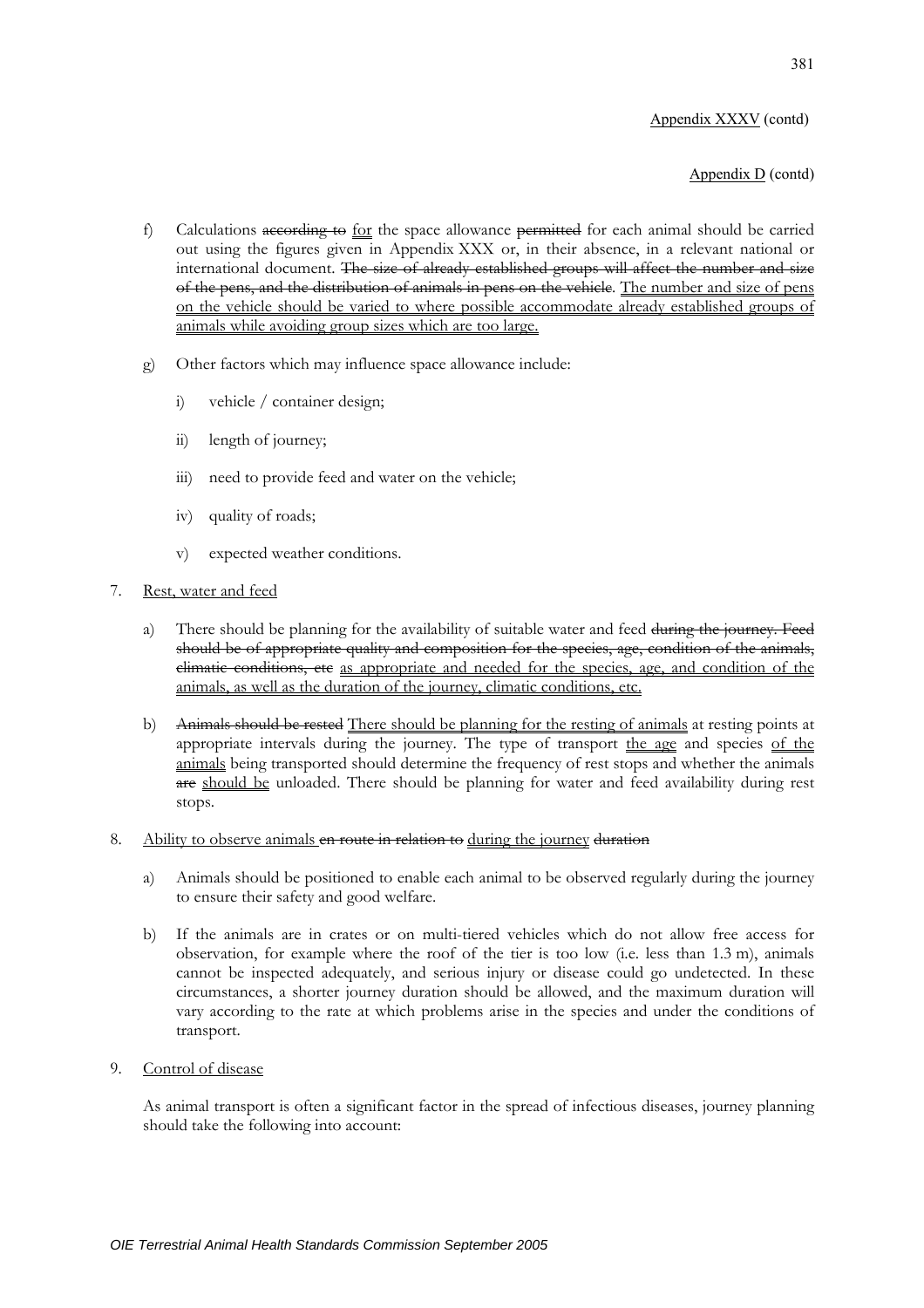f) Calculations ~~according to~~ <u>for</u> the space allowance ~~permitted~~ for each animal should be carried out using the figures given in Appendix XXX or, in their absence, in a relevant national or international document. ~~The size of already established groups will affect the number and size of the pens, and the distribution of animals in pens on the vehicle~~. <u>The number and size of pens on the vehicle should be varied to where possible accommodate already established groups of animals while avoiding group sizes which are too large.</u>

g) Other factors which may influence space allowance include:

   i) vehicle / container design;

   ii) length of journey;

   iii) need to provide feed and water on the vehicle;

   iv) quality of roads;

   v) expected weather conditions.

7. <u>Rest, water and feed</u>

   a) There should be planning for the availability of suitable water and feed ~~during the journey. Feed should be of appropriate quality and composition for the species, age, condition of the animals, climatic conditions, etc~~ <u>as appropriate and needed for the species, age, and condition of the animals, as well as the duration of the journey, climatic conditions, etc.</u>

   b) ~~Animals should be rested~~ <u>There should be planning for the resting of animals</u> at resting points at appropriate intervals during the journey. The type of transport <u>the age</u> and species <u>of the animals</u> being transported should determine the frequency of rest stops and whether the animals ~~are~~ <u>should be</u> unloaded. There should be planning for water and feed availability during rest stops.

8. <u>Ability to observe animals</u> ~~en route in relation to~~ <u>during the journey</u> ~~duration~~

   a) Animals should be positioned to enable each animal to be observed regularly during the journey to ensure their safety and good welfare.

   b) If the animals are in crates or on multi-tiered vehicles which do not allow free access for observation, for example where the roof of the tier is too low (i.e. less than 1.3 m), animals cannot be inspected adequately, and serious injury or disease could go undetected. In these circumstances, a shorter journey duration should be allowed, and the maximum duration will vary according to the rate at which problems arise in the species and under the conditions of transport.

9. <u>Control of disease</u>

   As animal transport is often a significant factor in the spread of infectious diseases, journey planning should take the following into account: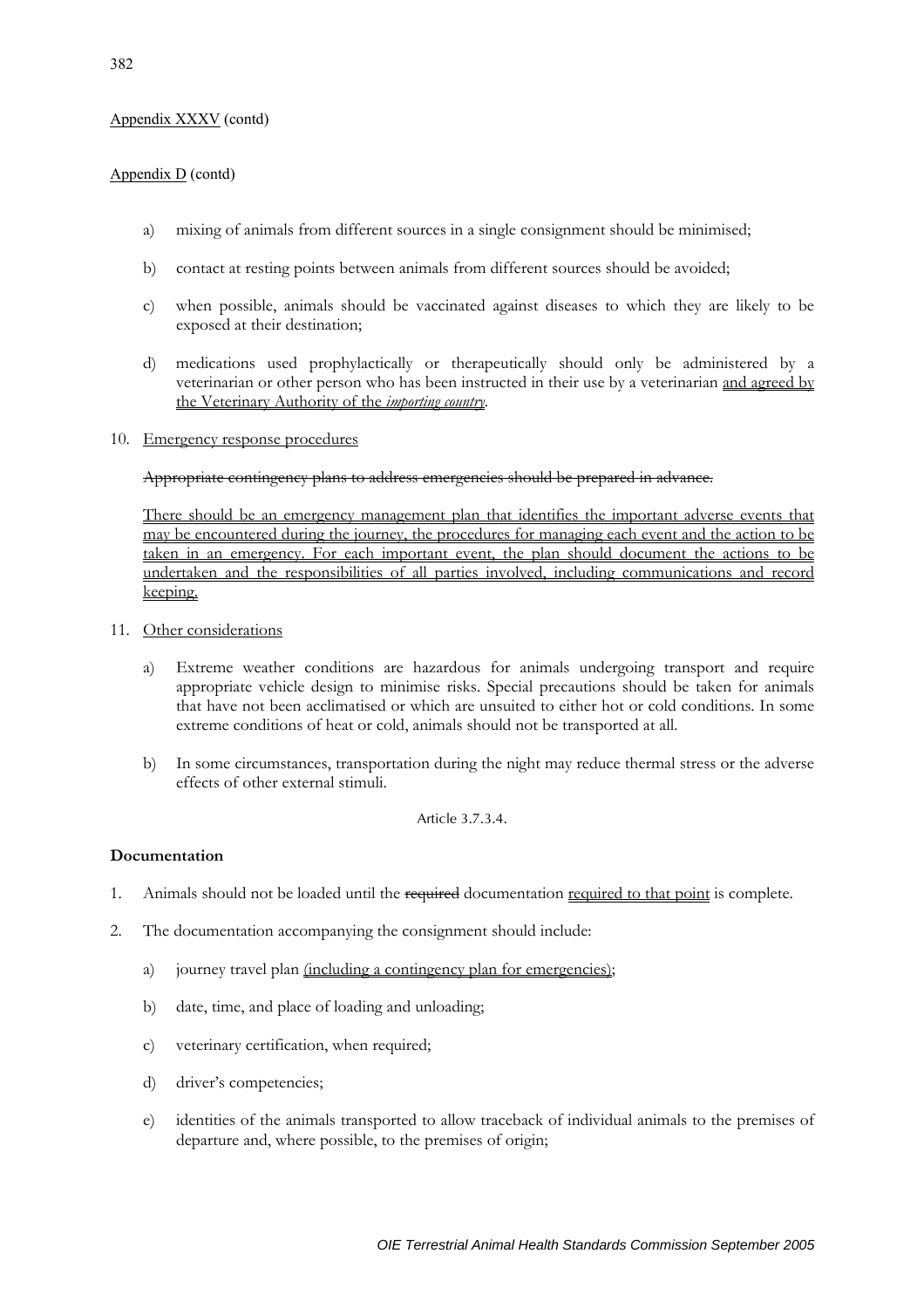Appendix XXXV (contd)

Appendix D (contd)

a) mixing of animals from different sources in a single consignment should be minimised;

b) contact at resting points between animals from different sources should be avoided;

c) when possible, animals should be vaccinated against diseases to which they are likely to be exposed at their destination;

d) medications used prophylactically or therapeutically should only be administered by a veterinarian or other person who has been instructed in their use by a veterinarian <u>and agreed by the Veterinary Authority of the *importing country*</u>.

10. <u>Emergency response procedures</u>

~~Appropriate contingency plans to address emergencies should be prepared in advance.~~

<u>There should be an emergency management plan that identifies the important adverse events that may be encountered during the journey, the procedures for managing each event and the action to be taken in an emergency. For each important event, the plan should document the actions to be undertaken and the responsibilities of all parties involved, including communications and record keeping.</u>

11. <u>Other considerations</u>

a) Extreme weather conditions are hazardous for animals undergoing transport and require appropriate vehicle design to minimise risks. Special precautions should be taken for animals that have not been acclimatised or which are unsuited to either hot or cold conditions. In some extreme conditions of heat or cold, animals should not be transported at all.

b) In some circumstances, transportation during the night may reduce thermal stress or the adverse effects of other external stimuli.

Article 3.7.3.4.

**Documentation**

1. Animals should not be loaded until the ~~required~~ documentation <u>required to that point</u> is complete.

2. The documentation accompanying the consignment should include:

a) journey travel plan <u>(including a contingency plan for emergencies)</u>;

b) date, time, and place of loading and unloading;

c) veterinary certification, when required;

d) driver's competencies;

e) identities of the animals transported to allow traceback of individual animals to the premises of departure and, where possible, to the premises of origin;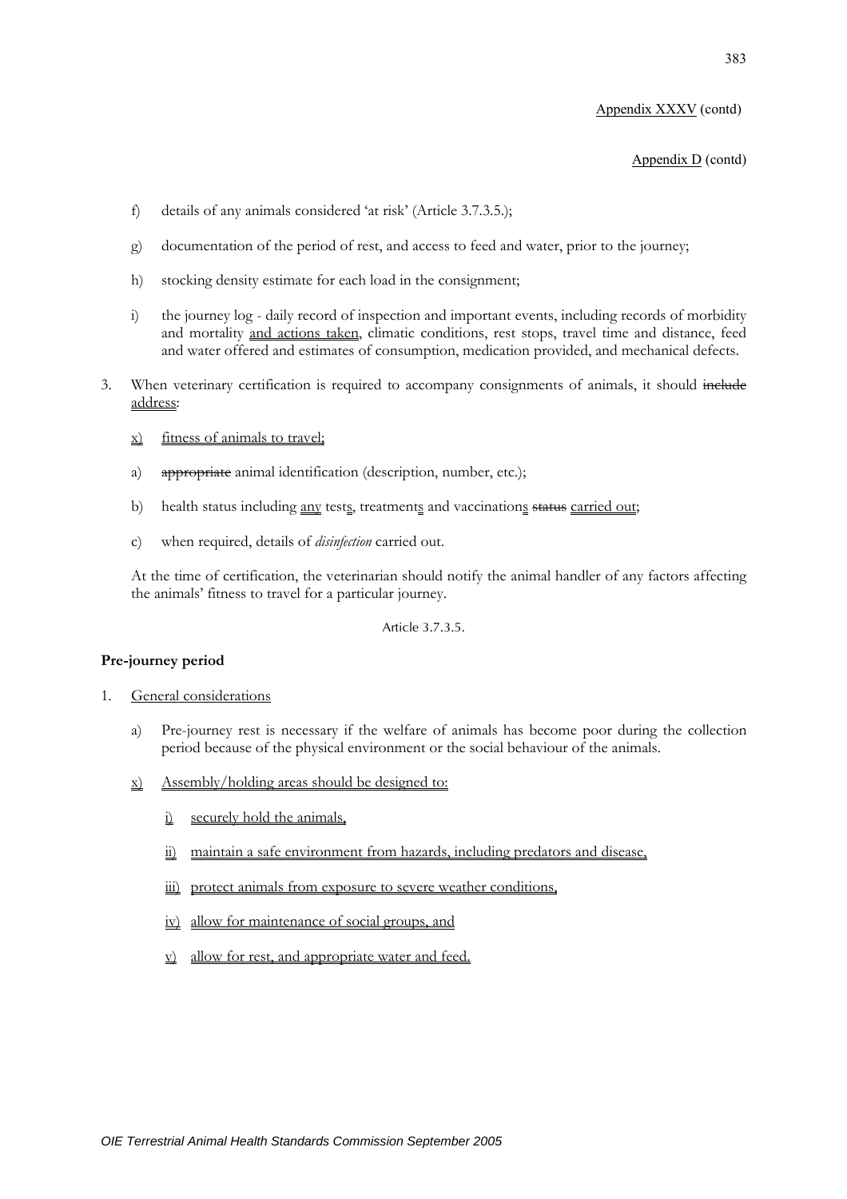Appendix XXXV (contd)

Appendix D (contd)

f) details of any animals considered 'at risk' (Article 3.7.3.5.);

g) documentation of the period of rest, and access to feed and water, prior to the journey;

h) stocking density estimate for each load in the consignment;

i) the journey log - daily record of inspection and important events, including records of morbidity and mortality <u>and actions taken</u>, climatic conditions, rest stops, travel time and distance, feed and water offered and estimates of consumption, medication provided, and mechanical defects.

3. When veterinary certification is required to accompany consignments of animals, it should ~~include~~ <u>address</u>:

   <u>x)</u> <u>fitness of animals to travel;</u>

   a) ~~appropriate~~ animal identification (description, number, etc.);

   b) health status including <u>any</u> test<u>s</u>, treatment<u>s</u> and vaccination<u>s</u> ~~status~~ <u>carried out</u>;

   c) when required, details of *disinfection* carried out.

   At the time of certification, the veterinarian should notify the animal handler of any factors affecting the animals' fitness to travel for a particular journey.

Article 3.7.3.5.

**Pre-journey period**

1. <u>General considerations</u>

   a) Pre-journey rest is necessary if the welfare of animals has become poor during the collection period because of the physical environment or the social behaviour of the animals.

   <u>x)</u> <u>Assembly/holding areas should be designed to:</u>

      <u>i)</u> <u>securely hold the animals,</u>

      <u>ii)</u> <u>maintain a safe environment from hazards, including predators and disease,</u>

      <u>iii)</u> <u>protect animals from exposure to severe weather conditions,</u>

      <u>iv)</u> <u>allow for maintenance of social groups, and</u>

      <u>v)</u> <u>allow for rest, and appropriate water and feed.</u>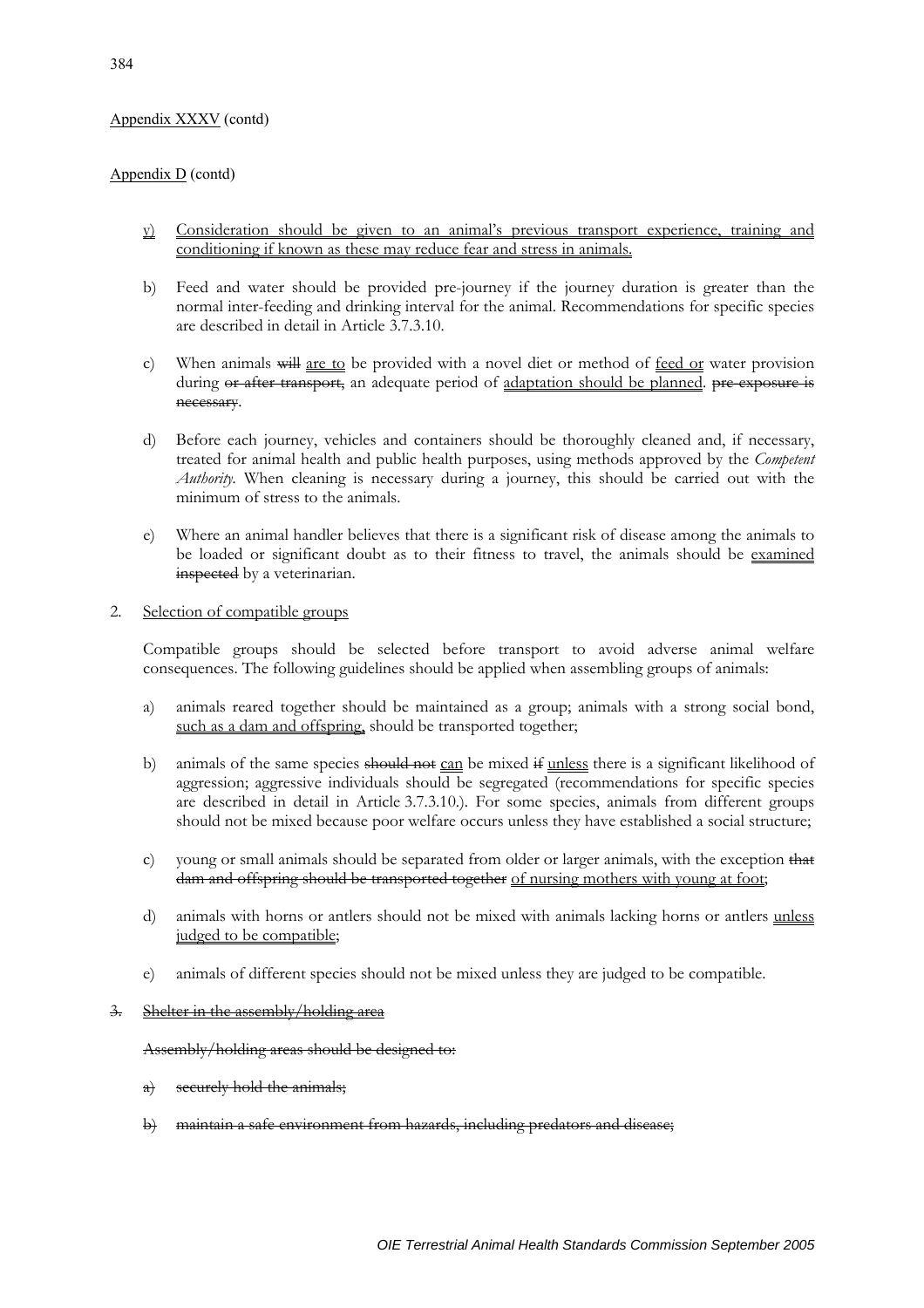<u>Appendix XXXV</u> (contd)

<u>Appendix D</u> (contd)

- <u>v)</u> <u>Consideration should be given to an animal's previous transport experience, training and conditioning if known as these may reduce fear and stress in animals.</u>

- b) Feed and water should be provided pre-journey if the journey duration is greater than the normal inter-feeding and drinking interval for the animal. Recommendations for specific species are described in detail in Article 3.7.3.10.

- c) When animals ~~will~~ <u>are to</u> be provided with a novel diet or method of <u>feed or</u> water provision during ~~or after transport,~~ an adequate period of <u>adaptation should be planned</u>. ~~pre-exposure is necessary~~.

- d) Before each journey, vehicles and containers should be thoroughly cleaned and, if necessary, treated for animal health and public health purposes, using methods approved by the *Competent Authority*. When cleaning is necessary during a journey, this should be carried out with the minimum of stress to the animals.

- e) Where an animal handler believes that there is a significant risk of disease among the animals to be loaded or significant doubt as to their fitness to travel, the animals should be <u>examined</u> ~~inspected~~ by a veterinarian.

2. <u>Selection of compatible groups</u>

   Compatible groups should be selected before transport to avoid adverse animal welfare consequences. The following guidelines should be applied when assembling groups of animals:

   - a) animals reared together should be maintained as a group; animals with a strong social bond, <u>such as a dam and offspring,</u> should be transported together;

   - b) animals of the same species ~~should not~~ <u>can</u> be mixed ~~if~~ <u>unless</u> there is a significant likelihood of aggression; aggressive individuals should be segregated (recommendations for specific species are described in detail in Article 3.7.3.10.). For some species, animals from different groups should not be mixed because poor welfare occurs unless they have established a social structure;

   - c) young or small animals should be separated from older or larger animals, with the exception ~~that dam and offspring should be transported together~~ <u>of nursing mothers with young at foot</u>;

   - d) animals with horns or antlers should not be mixed with animals lacking horns or antlers <u>unless judged to be compatible</u>;

   - e) animals of different species should not be mixed unless they are judged to be compatible.

~~3. Shelter in the assembly/holding area~~

   ~~Assembly/holding areas should be designed to:~~

   - ~~a) securely hold the animals;~~

   - ~~b) maintain a safe environment from hazards, including predators and disease;~~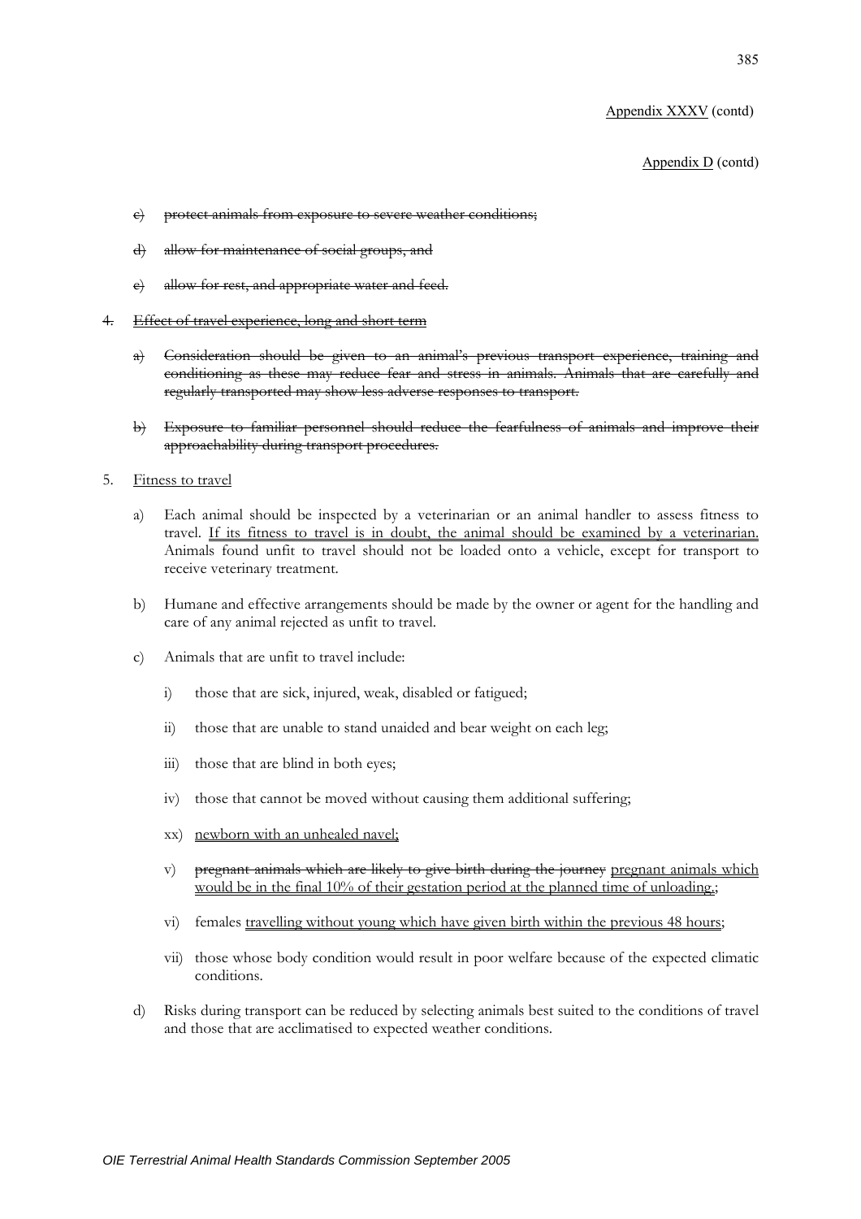Appendix XXXV (contd)

Appendix D (contd)

- c) ~~protect animals from exposure to severe weather conditions;~~
- d) ~~allow for maintenance of social groups, and~~
- e) ~~allow for rest, and appropriate water and feed.~~

4. ~~Effect of travel experience, long and short term~~

   a) ~~Consideration should be given to an animal's previous transport experience, training and conditioning as these may reduce fear and stress in animals. Animals that are carefully and regularly transported may show less adverse responses to transport.~~

   b) ~~Exposure to familiar personnel should reduce the fearfulness of animals and improve their approachability during transport procedures.~~

5. <u>Fitness to travel</u>

   a) Each animal should be inspected by a veterinarian or an animal handler to assess fitness to travel. <u>If its fitness to travel is in doubt, the animal should be examined by a veterinarian.</u> Animals found unfit to travel should not be loaded onto a vehicle, except for transport to receive veterinary treatment.

   b) Humane and effective arrangements should be made by the owner or agent for the handling and care of any animal rejected as unfit to travel.

   c) Animals that are unfit to travel include:

      i) those that are sick, injured, weak, disabled or fatigued;

      ii) those that are unable to stand unaided and bear weight on each leg;

      iii) those that are blind in both eyes;

      iv) those that cannot be moved without causing them additional suffering;

      xx) <u>newborn with an unhealed navel;</u>

      v) ~~pregnant animals which are likely to give birth during the journey~~ <u>pregnant animals which would be in the final 10% of their gestation period at the planned time of unloading.</u>;

      vi) females <u>travelling without young which have given birth within the previous 48 hours</u>;

      vii) those whose body condition would result in poor welfare because of the expected climatic conditions.

   d) Risks during transport can be reduced by selecting animals best suited to the conditions of travel and those that are acclimatised to expected weather conditions.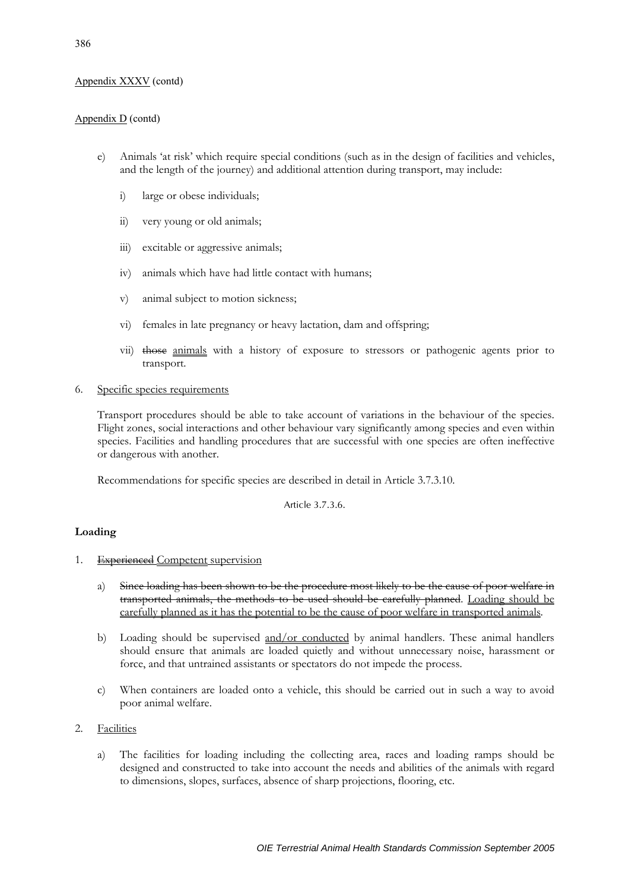Appendix XXXV (contd)

Appendix D (contd)

e) Animals 'at risk' which require special conditions (such as in the design of facilities and vehicles, and the length of the journey) and additional attention during transport, may include:

   i) large or obese individuals;

   ii) very young or old animals;

   iii) excitable or aggressive animals;

   iv) animals which have had little contact with humans;

   v) animal subject to motion sickness;

   vi) females in late pregnancy or heavy lactation, dam and offspring;

   vii) ~~those~~ animals with a history of exposure to stressors or pathogenic agents prior to transport.

6. Specific species requirements

Transport procedures should be able to take account of variations in the behaviour of the species. Flight zones, social interactions and other behaviour vary significantly among species and even within species. Facilities and handling procedures that are successful with one species are often ineffective or dangerous with another.

Recommendations for specific species are described in detail in Article 3.7.3.10.

Article 3.7.3.6.

**Loading**

1. ~~Experienced~~ Competent supervision

   a) ~~Since loading has been shown to be the procedure most likely to be the cause of poor welfare in transported animals, the methods to be used should be carefully planned.~~ Loading should be carefully planned as it has the potential to be the cause of poor welfare in transported animals.

   b) Loading should be supervised and/or conducted by animal handlers. These animal handlers should ensure that animals are loaded quietly and without unnecessary noise, harassment or force, and that untrained assistants or spectators do not impede the process.

   c) When containers are loaded onto a vehicle, this should be carried out in such a way to avoid poor animal welfare.

2. Facilities

   a) The facilities for loading including the collecting area, races and loading ramps should be designed and constructed to take into account the needs and abilities of the animals with regard to dimensions, slopes, surfaces, absence of sharp projections, flooring, etc.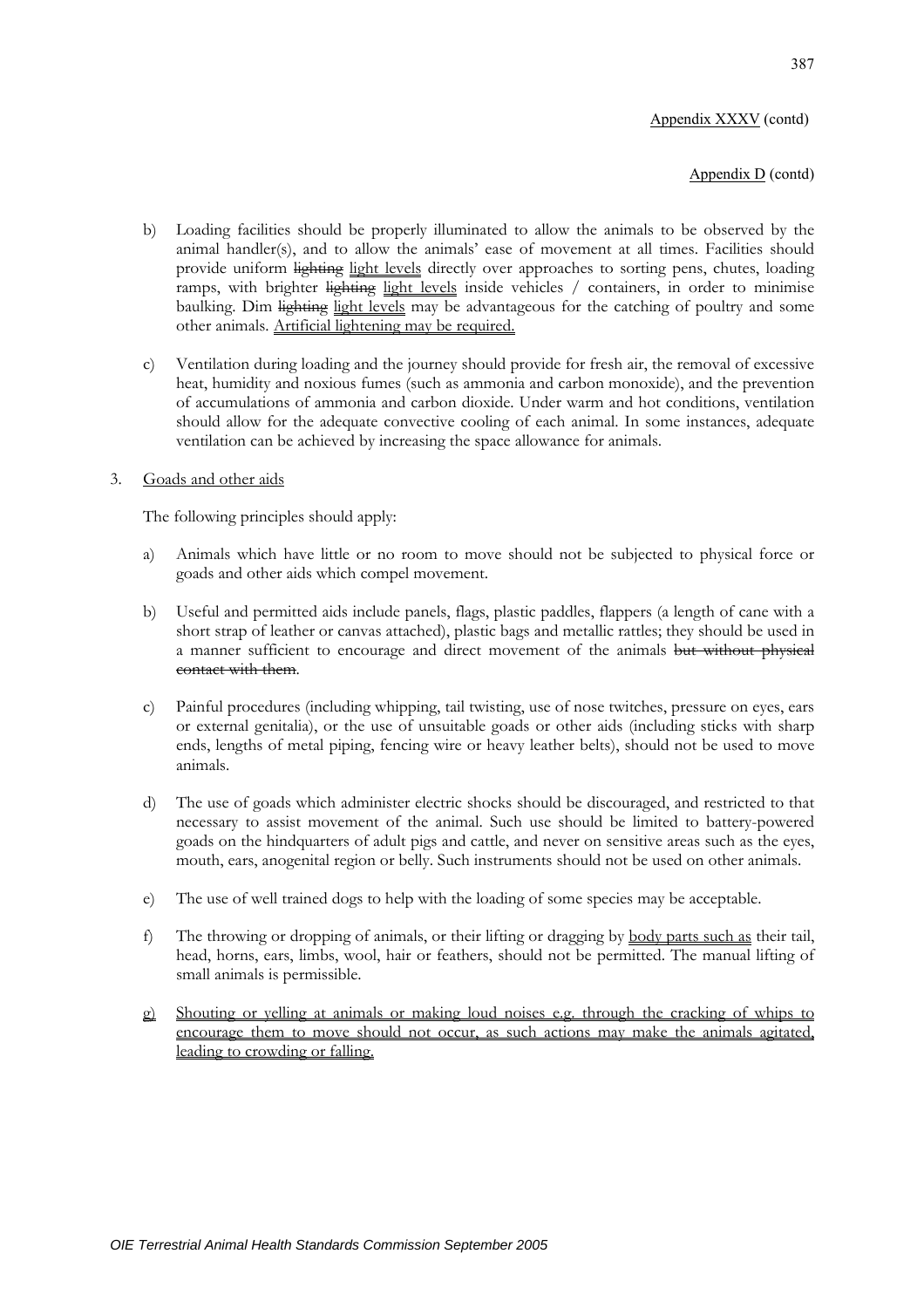Appendix XXXV (contd)

Appendix D (contd)

b) Loading facilities should be properly illuminated to allow the animals to be observed by the animal handler(s), and to allow the animals' ease of movement at all times. Facilities should provide uniform ~~lighting~~ light levels directly over approaches to sorting pens, chutes, loading ramps, with brighter ~~lighting~~ light levels inside vehicles / containers, in order to minimise baulking. Dim ~~lighting~~ light levels may be advantageous for the catching of poultry and some other animals. Artificial lightening may be required.

c) Ventilation during loading and the journey should provide for fresh air, the removal of excessive heat, humidity and noxious fumes (such as ammonia and carbon monoxide), and the prevention of accumulations of ammonia and carbon dioxide. Under warm and hot conditions, ventilation should allow for the adequate convective cooling of each animal. In some instances, adequate ventilation can be achieved by increasing the space allowance for animals.

3. Goads and other aids

The following principles should apply:

a) Animals which have little or no room to move should not be subjected to physical force or goads and other aids which compel movement.

b) Useful and permitted aids include panels, flags, plastic paddles, flappers (a length of cane with a short strap of leather or canvas attached), plastic bags and metallic rattles; they should be used in a manner sufficient to encourage and direct movement of the animals ~~but without physical contact with them~~.

c) Painful procedures (including whipping, tail twisting, use of nose twitches, pressure on eyes, ears or external genitalia), or the use of unsuitable goads or other aids (including sticks with sharp ends, lengths of metal piping, fencing wire or heavy leather belts), should not be used to move animals.

d) The use of goads which administer electric shocks should be discouraged, and restricted to that necessary to assist movement of the animal. Such use should be limited to battery-powered goads on the hindquarters of adult pigs and cattle, and never on sensitive areas such as the eyes, mouth, ears, anogenital region or belly. Such instruments should not be used on other animals.

e) The use of well trained dogs to help with the loading of some species may be acceptable.

f) The throwing or dropping of animals, or their lifting or dragging by body parts such as their tail, head, horns, ears, limbs, wool, hair or feathers, should not be permitted. The manual lifting of small animals is permissible.

g) Shouting or yelling at animals or making loud noises e.g. through the cracking of whips to encourage them to move should not occur, as such actions may make the animals agitated, leading to crowding or falling.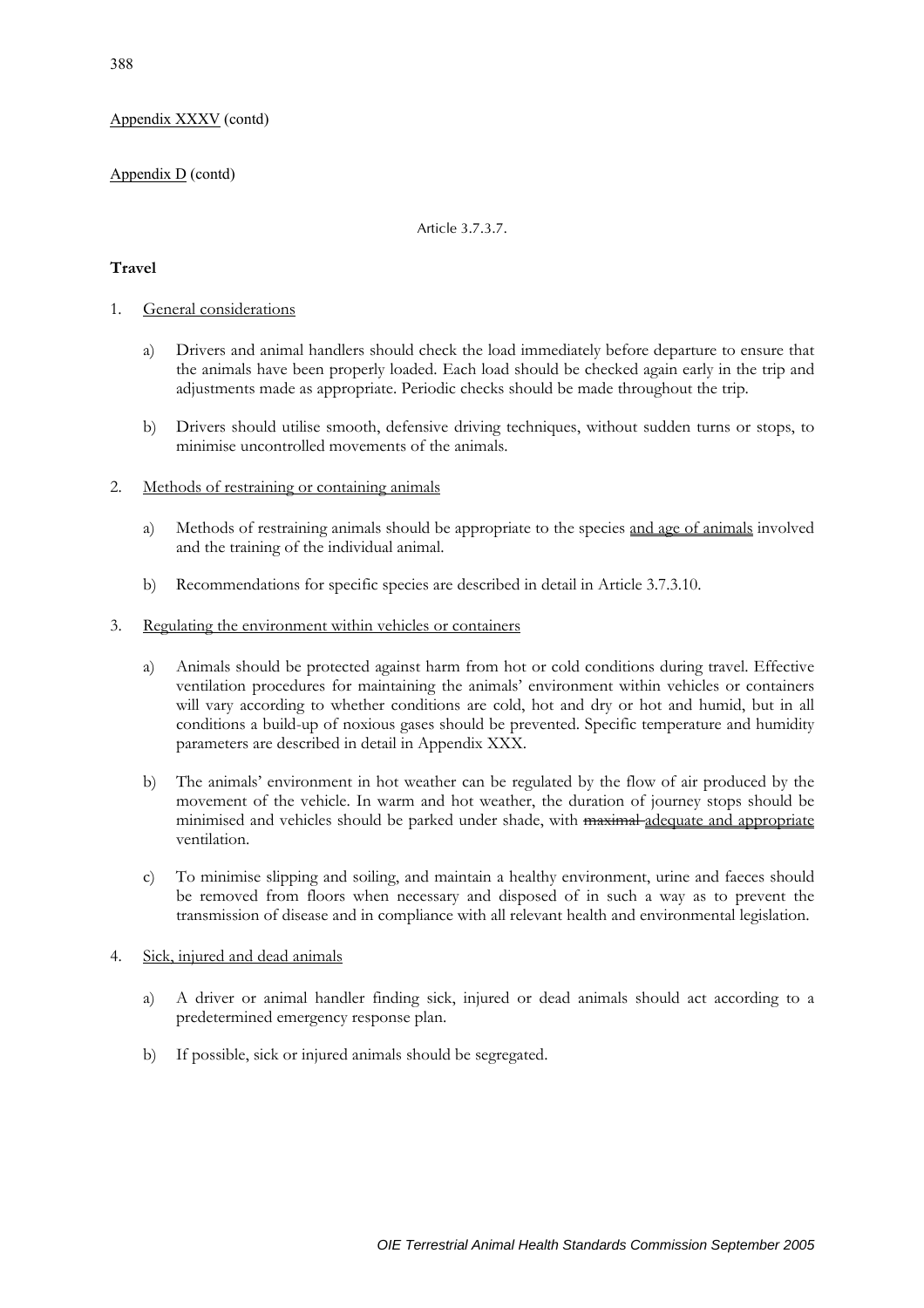Appendix XXXV (contd)

Appendix D (contd)

Article 3.7.3.7.

**Travel**

1. General considerations

   a) Drivers and animal handlers should check the load immediately before departure to ensure that the animals have been properly loaded. Each load should be checked again early in the trip and adjustments made as appropriate. Periodic checks should be made throughout the trip.

   b) Drivers should utilise smooth, defensive driving techniques, without sudden turns or stops, to minimise uncontrolled movements of the animals.

2. Methods of restraining or containing animals

   a) Methods of restraining animals should be appropriate to the species and age of animals involved and the training of the individual animal.

   b) Recommendations for specific species are described in detail in Article 3.7.3.10.

3. Regulating the environment within vehicles or containers

   a) Animals should be protected against harm from hot or cold conditions during travel. Effective ventilation procedures for maintaining the animals' environment within vehicles or containers will vary according to whether conditions are cold, hot and dry or hot and humid, but in all conditions a build-up of noxious gases should be prevented. Specific temperature and humidity parameters are described in detail in Appendix XXX.

   b) The animals' environment in hot weather can be regulated by the flow of air produced by the movement of the vehicle. In warm and hot weather, the duration of journey stops should be minimised and vehicles should be parked under shade, with ~~maximal~~ adequate and appropriate ventilation.

   c) To minimise slipping and soiling, and maintain a healthy environment, urine and faeces should be removed from floors when necessary and disposed of in such a way as to prevent the transmission of disease and in compliance with all relevant health and environmental legislation.

4. Sick, injured and dead animals

   a) A driver or animal handler finding sick, injured or dead animals should act according to a predetermined emergency response plan.

   b) If possible, sick or injured animals should be segregated.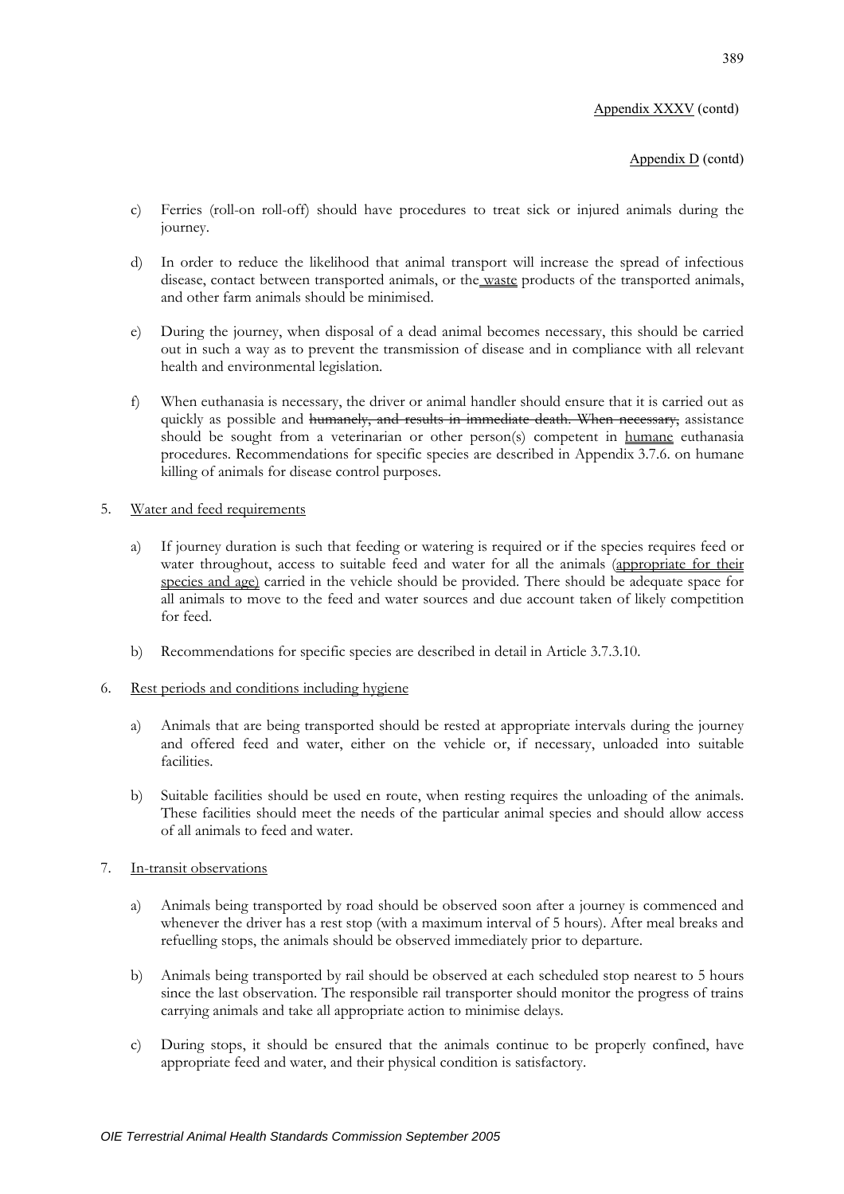Appendix XXXV (contd)

Appendix D (contd)

c) Ferries (roll-on roll-off) should have procedures to treat sick or injured animals during the journey.

d) In order to reduce the likelihood that animal transport will increase the spread of infectious disease, contact between transported animals, or the waste products of the transported animals, and other farm animals should be minimised.

e) During the journey, when disposal of a dead animal becomes necessary, this should be carried out in such a way as to prevent the transmission of disease and in compliance with all relevant health and environmental legislation.

f) When euthanasia is necessary, the driver or animal handler should ensure that it is carried out as quickly as possible and ~~humanely, and results in immediate death. When necessary,~~ assistance should be sought from a veterinarian or other person(s) competent in humane euthanasia procedures. Recommendations for specific species are described in Appendix 3.7.6. on humane killing of animals for disease control purposes.

5. Water and feed requirements

   a) If journey duration is such that feeding or watering is required or if the species requires feed or water throughout, access to suitable feed and water for all the animals (appropriate for their species and age) carried in the vehicle should be provided. There should be adequate space for all animals to move to the feed and water sources and due account taken of likely competition for feed.

   b) Recommendations for specific species are described in detail in Article 3.7.3.10.

6. Rest periods and conditions including hygiene

   a) Animals that are being transported should be rested at appropriate intervals during the journey and offered feed and water, either on the vehicle or, if necessary, unloaded into suitable facilities.

   b) Suitable facilities should be used en route, when resting requires the unloading of the animals. These facilities should meet the needs of the particular animal species and should allow access of all animals to feed and water.

7. In-transit observations

   a) Animals being transported by road should be observed soon after a journey is commenced and whenever the driver has a rest stop (with a maximum interval of 5 hours). After meal breaks and refuelling stops, the animals should be observed immediately prior to departure.

   b) Animals being transported by rail should be observed at each scheduled stop nearest to 5 hours since the last observation. The responsible rail transporter should monitor the progress of trains carrying animals and take all appropriate action to minimise delays.

   c) During stops, it should be ensured that the animals continue to be properly confined, have appropriate feed and water, and their physical condition is satisfactory.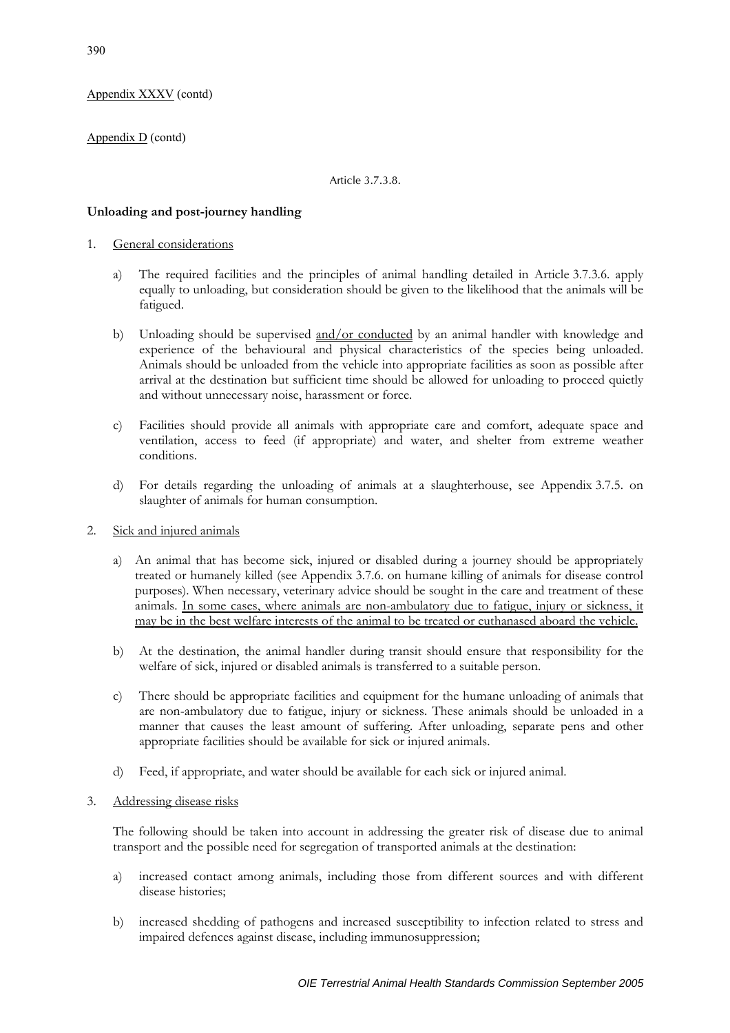Appendix XXXV (contd)

Appendix D (contd)

Article 3.7.3.8.

**Unloading and post-journey handling**

1. General considerations

   a) The required facilities and the principles of animal handling detailed in Article 3.7.3.6. apply equally to unloading, but consideration should be given to the likelihood that the animals will be fatigued.

   b) Unloading should be supervised and/or conducted by an animal handler with knowledge and experience of the behavioural and physical characteristics of the species being unloaded. Animals should be unloaded from the vehicle into appropriate facilities as soon as possible after arrival at the destination but sufficient time should be allowed for unloading to proceed quietly and without unnecessary noise, harassment or force.

   c) Facilities should provide all animals with appropriate care and comfort, adequate space and ventilation, access to feed (if appropriate) and water, and shelter from extreme weather conditions.

   d) For details regarding the unloading of animals at a slaughterhouse, see Appendix 3.7.5. on slaughter of animals for human consumption.

2. Sick and injured animals

   a) An animal that has become sick, injured or disabled during a journey should be appropriately treated or humanely killed (see Appendix 3.7.6. on humane killing of animals for disease control purposes). When necessary, veterinary advice should be sought in the care and treatment of these animals. In some cases, where animals are non-ambulatory due to fatigue, injury or sickness, it may be in the best welfare interests of the animal to be treated or euthanased aboard the vehicle.

   b) At the destination, the animal handler during transit should ensure that responsibility for the welfare of sick, injured or disabled animals is transferred to a suitable person.

   c) There should be appropriate facilities and equipment for the humane unloading of animals that are non-ambulatory due to fatigue, injury or sickness. These animals should be unloaded in a manner that causes the least amount of suffering. After unloading, separate pens and other appropriate facilities should be available for sick or injured animals.

   d) Feed, if appropriate, and water should be available for each sick or injured animal.

3. Addressing disease risks

   The following should be taken into account in addressing the greater risk of disease due to animal transport and the possible need for segregation of transported animals at the destination:

   a) increased contact among animals, including those from different sources and with different disease histories;

   b) increased shedding of pathogens and increased susceptibility to infection related to stress and impaired defences against disease, including immunosuppression;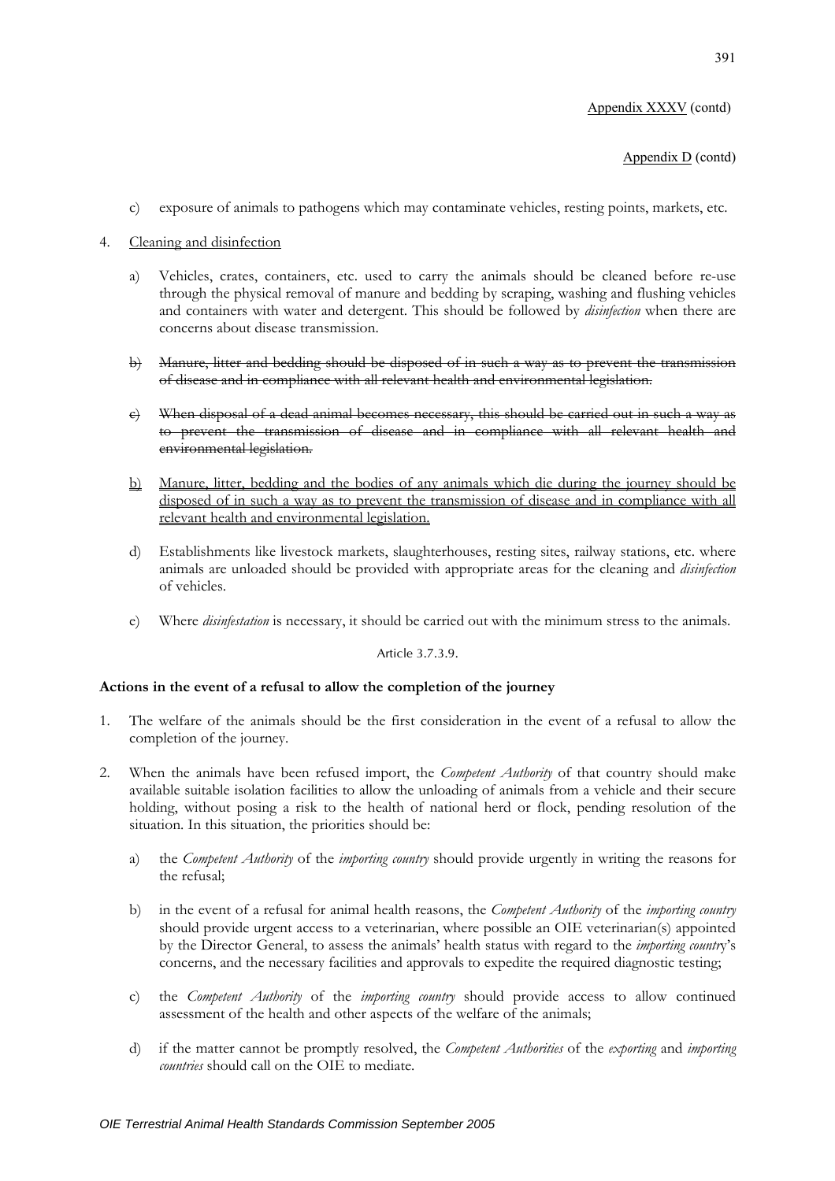Appendix XXXV (contd)

Appendix D (contd)

c) exposure of animals to pathogens which may contaminate vehicles, resting points, markets, etc.

4. Cleaning and disinfection

   a) Vehicles, crates, containers, etc. used to carry the animals should be cleaned before re-use through the physical removal of manure and bedding by scraping, washing and flushing vehicles and containers with water and detergent. This should be followed by *disinfection* when there are concerns about disease transmission.

   b) ~~Manure, litter and bedding should be disposed of in such a way as to prevent the transmission of disease and in compliance with all relevant health and environmental legislation.~~

   c) ~~When disposal of a dead animal becomes necessary, this should be carried out in such a way as to prevent the transmission of disease and in compliance with all relevant health and environmental legislation.~~

   b) Manure, litter, bedding and the bodies of any animals which die during the journey should be disposed of in such a way as to prevent the transmission of disease and in compliance with all relevant health and environmental legislation.

   d) Establishments like livestock markets, slaughterhouses, resting sites, railway stations, etc. where animals are unloaded should be provided with appropriate areas for the cleaning and *disinfection* of vehicles.

   e) Where *disinfestation* is necessary, it should be carried out with the minimum stress to the animals.

Article 3.7.3.9.

**Actions in the event of a refusal to allow the completion of the journey**

1. The welfare of the animals should be the first consideration in the event of a refusal to allow the completion of the journey.

2. When the animals have been refused import, the *Competent Authority* of that country should make available suitable isolation facilities to allow the unloading of animals from a vehicle and their secure holding, without posing a risk to the health of national herd or flock, pending resolution of the situation. In this situation, the priorities should be:

   a) the *Competent Authority* of the *importing country* should provide urgently in writing the reasons for the refusal;

   b) in the event of a refusal for animal health reasons, the *Competent Authority* of the *importing country* should provide urgent access to a veterinarian, where possible an OIE veterinarian(s) appointed by the Director General, to assess the animals' health status with regard to the *importing country*'s concerns, and the necessary facilities and approvals to expedite the required diagnostic testing;

   c) the *Competent Authority* of the *importing country* should provide access to allow continued assessment of the health and other aspects of the welfare of the animals;

   d) if the matter cannot be promptly resolved, the *Competent Authorities* of the *exporting* and *importing countries* should call on the OIE to mediate.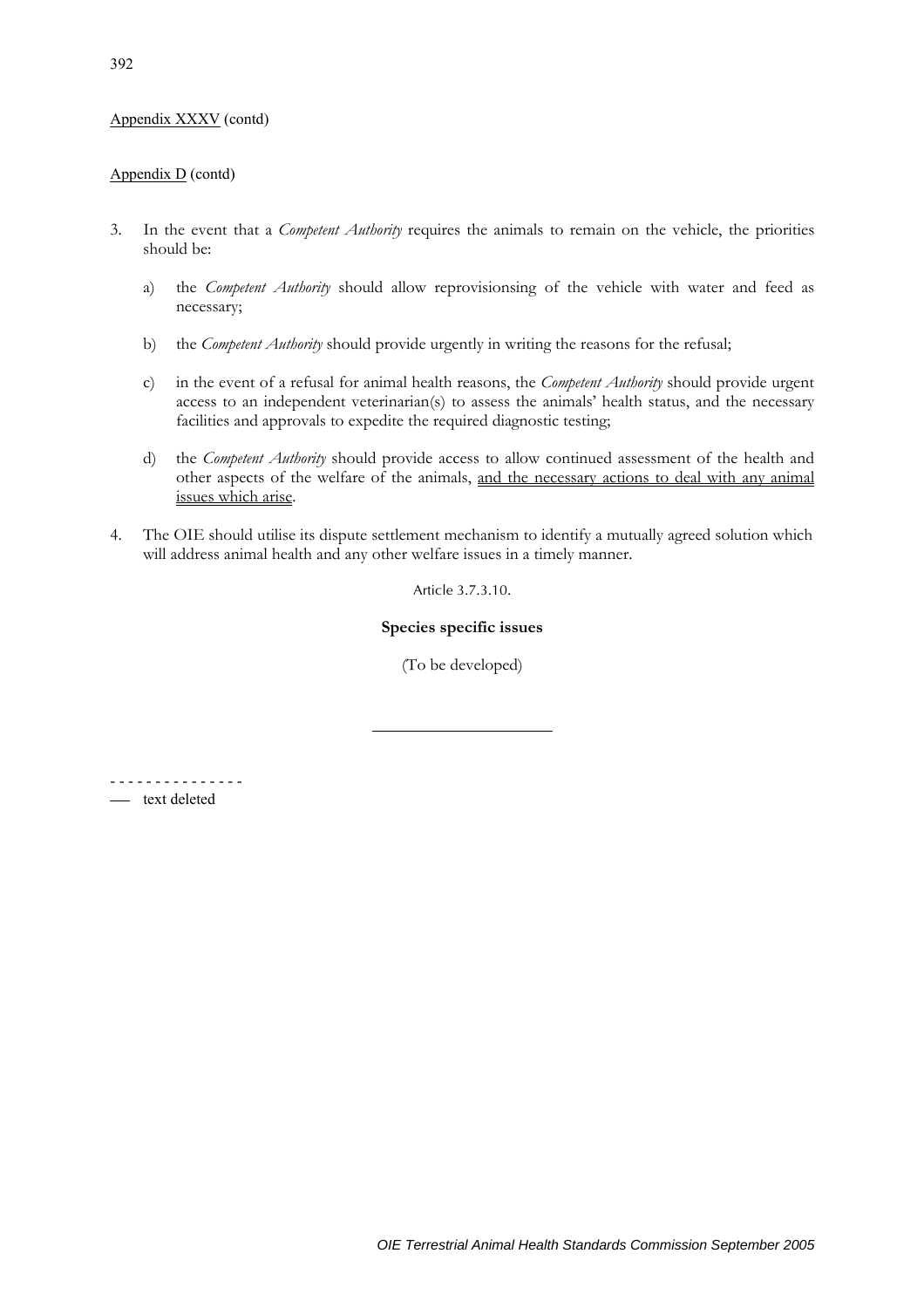Appendix XXXV (contd)

Appendix D (contd)

3. In the event that a *Competent Authority* requires the animals to remain on the vehicle, the priorities should be:

   a) the *Competent Authority* should allow reprovisionsing of the vehicle with water and feed as necessary;

   b) the *Competent Authority* should provide urgently in writing the reasons for the refusal;

   c) in the event of a refusal for animal health reasons, the *Competent Authority* should provide urgent access to an independent veterinarian(s) to assess the animals' health status, and the necessary facilities and approvals to expedite the required diagnostic testing;

   d) the *Competent Authority* should provide access to allow continued assessment of the health and other aspects of the welfare of the animals, <u>and the necessary actions to deal with any animal issues which arise</u>.

4. The OIE should utilise its dispute settlement mechanism to identify a mutually agreed solution which will address animal health and any other welfare issues in a timely manner.

Article 3.7.3.10.

**Species specific issues**

(To be developed)

---

- - - - - - - - - - - - - - -

—— text deleted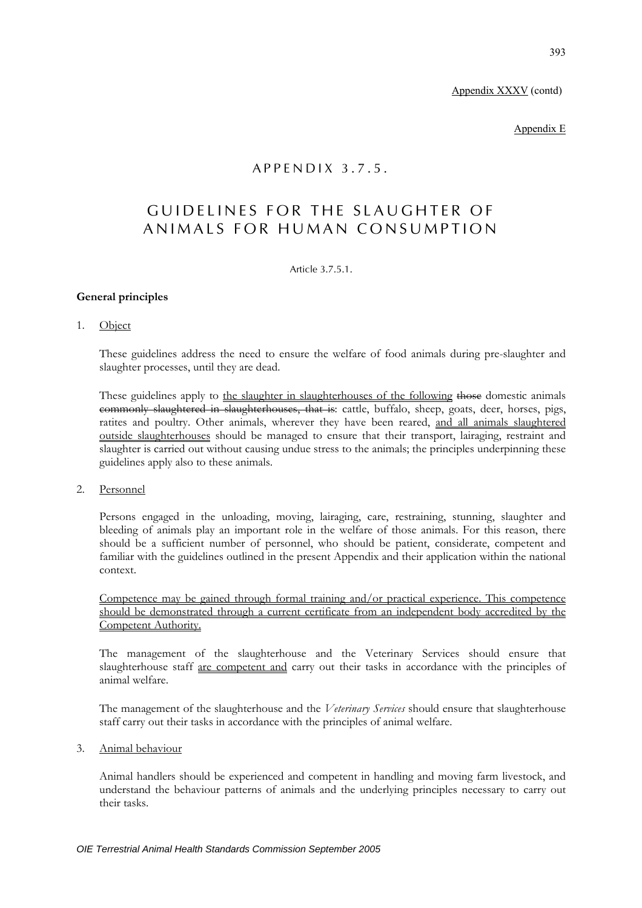Appendix XXXV (contd)

Appendix E

# APPENDIX 3.7.5.

# GUIDELINES FOR THE SLAUGHTER OF ANIMALS FOR HUMAN CONSUMPTION

Article 3.7.5.1.

**General principles**

1. Object

   These guidelines address the need to ensure the welfare of food animals during pre-slaughter and slaughter processes, until they are dead.

   These guidelines apply to the slaughter in slaughterhouses of the following ~~those~~ domestic animals ~~commonly slaughtered in slaughterhouses, that is~~: cattle, buffalo, sheep, goats, deer, horses, pigs, ratites and poultry. Other animals, wherever they have been reared, and all animals slaughtered outside slaughterhouses should be managed to ensure that their transport, lairaging, restraint and slaughter is carried out without causing undue stress to the animals; the principles underpinning these guidelines apply also to these animals.

2. Personnel

   Persons engaged in the unloading, moving, lairaging, care, restraining, stunning, slaughter and bleeding of animals play an important role in the welfare of those animals. For this reason, there should be a sufficient number of personnel, who should be patient, considerate, competent and familiar with the guidelines outlined in the present Appendix and their application within the national context.

   Competence may be gained through formal training and/or practical experience. This competence should be demonstrated through a current certificate from an independent body accredited by the Competent Authority.

   The management of the slaughterhouse and the Veterinary Services should ensure that slaughterhouse staff are competent and carry out their tasks in accordance with the principles of animal welfare.

   The management of the slaughterhouse and the *Veterinary Services* should ensure that slaughterhouse staff carry out their tasks in accordance with the principles of animal welfare.

3. Animal behaviour

   Animal handlers should be experienced and competent in handling and moving farm livestock, and understand the behaviour patterns of animals and the underlying principles necessary to carry out their tasks.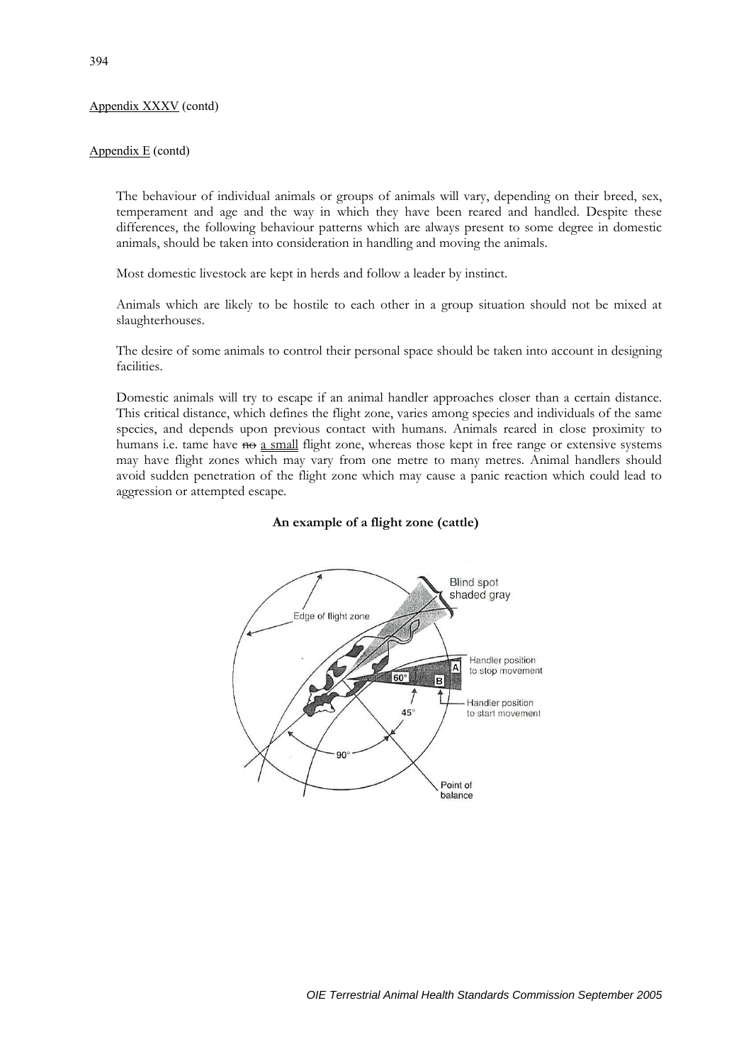Appendix XXXV (contd)

Appendix E (contd)

The behaviour of individual animals or groups of animals will vary, depending on their breed, sex, temperament and age and the way in which they have been reared and handled. Despite these differences, the following behaviour patterns which are always present to some degree in domestic animals, should be taken into consideration in handling and moving the animals.

Most domestic livestock are kept in herds and follow a leader by instinct.

Animals which are likely to be hostile to each other in a group situation should not be mixed at slaughterhouses.

The desire of some animals to control their personal space should be taken into account in designing facilities.

Domestic animals will try to escape if an animal handler approaches closer than a certain distance. This critical distance, which defines the flight zone, varies among species and individuals of the same species, and depends upon previous contact with humans. Animals reared in close proximity to humans i.e. tame have ~~no~~ a small flight zone, whereas those kept in free range or extensive systems may have flight zones which may vary from one metre to many metres. Animal handlers should avoid sudden penetration of the flight zone which may cause a panic reaction which could lead to aggression or attempted escape.

**An example of a flight zone (cattle)**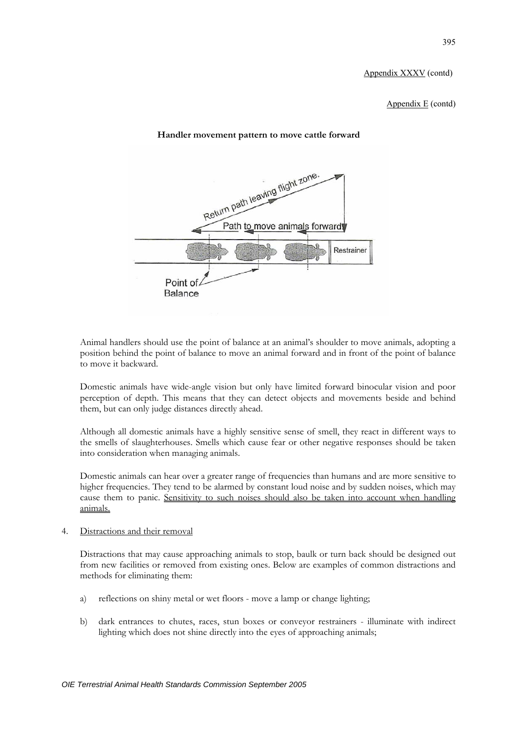Appendix XXXV (contd)

Appendix E (contd)

**Handler movement pattern to move cattle forward**

Return path leaving flight zone.

Path to move animals forward

Restrainer

Point of Balance

Animal handlers should use the point of balance at an animal's shoulder to move animals, adopting a position behind the point of balance to move an animal forward and in front of the point of balance to move it backward.

Domestic animals have wide-angle vision but only have limited forward binocular vision and poor perception of depth. This means that they can detect objects and movements beside and behind them, but can only judge distances directly ahead.

Although all domestic animals have a highly sensitive sense of smell, they react in different ways to the smells of slaughterhouses. Smells which cause fear or other negative responses should be taken into consideration when managing animals.

Domestic animals can hear over a greater range of frequencies than humans and are more sensitive to higher frequencies. They tend to be alarmed by constant loud noise and by sudden noises, which may cause them to panic. Sensitivity to such noises should also be taken into account when handling animals.

4. Distractions and their removal

Distractions that may cause approaching animals to stop, baulk or turn back should be designed out from new facilities or removed from existing ones. Below are examples of common distractions and methods for eliminating them:

a) reflections on shiny metal or wet floors - move a lamp or change lighting;

b) dark entrances to chutes, races, stun boxes or conveyor restrainers - illuminate with indirect lighting which does not shine directly into the eyes of approaching animals;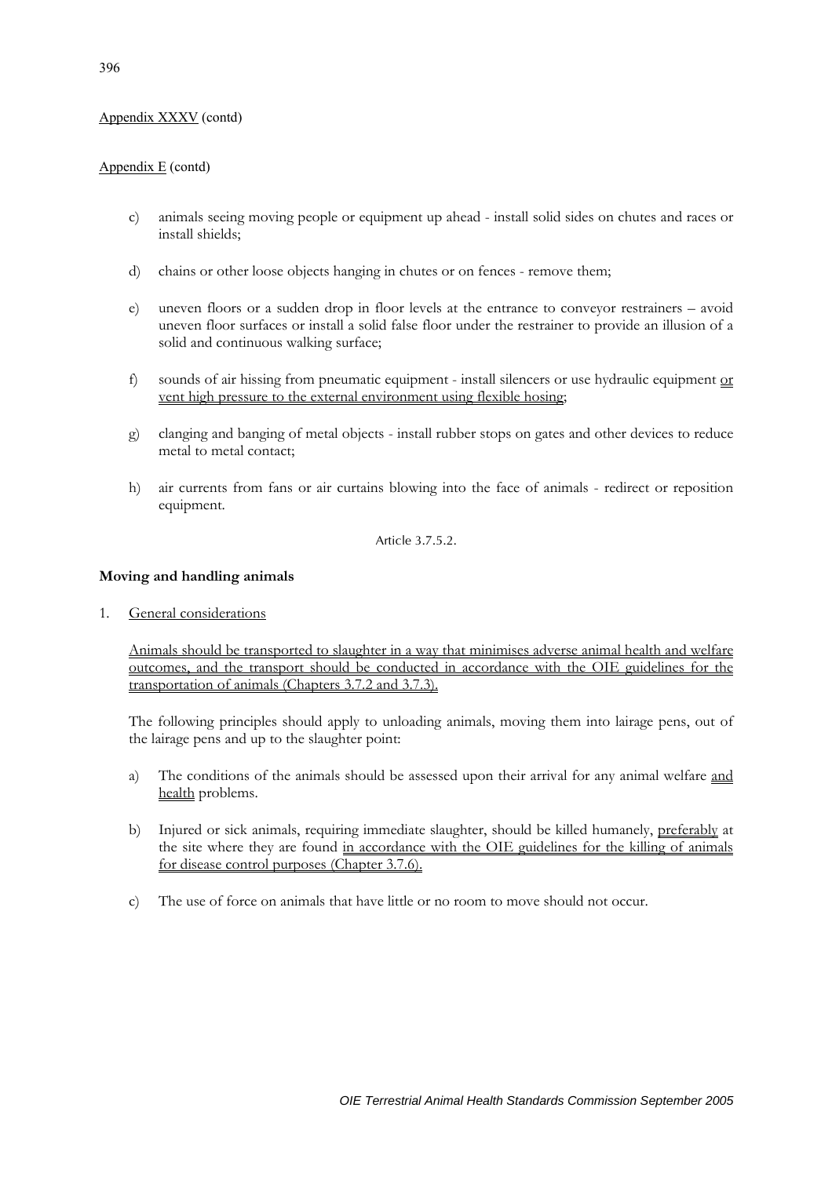Appendix XXXV (contd)

Appendix E (contd)

c) animals seeing moving people or equipment up ahead - install solid sides on chutes and races or install shields;

d) chains or other loose objects hanging in chutes or on fences - remove them;

e) uneven floors or a sudden drop in floor levels at the entrance to conveyor restrainers – avoid uneven floor surfaces or install a solid false floor under the restrainer to provide an illusion of a solid and continuous walking surface;

f) sounds of air hissing from pneumatic equipment - install silencers or use hydraulic equipment or vent high pressure to the external environment using flexible hosing;

g) clanging and banging of metal objects - install rubber stops on gates and other devices to reduce metal to metal contact;

h) air currents from fans or air curtains blowing into the face of animals - redirect or reposition equipment.

Article 3.7.5.2.

**Moving and handling animals**

1. General considerations

Animals should be transported to slaughter in a way that minimises adverse animal health and welfare outcomes, and the transport should be conducted in accordance with the OIE guidelines for the transportation of animals (Chapters 3.7.2 and 3.7.3).

The following principles should apply to unloading animals, moving them into lairage pens, out of the lairage pens and up to the slaughter point:

a) The conditions of the animals should be assessed upon their arrival for any animal welfare and health problems.

b) Injured or sick animals, requiring immediate slaughter, should be killed humanely, preferably at the site where they are found in accordance with the OIE guidelines for the killing of animals for disease control purposes (Chapter 3.7.6).

c) The use of force on animals that have little or no room to move should not occur.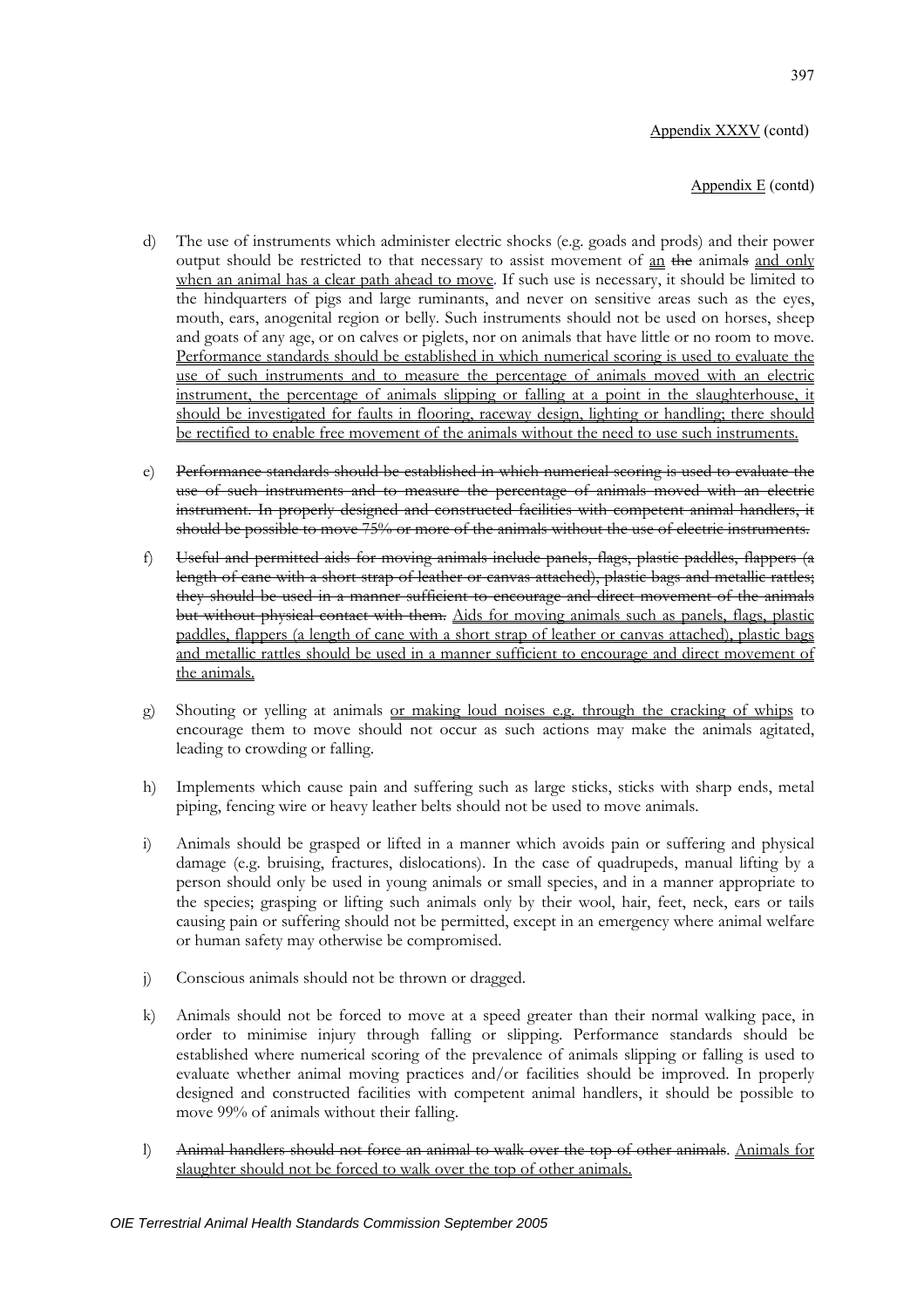d) The use of instruments which administer electric shocks (e.g. goads and prods) and their power output should be restricted to that necessary to assist movement of <u>an</u> ~~the~~ animal~~s~~ <u>and only when an animal has a clear path ahead to move</u>. If such use is necessary, it should be limited to the hindquarters of pigs and large ruminants, and never on sensitive areas such as the eyes, mouth, ears, anogenital region or belly. Such instruments should not be used on horses, sheep and goats of any age, or on calves or piglets, nor on animals that have little or no room to move. <u>Performance standards should be established in which numerical scoring is used to evaluate the use of such instruments and to measure the percentage of animals moved with an electric instrument, the percentage of animals slipping or falling at a point in the slaughterhouse, it should be investigated for faults in flooring, raceway design, lighting or handling; there should be rectified to enable free movement of the animals without the need to use such instruments.</u>

e) ~~Performance standards should be established in which numerical scoring is used to evaluate the use of such instruments and to measure the percentage of animals moved with an electric instrument. In properly designed and constructed facilities with competent animal handlers, it should be possible to move 75% or more of the animals without the use of electric instruments.~~

f) ~~Useful and permitted aids for moving animals include panels, flags, plastic paddles, flappers (a length of cane with a short strap of leather or canvas attached), plastic bags and metallic rattles; they should be used in a manner sufficient to encourage and direct movement of the animals but without physical contact with them.~~ <u>Aids for moving animals such as panels, flags, plastic paddles, flappers (a length of cane with a short strap of leather or canvas attached), plastic bags and metallic rattles should be used in a manner sufficient to encourage and direct movement of the animals.</u>

g) Shouting or yelling at animals <u>or making loud noises e.g. through the cracking of whips</u> to encourage them to move should not occur as such actions may make the animals agitated, leading to crowding or falling.

h) Implements which cause pain and suffering such as large sticks, sticks with sharp ends, metal piping, fencing wire or heavy leather belts should not be used to move animals.

i) Animals should be grasped or lifted in a manner which avoids pain or suffering and physical damage (e.g. bruising, fractures, dislocations). In the case of quadrupeds, manual lifting by a person should only be used in young animals or small species, and in a manner appropriate to the species; grasping or lifting such animals only by their wool, hair, feet, neck, ears or tails causing pain or suffering should not be permitted, except in an emergency where animal welfare or human safety may otherwise be compromised.

j) Conscious animals should not be thrown or dragged.

k) Animals should not be forced to move at a speed greater than their normal walking pace, in order to minimise injury through falling or slipping. Performance standards should be established where numerical scoring of the prevalence of animals slipping or falling is used to evaluate whether animal moving practices and/or facilities should be improved. In properly designed and constructed facilities with competent animal handlers, it should be possible to move 99% of animals without their falling.

l) ~~Animal handlers should not force an animal to walk over the top of other animals~~. <u>Animals for slaughter should not be forced to walk over the top of other animals.</u>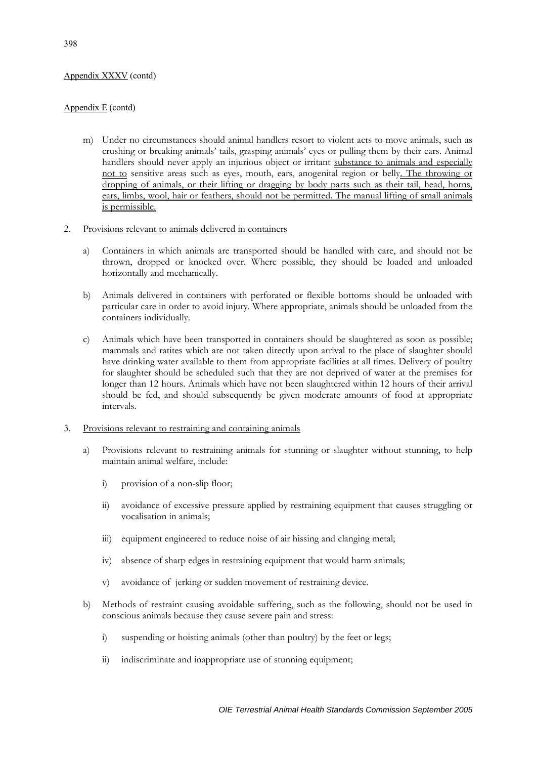Appendix XXXV (contd)

Appendix E (contd)

m) Under no circumstances should animal handlers resort to violent acts to move animals, such as crushing or breaking animals' tails, grasping animals' eyes or pulling them by their ears. Animal handlers should never apply an injurious object or irritant substance to animals and especially not to sensitive areas such as eyes, mouth, ears, anogenital region or belly. The throwing or dropping of animals, or their lifting or dragging by body parts such as their tail, head, horns, ears, limbs, wool, hair or feathers, should not be permitted. The manual lifting of small animals is permissible.

2. Provisions relevant to animals delivered in containers

a) Containers in which animals are transported should be handled with care, and should not be thrown, dropped or knocked over. Where possible, they should be loaded and unloaded horizontally and mechanically.

b) Animals delivered in containers with perforated or flexible bottoms should be unloaded with particular care in order to avoid injury. Where appropriate, animals should be unloaded from the containers individually.

c) Animals which have been transported in containers should be slaughtered as soon as possible; mammals and ratites which are not taken directly upon arrival to the place of slaughter should have drinking water available to them from appropriate facilities at all times. Delivery of poultry for slaughter should be scheduled such that they are not deprived of water at the premises for longer than 12 hours. Animals which have not been slaughtered within 12 hours of their arrival should be fed, and should subsequently be given moderate amounts of food at appropriate intervals.

3. Provisions relevant to restraining and containing animals

a) Provisions relevant to restraining animals for stunning or slaughter without stunning, to help maintain animal welfare, include:

   i) provision of a non-slip floor;

   ii) avoidance of excessive pressure applied by restraining equipment that causes struggling or vocalisation in animals;

   iii) equipment engineered to reduce noise of air hissing and clanging metal;

   iv) absence of sharp edges in restraining equipment that would harm animals;

   v) avoidance of jerking or sudden movement of restraining device.

b) Methods of restraint causing avoidable suffering, such as the following, should not be used in conscious animals because they cause severe pain and stress:

   i) suspending or hoisting animals (other than poultry) by the feet or legs;

   ii) indiscriminate and inappropriate use of stunning equipment;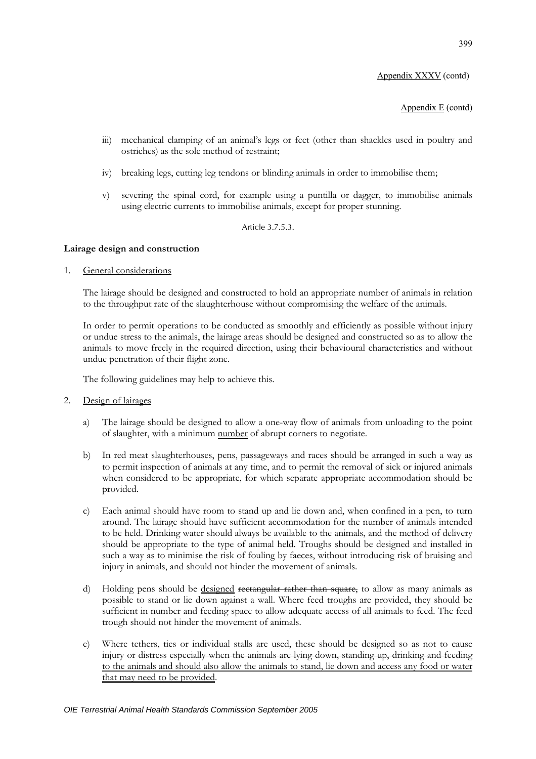Appendix XXXV (contd)

Appendix E (contd)

iii) mechanical clamping of an animal's legs or feet (other than shackles used in poultry and ostriches) as the sole method of restraint;

iv) breaking legs, cutting leg tendons or blinding animals in order to immobilise them;

v) severing the spinal cord, for example using a puntilla or dagger, to immobilise animals using electric currents to immobilise animals, except for proper stunning.

Article 3.7.5.3.

**Lairage design and construction**

1. General considerations

   The lairage should be designed and constructed to hold an appropriate number of animals in relation to the throughput rate of the slaughterhouse without compromising the welfare of the animals.

   In order to permit operations to be conducted as smoothly and efficiently as possible without injury or undue stress to the animals, the lairage areas should be designed and constructed so as to allow the animals to move freely in the required direction, using their behavioural characteristics and without undue penetration of their flight zone.

   The following guidelines may help to achieve this.

2. Design of lairages

   a) The lairage should be designed to allow a one-way flow of animals from unloading to the point of slaughter, with a minimum number of abrupt corners to negotiate.

   b) In red meat slaughterhouses, pens, passageways and races should be arranged in such a way as to permit inspection of animals at any time, and to permit the removal of sick or injured animals when considered to be appropriate, for which separate appropriate accommodation should be provided.

   c) Each animal should have room to stand up and lie down and, when confined in a pen, to turn around. The lairage should have sufficient accommodation for the number of animals intended to be held. Drinking water should always be available to the animals, and the method of delivery should be appropriate to the type of animal held. Troughs should be designed and installed in such a way as to minimise the risk of fouling by faeces, without introducing risk of bruising and injury in animals, and should not hinder the movement of animals.

   d) Holding pens should be designed ~~rectangular rather than square,~~ to allow as many animals as possible to stand or lie down against a wall. Where feed troughs are provided, they should be sufficient in number and feeding space to allow adequate access of all animals to feed. The feed trough should not hinder the movement of animals.

   e) Where tethers, ties or individual stalls are used, these should be designed so as not to cause injury or distress ~~especially when the animals are lying down, standing up, drinking and feeding~~ to the animals and should also allow the animals to stand, lie down and access any food or water that may need to be provided.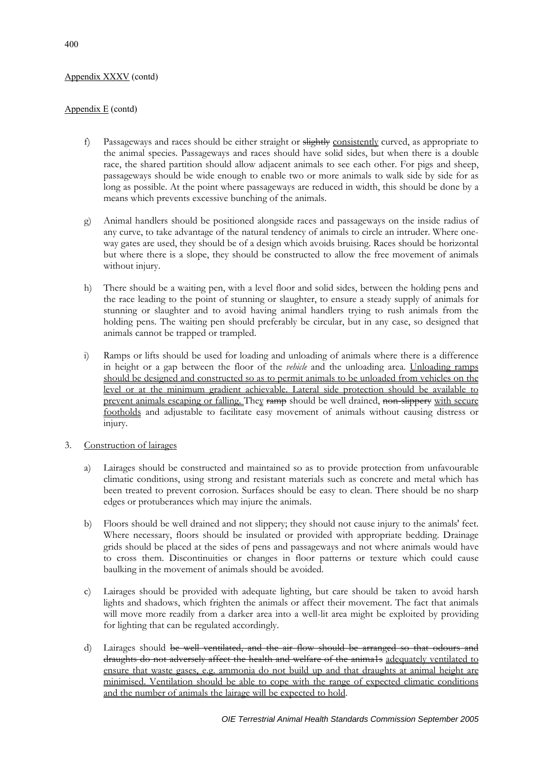Appendix XXXV (contd)

Appendix E (contd)

f) Passageways and races should be either straight or ~~slightly~~ consistently curved, as appropriate to the animal species. Passageways and races should have solid sides, but when there is a double race, the shared partition should allow adjacent animals to see each other. For pigs and sheep, passageways should be wide enough to enable two or more animals to walk side by side for as long as possible. At the point where passageways are reduced in width, this should be done by a means which prevents excessive bunching of the animals.

g) Animal handlers should be positioned alongside races and passageways on the inside radius of any curve, to take advantage of the natural tendency of animals to circle an intruder. Where one-way gates are used, they should be of a design which avoids bruising. Races should be horizontal but where there is a slope, they should be constructed to allow the free movement of animals without injury.

h) There should be a waiting pen, with a level floor and solid sides, between the holding pens and the race leading to the point of stunning or slaughter, to ensure a steady supply of animals for stunning or slaughter and to avoid having animal handlers trying to rush animals from the holding pens. The waiting pen should preferably be circular, but in any case, so designed that animals cannot be trapped or trampled.

i) Ramps or lifts should be used for loading and unloading of animals where there is a difference in height or a gap between the floor of the *vehicle* and the unloading area. Unloading ramps should be designed and constructed so as to permit animals to be unloaded from vehicles on the level or at the minimum gradient achievable. Lateral side protection should be available to prevent animals escaping or falling. They ~~ramp~~ should be well drained, ~~non-slippery~~ with secure footholds and adjustable to facilitate easy movement of animals without causing distress or injury.

3. Construction of lairages

a) Lairages should be constructed and maintained so as to provide protection from unfavourable climatic conditions, using strong and resistant materials such as concrete and metal which has been treated to prevent corrosion. Surfaces should be easy to clean. There should be no sharp edges or protuberances which may injure the animals.

b) Floors should be well drained and not slippery; they should not cause injury to the animals' feet. Where necessary, floors should be insulated or provided with appropriate bedding. Drainage grids should be placed at the sides of pens and passageways and not where animals would have to cross them. Discontinuities or changes in floor patterns or texture which could cause baulking in the movement of animals should be avoided.

c) Lairages should be provided with adequate lighting, but care should be taken to avoid harsh lights and shadows, which frighten the animals or affect their movement. The fact that animals will move more readily from a darker area into a well-lit area might be exploited by providing for lighting that can be regulated accordingly.

d) Lairages should ~~be well ventilated, and the air flow should be arranged so that odours and draughts do not adversely affect the health and welfare of the anima1s~~ adequately ventilated to ensure that waste gases, e.g. ammonia do not build up and that draughts at animal height are minimised. Ventilation should be able to cope with the range of expected climatic conditions and the number of animals the lairage will be expected to hold.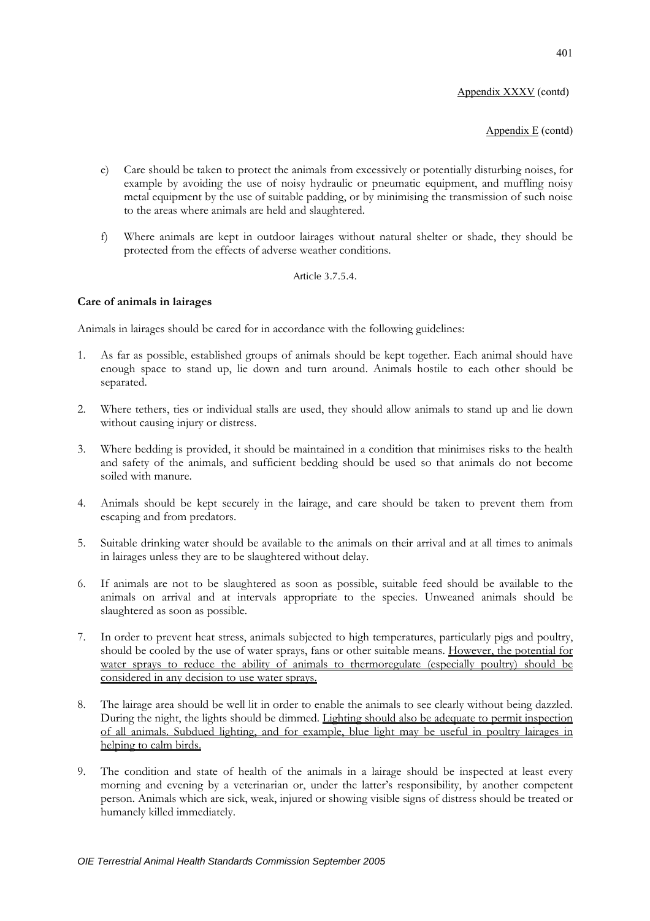Appendix XXXV (contd)

Appendix E (contd)

e) Care should be taken to protect the animals from excessively or potentially disturbing noises, for example by avoiding the use of noisy hydraulic or pneumatic equipment, and muffling noisy metal equipment by the use of suitable padding, or by minimising the transmission of such noise to the areas where animals are held and slaughtered.

f) Where animals are kept in outdoor lairages without natural shelter or shade, they should be protected from the effects of adverse weather conditions.

Article 3.7.5.4.

**Care of animals in lairages**

Animals in lairages should be cared for in accordance with the following guidelines:

1. As far as possible, established groups of animals should be kept together. Each animal should have enough space to stand up, lie down and turn around. Animals hostile to each other should be separated.

2. Where tethers, ties or individual stalls are used, they should allow animals to stand up and lie down without causing injury or distress.

3. Where bedding is provided, it should be maintained in a condition that minimises risks to the health and safety of the animals, and sufficient bedding should be used so that animals do not become soiled with manure.

4. Animals should be kept securely in the lairage, and care should be taken to prevent them from escaping and from predators.

5. Suitable drinking water should be available to the animals on their arrival and at all times to animals in lairages unless they are to be slaughtered without delay.

6. If animals are not to be slaughtered as soon as possible, suitable feed should be available to the animals on arrival and at intervals appropriate to the species. Unweaned animals should be slaughtered as soon as possible.

7. In order to prevent heat stress, animals subjected to high temperatures, particularly pigs and poultry, should be cooled by the use of water sprays, fans or other suitable means. However, the potential for water sprays to reduce the ability of animals to thermoregulate (especially poultry) should be considered in any decision to use water sprays.

8. The lairage area should be well lit in order to enable the animals to see clearly without being dazzled. During the night, the lights should be dimmed. Lighting should also be adequate to permit inspection of all animals. Subdued lighting, and for example, blue light may be useful in poultry lairages in helping to calm birds.

9. The condition and state of health of the animals in a lairage should be inspected at least every morning and evening by a veterinarian or, under the latter's responsibility, by another competent person. Animals which are sick, weak, injured or showing visible signs of distress should be treated or humanely killed immediately.

*OIE Terrestrial Animal Health Standards Commission September 2005*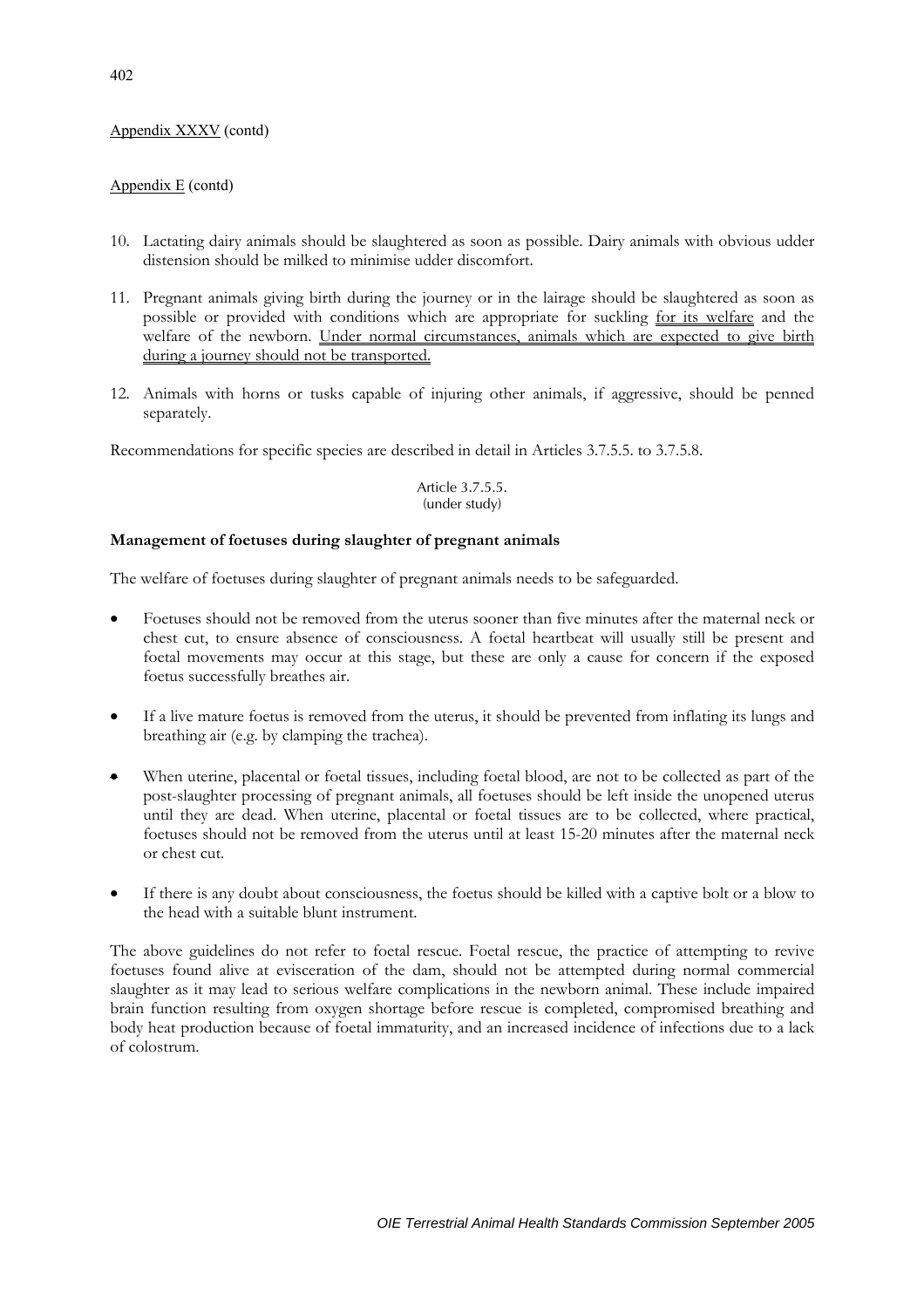Appendix XXXV (contd)

Appendix E (contd)

10. Lactating dairy animals should be slaughtered as soon as possible. Dairy animals with obvious udder distension should be milked to minimise udder discomfort.

11. Pregnant animals giving birth during the journey or in the lairage should be slaughtered as soon as possible or provided with conditions which are appropriate for suckling for its welfare and the welfare of the newborn. Under normal circumstances, animals which are expected to give birth during a journey should not be transported.

12. Animals with horns or tusks capable of injuring other animals, if aggressive, should be penned separately.

Recommendations for specific species are described in detail in Articles 3.7.5.5. to 3.7.5.8.

Article 3.7.5.5.
(under study)

**Management of foetuses during slaughter of pregnant animals**

The welfare of foetuses during slaughter of pregnant animals needs to be safeguarded.

- Foetuses should not be removed from the uterus sooner than five minutes after the maternal neck or chest cut, to ensure absence of consciousness. A foetal heartbeat will usually still be present and foetal movements may occur at this stage, but these are only a cause for concern if the exposed foetus successfully breathes air.

- If a live mature foetus is removed from the uterus, it should be prevented from inflating its lungs and breathing air (e.g. by clamping the trachea).

- When uterine, placental or foetal tissues, including foetal blood, are not to be collected as part of the post-slaughter processing of pregnant animals, all foetuses should be left inside the unopened uterus until they are dead. When uterine, placental or foetal tissues are to be collected, where practical, foetuses should not be removed from the uterus until at least 15-20 minutes after the maternal neck or chest cut.

- If there is any doubt about consciousness, the foetus should be killed with a captive bolt or a blow to the head with a suitable blunt instrument.

The above guidelines do not refer to foetal rescue. Foetal rescue, the practice of attempting to revive foetuses found alive at evisceration of the dam, should not be attempted during normal commercial slaughter as it may lead to serious welfare complications in the newborn animal. These include impaired brain function resulting from oxygen shortage before rescue is completed, compromised breathing and body heat production because of foetal immaturity, and an increased incidence of infections due to a lack of colostrum.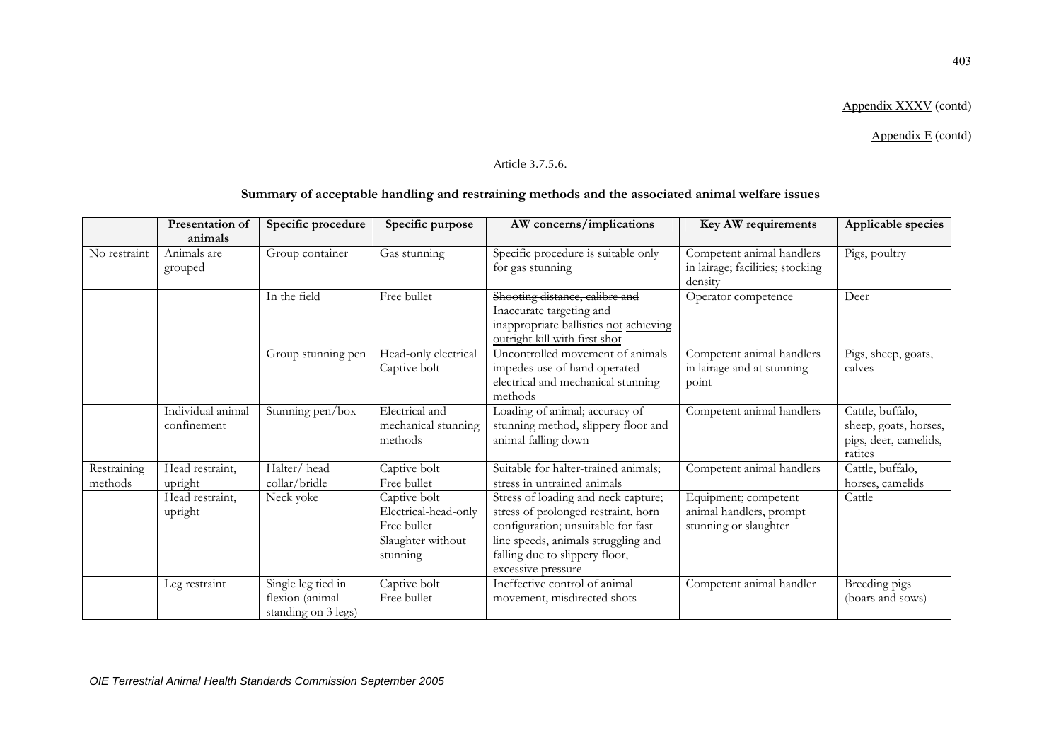Appendix XXXV (contd)

Appendix E (contd)

Article 3.7.5.6.

**Summary of acceptable handling and restraining methods and the associated animal welfare issues**

| | Presentation of animals | Specific procedure | Specific purpose | AW concerns/implications | Key AW requirements | Applicable species |
|---|---|---|---|---|---|---|
| No restraint | Animals are grouped | Group container | Gas stunning | Specific procedure is suitable only for gas stunning | Competent animal handlers in lairage; facilities; stocking density | Pigs, poultry |
| | | In the field | Free bullet | ~~Shooting distance, calibre and~~ Inaccurate targeting and inappropriate ballistics <u>not achieving outright kill with first shot</u> | Operator competence | Deer |
| | | Group stunning pen | Head-only electrical Captive bolt | Uncontrolled movement of animals impedes use of hand operated electrical and mechanical stunning methods | Competent animal handlers in lairage and at stunning point | Pigs, sheep, goats, calves |
| | Individual animal confinement | Stunning pen/box | Electrical and mechanical stunning methods | Loading of animal; accuracy of stunning method, slippery floor and animal falling down | Competent animal handlers | Cattle, buffalo, sheep, goats, horses, pigs, deer, camelids, ratites |
| Restraining methods | Head restraint, upright | Halter/ head collar/bridle | Captive bolt Free bullet | Suitable for halter-trained animals; stress in untrained animals | Competent animal handlers | Cattle, buffalo, horses, camelids |
| | Head restraint, upright | Neck yoke | Captive bolt Electrical-head-only Free bullet Slaughter without stunning | Stress of loading and neck capture; stress of prolonged restraint, horn configuration; unsuitable for fast line speeds, animals struggling and falling due to slippery floor, excessive pressure | Equipment; competent animal handlers, prompt stunning or slaughter | Cattle |
| | Leg restraint | Single leg tied in flexion (animal standing on 3 legs) | Captive bolt Free bullet | Ineffective control of animal movement, misdirected shots | Competent animal handler | Breeding pigs (boars and sows) |

*OIE Terrestrial Animal Health Standards Commission September 2005*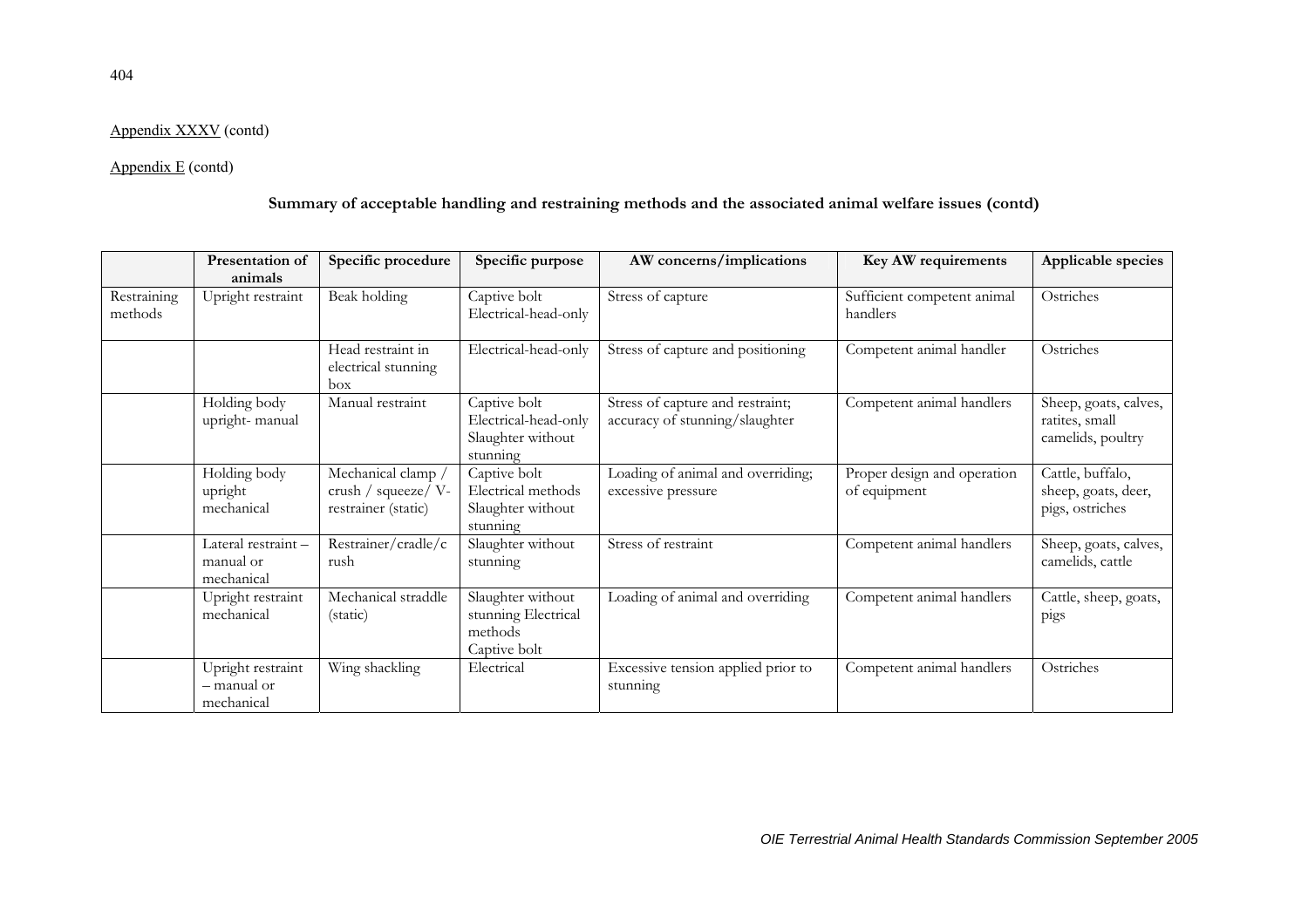Appendix XXXV (contd)

Appendix E (contd)

**Summary of acceptable handling and restraining methods and the associated animal welfare issues (contd)**

| | Presentation of animals | Specific procedure | Specific purpose | AW concerns/implications | Key AW requirements | Applicable species |
|---|---|---|---|---|---|---|
| Restraining methods | Upright restraint | Beak holding | Captive bolt Electrical-head-only | Stress of capture | Sufficient competent animal handlers | Ostriches |
| | | Head restraint in electrical stunning box | Electrical-head-only | Stress of capture and positioning | Competent animal handler | Ostriches |
| | Holding body upright- manual | Manual restraint | Captive bolt Electrical-head-only Slaughter without stunning | Stress of capture and restraint; accuracy of stunning/slaughter | Competent animal handlers | Sheep, goats, calves, ratites, small camelids, poultry |
| | Holding body upright mechanical | Mechanical clamp / crush / squeeze/ V-restrainer (static) | Captive bolt Electrical methods Slaughter without stunning | Loading of animal and overriding; excessive pressure | Proper design and operation of equipment | Cattle, buffalo, sheep, goats, deer, pigs, ostriches |
| | Lateral restraint – manual or mechanical | Restrainer/cradle/crush | Slaughter without stunning | Stress of restraint | Competent animal handlers | Sheep, goats, calves, camelids, cattle |
| | Upright restraint mechanical | Mechanical straddle (static) | Slaughter without stunning Electrical methods Captive bolt | Loading of animal and overriding | Competent animal handlers | Cattle, sheep, goats, pigs |
| | Upright restraint – manual or mechanical | Wing shackling | Electrical | Excessive tension applied prior to stunning | Competent animal handlers | Ostriches |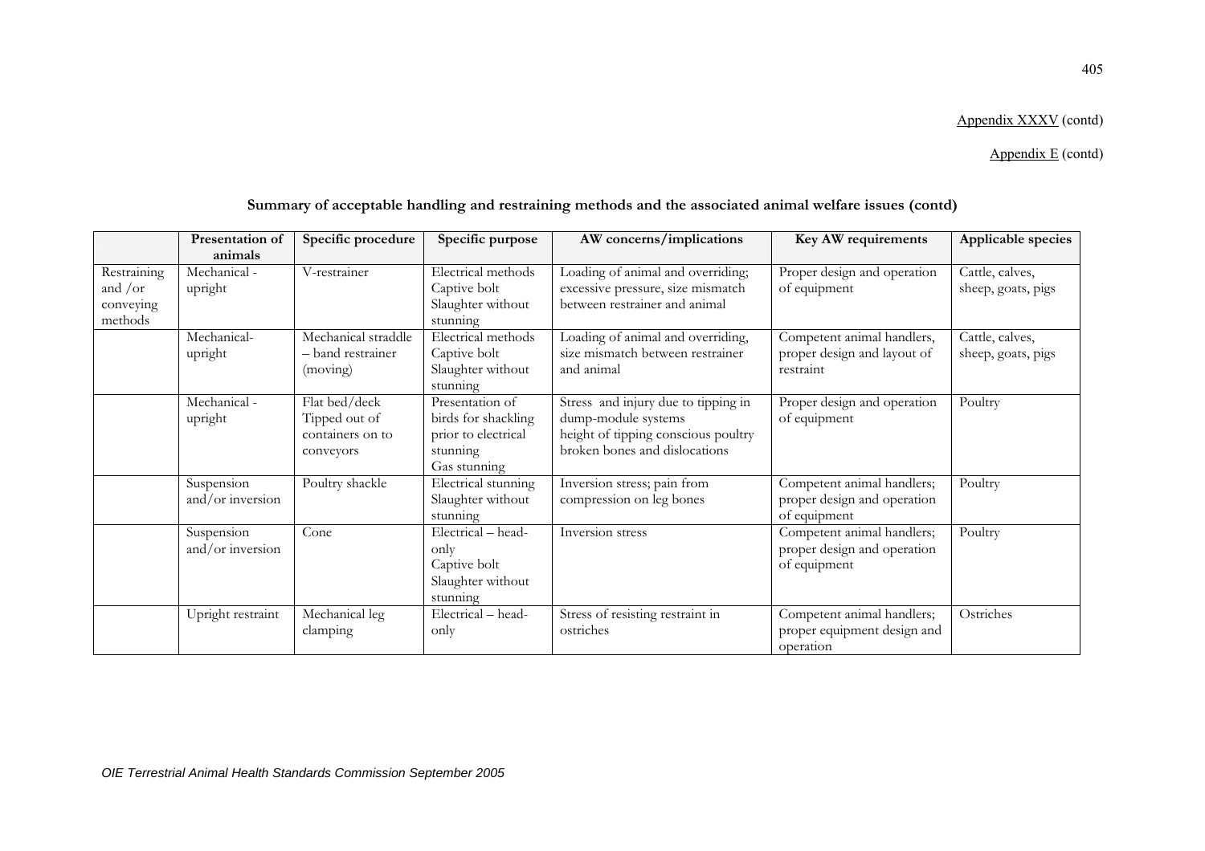Appendix XXXV (contd)

Appendix E (contd)

**Summary of acceptable handling and restraining methods and the associated animal welfare issues (contd)**

| | Presentation of animals | Specific procedure | Specific purpose | AW concerns/implications | Key AW requirements | Applicable species |
|---|---|---|---|---|---|---|
| Restraining and /or conveying methods | Mechanical - upright | V-restrainer | Electrical methods<br>Captive bolt<br>Slaughter without stunning | Loading of animal and overriding; excessive pressure, size mismatch between restrainer and animal | Proper design and operation of equipment | Cattle, calves, sheep, goats, pigs |
| | Mechanical-upright | Mechanical straddle – band restrainer (moving) | Electrical methods<br>Captive bolt<br>Slaughter without stunning | Loading of animal and overriding, size mismatch between restrainer and animal | Competent animal handlers, proper design and layout of restraint | Cattle, calves, sheep, goats, pigs |
| | Mechanical - upright | Flat bed/deck<br>Tipped out of containers on to conveyors | Presentation of birds for shackling prior to electrical stunning<br>Gas stunning | Stress and injury due to tipping in dump-module systems<br>height of tipping conscious poultry<br>broken bones and dislocations | Proper design and operation of equipment | Poultry |
| | Suspension and/or inversion | Poultry shackle | Electrical stunning<br>Slaughter without stunning | Inversion stress; pain from compression on leg bones | Competent animal handlers; proper design and operation of equipment | Poultry |
| | Suspension and/or inversion | Cone | Electrical – head-only<br>Captive bolt<br>Slaughter without stunning | Inversion stress | Competent animal handlers; proper design and operation of equipment | Poultry |
| | Upright restraint | Mechanical leg clamping | Electrical – head-only | Stress of resisting restraint in ostriches | Competent animal handlers; proper equipment design and operation | Ostriches |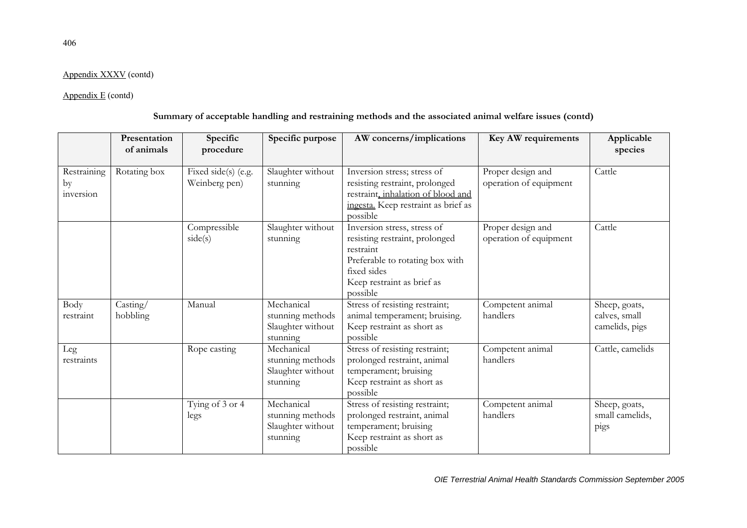Appendix XXXV (contd)

Appendix E (contd)

**Summary of acceptable handling and restraining methods and the associated animal welfare issues (contd)**

| | **Presentation of animals** | **Specific procedure** | **Specific purpose** | **AW concerns/implications** | **Key AW requirements** | **Applicable species** |
|---|---|---|---|---|---|---|
| Restraining by inversion | Rotating box | Fixed side(s) (e.g. Weinberg pen) | Slaughter without stunning | Inversion stress; stress of resisting restraint, prolonged restraint, inhalation of blood and ingesta. Keep restraint as brief as possible | Proper design and operation of equipment | Cattle |
| | | Compressible side(s) | Slaughter without stunning | Inversion stress, stress of resisting restraint, prolonged restraint<br>Preferable to rotating box with fixed sides<br>Keep restraint as brief as possible | Proper design and operation of equipment | Cattle |
| Body restraint | Casting/ hobbling | Manual | Mechanical stunning methods<br>Slaughter without stunning | Stress of resisting restraint; animal temperament; bruising. Keep restraint as short as possible | Competent animal handlers | Sheep, goats, calves, small camelids, pigs |
| Leg restraints | | Rope casting | Mechanical stunning methods<br>Slaughter without stunning | Stress of resisting restraint; prolonged restraint, animal temperament; bruising<br>Keep restraint as short as possible | Competent animal handlers | Cattle, camelids |
| | | Tying of 3 or 4 legs | Mechanical stunning methods<br>Slaughter without stunning | Stress of resisting restraint; prolonged restraint, animal temperament; bruising<br>Keep restraint as short as possible | Competent animal handlers | Sheep, goats, small camelids, pigs |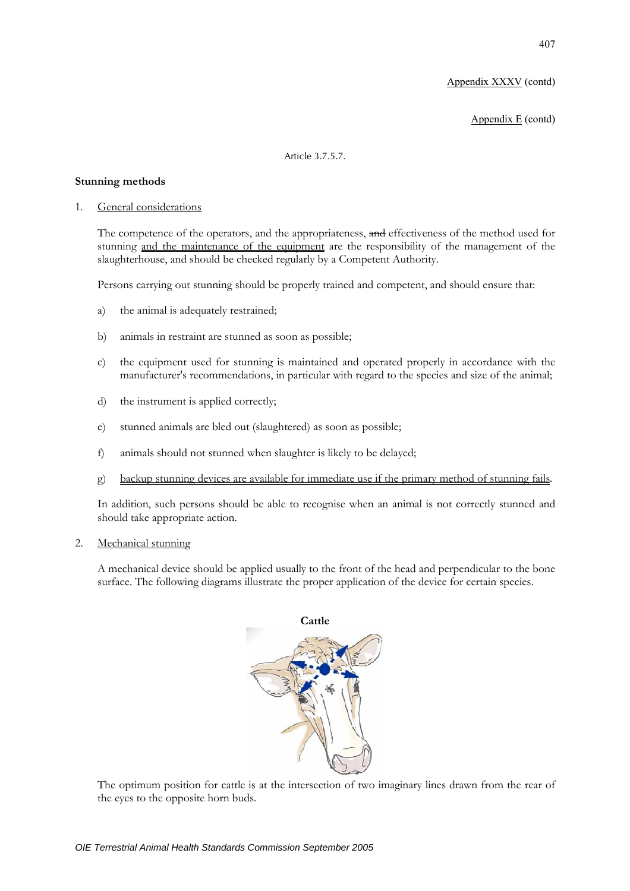Appendix XXXV (contd)

Appendix E (contd)

Article 3.7.5.7.

**Stunning methods**

1. General considerations

   The competence of the operators, and the appropriateness, ~~and~~ effectiveness of the method used for stunning and the maintenance of the equipment are the responsibility of the management of the slaughterhouse, and should be checked regularly by a Competent Authority.

   Persons carrying out stunning should be properly trained and competent, and should ensure that:

   a) the animal is adequately restrained;

   b) animals in restraint are stunned as soon as possible;

   c) the equipment used for stunning is maintained and operated properly in accordance with the manufacturer's recommendations, in particular with regard to the species and size of the animal;

   d) the instrument is applied correctly;

   e) stunned animals are bled out (slaughtered) as soon as possible;

   f) animals should not stunned when slaughter is likely to be delayed;

   g) backup stunning devices are available for immediate use if the primary method of stunning fails.

   In addition, such persons should be able to recognise when an animal is not correctly stunned and should take appropriate action.

2. Mechanical stunning

   A mechanical device should be applied usually to the front of the head and perpendicular to the bone surface. The following diagrams illustrate the proper application of the device for certain species.

   **Cattle**

   The optimum position for cattle is at the intersection of two imaginary lines drawn from the rear of the eyes to the opposite horn buds.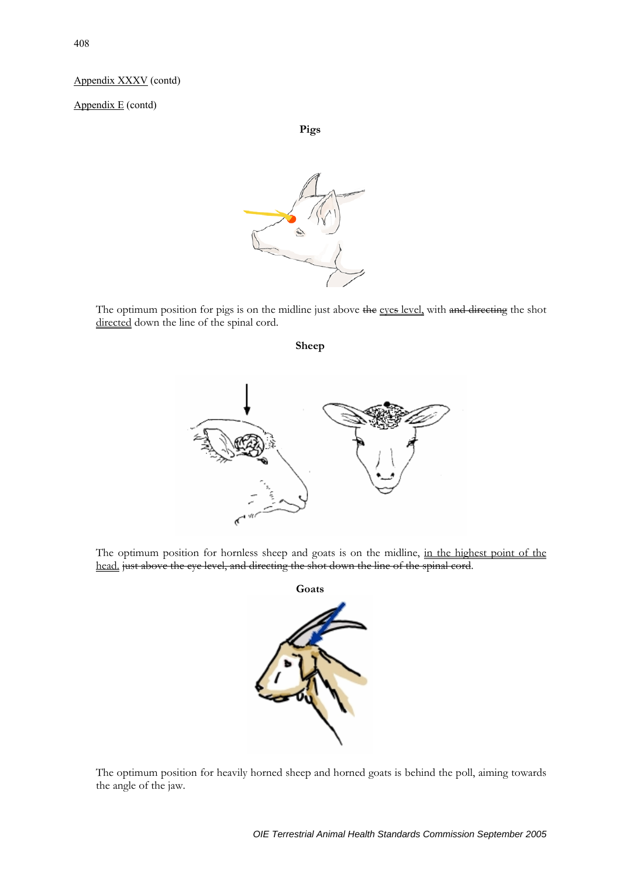Appendix XXXV (contd)

Appendix E (contd)

**Pigs**

The optimum position for pigs is on the midline just above ~~the~~ eyes level, with ~~and directing~~ the shot directed down the line of the spinal cord.

**Sheep**

The optimum position for hornless sheep and goats is on the midline, in the highest point of the head. ~~just above the eye level, and directing the shot down the line of the spinal cord~~.

**Goats**

The optimum position for heavily horned sheep and horned goats is behind the poll, aiming towards the angle of the jaw.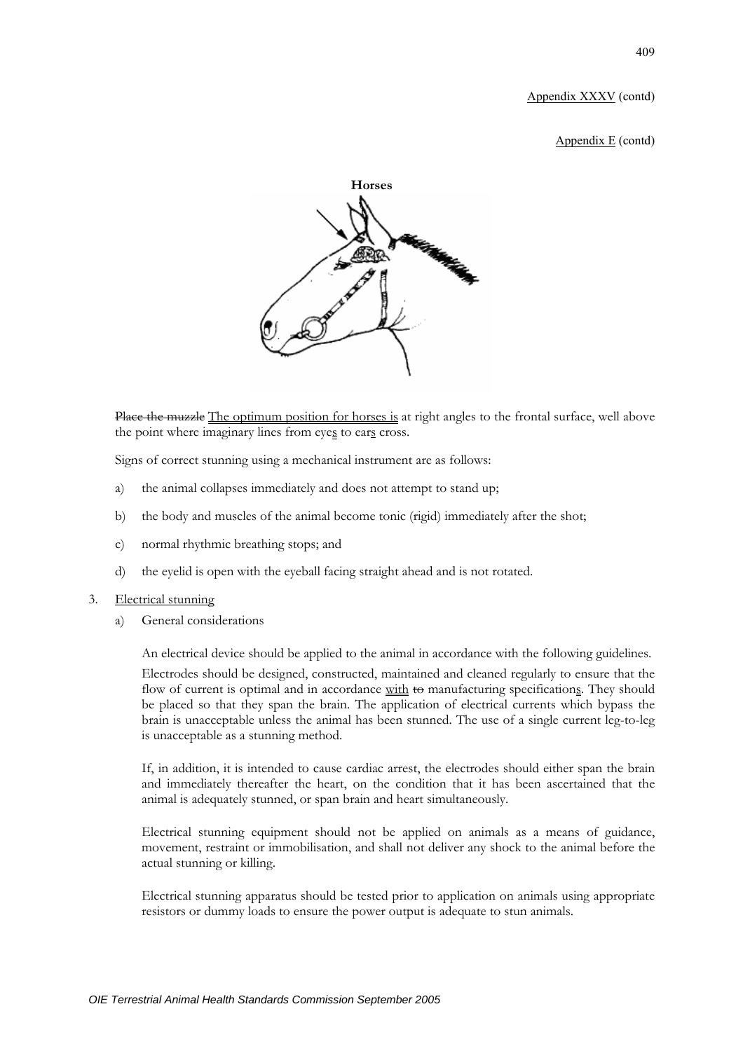Appendix XXXV (contd)

Appendix E (contd)

**Horses**

~~Place the muzzle~~ The optimum position for horses is at right angles to the frontal surface, well above the point where imaginary lines from eyes to ears cross.

Signs of correct stunning using a mechanical instrument are as follows:

a) the animal collapses immediately and does not attempt to stand up;

b) the body and muscles of the animal become tonic (rigid) immediately after the shot;

c) normal rhythmic breathing stops; and

d) the eyelid is open with the eyeball facing straight ahead and is not rotated.

3. Electrical stunning

a) General considerations

An electrical device should be applied to the animal in accordance with the following guidelines.

Electrodes should be designed, constructed, maintained and cleaned regularly to ensure that the flow of current is optimal and in accordance with ~~to~~ manufacturing specifications. They should be placed so that they span the brain. The application of electrical currents which bypass the brain is unacceptable unless the animal has been stunned. The use of a single current leg-to-leg is unacceptable as a stunning method.

If, in addition, it is intended to cause cardiac arrest, the electrodes should either span the brain and immediately thereafter the heart, on the condition that it has been ascertained that the animal is adequately stunned, or span brain and heart simultaneously.

Electrical stunning equipment should not be applied on animals as a means of guidance, movement, restraint or immobilisation, and shall not deliver any shock to the animal before the actual stunning or killing.

Electrical stunning apparatus should be tested prior to application on animals using appropriate resistors or dummy loads to ensure the power output is adequate to stun animals.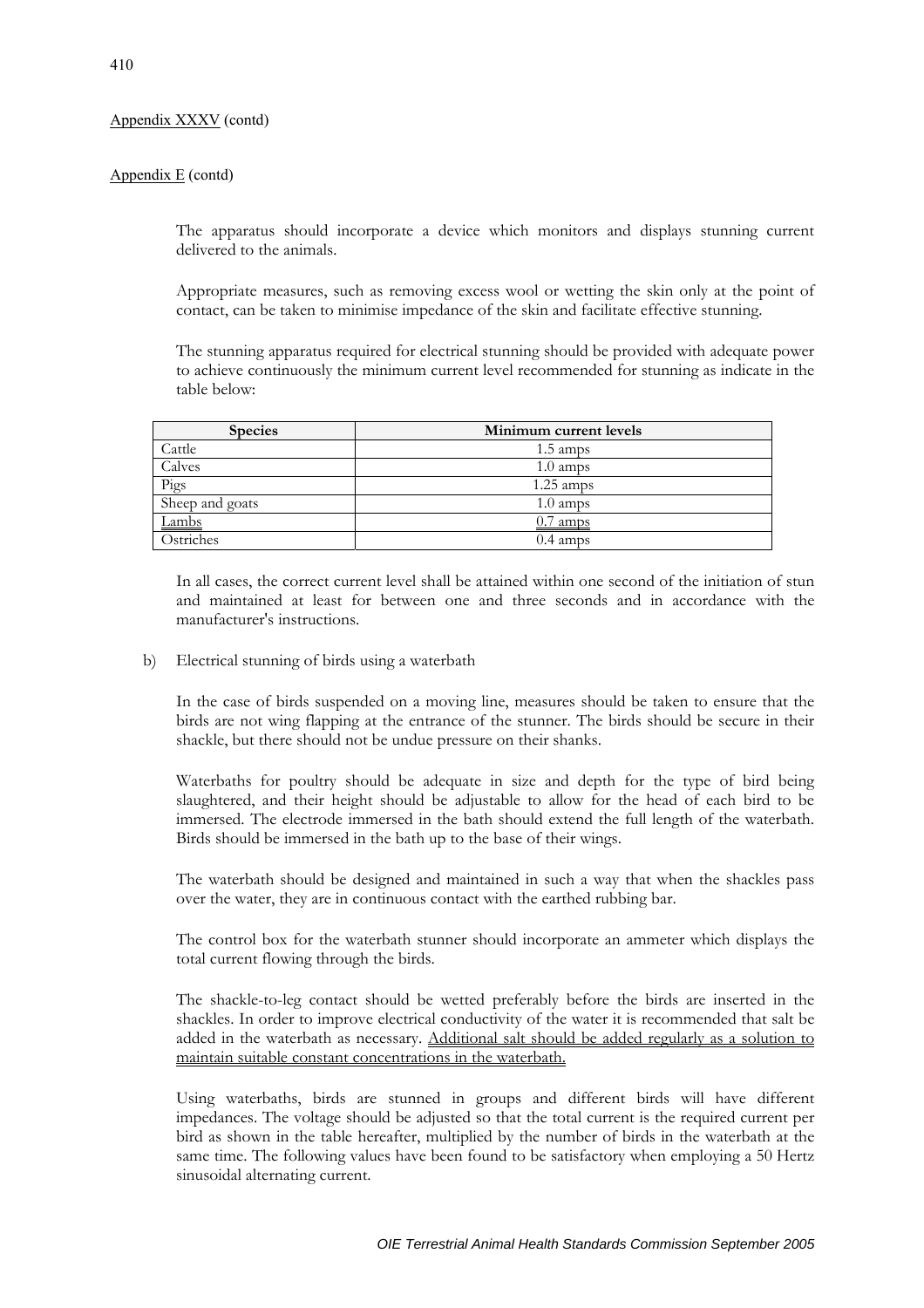Appendix XXXV (contd)

Appendix E (contd)

The apparatus should incorporate a device which monitors and displays stunning current delivered to the animals.

Appropriate measures, such as removing excess wool or wetting the skin only at the point of contact, can be taken to minimise impedance of the skin and facilitate effective stunning.

The stunning apparatus required for electrical stunning should be provided with adequate power to achieve continuously the minimum current level recommended for stunning as indicate in the table below:

| Species | Minimum current levels |
| --- | --- |
| Cattle | 1.5 amps |
| Calves | 1.0 amps |
| Pigs | 1.25 amps |
| Sheep and goats | 1.0 amps |
| Lambs | 0.7 amps |
| Ostriches | 0.4 amps |

In all cases, the correct current level shall be attained within one second of the initiation of stun and maintained at least for between one and three seconds and in accordance with the manufacturer's instructions.

b) Electrical stunning of birds using a waterbath

In the case of birds suspended on a moving line, measures should be taken to ensure that the birds are not wing flapping at the entrance of the stunner. The birds should be secure in their shackle, but there should not be undue pressure on their shanks.

Waterbaths for poultry should be adequate in size and depth for the type of bird being slaughtered, and their height should be adjustable to allow for the head of each bird to be immersed. The electrode immersed in the bath should extend the full length of the waterbath. Birds should be immersed in the bath up to the base of their wings.

The waterbath should be designed and maintained in such a way that when the shackles pass over the water, they are in continuous contact with the earthed rubbing bar.

The control box for the waterbath stunner should incorporate an ammeter which displays the total current flowing through the birds.

The shackle-to-leg contact should be wetted preferably before the birds are inserted in the shackles. In order to improve electrical conductivity of the water it is recommended that salt be added in the waterbath as necessary. Additional salt should be added regularly as a solution to maintain suitable constant concentrations in the waterbath.

Using waterbaths, birds are stunned in groups and different birds will have different impedances. The voltage should be adjusted so that the total current is the required current per bird as shown in the table hereafter, multiplied by the number of birds in the waterbath at the same time. The following values have been found to be satisfactory when employing a 50 Hertz sinusoidal alternating current.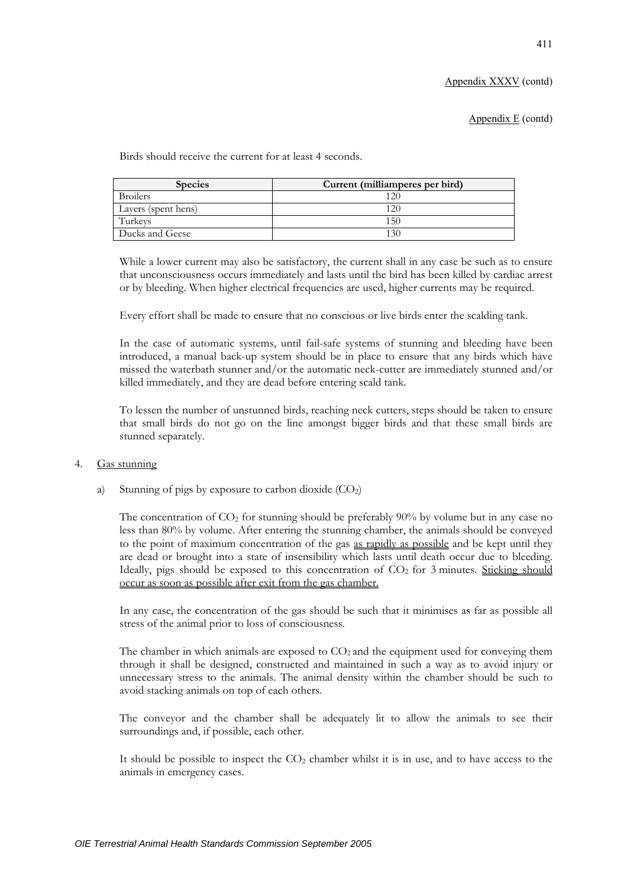Appendix XXXV (contd)

Appendix E (contd)

Birds should receive the current for at least 4 seconds.

| Species | Current (milliamperes per bird) |
|---|---|
| Broilers | 120 |
| Layers (spent hens) | 120 |
| Turkeys | 150 |
| Ducks and Geese | 130 |

While a lower current may also be satisfactory, the current shall in any case be such as to ensure that unconsciousness occurs immediately and lasts until the bird has been killed by cardiac arrest or by bleeding. When higher electrical frequencies are used, higher currents may be required.

Every effort shall be made to ensure that no conscious or live birds enter the scalding tank.

In the case of automatic systems, until fail-safe systems of stunning and bleeding have been introduced, a manual back-up system should be in place to ensure that any birds which have missed the waterbath stunner and/or the automatic neck-cutter are immediately stunned and/or killed immediately, and they are dead before entering scald tank.

To lessen the number of unstunned birds, reaching neck cutters, steps should be taken to ensure that small birds do not go on the line amongst bigger birds and that these small birds are stunned separately.

4. Gas stunning

   a) Stunning of pigs by exposure to carbon dioxide ($CO_2$)

   The concentration of $CO_2$ for stunning should be preferably 90% by volume but in any case no less than 80% by volume. After entering the stunning chamber, the animals should be conveyed to the point of maximum concentration of the gas as rapidly as possible and be kept until they are dead or brought into a state of insensibility which lasts until death occur due to bleeding. Ideally, pigs should be exposed to this concentration of $CO_2$ for 3 minutes. Sticking should occur as soon as possible after exit from the gas chamber.

   In any case, the concentration of the gas should be such that it minimises as far as possible all stress of the animal prior to loss of consciousness.

   The chamber in which animals are exposed to $CO_2$ and the equipment used for conveying them through it shall be designed, constructed and maintained in such a way as to avoid injury or unnecessary stress to the animals. The animal density within the chamber should be such to avoid stacking animals on top of each others.

   The conveyor and the chamber shall be adequately lit to allow the animals to see their surroundings and, if possible, each other.

   It should be possible to inspect the $CO_2$ chamber whilst it is in use, and to have access to the animals in emergency cases.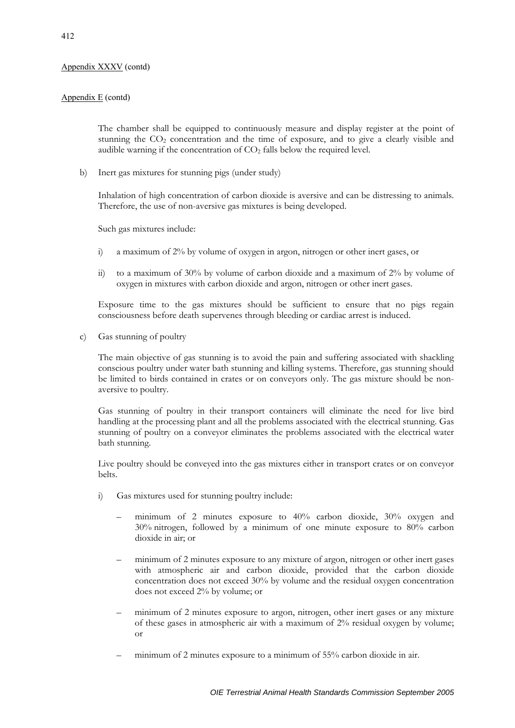Appendix XXXV (contd)

Appendix E (contd)

The chamber shall be equipped to continuously measure and display register at the point of stunning the $CO_2$ concentration and the time of exposure, and to give a clearly visible and audible warning if the concentration of $CO_2$ falls below the required level.

b) Inert gas mixtures for stunning pigs (under study)

Inhalation of high concentration of carbon dioxide is aversive and can be distressing to animals. Therefore, the use of non-aversive gas mixtures is being developed.

Such gas mixtures include:

i) a maximum of 2% by volume of oxygen in argon, nitrogen or other inert gases, or

ii) to a maximum of 30% by volume of carbon dioxide and a maximum of 2% by volume of oxygen in mixtures with carbon dioxide and argon, nitrogen or other inert gases.

Exposure time to the gas mixtures should be sufficient to ensure that no pigs regain consciousness before death supervenes through bleeding or cardiac arrest is induced.

c) Gas stunning of poultry

The main objective of gas stunning is to avoid the pain and suffering associated with shackling conscious poultry under water bath stunning and killing systems. Therefore, gas stunning should be limited to birds contained in crates or on conveyors only. The gas mixture should be non-aversive to poultry.

Gas stunning of poultry in their transport containers will eliminate the need for live bird handling at the processing plant and all the problems associated with the electrical stunning. Gas stunning of poultry on a conveyor eliminates the problems associated with the electrical water bath stunning.

Live poultry should be conveyed into the gas mixtures either in transport crates or on conveyor belts.

i) Gas mixtures used for stunning poultry include:

   – minimum of 2 minutes exposure to 40% carbon dioxide, 30% oxygen and 30% nitrogen, followed by a minimum of one minute exposure to 80% carbon dioxide in air; or

   – minimum of 2 minutes exposure to any mixture of argon, nitrogen or other inert gases with atmospheric air and carbon dioxide, provided that the carbon dioxide concentration does not exceed 30% by volume and the residual oxygen concentration does not exceed 2% by volume; or

   – minimum of 2 minutes exposure to argon, nitrogen, other inert gases or any mixture of these gases in atmospheric air with a maximum of 2% residual oxygen by volume; or

   – minimum of 2 minutes exposure to a minimum of 55% carbon dioxide in air.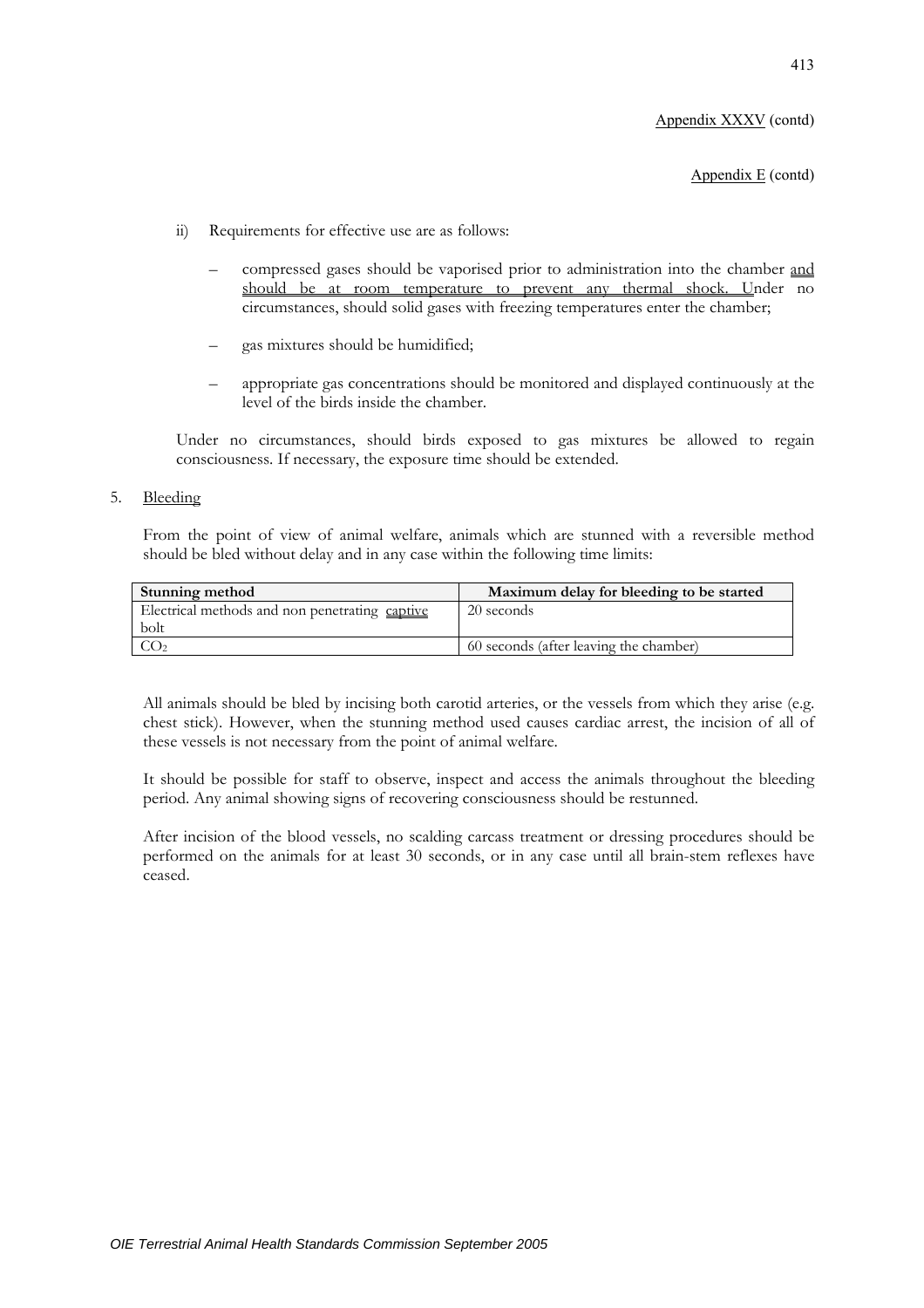Appendix XXXV (contd)

Appendix E (contd)

ii) Requirements for effective use are as follows:

- compressed gases should be vaporised prior to administration into the chamber and should be at room temperature to prevent any thermal shock. Under no circumstances, should solid gases with freezing temperatures enter the chamber;
- gas mixtures should be humidified;
- appropriate gas concentrations should be monitored and displayed continuously at the level of the birds inside the chamber.

Under no circumstances, should birds exposed to gas mixtures be allowed to regain consciousness. If necessary, the exposure time should be extended.

5. Bleeding

From the point of view of animal welfare, animals which are stunned with a reversible method should be bled without delay and in any case within the following time limits:

| **Stunning method** | **Maximum delay for bleeding to be started** |
|---|---|
| Electrical methods and non penetrating captive bolt | 20 seconds |
| $CO_2$ | 60 seconds (after leaving the chamber) |

All animals should be bled by incising both carotid arteries, or the vessels from which they arise (e.g. chest stick). However, when the stunning method used causes cardiac arrest, the incision of all of these vessels is not necessary from the point of animal welfare.

It should be possible for staff to observe, inspect and access the animals throughout the bleeding period. Any animal showing signs of recovering consciousness should be restunned.

After incision of the blood vessels, no scalding carcass treatment or dressing procedures should be performed on the animals for at least 30 seconds, or in any case until all brain-stem reflexes have ceased.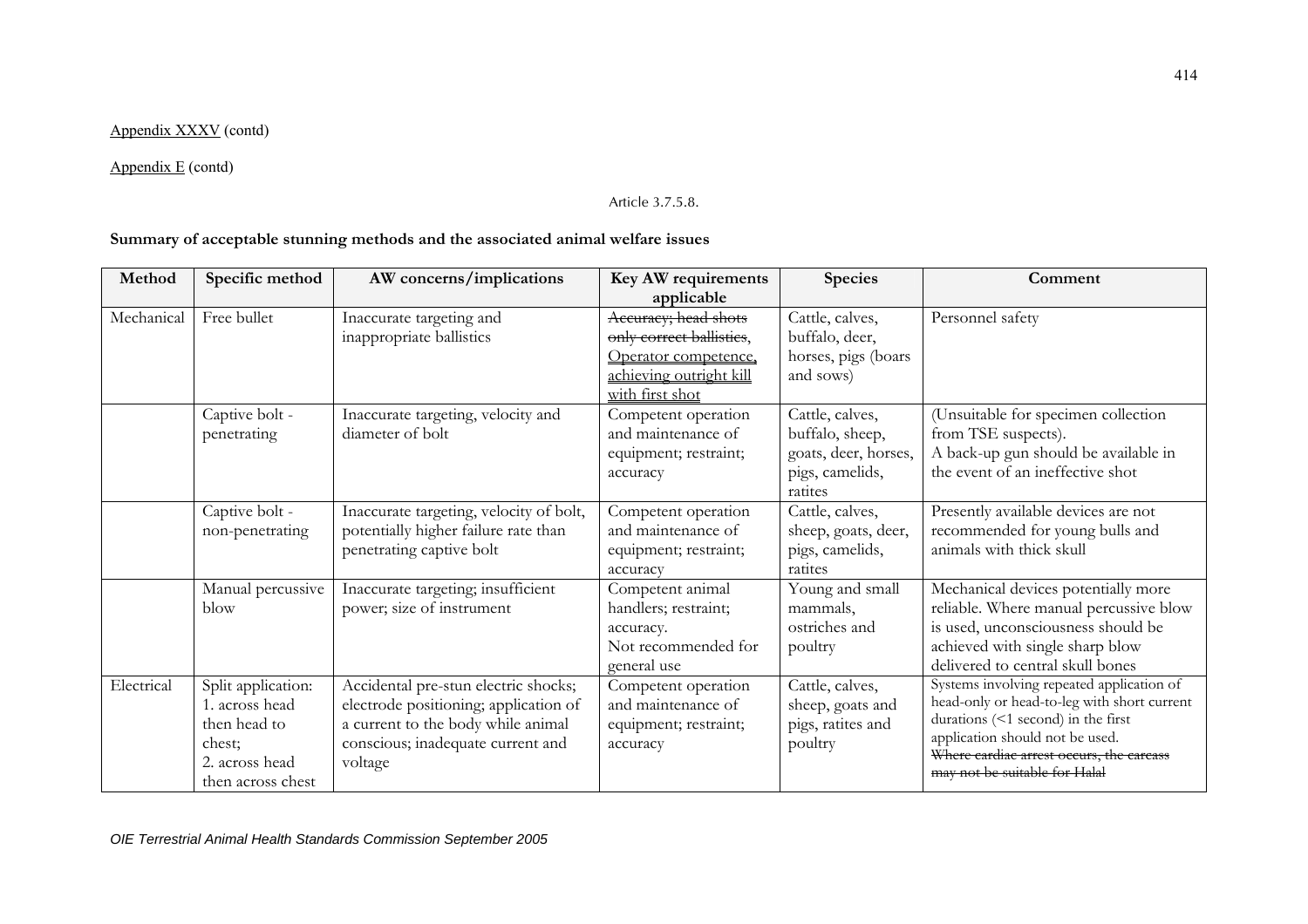Appendix XXXV (contd)

Appendix E (contd)

Article 3.7.5.8.

**Summary of acceptable stunning methods and the associated animal welfare issues**

| Method | Specific method | AW concerns/implications | Key AW requirements applicable | Species | Comment |
|---|---|---|---|---|---|
| Mechanical | Free bullet | Inaccurate targeting and inappropriate ballistics | ~~Accuracy; head shots only correct ballistics~~, Operator competence, achieving outright kill with first shot | Cattle, calves, buffalo, deer, horses, pigs (boars and sows) | Personnel safety |
| | Captive bolt - penetrating | Inaccurate targeting, velocity and diameter of bolt | Competent operation and maintenance of equipment; restraint; accuracy | Cattle, calves, buffalo, sheep, goats, deer, horses, pigs, camelids, ratites | (Unsuitable for specimen collection from TSE suspects). A back-up gun should be available in the event of an ineffective shot |
| | Captive bolt - non-penetrating | Inaccurate targeting, velocity of bolt, potentially higher failure rate than penetrating captive bolt | Competent operation and maintenance of equipment; restraint; accuracy | Cattle, calves, sheep, goats, deer, pigs, camelids, ratites | Presently available devices are not recommended for young bulls and animals with thick skull |
| | Manual percussive blow | Inaccurate targeting; insufficient power; size of instrument | Competent animal handlers; restraint; accuracy. Not recommended for general use | Young and small mammals, ostriches and poultry | Mechanical devices potentially more reliable. Where manual percussive blow is used, unconsciousness should be achieved with single sharp blow delivered to central skull bones |
| Electrical | Split application: 1. across head then head to chest; 2. across head then across chest | Accidental pre-stun electric shocks; electrode positioning; application of a current to the body while animal conscious; inadequate current and voltage | Competent operation and maintenance of equipment; restraint; accuracy | Cattle, calves, sheep, goats and pigs, ratites and poultry | Systems involving repeated application of head-only or head-to-leg with short current durations (<1 second) in the first application should not be used. ~~Where cardiac arrest occurs, the carcass may not be suitable for Halal~~ |

*OIE Terrestrial Animal Health Standards Commission September 2005*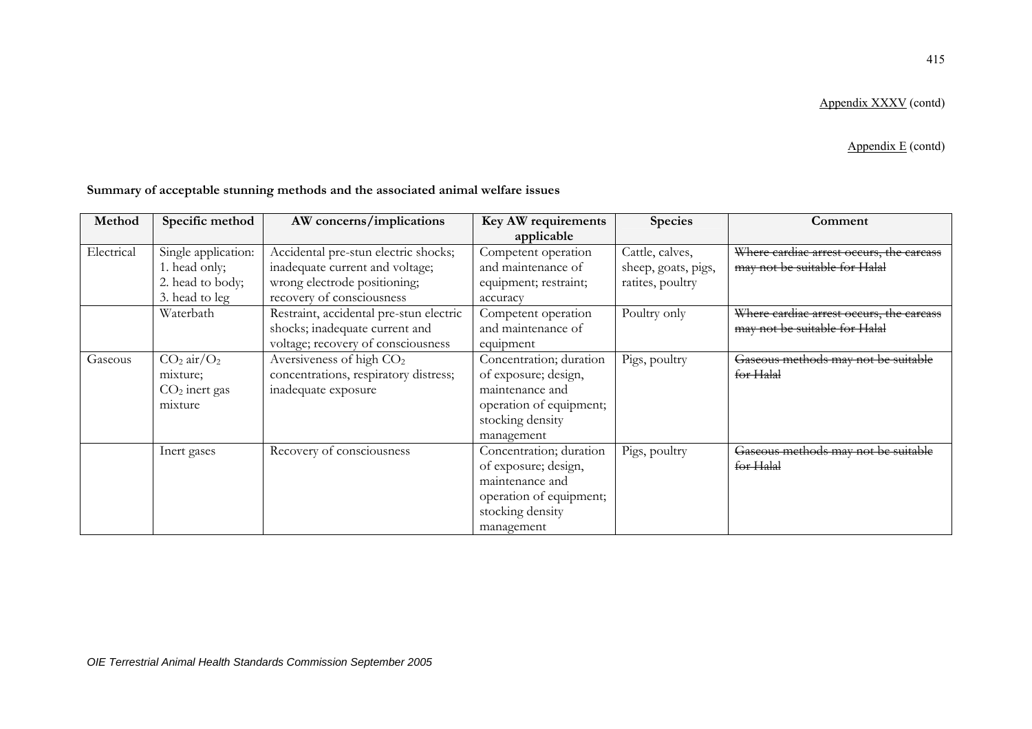Appendix XXXV (contd)

Appendix E (contd)

**Summary of acceptable stunning methods and the associated animal welfare issues**

| Method | Specific method | AW concerns/implications | Key AW requirements applicable | Species | Comment |
|---|---|---|---|---|---|
| Electrical | Single application: 1. head only; 2. head to body; 3. head to leg | Accidental pre-stun electric shocks; inadequate current and voltage; wrong electrode positioning; recovery of consciousness | Competent operation and maintenance of equipment; restraint; accuracy | Cattle, calves, sheep, goats, pigs, ratites, poultry | ~~Where cardiac arrest occurs, the carcass may not be suitable for Halal~~ |
| | Waterbath | Restraint, accidental pre-stun electric shocks; inadequate current and voltage; recovery of consciousness | Competent operation and maintenance of equipment | Poultry only | ~~Where cardiac arrest occurs, the carcass may not be suitable for Halal~~ |
| Gaseous | $CO_2$ air/$O_2$ mixture; $CO_2$ inert gas mixture | Aversiveness of high $CO_2$ concentrations, respiratory distress; inadequate exposure | Concentration; duration of exposure; design, maintenance and operation of equipment; stocking density management | Pigs, poultry | ~~Gaseous methods may not be suitable for Halal~~ |
| | Inert gases | Recovery of consciousness | Concentration; duration of exposure; design, maintenance and operation of equipment; stocking density management | Pigs, poultry | ~~Gaseous methods may not be suitable for Halal~~ |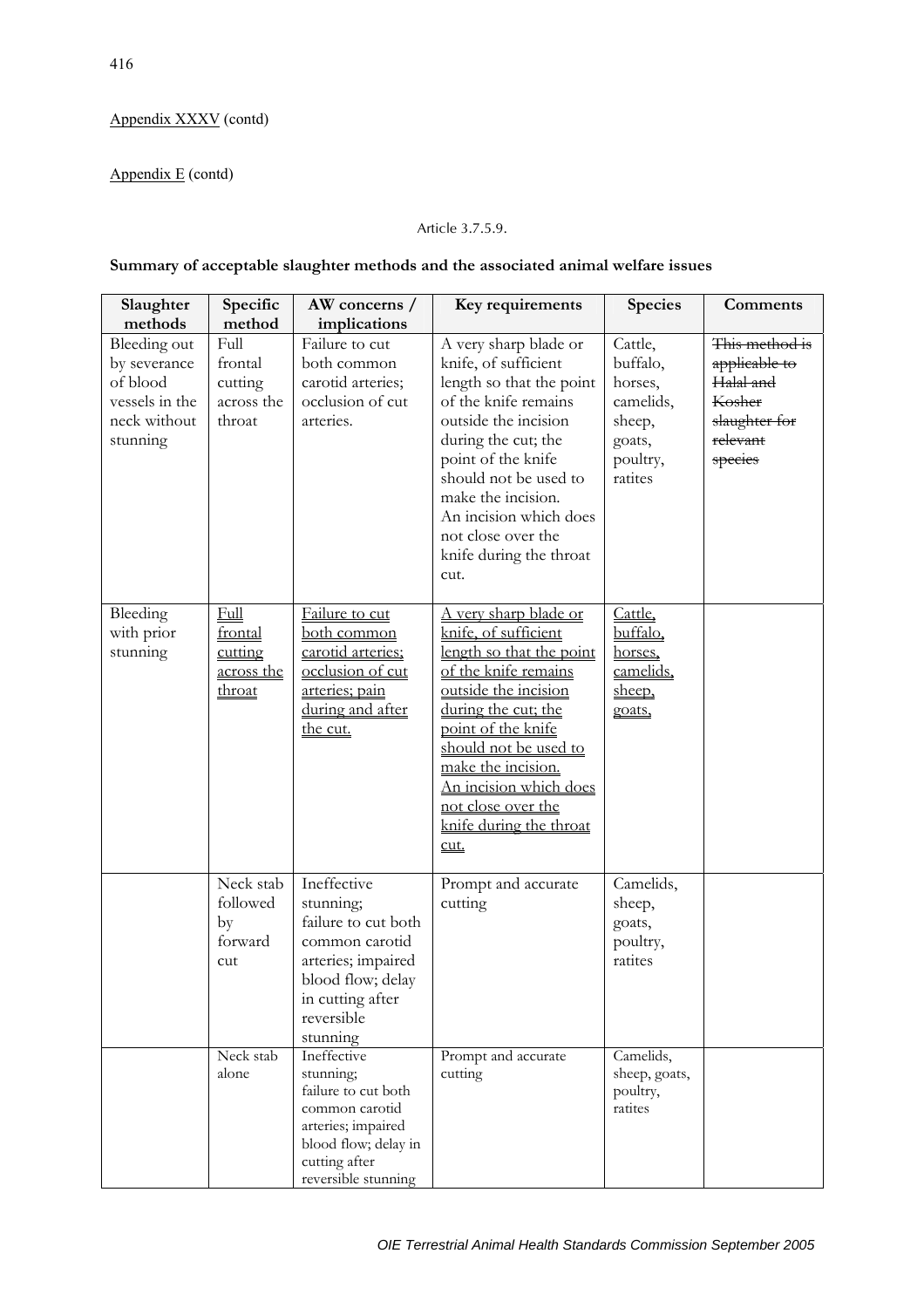Appendix XXXV (contd)

Appendix E (contd)

Article 3.7.5.9.

**Summary of acceptable slaughter methods and the associated animal welfare issues**

| Slaughter methods | Specific method | AW concerns / implications | Key requirements | Species | Comments |
|---|---|---|---|---|---|
| Bleeding out by severance of blood vessels in the neck without stunning | Full frontal cutting across the throat | Failure to cut both common carotid arteries; occlusion of cut arteries. | A very sharp blade or knife, of sufficient length so that the point of the knife remains outside the incision during the cut; the point of the knife should not be used to make the incision. An incision which does not close over the knife during the throat cut. | Cattle, buffalo, horses, camelids, sheep, goats, poultry, ratites | ~~This method is applicable to Halal and Kosher slaughter for relevant species~~ |
| Bleeding with prior stunning | Full frontal cutting across the throat | Failure to cut both common carotid arteries; occlusion of cut arteries; pain during and after the cut. | A very sharp blade or knife, of sufficient length so that the point of the knife remains outside the incision during the cut; the point of the knife should not be used to make the incision. An incision which does not close over the knife during the throat cut. | Cattle, buffalo, horses, camelids, sheep, goats, | |
| | Neck stab followed by forward cut | Ineffective stunning; failure to cut both common carotid arteries; impaired blood flow; delay in cutting after reversible stunning | Prompt and accurate cutting | Camelids, sheep, goats, poultry, ratites | |
| | Neck stab alone | Ineffective stunning; failure to cut both common carotid arteries; impaired blood flow; delay in cutting after reversible stunning | Prompt and accurate cutting | Camelids, sheep, goats, poultry, ratites | |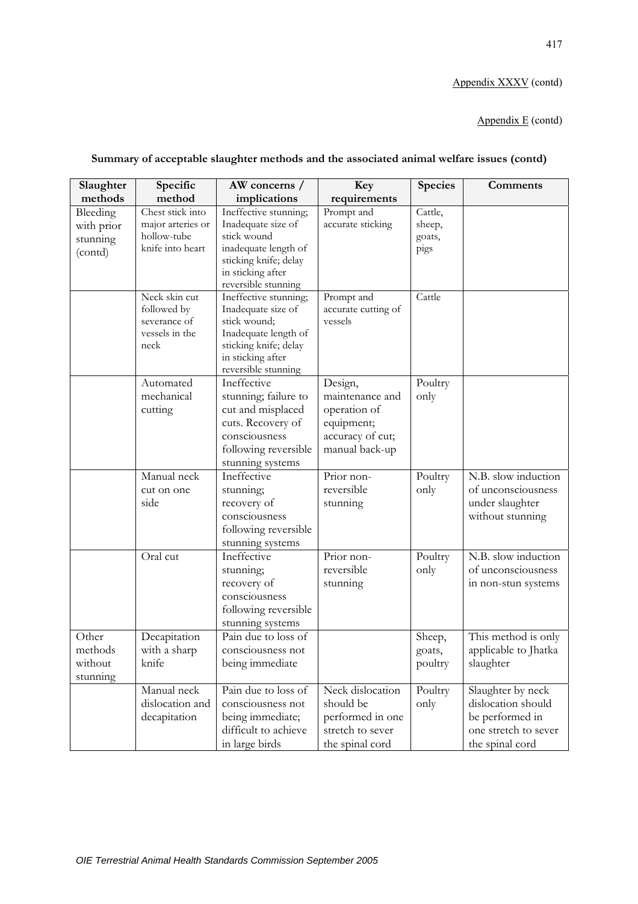Appendix XXXV (contd)

Appendix E (contd)

**Summary of acceptable slaughter methods and the associated animal welfare issues (contd)**

| Slaughter methods | Specific method | AW concerns / implications | Key requirements | Species | Comments |
|---|---|---|---|---|---|
| Bleeding with prior stunning (contd) | Chest stick into major arteries or hollow-tube knife into heart | Ineffective stunning; Inadequate size of stick wound inadequate length of sticking knife; delay in sticking after reversible stunning | Prompt and accurate sticking | Cattle, sheep, goats, pigs | |
| | Neck skin cut followed by severance of vessels in the neck | Ineffective stunning; Inadequate size of stick wound; Inadequate length of sticking knife; delay in sticking after reversible stunning | Prompt and accurate cutting of vessels | Cattle | |
| | Automated mechanical cutting | Ineffective stunning; failure to cut and misplaced cuts. Recovery of consciousness following reversible stunning systems | Design, maintenance and operation of equipment; accuracy of cut; manual back-up | Poultry only | |
| | Manual neck cut on one side | Ineffective stunning; recovery of consciousness following reversible stunning systems | Prior non-reversible stunning | Poultry only | N.B. slow induction of unconsciousness under slaughter without stunning |
| | Oral cut | Ineffective stunning; recovery of consciousness following reversible stunning systems | Prior non-reversible stunning | Poultry only | N.B. slow induction of unconsciousness in non-stun systems |
| Other methods without stunning | Decapitation with a sharp knife | Pain due to loss of consciousness not being immediate | | Sheep, goats, poultry | This method is only applicable to Jhatka slaughter |
| | Manual neck dislocation and decapitation | Pain due to loss of consciousness not being immediate; difficult to achieve in large birds | Neck dislocation should be performed in one stretch to sever the spinal cord | Poultry only | Slaughter by neck dislocation should be performed in one stretch to sever the spinal cord |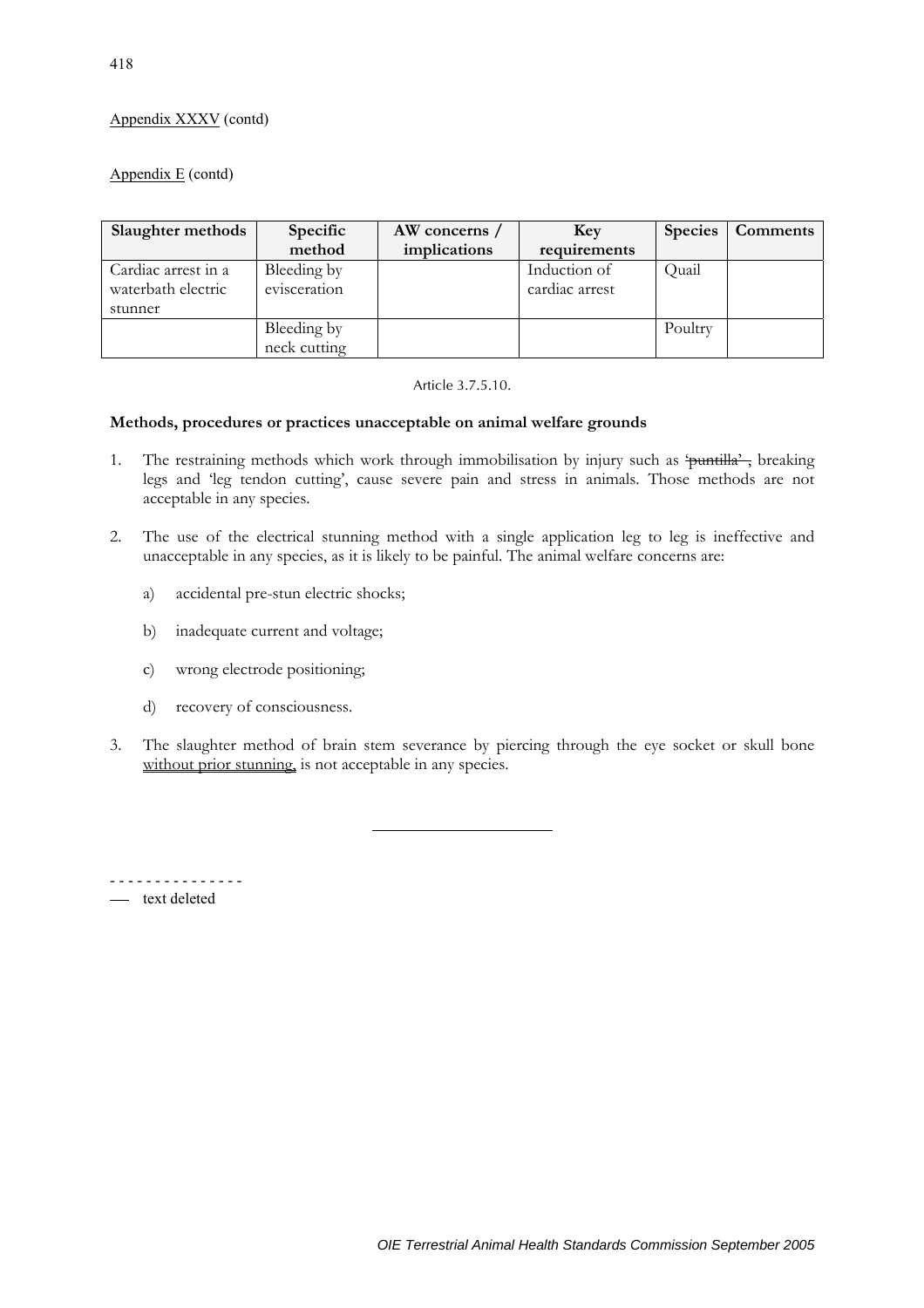Appendix XXXV (contd)

Appendix E (contd)

| Slaughter methods | Specific method | AW concerns / implications | Key requirements | Species | Comments |
|---|---|---|---|---|---|
| Cardiac arrest in a waterbath electric stunner | Bleeding by evisceration | | Induction of cardiac arrest | Quail | |
| | Bleeding by neck cutting | | | Poultry | |

Article 3.7.5.10.

**Methods, procedures or practices unacceptable on animal welfare grounds**

1. The restraining methods which work through immobilisation by injury such as ~~'puntilla' ,~~ breaking legs and 'leg tendon cutting', cause severe pain and stress in animals. Those methods are not acceptable in any species.

2. The use of the electrical stunning method with a single application leg to leg is ineffective and unacceptable in any species, as it is likely to be painful. The animal welfare concerns are:

   a) accidental pre-stun electric shocks;

   b) inadequate current and voltage;

   c) wrong electrode positioning;

   d) recovery of consciousness.

3. The slaughter method of brain stem severance by piercing through the eye socket or skull bone <u>without prior stunning,</u> is not acceptable in any species.

---

- - - - - - - - - - - - - - -

~~——~~ text deleted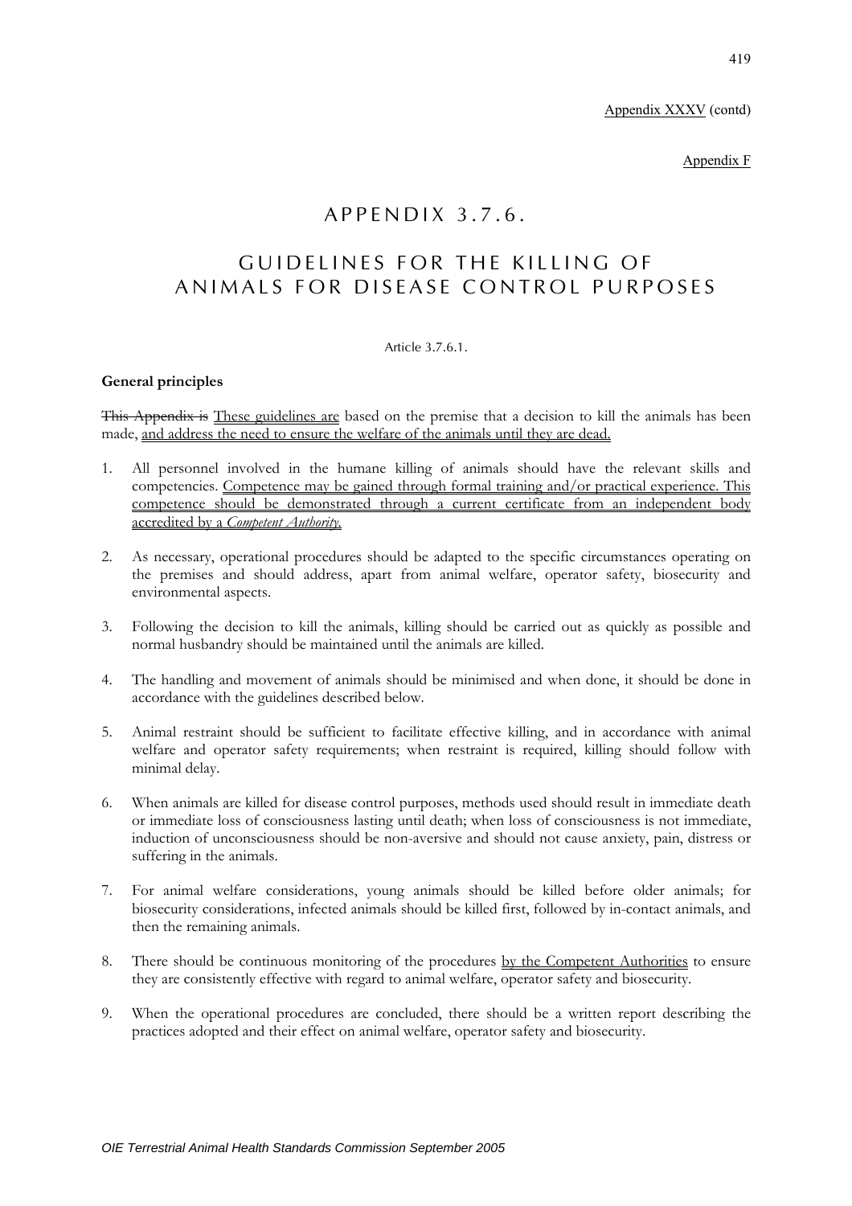Appendix XXXV (contd)

Appendix F

# APPENDIX 3.7.6.

# GUIDELINES FOR THE KILLING OF ANIMALS FOR DISEASE CONTROL PURPOSES

Article 3.7.6.1.

**General principles**

~~This Appendix is~~ These guidelines are based on the premise that a decision to kill the animals has been made, and address the need to ensure the welfare of the animals until they are dead.

1. All personnel involved in the humane killing of animals should have the relevant skills and competencies. Competence may be gained through formal training and/or practical experience. This competence should be demonstrated through a current certificate from an independent body accredited by a *Competent Authority.*

2. As necessary, operational procedures should be adapted to the specific circumstances operating on the premises and should address, apart from animal welfare, operator safety, biosecurity and environmental aspects.

3. Following the decision to kill the animals, killing should be carried out as quickly as possible and normal husbandry should be maintained until the animals are killed.

4. The handling and movement of animals should be minimised and when done, it should be done in accordance with the guidelines described below.

5. Animal restraint should be sufficient to facilitate effective killing, and in accordance with animal welfare and operator safety requirements; when restraint is required, killing should follow with minimal delay.

6. When animals are killed for disease control purposes, methods used should result in immediate death or immediate loss of consciousness lasting until death; when loss of consciousness is not immediate, induction of unconsciousness should be non-aversive and should not cause anxiety, pain, distress or suffering in the animals.

7. For animal welfare considerations, young animals should be killed before older animals; for biosecurity considerations, infected animals should be killed first, followed by in-contact animals, and then the remaining animals.

8. There should be continuous monitoring of the procedures by the Competent Authorities to ensure they are consistently effective with regard to animal welfare, operator safety and biosecurity.

9. When the operational procedures are concluded, there should be a written report describing the practices adopted and their effect on animal welfare, operator safety and biosecurity.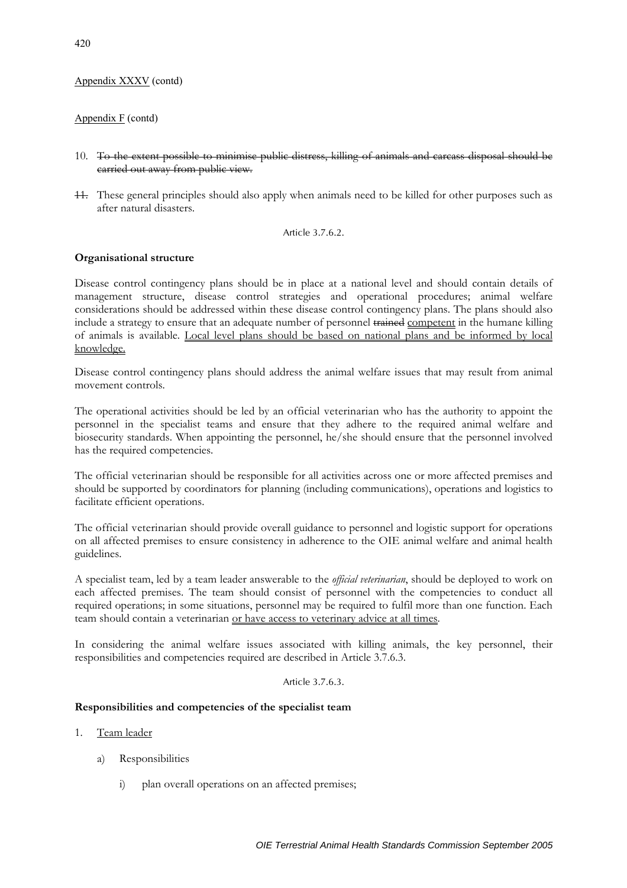Appendix XXXV (contd)

Appendix F (contd)

10. ~~To the extent possible to minimise public distress, killing of animals and carcass disposal should be carried out away from public view.~~

~~11.~~ These general principles should also apply when animals need to be killed for other purposes such as after natural disasters.

Article 3.7.6.2.

**Organisational structure**

Disease control contingency plans should be in place at a national level and should contain details of management structure, disease control strategies and operational procedures; animal welfare considerations should be addressed within these disease control contingency plans. The plans should also include a strategy to ensure that an adequate number of personnel ~~trained~~ <u>competent</u> in the humane killing of animals is available. <u>Local level plans should be based on national plans and be informed by local knowledge.</u>

Disease control contingency plans should address the animal welfare issues that may result from animal movement controls.

The operational activities should be led by an official veterinarian who has the authority to appoint the personnel in the specialist teams and ensure that they adhere to the required animal welfare and biosecurity standards. When appointing the personnel, he/she should ensure that the personnel involved has the required competencies.

The official veterinarian should be responsible for all activities across one or more affected premises and should be supported by coordinators for planning (including communications), operations and logistics to facilitate efficient operations.

The official veterinarian should provide overall guidance to personnel and logistic support for operations on all affected premises to ensure consistency in adherence to the OIE animal welfare and animal health guidelines.

A specialist team, led by a team leader answerable to the *official veterinarian*, should be deployed to work on each affected premises. The team should consist of personnel with the competencies to conduct all required operations; in some situations, personnel may be required to fulfil more than one function. Each team should contain a veterinarian <u>or have access to veterinary advice at all times</u>.

In considering the animal welfare issues associated with killing animals, the key personnel, their responsibilities and competencies required are described in Article 3.7.6.3.

Article 3.7.6.3.

**Responsibilities and competencies of the specialist team**

1. <u>Team leader</u>

    a) Responsibilities

        i) plan overall operations on an affected premises;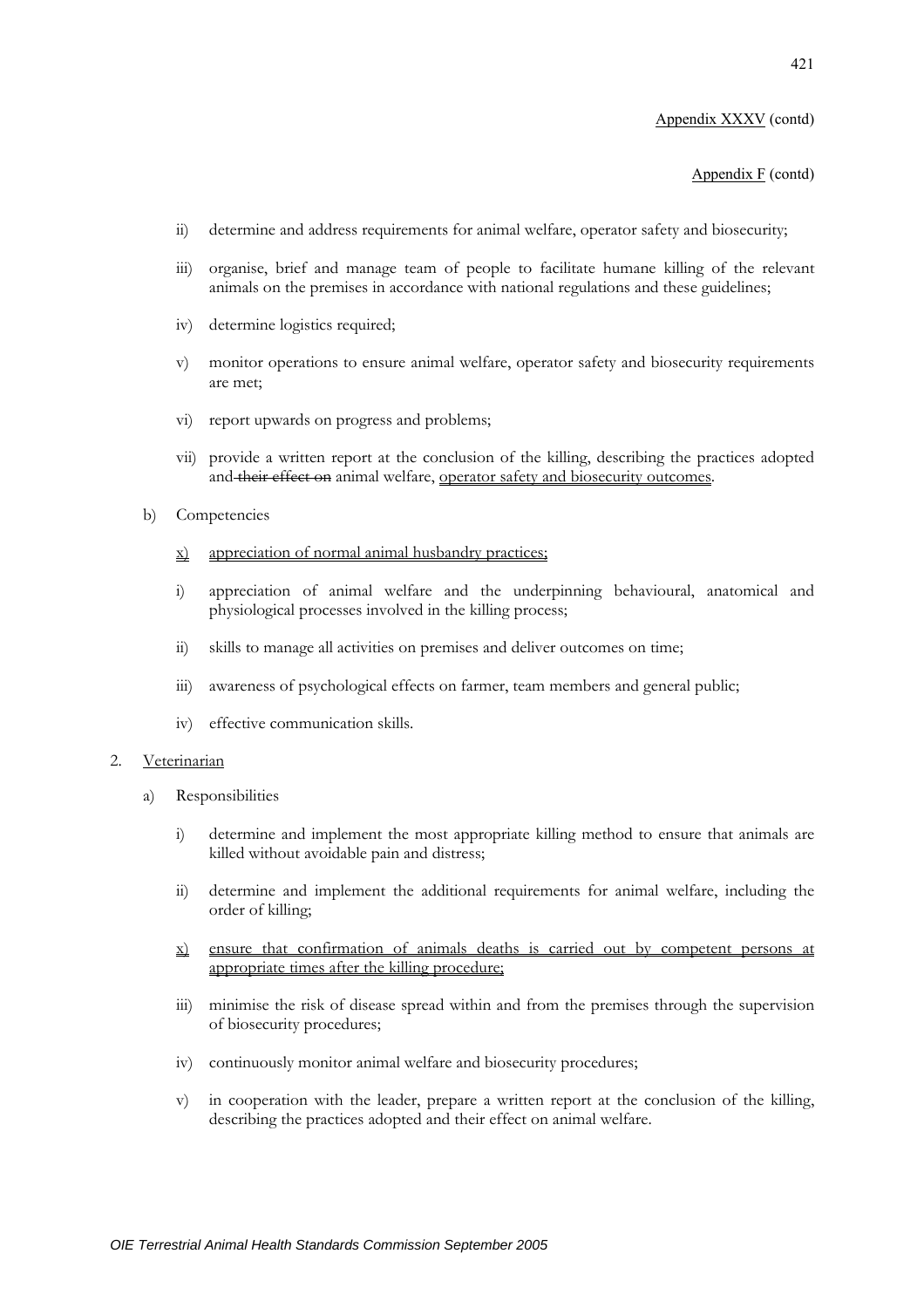Appendix XXXV (contd)

Appendix F (contd)

- ii) determine and address requirements for animal welfare, operator safety and biosecurity;
- iii) organise, brief and manage team of people to facilitate humane killing of the relevant animals on the premises in accordance with national regulations and these guidelines;
- iv) determine logistics required;
- v) monitor operations to ensure animal welfare, operator safety and biosecurity requirements are met;
- vi) report upwards on progress and problems;
- vii) provide a written report at the conclusion of the killing, describing the practices adopted and ~~their effect on~~ animal welfare, <u>operator safety and biosecurity outcomes</u>.

b) Competencies

- <u>x) appreciation of normal animal husbandry practices;</u>
- i) appreciation of animal welfare and the underpinning behavioural, anatomical and physiological processes involved in the killing process;
- ii) skills to manage all activities on premises and deliver outcomes on time;
- iii) awareness of psychological effects on farmer, team members and general public;
- iv) effective communication skills.

2. <u>Veterinarian</u>

a) Responsibilities

- i) determine and implement the most appropriate killing method to ensure that animals are killed without avoidable pain and distress;
- ii) determine and implement the additional requirements for animal welfare, including the order of killing;
- <u>x) ensure that confirmation of animals deaths is carried out by competent persons at appropriate times after the killing procedure;</u>
- iii) minimise the risk of disease spread within and from the premises through the supervision of biosecurity procedures;
- iv) continuously monitor animal welfare and biosecurity procedures;
- v) in cooperation with the leader, prepare a written report at the conclusion of the killing, describing the practices adopted and their effect on animal welfare.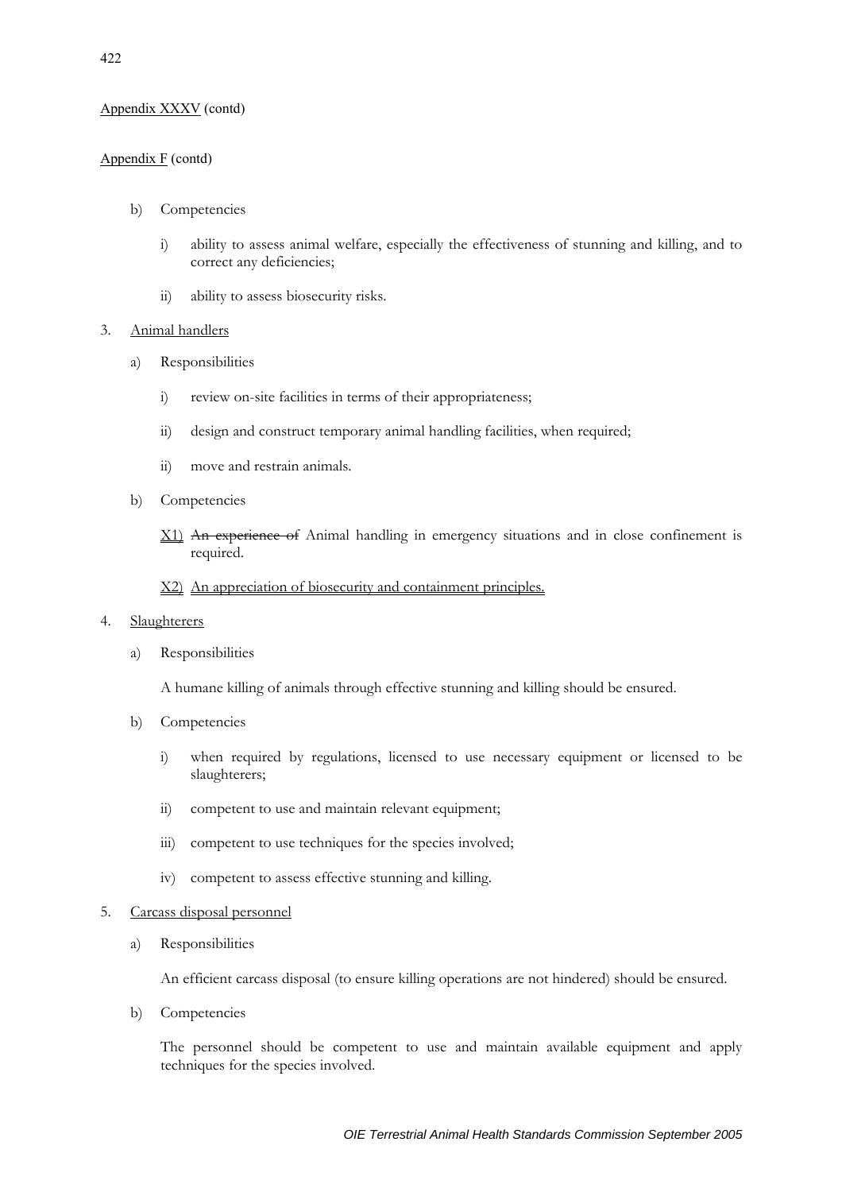Appendix XXXV (contd)

Appendix F (contd)

b) Competencies

   i) ability to assess animal welfare, especially the effectiveness of stunning and killing, and to correct any deficiencies;

   ii) ability to assess biosecurity risks.

3. Animal handlers

   a) Responsibilities

      i) review on-site facilities in terms of their appropriateness;

      ii) design and construct temporary animal handling facilities, when required;

      ii) move and restrain animals.

   b) Competencies

      X1) ~~An experience of~~ Animal handling in emergency situations and in close confinement is required.

      X2) An appreciation of biosecurity and containment principles.

4. Slaughterers

   a) Responsibilities

      A humane killing of animals through effective stunning and killing should be ensured.

   b) Competencies

      i) when required by regulations, licensed to use necessary equipment or licensed to be slaughterers;

      ii) competent to use and maintain relevant equipment;

      iii) competent to use techniques for the species involved;

      iv) competent to assess effective stunning and killing.

5. Carcass disposal personnel

   a) Responsibilities

      An efficient carcass disposal (to ensure killing operations are not hindered) should be ensured.

   b) Competencies

      The personnel should be competent to use and maintain available equipment and apply techniques for the species involved.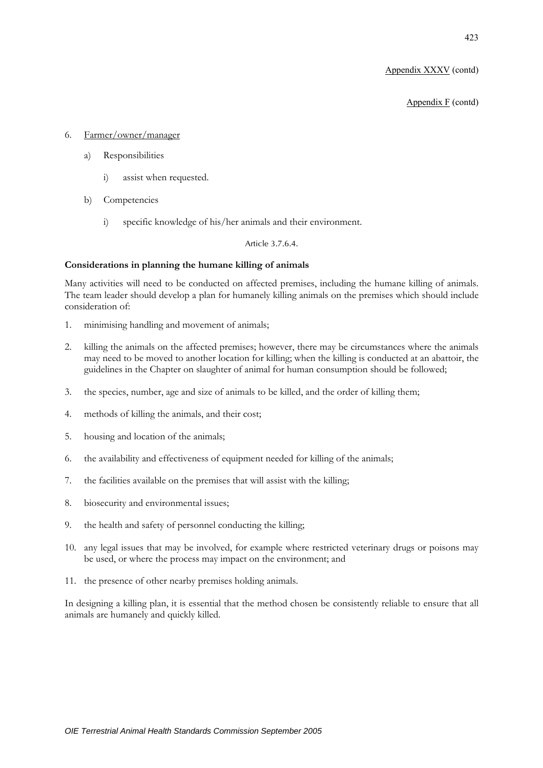6. Farmer/owner/manager

   a) Responsibilities

      i) assist when requested.

   b) Competencies

      i) specific knowledge of his/her animals and their environment.

Article 3.7.6.4.

**Considerations in planning the humane killing of animals**

Many activities will need to be conducted on affected premises, including the humane killing of animals. The team leader should develop a plan for humanely killing animals on the premises which should include consideration of:

1. minimising handling and movement of animals;
2. killing the animals on the affected premises; however, there may be circumstances where the animals may need to be moved to another location for killing; when the killing is conducted at an abattoir, the guidelines in the Chapter on slaughter of animal for human consumption should be followed;
3. the species, number, age and size of animals to be killed, and the order of killing them;
4. methods of killing the animals, and their cost;
5. housing and location of the animals;
6. the availability and effectiveness of equipment needed for killing of the animals;
7. the facilities available on the premises that will assist with the killing;
8. biosecurity and environmental issues;
9. the health and safety of personnel conducting the killing;
10. any legal issues that may be involved, for example where restricted veterinary drugs or poisons may be used, or where the process may impact on the environment; and
11. the presence of other nearby premises holding animals.

In designing a killing plan, it is essential that the method chosen be consistently reliable to ensure that all animals are humanely and quickly killed.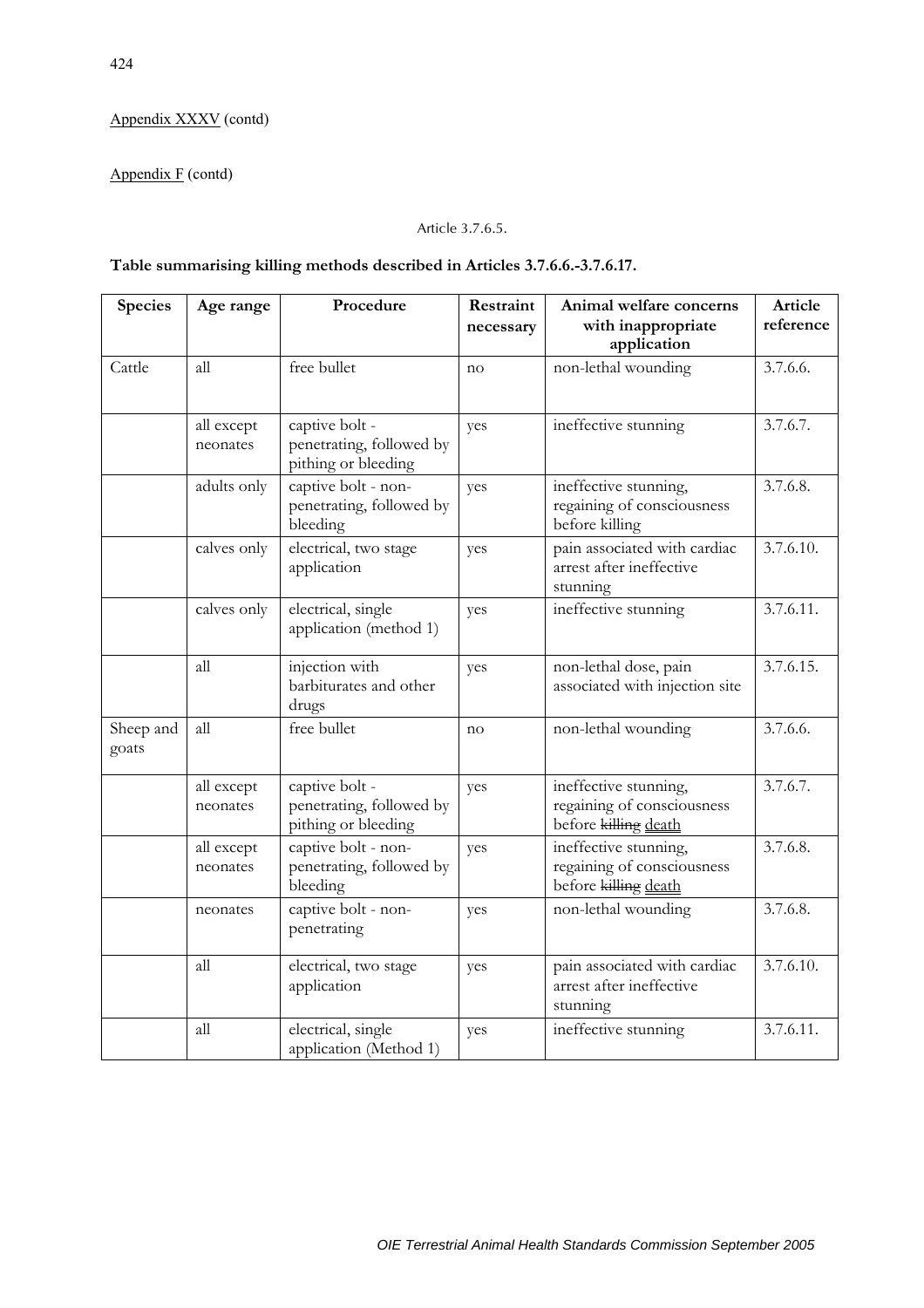Appendix XXXV (contd)

Appendix F (contd)

Article 3.7.6.5.

**Table summarising killing methods described in Articles 3.7.6.6.-3.7.6.17.**

| Species | Age range | Procedure | Restraint necessary | Animal welfare concerns with inappropriate application | Article reference |
|---|---|---|---|---|---|
| Cattle | all | free bullet | no | non-lethal wounding | 3.7.6.6. |
| | all except neonates | captive bolt - penetrating, followed by pithing or bleeding | yes | ineffective stunning | 3.7.6.7. |
| | adults only | captive bolt - non-penetrating, followed by bleeding | yes | ineffective stunning, regaining of consciousness before killing | 3.7.6.8. |
| | calves only | electrical, two stage application | yes | pain associated with cardiac arrest after ineffective stunning | 3.7.6.10. |
| | calves only | electrical, single application (method 1) | yes | ineffective stunning | 3.7.6.11. |
| | all | injection with barbiturates and other drugs | yes | non-lethal dose, pain associated with injection site | 3.7.6.15. |
| Sheep and goats | all | free bullet | no | non-lethal wounding | 3.7.6.6. |
| | all except neonates | captive bolt - penetrating, followed by pithing or bleeding | yes | ineffective stunning, regaining of consciousness before ~~killing~~ death | 3.7.6.7. |
| | all except neonates | captive bolt - non-penetrating, followed by bleeding | yes | ineffective stunning, regaining of consciousness before ~~killing~~ death | 3.7.6.8. |
| | neonates | captive bolt - non-penetrating | yes | non-lethal wounding | 3.7.6.8. |
| | all | electrical, two stage application | yes | pain associated with cardiac arrest after ineffective stunning | 3.7.6.10. |
| | all | electrical, single application (Method 1) | yes | ineffective stunning | 3.7.6.11. |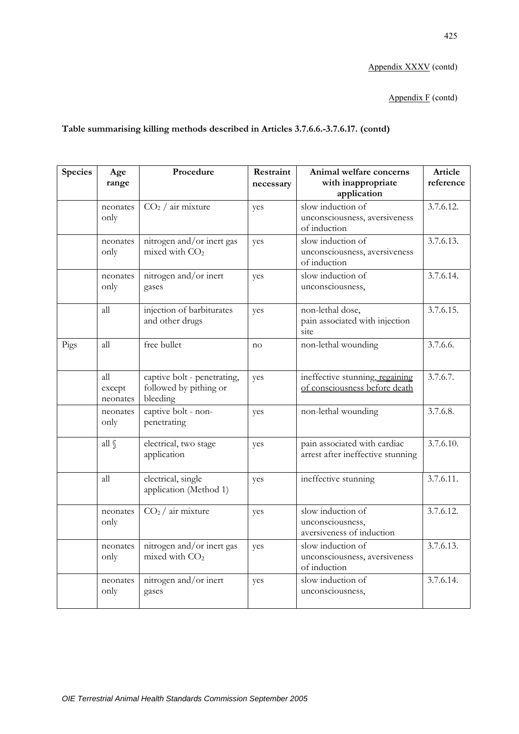Appendix XXXV (contd)

Appendix F (contd)

**Table summarising killing methods described in Articles 3.7.6.6.-3.7.6.17. (contd)**

| Species | Age range | Procedure | Restraint necessary | Animal welfare concerns with inappropriate application | Article reference |
|---|---|---|---|---|---|
| | neonates only | $CO_2$ / air mixture | yes | slow induction of unconsciousness, aversiveness of induction | 3.7.6.12. |
| | neonates only | nitrogen and/or inert gas mixed with $CO_2$ | yes | slow induction of unconsciousness, aversiveness of induction | 3.7.6.13. |
| | neonates only | nitrogen and/or inert gases | yes | slow induction of unconsciousness, | 3.7.6.14. |
| | all | injection of barbiturates and other drugs | yes | non-lethal dose, pain associated with injection site | 3.7.6.15. |
| Pigs | all | free bullet | no | non-lethal wounding | 3.7.6.6. |
| | all except neonates | captive bolt - penetrating, followed by pithing or bleeding | yes | ineffective stunning, regaining of consciousness before death | 3.7.6.7. |
| | neonates only | captive bolt - non-penetrating | yes | non-lethal wounding | 3.7.6.8. |
| | all § | electrical, two stage application | yes | pain associated with cardiac arrest after ineffective stunning | 3.7.6.10. |
| | all | electrical, single application (Method 1) | yes | ineffective stunning | 3.7.6.11. |
| | neonates only | $CO_2$ / air mixture | yes | slow induction of unconsciousness, aversiveness of induction | 3.7.6.12. |
| | neonates only | nitrogen and/or inert gas mixed with $CO_2$ | yes | slow induction of unconsciousness, aversiveness of induction | 3.7.6.13. |
| | neonates only | nitrogen and/or inert gases | yes | slow induction of unconsciousness, | 3.7.6.14. |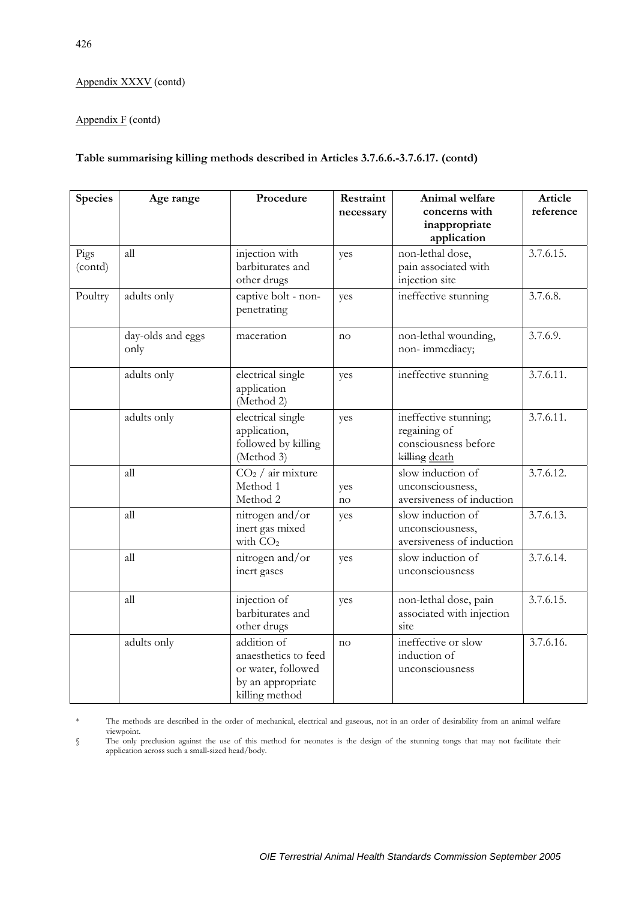Appendix XXXV (contd)

Appendix F (contd)

**Table summarising killing methods described in Articles 3.7.6.6.-3.7.6.17. (contd)**

| Species | Age range | Procedure | Restraint necessary | Animal welfare concerns with inappropriate application | Article reference |
|---|---|---|---|---|---|
| Pigs (contd) | all | injection with barbiturates and other drugs | yes | non-lethal dose, pain associated with injection site | 3.7.6.15. |
| Poultry | adults only | captive bolt - non-penetrating | yes | ineffective stunning | 3.7.6.8. |
| | day-olds and eggs only | maceration | no | non-lethal wounding, non- immediacy; | 3.7.6.9. |
| | adults only | electrical single application (Method 2) | yes | ineffective stunning | 3.7.6.11. |
| | adults only | electrical single application, followed by killing (Method 3) | yes | ineffective stunning; regaining of consciousness before ~~killing~~ death | 3.7.6.11. |
| | all | $CO_2$ / air mixture Method 1 Method 2 | yes no | slow induction of unconsciousness, aversiveness of induction | 3.7.6.12. |
| | all | nitrogen and/or inert gas mixed with $CO_2$ | yes | slow induction of unconsciousness, aversiveness of induction | 3.7.6.13. |
| | all | nitrogen and/or inert gases | yes | slow induction of unconsciousness | 3.7.6.14. |
| | all | injection of barbiturates and other drugs | yes | non-lethal dose, pain associated with injection site | 3.7.6.15. |
| | adults only | addition of anaesthetics to feed or water, followed by an appropriate killing method | no | ineffective or slow induction of unconsciousness | 3.7.6.16. |

\* The methods are described in the order of mechanical, electrical and gaseous, not in an order of desirability from an animal welfare viewpoint.

§ The only preclusion against the use of this method for neonates is the design of the stunning tongs that may not facilitate their application across such a small-sized head/body.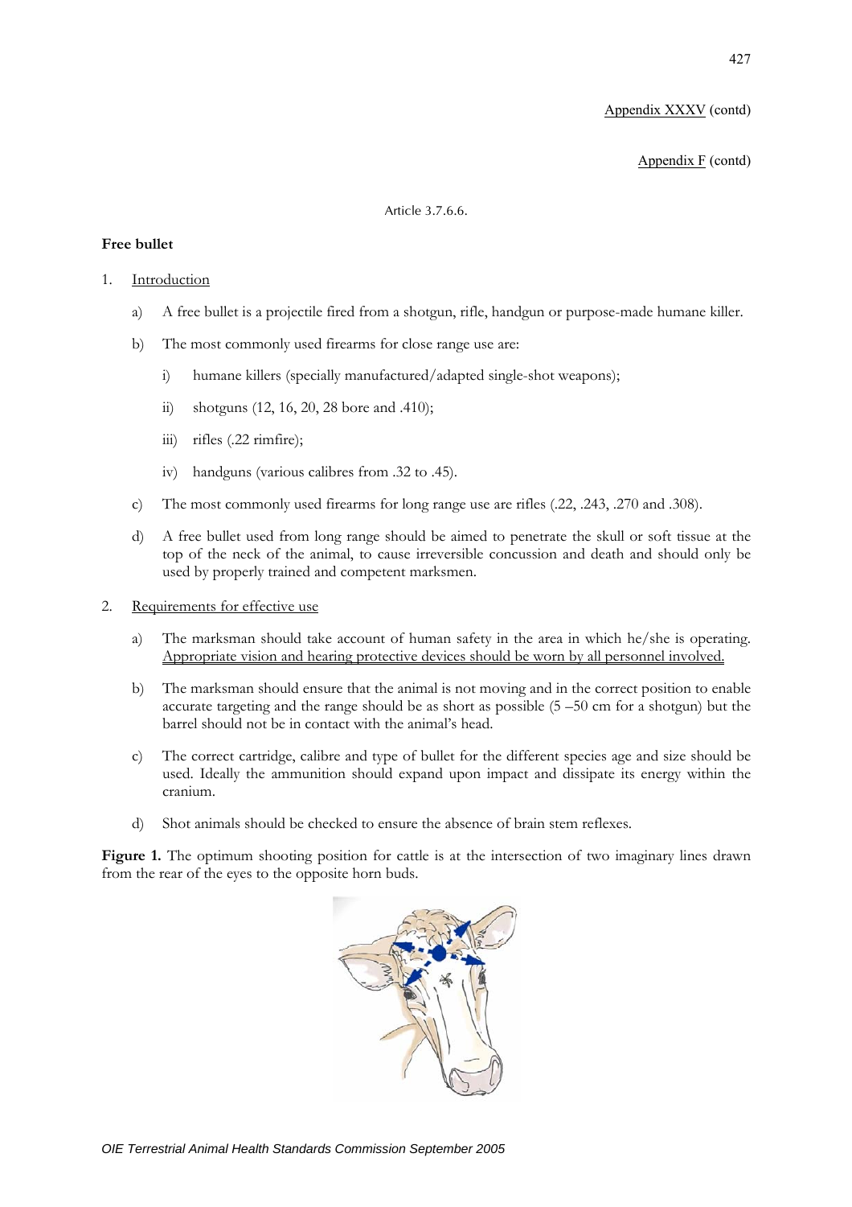Appendix XXXV (contd)

Appendix F (contd)

Article 3.7.6.6.

**Free bullet**

1. Introduction

   a) A free bullet is a projectile fired from a shotgun, rifle, handgun or purpose-made humane killer.

   b) The most commonly used firearms for close range use are:

      i) humane killers (specially manufactured/adapted single-shot weapons);

      ii) shotguns (12, 16, 20, 28 bore and .410);

      iii) rifles (.22 rimfire);

      iv) handguns (various calibres from .32 to .45).

   c) The most commonly used firearms for long range use are rifles (.22, .243, .270 and .308).

   d) A free bullet used from long range should be aimed to penetrate the skull or soft tissue at the top of the neck of the animal, to cause irreversible concussion and death and should only be used by properly trained and competent marksmen.

2. Requirements for effective use

   a) The marksman should take account of human safety in the area in which he/she is operating. Appropriate vision and hearing protective devices should be worn by all personnel involved.

   b) The marksman should ensure that the animal is not moving and in the correct position to enable accurate targeting and the range should be as short as possible (5 –50 cm for a shotgun) but the barrel should not be in contact with the animal's head.

   c) The correct cartridge, calibre and type of bullet for the different species age and size should be used. Ideally the ammunition should expand upon impact and dissipate its energy within the cranium.

   d) Shot animals should be checked to ensure the absence of brain stem reflexes.

**Figure 1.** The optimum shooting position for cattle is at the intersection of two imaginary lines drawn from the rear of the eyes to the opposite horn buds.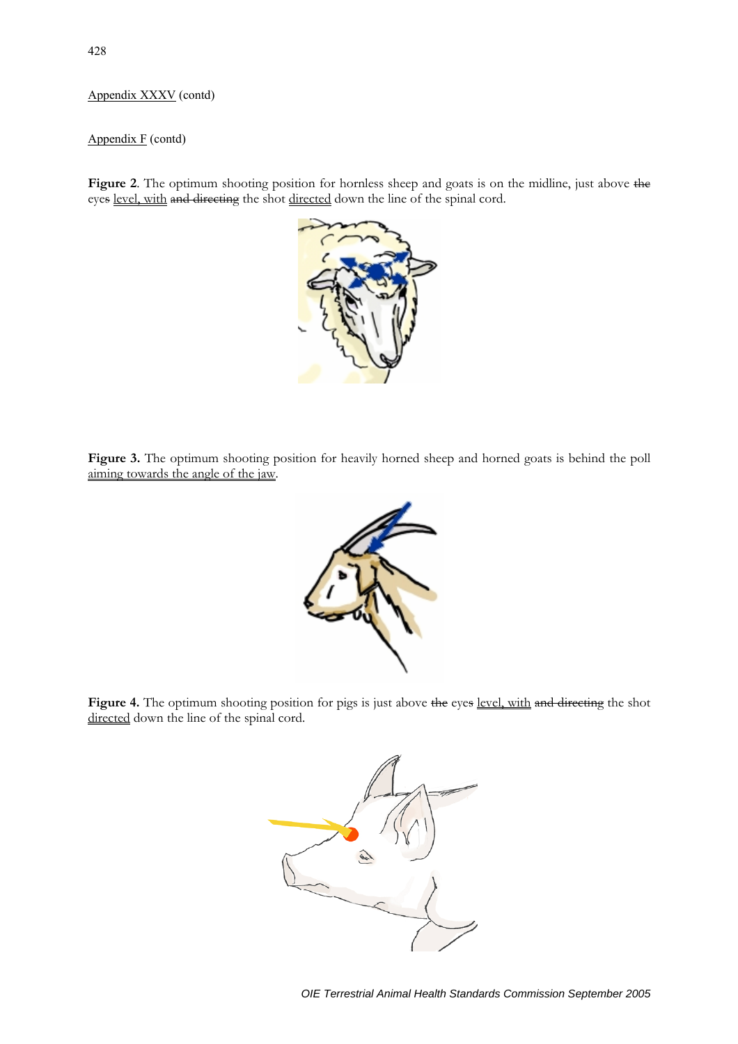Appendix XXXV (contd)

Appendix F (contd)

**Figure 2**. The optimum shooting position for hornless sheep and goats is on the midline, just above ~~the~~ eyes level, with ~~and directing~~ the shot directed down the line of the spinal cord.

**Figure 3.** The optimum shooting position for heavily horned sheep and horned goats is behind the poll aiming towards the angle of the jaw.

**Figure 4.** The optimum shooting position for pigs is just above ~~the~~ eyes level, with ~~and directing~~ the shot directed down the line of the spinal cord.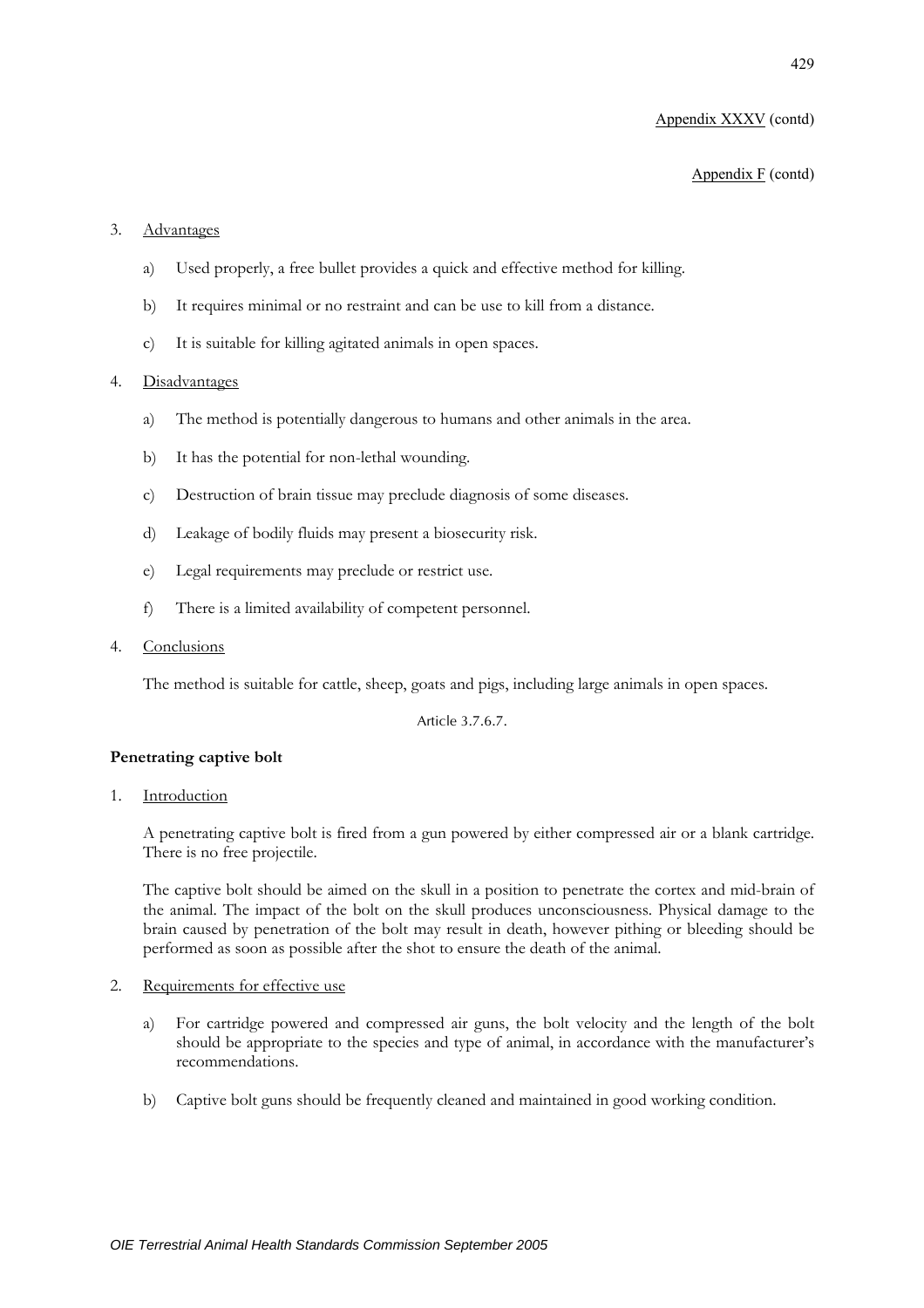Appendix XXXV (contd)

Appendix F (contd)

3. Advantages

   a) Used properly, a free bullet provides a quick and effective method for killing.

   b) It requires minimal or no restraint and can be use to kill from a distance.

   c) It is suitable for killing agitated animals in open spaces.

4. Disadvantages

   a) The method is potentially dangerous to humans and other animals in the area.

   b) It has the potential for non-lethal wounding.

   c) Destruction of brain tissue may preclude diagnosis of some diseases.

   d) Leakage of bodily fluids may present a biosecurity risk.

   e) Legal requirements may preclude or restrict use.

   f) There is a limited availability of competent personnel.

4. Conclusions

   The method is suitable for cattle, sheep, goats and pigs, including large animals in open spaces.

Article 3.7.6.7.

**Penetrating captive bolt**

1. Introduction

   A penetrating captive bolt is fired from a gun powered by either compressed air or a blank cartridge. There is no free projectile.

   The captive bolt should be aimed on the skull in a position to penetrate the cortex and mid-brain of the animal. The impact of the bolt on the skull produces unconsciousness. Physical damage to the brain caused by penetration of the bolt may result in death, however pithing or bleeding should be performed as soon as possible after the shot to ensure the death of the animal.

2. Requirements for effective use

   a) For cartridge powered and compressed air guns, the bolt velocity and the length of the bolt should be appropriate to the species and type of animal, in accordance with the manufacturer's recommendations.

   b) Captive bolt guns should be frequently cleaned and maintained in good working condition.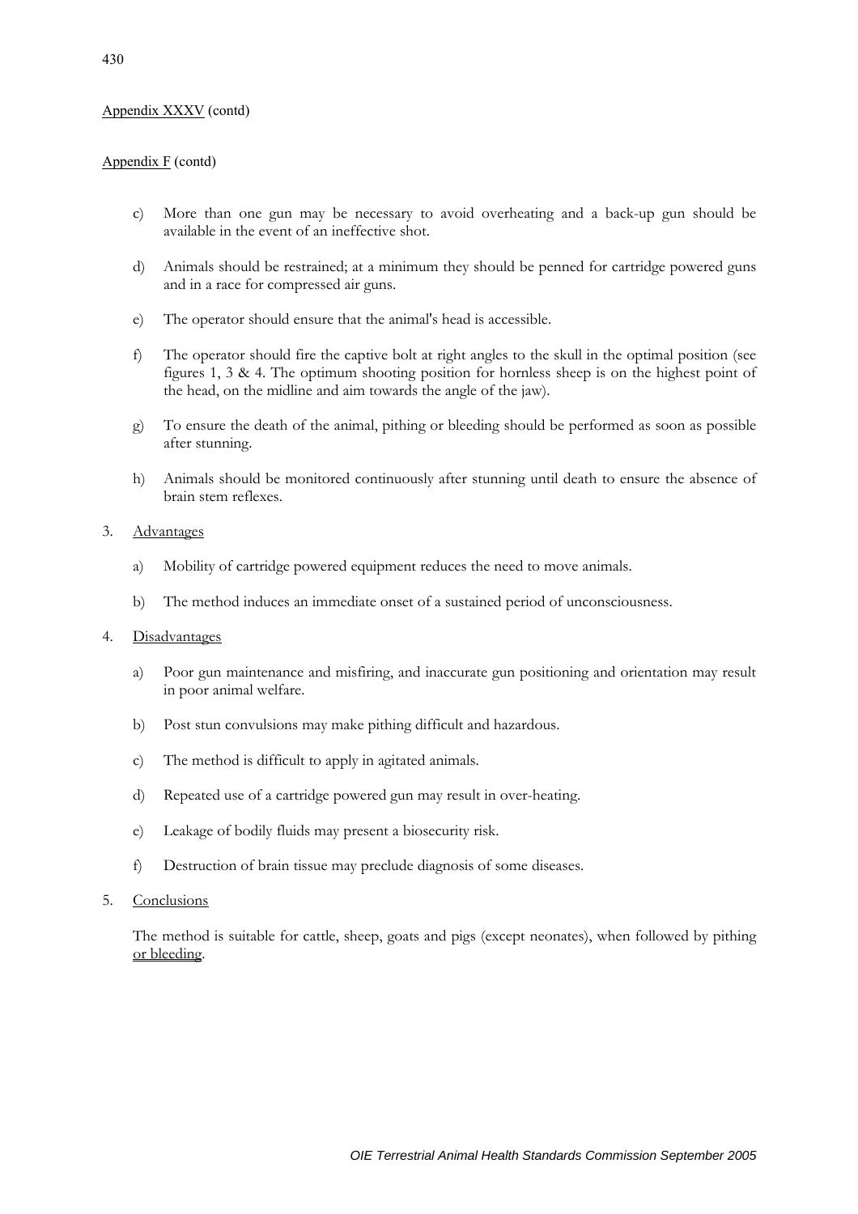Appendix XXXV (contd)

Appendix F (contd)

c) More than one gun may be necessary to avoid overheating and a back-up gun should be available in the event of an ineffective shot.

d) Animals should be restrained; at a minimum they should be penned for cartridge powered guns and in a race for compressed air guns.

e) The operator should ensure that the animal's head is accessible.

f) The operator should fire the captive bolt at right angles to the skull in the optimal position (see figures 1, 3 & 4. The optimum shooting position for hornless sheep is on the highest point of the head, on the midline and aim towards the angle of the jaw).

g) To ensure the death of the animal, pithing or bleeding should be performed as soon as possible after stunning.

h) Animals should be monitored continuously after stunning until death to ensure the absence of brain stem reflexes.

3. Advantages

a) Mobility of cartridge powered equipment reduces the need to move animals.

b) The method induces an immediate onset of a sustained period of unconsciousness.

4. Disadvantages

a) Poor gun maintenance and misfiring, and inaccurate gun positioning and orientation may result in poor animal welfare.

b) Post stun convulsions may make pithing difficult and hazardous.

c) The method is difficult to apply in agitated animals.

d) Repeated use of a cartridge powered gun may result in over-heating.

e) Leakage of bodily fluids may present a biosecurity risk.

f) Destruction of brain tissue may preclude diagnosis of some diseases.

5. Conclusions

The method is suitable for cattle, sheep, goats and pigs (except neonates), when followed by pithing or bleeding.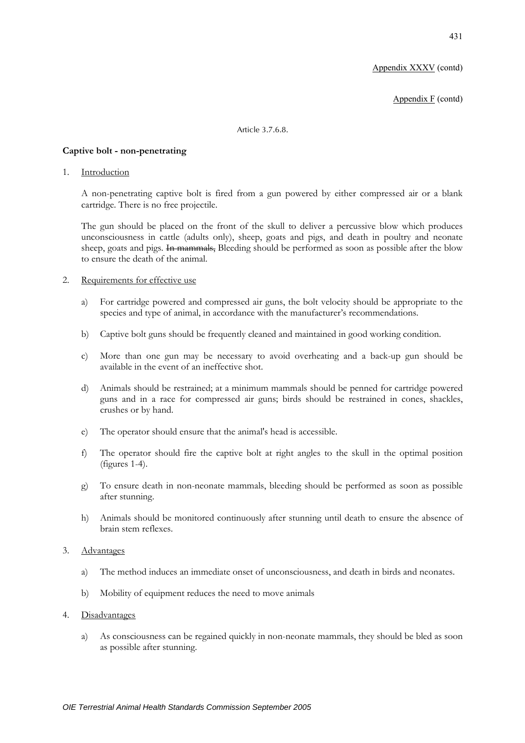Appendix XXXV (contd)

Appendix F (contd)

Article 3.7.6.8.

**Captive bolt - non-penetrating**

1. Introduction

   A non-penetrating captive bolt is fired from a gun powered by either compressed air or a blank cartridge. There is no free projectile.

   The gun should be placed on the front of the skull to deliver a percussive blow which produces unconsciousness in cattle (adults only), sheep, goats and pigs, and death in poultry and neonate sheep, goats and pigs. ~~In mammals,~~ Bleeding should be performed as soon as possible after the blow to ensure the death of the animal.

2. Requirements for effective use

   a) For cartridge powered and compressed air guns, the bolt velocity should be appropriate to the species and type of animal, in accordance with the manufacturer's recommendations.

   b) Captive bolt guns should be frequently cleaned and maintained in good working condition.

   c) More than one gun may be necessary to avoid overheating and a back-up gun should be available in the event of an ineffective shot.

   d) Animals should be restrained; at a minimum mammals should be penned for cartridge powered guns and in a race for compressed air guns; birds should be restrained in cones, shackles, crushes or by hand.

   e) The operator should ensure that the animal's head is accessible.

   f) The operator should fire the captive bolt at right angles to the skull in the optimal position (figures 1-4).

   g) To ensure death in non-neonate mammals, bleeding should be performed as soon as possible after stunning.

   h) Animals should be monitored continuously after stunning until death to ensure the absence of brain stem reflexes.

3. Advantages

   a) The method induces an immediate onset of unconsciousness, and death in birds and neonates.

   b) Mobility of equipment reduces the need to move animals

4. Disadvantages

   a) As consciousness can be regained quickly in non-neonate mammals, they should be bled as soon as possible after stunning.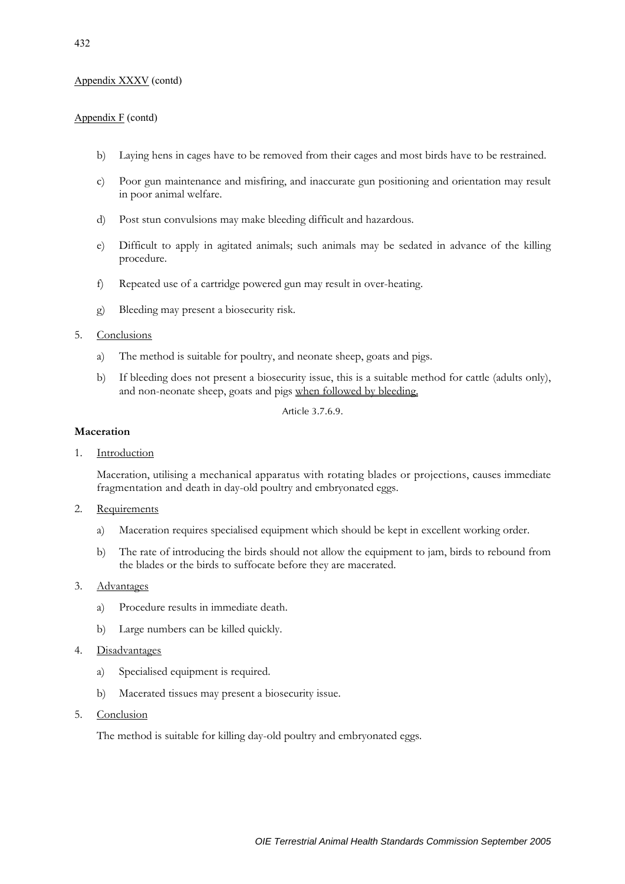Appendix XXXV (contd)

Appendix F (contd)

b) Laying hens in cages have to be removed from their cages and most birds have to be restrained.

c) Poor gun maintenance and misfiring, and inaccurate gun positioning and orientation may result in poor animal welfare.

d) Post stun convulsions may make bleeding difficult and hazardous.

e) Difficult to apply in agitated animals; such animals may be sedated in advance of the killing procedure.

f) Repeated use of a cartridge powered gun may result in over-heating.

g) Bleeding may present a biosecurity risk.

5. Conclusions

   a) The method is suitable for poultry, and neonate sheep, goats and pigs.

   b) If bleeding does not present a biosecurity issue, this is a suitable method for cattle (adults only), and non-neonate sheep, goats and pigs when followed by bleeding.

Article 3.7.6.9.

**Maceration**

1. Introduction

   Maceration, utilising a mechanical apparatus with rotating blades or projections, causes immediate fragmentation and death in day-old poultry and embryonated eggs.

2. Requirements

   a) Maceration requires specialised equipment which should be kept in excellent working order.

   b) The rate of introducing the birds should not allow the equipment to jam, birds to rebound from the blades or the birds to suffocate before they are macerated.

3. Advantages

   a) Procedure results in immediate death.

   b) Large numbers can be killed quickly.

4. Disadvantages

   a) Specialised equipment is required.

   b) Macerated tissues may present a biosecurity issue.

5. Conclusion

   The method is suitable for killing day-old poultry and embryonated eggs.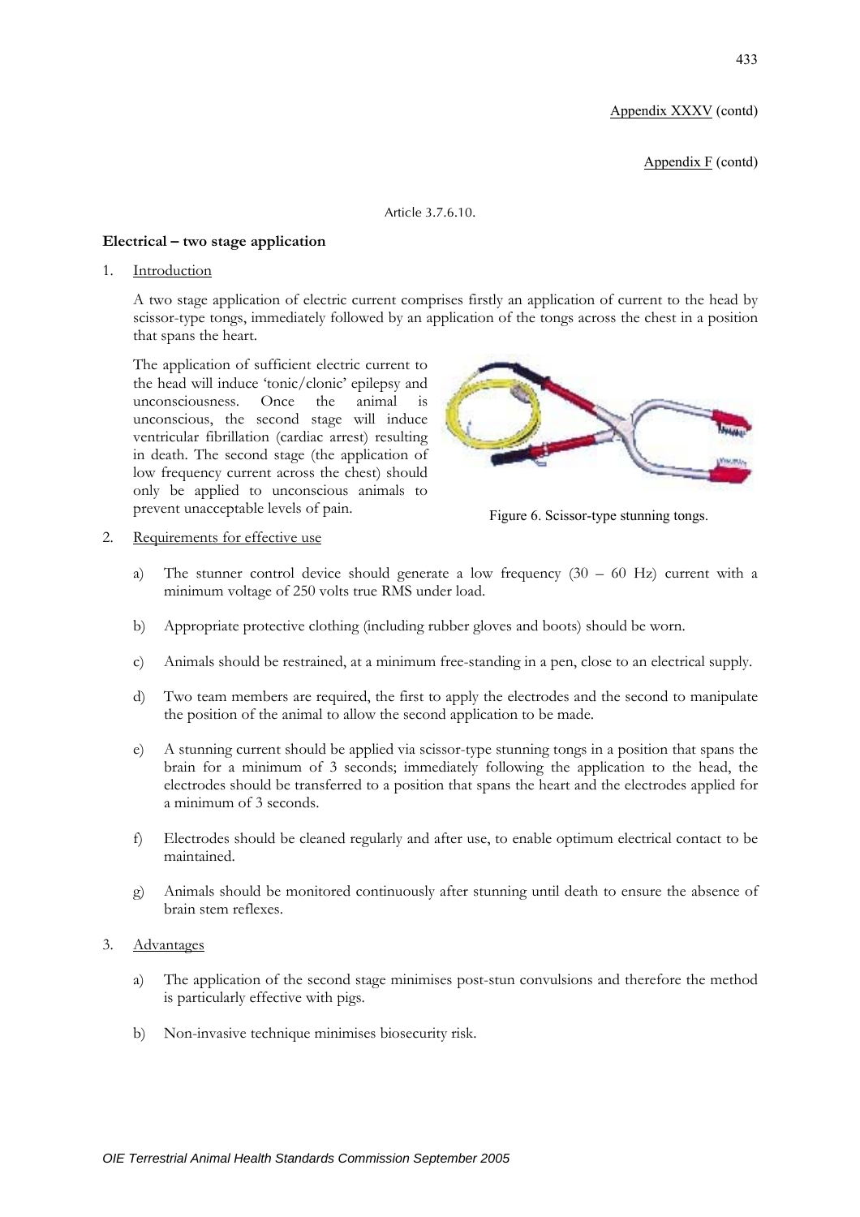Appendix XXXV (contd)

Appendix F (contd)

Article 3.7.6.10.

**Electrical – two stage application**

1. Introduction

   A two stage application of electric current comprises firstly an application of current to the head by scissor-type tongs, immediately followed by an application of the tongs across the chest in a position that spans the heart.

   The application of sufficient electric current to the head will induce 'tonic/clonic' epilepsy and unconsciousness. Once the animal is unconscious, the second stage will induce ventricular fibrillation (cardiac arrest) resulting in death. The second stage (the application of low frequency current across the chest) should only be applied to unconscious animals to prevent unacceptable levels of pain.

   Figure 6. Scissor-type stunning tongs.

2. Requirements for effective use

   a) The stunner control device should generate a low frequency (30 – 60 Hz) current with a minimum voltage of 250 volts true RMS under load.

   b) Appropriate protective clothing (including rubber gloves and boots) should be worn.

   c) Animals should be restrained, at a minimum free-standing in a pen, close to an electrical supply.

   d) Two team members are required, the first to apply the electrodes and the second to manipulate the position of the animal to allow the second application to be made.

   e) A stunning current should be applied via scissor-type stunning tongs in a position that spans the brain for a minimum of 3 seconds; immediately following the application to the head, the electrodes should be transferred to a position that spans the heart and the electrodes applied for a minimum of 3 seconds.

   f) Electrodes should be cleaned regularly and after use, to enable optimum electrical contact to be maintained.

   g) Animals should be monitored continuously after stunning until death to ensure the absence of brain stem reflexes.

3. Advantages

   a) The application of the second stage minimises post-stun convulsions and therefore the method is particularly effective with pigs.

   b) Non-invasive technique minimises biosecurity risk.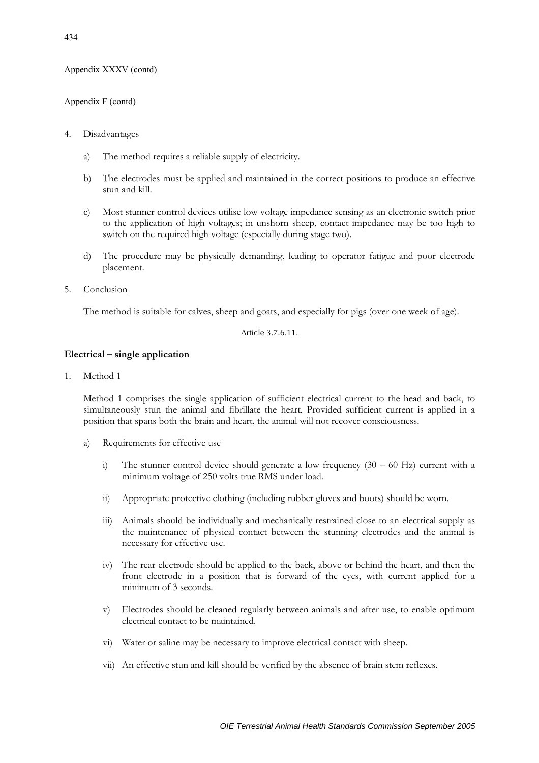Appendix XXXV (contd)

Appendix F (contd)

4. Disadvantages

   a) The method requires a reliable supply of electricity.

   b) The electrodes must be applied and maintained in the correct positions to produce an effective stun and kill.

   c) Most stunner control devices utilise low voltage impedance sensing as an electronic switch prior to the application of high voltages; in unshorn sheep, contact impedance may be too high to switch on the required high voltage (especially during stage two).

   d) The procedure may be physically demanding, leading to operator fatigue and poor electrode placement.

5. Conclusion

   The method is suitable for calves, sheep and goats, and especially for pigs (over one week of age).

Article 3.7.6.11.

**Electrical – single application**

1. Method 1

   Method 1 comprises the single application of sufficient electrical current to the head and back, to simultaneously stun the animal and fibrillate the heart. Provided sufficient current is applied in a position that spans both the brain and heart, the animal will not recover consciousness.

   a) Requirements for effective use

      i) The stunner control device should generate a low frequency (30 – 60 Hz) current with a minimum voltage of 250 volts true RMS under load.

      ii) Appropriate protective clothing (including rubber gloves and boots) should be worn.

      iii) Animals should be individually and mechanically restrained close to an electrical supply as the maintenance of physical contact between the stunning electrodes and the animal is necessary for effective use.

      iv) The rear electrode should be applied to the back, above or behind the heart, and then the front electrode in a position that is forward of the eyes, with current applied for a minimum of 3 seconds.

      v) Electrodes should be cleaned regularly between animals and after use, to enable optimum electrical contact to be maintained.

      vi) Water or saline may be necessary to improve electrical contact with sheep.

      vii) An effective stun and kill should be verified by the absence of brain stem reflexes.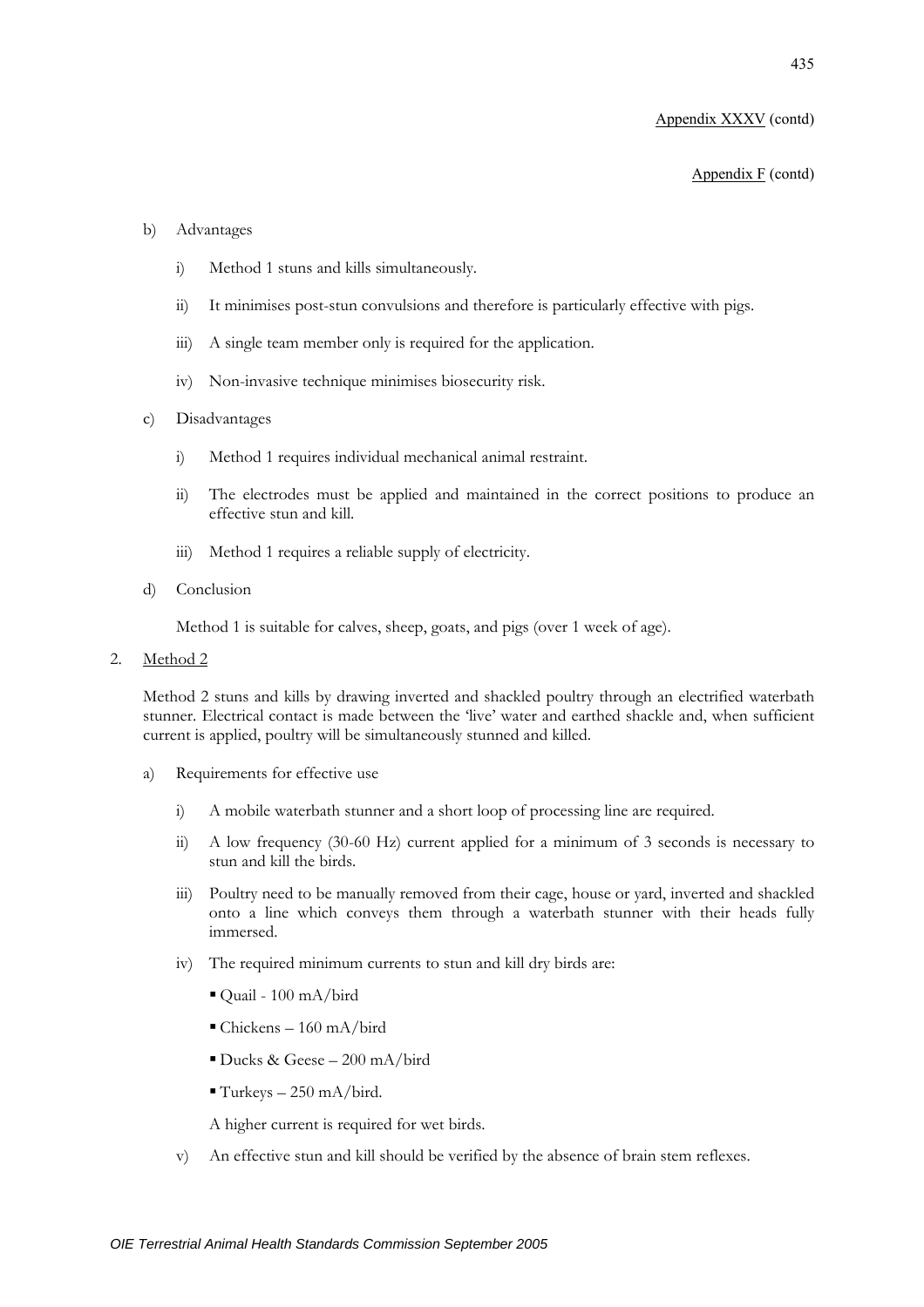Appendix XXXV (contd)

Appendix F (contd)

b) Advantages

   i) Method 1 stuns and kills simultaneously.

   ii) It minimises post-stun convulsions and therefore is particularly effective with pigs.

   iii) A single team member only is required for the application.

   iv) Non-invasive technique minimises biosecurity risk.

c) Disadvantages

   i) Method 1 requires individual mechanical animal restraint.

   ii) The electrodes must be applied and maintained in the correct positions to produce an effective stun and kill.

   iii) Method 1 requires a reliable supply of electricity.

d) Conclusion

   Method 1 is suitable for calves, sheep, goats, and pigs (over 1 week of age).

2. Method 2

Method 2 stuns and kills by drawing inverted and shackled poultry through an electrified waterbath stunner. Electrical contact is made between the 'live' water and earthed shackle and, when sufficient current is applied, poultry will be simultaneously stunned and killed.

a) Requirements for effective use

   i) A mobile waterbath stunner and a short loop of processing line are required.

   ii) A low frequency (30-60 Hz) current applied for a minimum of 3 seconds is necessary to stun and kill the birds.

   iii) Poultry need to be manually removed from their cage, house or yard, inverted and shackled onto a line which conveys them through a waterbath stunner with their heads fully immersed.

   iv) The required minimum currents to stun and kill dry birds are:

   - Quail - 100 mA/bird
   - Chickens – 160 mA/bird
   - Ducks & Geese – 200 mA/bird
   - Turkeys – 250 mA/bird.

   A higher current is required for wet birds.

   v) An effective stun and kill should be verified by the absence of brain stem reflexes.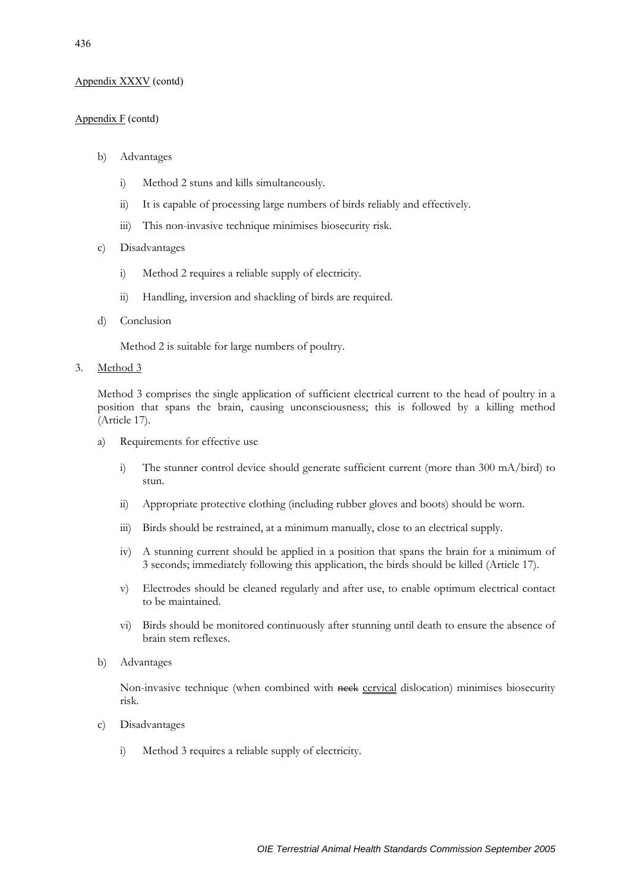Appendix XXXV (contd)

Appendix F (contd)

b) Advantages

   i) Method 2 stuns and kills simultaneously.

   ii) It is capable of processing large numbers of birds reliably and effectively.

   iii) This non-invasive technique minimises biosecurity risk.

c) Disadvantages

   i) Method 2 requires a reliable supply of electricity.

   ii) Handling, inversion and shackling of birds are required.

d) Conclusion

   Method 2 is suitable for large numbers of poultry.

3. Method 3

Method 3 comprises the single application of sufficient electrical current to the head of poultry in a position that spans the brain, causing unconsciousness; this is followed by a killing method (Article 17).

a) Requirements for effective use

   i) The stunner control device should generate sufficient current (more than 300 mA/bird) to stun.

   ii) Appropriate protective clothing (including rubber gloves and boots) should be worn.

   iii) Birds should be restrained, at a minimum manually, close to an electrical supply.

   iv) A stunning current should be applied in a position that spans the brain for a minimum of 3 seconds; immediately following this application, the birds should be killed (Article 17).

   v) Electrodes should be cleaned regularly and after use, to enable optimum electrical contact to be maintained.

   vi) Birds should be monitored continuously after stunning until death to ensure the absence of brain stem reflexes.

b) Advantages

   Non-invasive technique (when combined with ~~neck~~ cervical dislocation) minimises biosecurity risk.

c) Disadvantages

   i) Method 3 requires a reliable supply of electricity.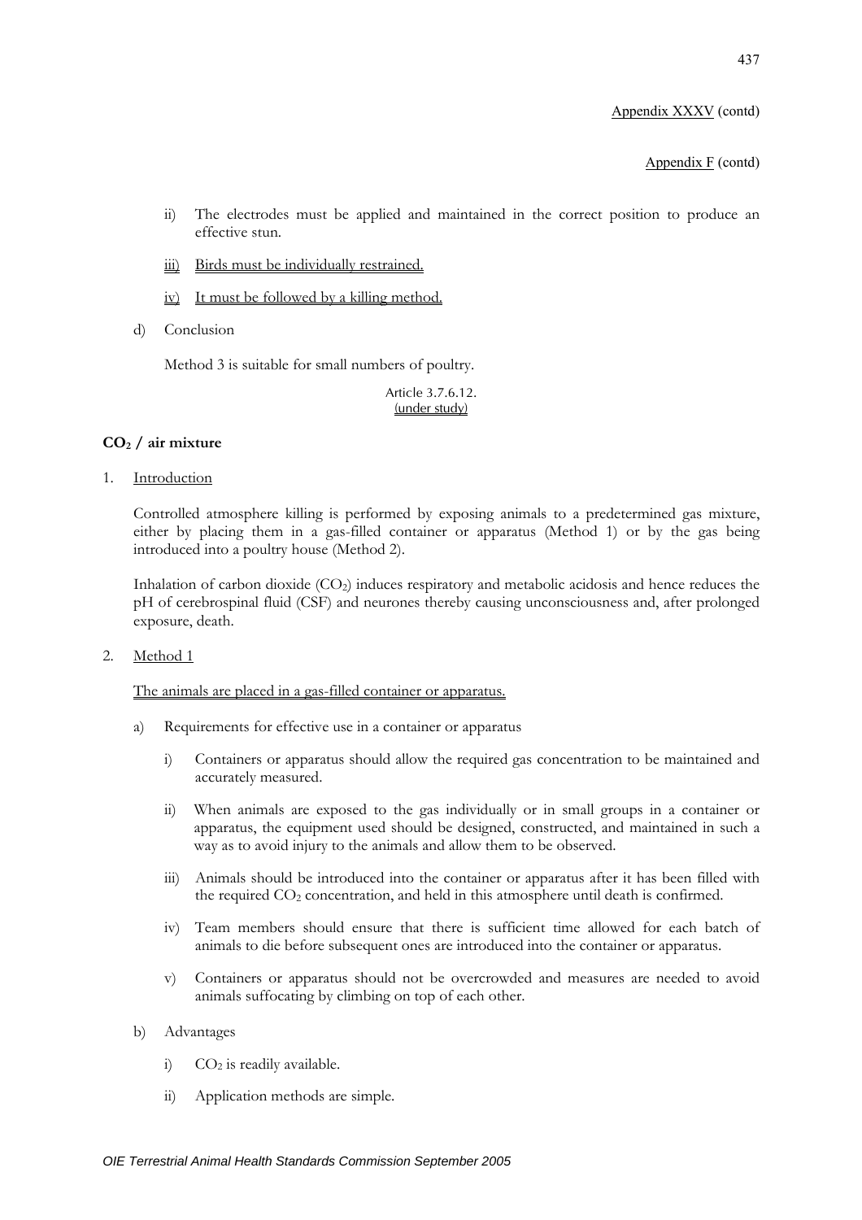Appendix XXXV (contd)

Appendix F (contd)

   ii) The electrodes must be applied and maintained in the correct position to produce an effective stun.

   iii) Birds must be individually restrained.

   iv) It must be followed by a killing method.

d) Conclusion

   Method 3 is suitable for small numbers of poultry.

Article 3.7.6.12.
(under study)

**$CO_2$ / air mixture**

1. Introduction

   Controlled atmosphere killing is performed by exposing animals to a predetermined gas mixture, either by placing them in a gas-filled container or apparatus (Method 1) or by the gas being introduced into a poultry house (Method 2).

   Inhalation of carbon dioxide ($CO_2$) induces respiratory and metabolic acidosis and hence reduces the pH of cerebrospinal fluid (CSF) and neurones thereby causing unconsciousness and, after prolonged exposure, death.

2. Method 1

   The animals are placed in a gas-filled container or apparatus.

   a) Requirements for effective use in a container or apparatus

      i) Containers or apparatus should allow the required gas concentration to be maintained and accurately measured.

      ii) When animals are exposed to the gas individually or in small groups in a container or apparatus, the equipment used should be designed, constructed, and maintained in such a way as to avoid injury to the animals and allow them to be observed.

      iii) Animals should be introduced into the container or apparatus after it has been filled with the required $CO_2$ concentration, and held in this atmosphere until death is confirmed.

      iv) Team members should ensure that there is sufficient time allowed for each batch of animals to die before subsequent ones are introduced into the container or apparatus.

      v) Containers or apparatus should not be overcrowded and measures are needed to avoid animals suffocating by climbing on top of each other.

   b) Advantages

      i) $CO_2$ is readily available.

      ii) Application methods are simple.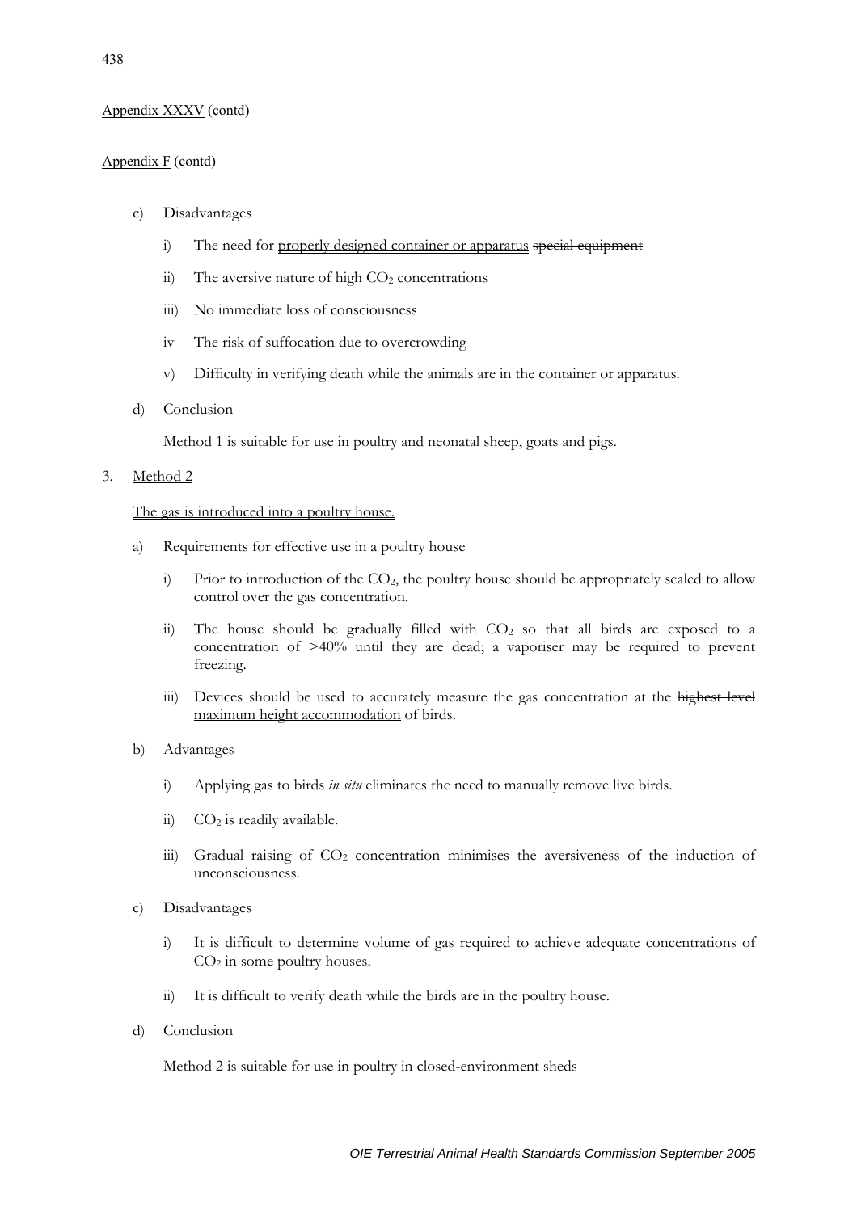Appendix XXXV (contd)

Appendix F (contd)

c) Disadvantages

  i) The need for properly designed container or apparatus ~~special equipment~~

  ii) The aversive nature of high $CO_2$ concentrations

  iii) No immediate loss of consciousness

  iv The risk of suffocation due to overcrowding

  v) Difficulty in verifying death while the animals are in the container or apparatus.

d) Conclusion

  Method 1 is suitable for use in poultry and neonatal sheep, goats and pigs.

3. Method 2

  The gas is introduced into a poultry house.

  a) Requirements for effective use in a poultry house

    i) Prior to introduction of the $CO_2$, the poultry house should be appropriately sealed to allow control over the gas concentration.

    ii) The house should be gradually filled with $CO_2$ so that all birds are exposed to a concentration of >40% until they are dead; a vaporiser may be required to prevent freezing.

    iii) Devices should be used to accurately measure the gas concentration at the ~~highest level~~ maximum height accommodation of birds.

  b) Advantages

    i) Applying gas to birds *in situ* eliminates the need to manually remove live birds.

    ii) $CO_2$ is readily available.

    iii) Gradual raising of $CO_2$ concentration minimises the aversiveness of the induction of unconsciousness.

  c) Disadvantages

    i) It is difficult to determine volume of gas required to achieve adequate concentrations of $CO_2$ in some poultry houses.

    ii) It is difficult to verify death while the birds are in the poultry house.

  d) Conclusion

    Method 2 is suitable for use in poultry in closed-environment sheds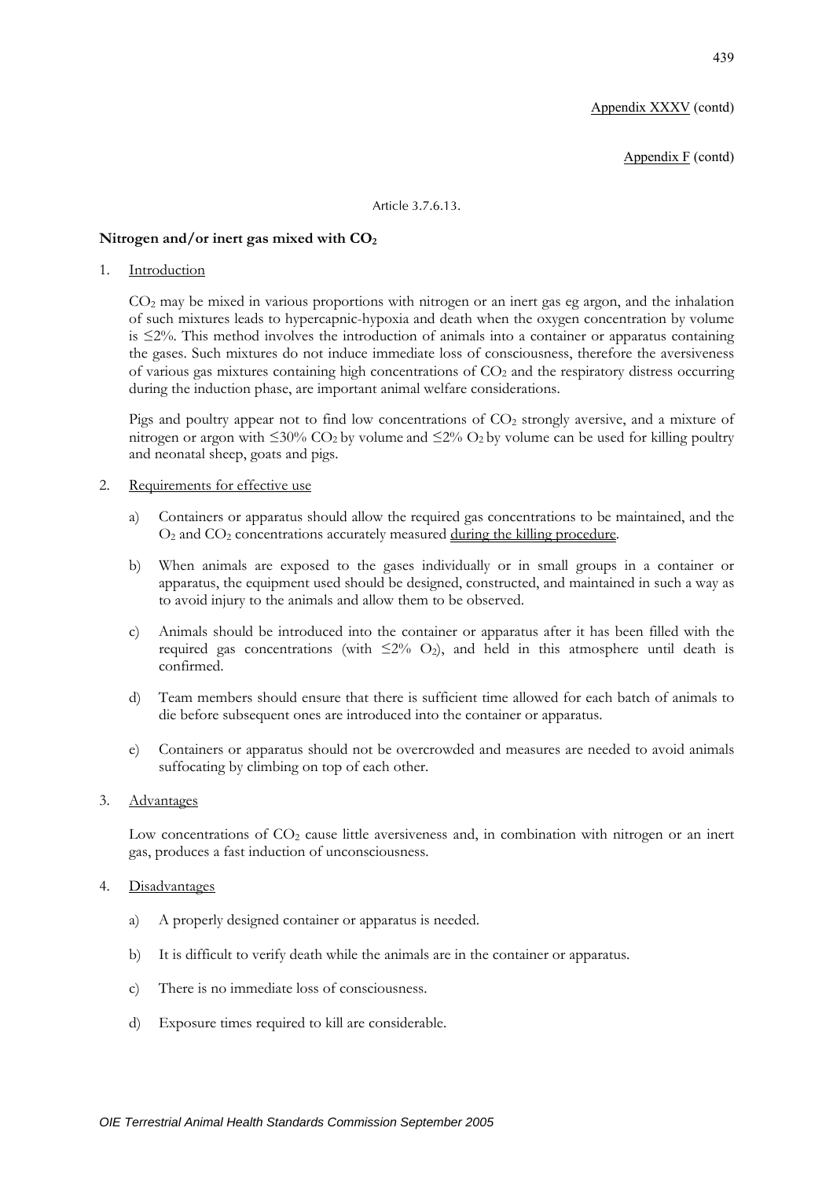Appendix XXXV (contd)

Appendix F (contd)

Article 3.7.6.13.

**Nitrogen and/or inert gas mixed with $CO_2$**

1. Introduction

   $CO_2$ may be mixed in various proportions with nitrogen or an inert gas eg argon, and the inhalation of such mixtures leads to hypercapnic-hypoxia and death when the oxygen concentration by volume is ≤2%. This method involves the introduction of animals into a container or apparatus containing the gases. Such mixtures do not induce immediate loss of consciousness, therefore the aversiveness of various gas mixtures containing high concentrations of $CO_2$ and the respiratory distress occurring during the induction phase, are important animal welfare considerations.

   Pigs and poultry appear not to find low concentrations of $CO_2$ strongly aversive, and a mixture of nitrogen or argon with ≤30% $CO_2$ by volume and ≤2% $O_2$ by volume can be used for killing poultry and neonatal sheep, goats and pigs.

2. Requirements for effective use

   a) Containers or apparatus should allow the required gas concentrations to be maintained, and the $O_2$ and $CO_2$ concentrations accurately measured during the killing procedure.

   b) When animals are exposed to the gases individually or in small groups in a container or apparatus, the equipment used should be designed, constructed, and maintained in such a way as to avoid injury to the animals and allow them to be observed.

   c) Animals should be introduced into the container or apparatus after it has been filled with the required gas concentrations (with ≤2% $O_2$), and held in this atmosphere until death is confirmed.

   d) Team members should ensure that there is sufficient time allowed for each batch of animals to die before subsequent ones are introduced into the container or apparatus.

   e) Containers or apparatus should not be overcrowded and measures are needed to avoid animals suffocating by climbing on top of each other.

3. Advantages

   Low concentrations of $CO_2$ cause little aversiveness and, in combination with nitrogen or an inert gas, produces a fast induction of unconsciousness.

4. Disadvantages

   a) A properly designed container or apparatus is needed.

   b) It is difficult to verify death while the animals are in the container or apparatus.

   c) There is no immediate loss of consciousness.

   d) Exposure times required to kill are considerable.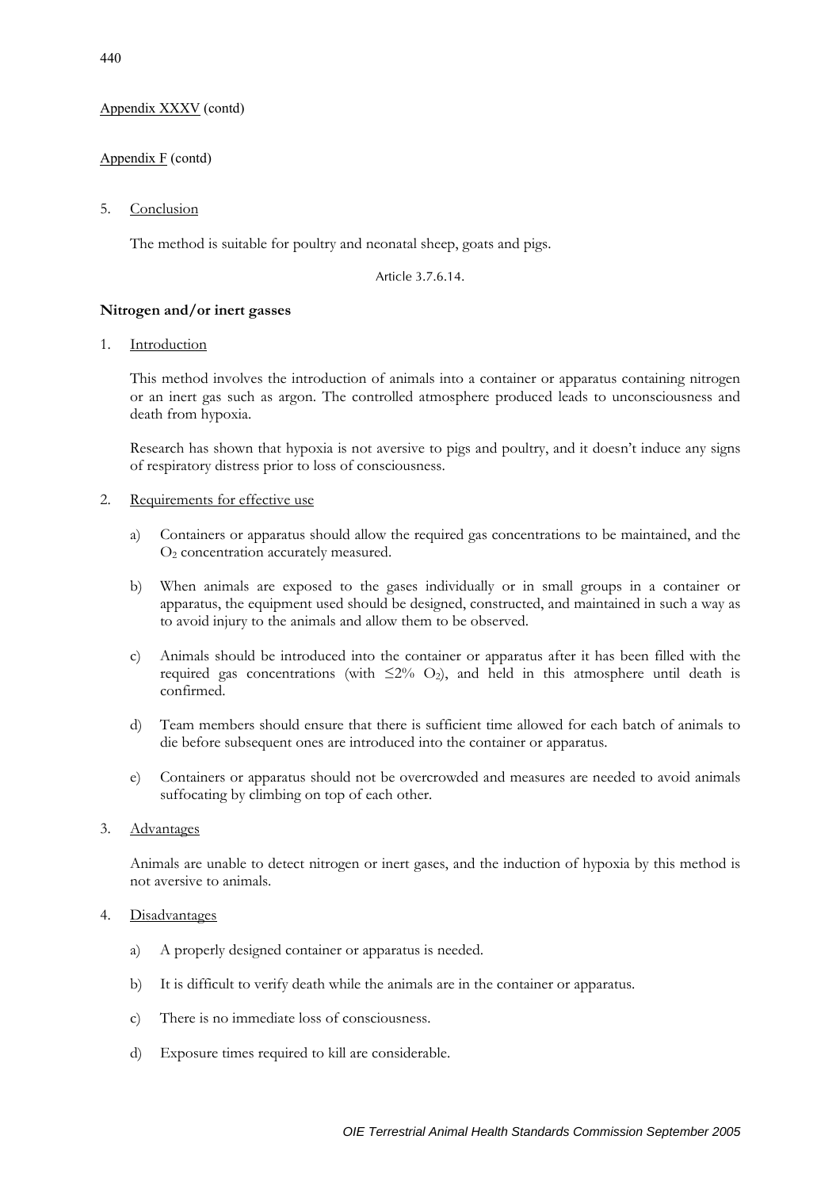Appendix XXXV (contd)

Appendix F (contd)

5. Conclusion

   The method is suitable for poultry and neonatal sheep, goats and pigs.

Article 3.7.6.14.

**Nitrogen and/or inert gasses**

1. Introduction

   This method involves the introduction of animals into a container or apparatus containing nitrogen or an inert gas such as argon. The controlled atmosphere produced leads to unconsciousness and death from hypoxia.

   Research has shown that hypoxia is not aversive to pigs and poultry, and it doesn't induce any signs of respiratory distress prior to loss of consciousness.

2. Requirements for effective use

   a) Containers or apparatus should allow the required gas concentrations to be maintained, and the $O_2$ concentration accurately measured.

   b) When animals are exposed to the gases individually or in small groups in a container or apparatus, the equipment used should be designed, constructed, and maintained in such a way as to avoid injury to the animals and allow them to be observed.

   c) Animals should be introduced into the container or apparatus after it has been filled with the required gas concentrations (with $\leq 2\%$ $O_2$), and held in this atmosphere until death is confirmed.

   d) Team members should ensure that there is sufficient time allowed for each batch of animals to die before subsequent ones are introduced into the container or apparatus.

   e) Containers or apparatus should not be overcrowded and measures are needed to avoid animals suffocating by climbing on top of each other.

3. Advantages

   Animals are unable to detect nitrogen or inert gases, and the induction of hypoxia by this method is not aversive to animals.

4. Disadvantages

   a) A properly designed container or apparatus is needed.

   b) It is difficult to verify death while the animals are in the container or apparatus.

   c) There is no immediate loss of consciousness.

   d) Exposure times required to kill are considerable.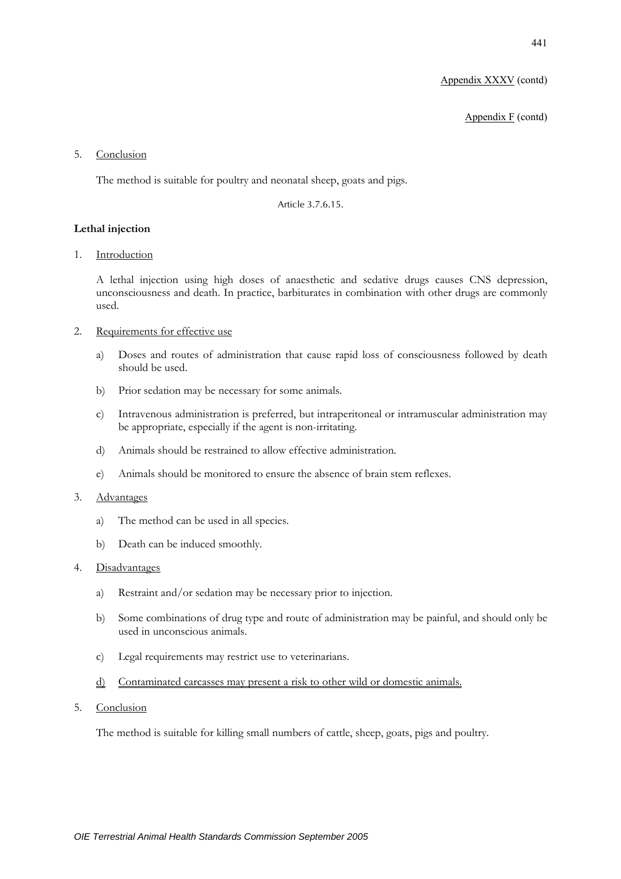Appendix XXXV (contd)

Appendix F (contd)

5. Conclusion

   The method is suitable for poultry and neonatal sheep, goats and pigs.

Article 3.7.6.15.

**Lethal injection**

1. Introduction

   A lethal injection using high doses of anaesthetic and sedative drugs causes CNS depression, unconsciousness and death. In practice, barbiturates in combination with other drugs are commonly used.

2. Requirements for effective use

   a) Doses and routes of administration that cause rapid loss of consciousness followed by death should be used.

   b) Prior sedation may be necessary for some animals.

   c) Intravenous administration is preferred, but intraperitoneal or intramuscular administration may be appropriate, especially if the agent is non-irritating.

   d) Animals should be restrained to allow effective administration.

   e) Animals should be monitored to ensure the absence of brain stem reflexes.

3. Advantages

   a) The method can be used in all species.

   b) Death can be induced smoothly.

4. Disadvantages

   a) Restraint and/or sedation may be necessary prior to injection.

   b) Some combinations of drug type and route of administration may be painful, and should only be used in unconscious animals.

   c) Legal requirements may restrict use to veterinarians.

   d) Contaminated carcasses may present a risk to other wild or domestic animals.

5. Conclusion

   The method is suitable for killing small numbers of cattle, sheep, goats, pigs and poultry.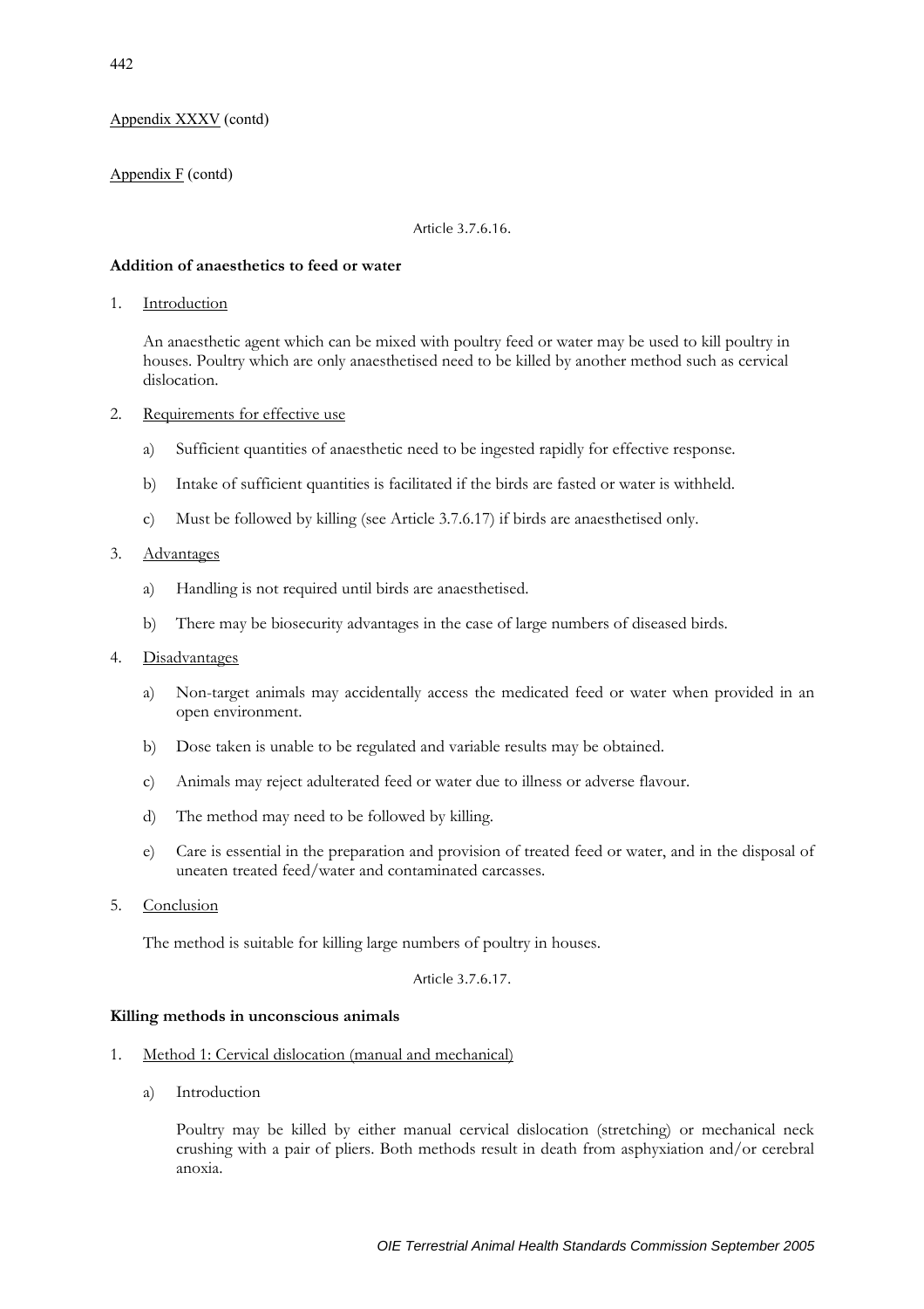Appendix XXXV (contd)

Appendix F (contd)

Article 3.7.6.16.

**Addition of anaesthetics to feed or water**

1. Introduction

   An anaesthetic agent which can be mixed with poultry feed or water may be used to kill poultry in houses. Poultry which are only anaesthetised need to be killed by another method such as cervical dislocation.

2. Requirements for effective use

   a) Sufficient quantities of anaesthetic need to be ingested rapidly for effective response.

   b) Intake of sufficient quantities is facilitated if the birds are fasted or water is withheld.

   c) Must be followed by killing (see Article 3.7.6.17) if birds are anaesthetised only.

3. Advantages

   a) Handling is not required until birds are anaesthetised.

   b) There may be biosecurity advantages in the case of large numbers of diseased birds.

4. Disadvantages

   a) Non-target animals may accidentally access the medicated feed or water when provided in an open environment.

   b) Dose taken is unable to be regulated and variable results may be obtained.

   c) Animals may reject adulterated feed or water due to illness or adverse flavour.

   d) The method may need to be followed by killing.

   e) Care is essential in the preparation and provision of treated feed or water, and in the disposal of uneaten treated feed/water and contaminated carcasses.

5. Conclusion

   The method is suitable for killing large numbers of poultry in houses.

Article 3.7.6.17.

**Killing methods in unconscious animals**

1. Method 1: Cervical dislocation (manual and mechanical)

   a) Introduction

      Poultry may be killed by either manual cervical dislocation (stretching) or mechanical neck crushing with a pair of pliers. Both methods result in death from asphyxiation and/or cerebral anoxia.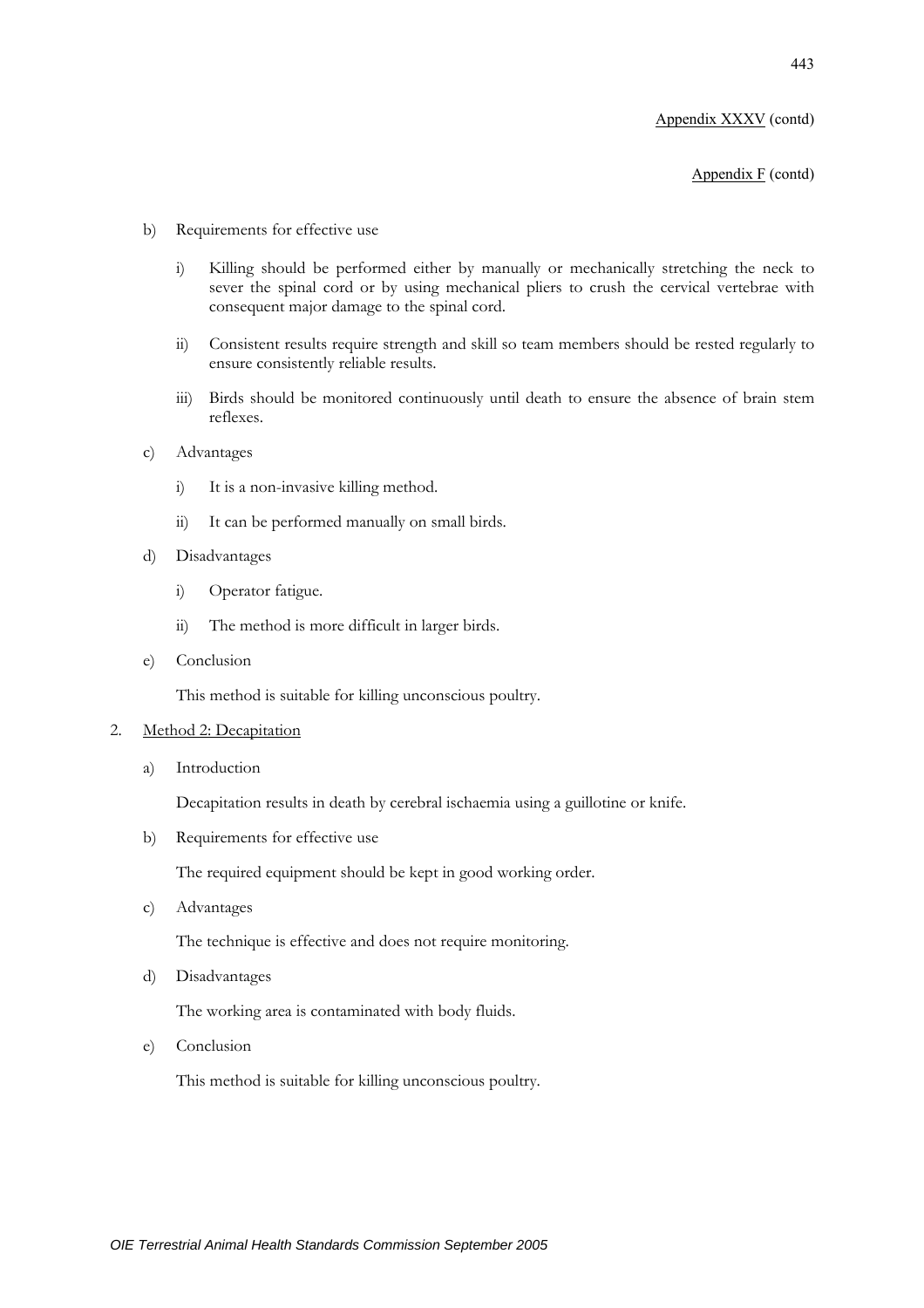b) Requirements for effective use

   i) Killing should be performed either by manually or mechanically stretching the neck to sever the spinal cord or by using mechanical pliers to crush the cervical vertebrae with consequent major damage to the spinal cord.

   ii) Consistent results require strength and skill so team members should be rested regularly to ensure consistently reliable results.

   iii) Birds should be monitored continuously until death to ensure the absence of brain stem reflexes.

c) Advantages

   i) It is a non-invasive killing method.

   ii) It can be performed manually on small birds.

d) Disadvantages

   i) Operator fatigue.

   ii) The method is more difficult in larger birds.

e) Conclusion

   This method is suitable for killing unconscious poultry.

2. <u>Method 2: Decapitation</u>

   a) Introduction

      Decapitation results in death by cerebral ischaemia using a guillotine or knife.

   b) Requirements for effective use

      The required equipment should be kept in good working order.

   c) Advantages

      The technique is effective and does not require monitoring.

   d) Disadvantages

      The working area is contaminated with body fluids.

   e) Conclusion

      This method is suitable for killing unconscious poultry.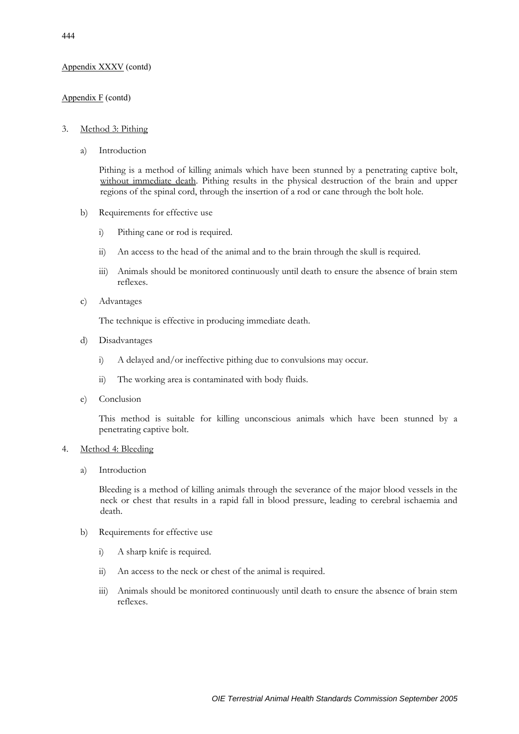Appendix XXXV (contd)

Appendix F (contd)

3. Method 3: Pithing

   a) Introduction

      Pithing is a method of killing animals which have been stunned by a penetrating captive bolt, without immediate death. Pithing results in the physical destruction of the brain and upper regions of the spinal cord, through the insertion of a rod or cane through the bolt hole.

   b) Requirements for effective use

      i) Pithing cane or rod is required.

      ii) An access to the head of the animal and to the brain through the skull is required.

      iii) Animals should be monitored continuously until death to ensure the absence of brain stem reflexes.

   c) Advantages

      The technique is effective in producing immediate death.

   d) Disadvantages

      i) A delayed and/or ineffective pithing due to convulsions may occur.

      ii) The working area is contaminated with body fluids.

   e) Conclusion

      This method is suitable for killing unconscious animals which have been stunned by a penetrating captive bolt.

4. Method 4: Bleeding

   a) Introduction

      Bleeding is a method of killing animals through the severance of the major blood vessels in the neck or chest that results in a rapid fall in blood pressure, leading to cerebral ischaemia and death.

   b) Requirements for effective use

      i) A sharp knife is required.

      ii) An access to the neck or chest of the animal is required.

      iii) Animals should be monitored continuously until death to ensure the absence of brain stem reflexes.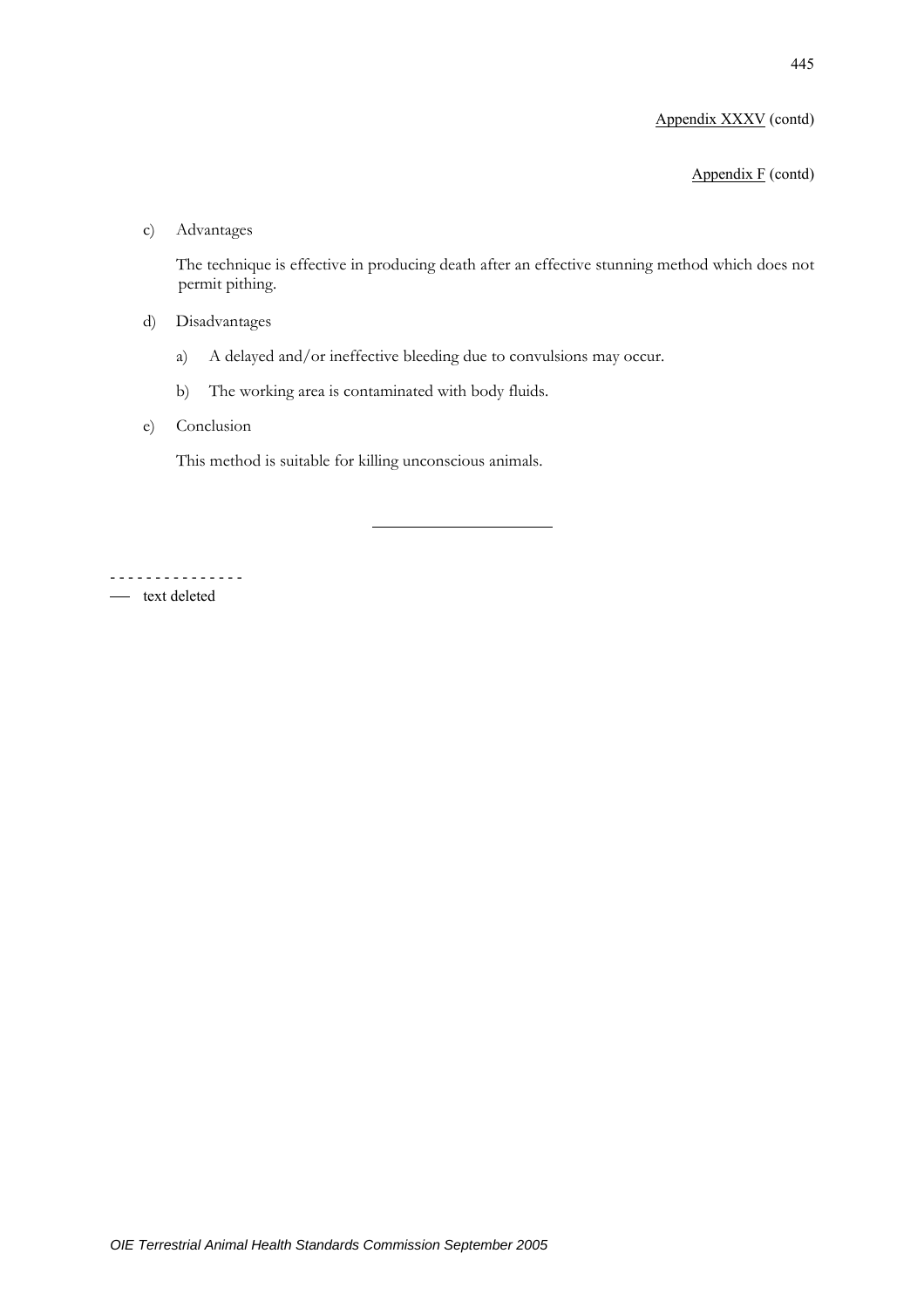Appendix XXXV (contd)

Appendix F (contd)

c) Advantages

The technique is effective in producing death after an effective stunning method which does not permit pithing.

d) Disadvantages

a) A delayed and/or ineffective bleeding due to convulsions may occur.

b) The working area is contaminated with body fluids.

e) Conclusion

This method is suitable for killing unconscious animals.

---

\- - - - - - - - - - - - - -

—— text deleted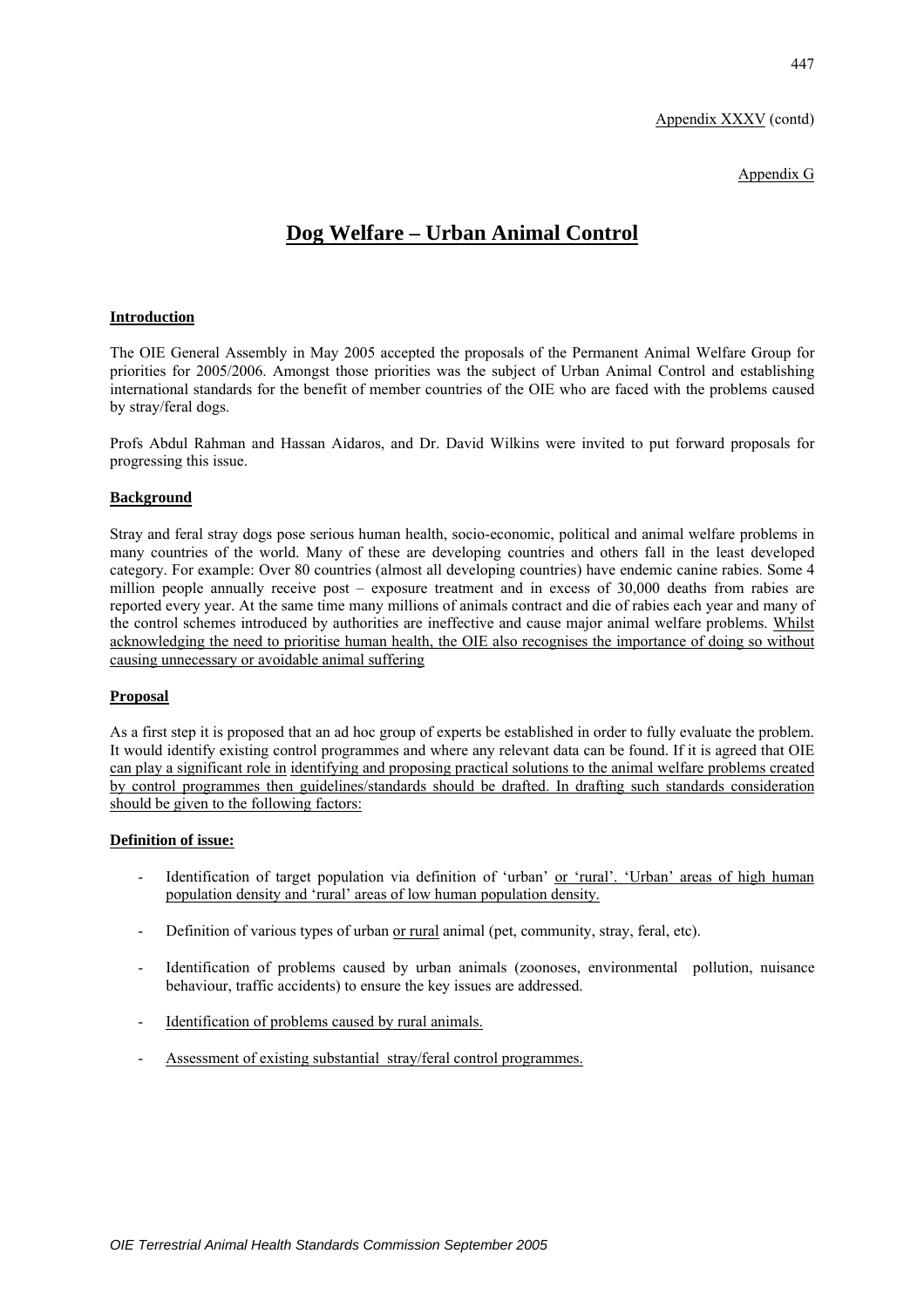Appendix XXXV (contd)

Appendix G

# Dog Welfare – Urban Animal Control

## Introduction

The OIE General Assembly in May 2005 accepted the proposals of the Permanent Animal Welfare Group for priorities for 2005/2006. Amongst those priorities was the subject of Urban Animal Control and establishing international standards for the benefit of member countries of the OIE who are faced with the problems caused by stray/feral dogs.

Profs Abdul Rahman and Hassan Aidaros, and Dr. David Wilkins were invited to put forward proposals for progressing this issue.

## Background

Stray and feral stray dogs pose serious human health, socio-economic, political and animal welfare problems in many countries of the world. Many of these are developing countries and others fall in the least developed category. For example: Over 80 countries (almost all developing countries) have endemic canine rabies. Some 4 million people annually receive post – exposure treatment and in excess of 30,000 deaths from rabies are reported every year. At the same time many millions of animals contract and die of rabies each year and many of the control schemes introduced by authorities are ineffective and cause major animal welfare problems. Whilst acknowledging the need to prioritise human health, the OIE also recognises the importance of doing so without causing unnecessary or avoidable animal suffering

## Proposal

As a first step it is proposed that an ad hoc group of experts be established in order to fully evaluate the problem. It would identify existing control programmes and where any relevant data can be found. If it is agreed that OIE can play a significant role in identifying and proposing practical solutions to the animal welfare problems created by control programmes then guidelines/standards should be drafted. In drafting such standards consideration should be given to the following factors:

**Definition of issue:**

- Identification of target population via definition of 'urban' or 'rural'. 'Urban' areas of high human population density and 'rural' areas of low human population density.
- Definition of various types of urban or rural animal (pet, community, stray, feral, etc).
- Identification of problems caused by urban animals (zoonoses, environmental pollution, nuisance behaviour, traffic accidents) to ensure the key issues are addressed.
- Identification of problems caused by rural animals.
- Assessment of existing substantial stray/feral control programmes.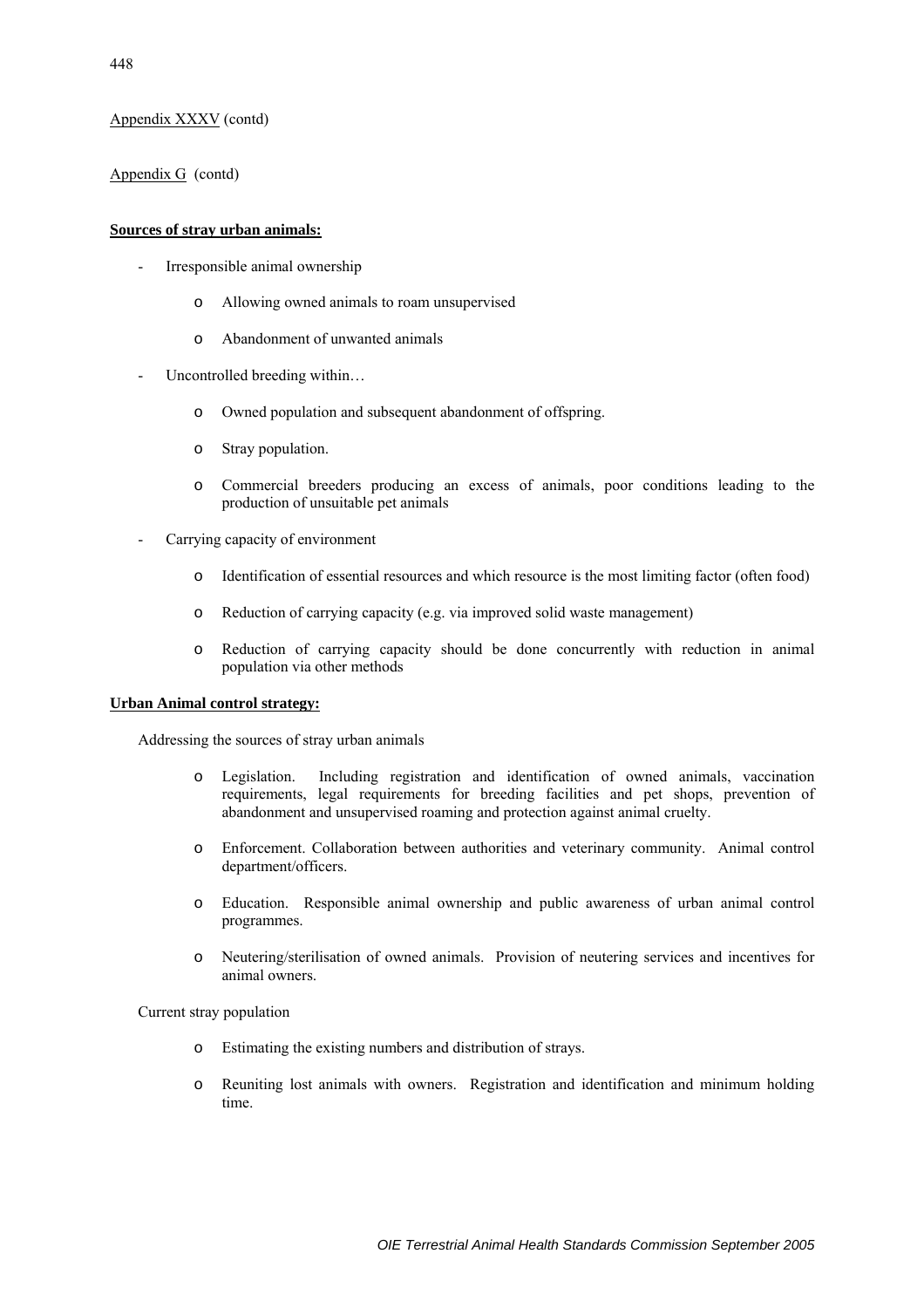Appendix XXXV (contd)

Appendix G (contd)

**Sources of stray urban animals:**

- Irresponsible animal ownership
  - Allowing owned animals to roam unsupervised
  - Abandonment of unwanted animals
- Uncontrolled breeding within…
  - Owned population and subsequent abandonment of offspring.
  - Stray population.
  - Commercial breeders producing an excess of animals, poor conditions leading to the production of unsuitable pet animals
- Carrying capacity of environment
  - Identification of essential resources and which resource is the most limiting factor (often food)
  - Reduction of carrying capacity (e.g. via improved solid waste management)
  - Reduction of carrying capacity should be done concurrently with reduction in animal population via other methods

**Urban Animal control strategy:**

Addressing the sources of stray urban animals

- Legislation. Including registration and identification of owned animals, vaccination requirements, legal requirements for breeding facilities and pet shops, prevention of abandonment and unsupervised roaming and protection against animal cruelty.
- Enforcement. Collaboration between authorities and veterinary community. Animal control department/officers.
- Education. Responsible animal ownership and public awareness of urban animal control programmes.
- Neutering/sterilisation of owned animals. Provision of neutering services and incentives for animal owners.

Current stray population

- Estimating the existing numbers and distribution of strays.
- Reuniting lost animals with owners. Registration and identification and minimum holding time.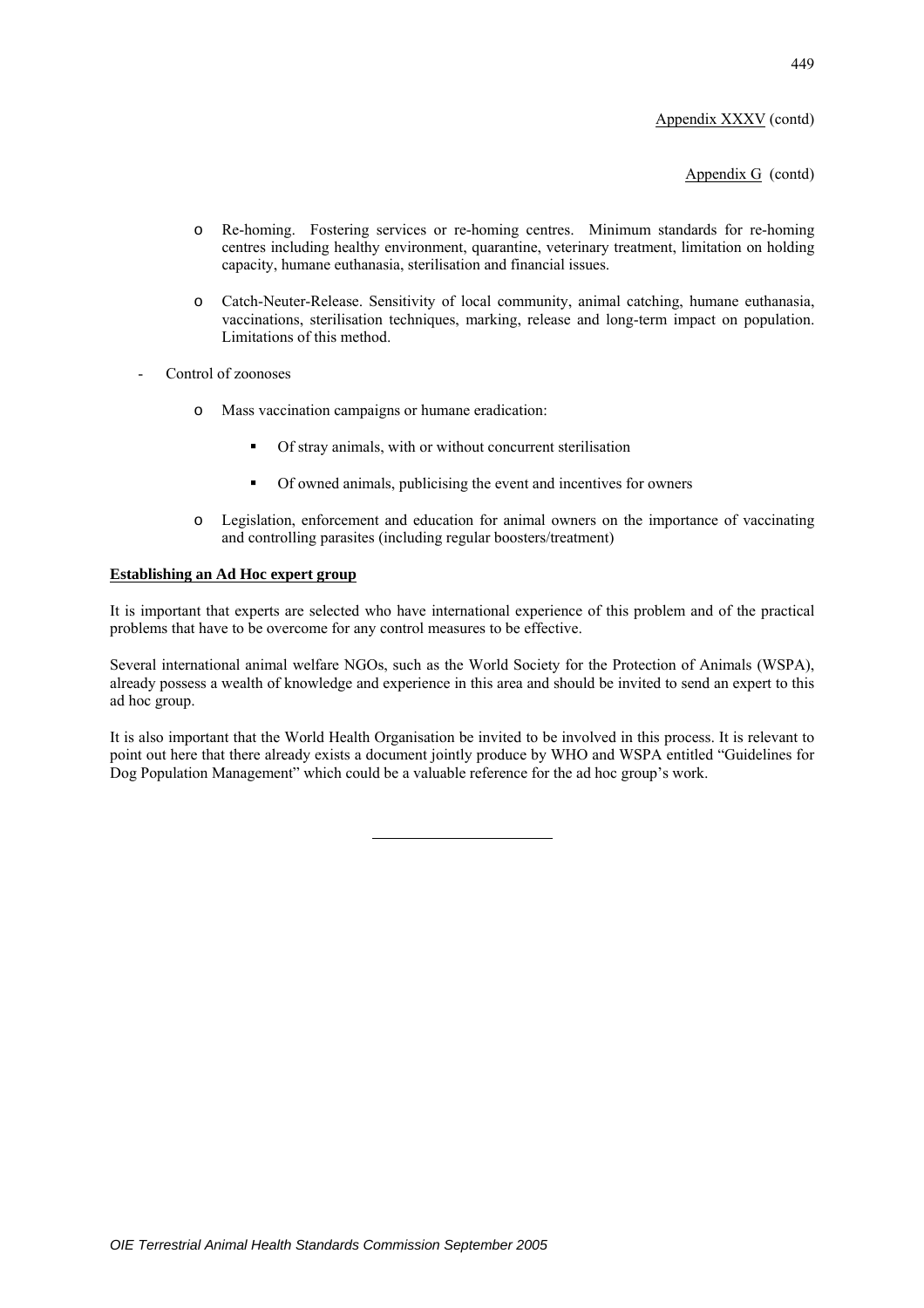Appendix XXXV (contd)

Appendix G (contd)

  - Re-homing. Fostering services or re-homing centres. Minimum standards for re-homing centres including healthy environment, quarantine, veterinary treatment, limitation on holding capacity, humane euthanasia, sterilisation and financial issues.
  - Catch-Neuter-Release. Sensitivity of local community, animal catching, humane euthanasia, vaccinations, sterilisation techniques, marking, release and long-term impact on population. Limitations of this method.

- Control of zoonoses
  - Mass vaccination campaigns or humane eradication:
    - Of stray animals, with or without concurrent sterilisation
    - Of owned animals, publicising the event and incentives for owners
  - Legislation, enforcement and education for animal owners on the importance of vaccinating and controlling parasites (including regular boosters/treatment)

**Establishing an Ad Hoc expert group**

It is important that experts are selected who have international experience of this problem and of the practical problems that have to be overcome for any control measures to be effective.

Several international animal welfare NGOs, such as the World Society for the Protection of Animals (WSPA), already possess a wealth of knowledge and experience in this area and should be invited to send an expert to this ad hoc group.

It is also important that the World Health Organisation be invited to be involved in this process. It is relevant to point out here that there already exists a document jointly produce by WHO and WSPA entitled "Guidelines for Dog Population Management" which could be a valuable reference for the ad hoc group's work.

---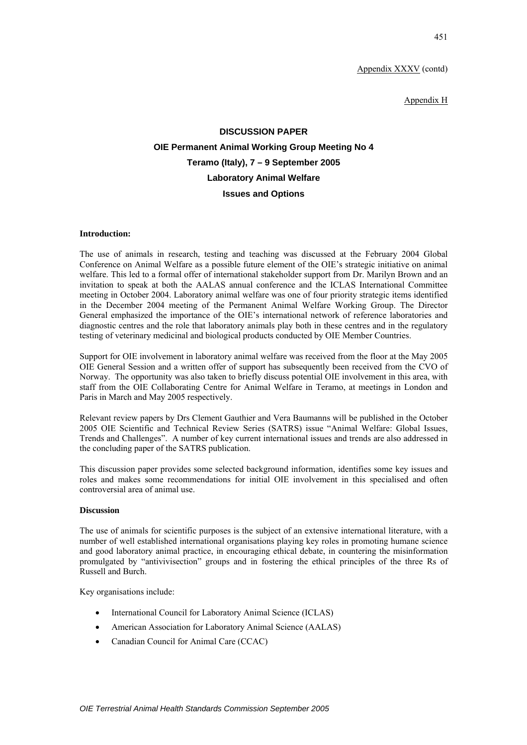Appendix XXXV (contd)

Appendix H

# DISCUSSION PAPER

## OIE Permanent Animal Working Group Meeting No 4

## Teramo (Italy), 7 – 9 September 2005

## Laboratory Animal Welfare

## Issues and Options

**Introduction:**

The use of animals in research, testing and teaching was discussed at the February 2004 Global Conference on Animal Welfare as a possible future element of the OIE's strategic initiative on animal welfare. This led to a formal offer of international stakeholder support from Dr. Marilyn Brown and an invitation to speak at both the AALAS annual conference and the ICLAS International Committee meeting in October 2004. Laboratory animal welfare was one of four priority strategic items identified in the December 2004 meeting of the Permanent Animal Welfare Working Group. The Director General emphasized the importance of the OIE's international network of reference laboratories and diagnostic centres and the role that laboratory animals play both in these centres and in the regulatory testing of veterinary medicinal and biological products conducted by OIE Member Countries.

Support for OIE involvement in laboratory animal welfare was received from the floor at the May 2005 OIE General Session and a written offer of support has subsequently been received from the CVO of Norway. The opportunity was also taken to briefly discuss potential OIE involvement in this area, with staff from the OIE Collaborating Centre for Animal Welfare in Teramo, at meetings in London and Paris in March and May 2005 respectively.

Relevant review papers by Drs Clement Gauthier and Vera Baumanns will be published in the October 2005 OIE Scientific and Technical Review Series (SATRS) issue "Animal Welfare: Global Issues, Trends and Challenges". A number of key current international issues and trends are also addressed in the concluding paper of the SATRS publication.

This discussion paper provides some selected background information, identifies some key issues and roles and makes some recommendations for initial OIE involvement in this specialised and often controversial area of animal use.

**Discussion**

The use of animals for scientific purposes is the subject of an extensive international literature, with a number of well established international organisations playing key roles in promoting humane science and good laboratory animal practice, in encouraging ethical debate, in countering the misinformation promulgated by "antivivisection" groups and in fostering the ethical principles of the three Rs of Russell and Burch.

Key organisations include:

- International Council for Laboratory Animal Science (ICLAS)
- American Association for Laboratory Animal Science (AALAS)
- Canadian Council for Animal Care (CCAC)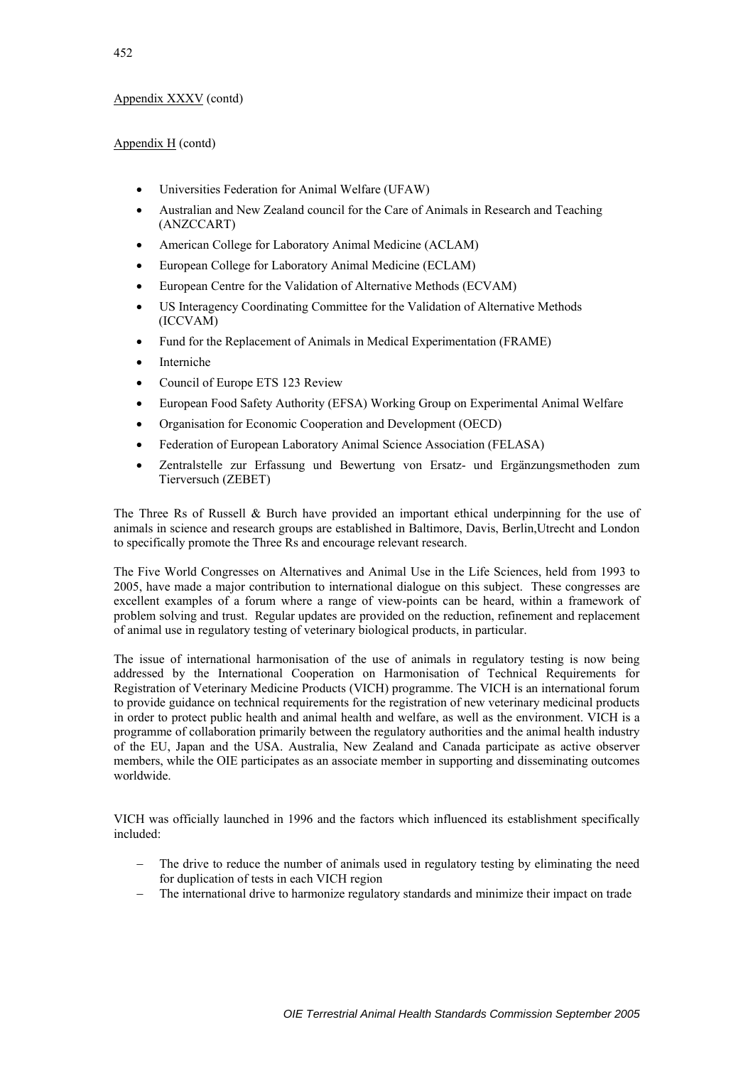Appendix XXXV (contd)

Appendix H (contd)

- Universities Federation for Animal Welfare (UFAW)
- Australian and New Zealand council for the Care of Animals in Research and Teaching (ANZCCART)
- American College for Laboratory Animal Medicine (ACLAM)
- European College for Laboratory Animal Medicine (ECLAM)
- European Centre for the Validation of Alternative Methods (ECVAM)
- US Interagency Coordinating Committee for the Validation of Alternative Methods (ICCVAM)
- Fund for the Replacement of Animals in Medical Experimentation (FRAME)
- Interniche
- Council of Europe ETS 123 Review
- European Food Safety Authority (EFSA) Working Group on Experimental Animal Welfare
- Organisation for Economic Cooperation and Development (OECD)
- Federation of European Laboratory Animal Science Association (FELASA)
- Zentralstelle zur Erfassung und Bewertung von Ersatz- und Ergänzungsmethoden zum Tierversuch (ZEBET)

The Three Rs of Russell & Burch have provided an important ethical underpinning for the use of animals in science and research groups are established in Baltimore, Davis, Berlin,Utrecht and London to specifically promote the Three Rs and encourage relevant research.

The Five World Congresses on Alternatives and Animal Use in the Life Sciences, held from 1993 to 2005, have made a major contribution to international dialogue on this subject. These congresses are excellent examples of a forum where a range of view-points can be heard, within a framework of problem solving and trust. Regular updates are provided on the reduction, refinement and replacement of animal use in regulatory testing of veterinary biological products, in particular.

The issue of international harmonisation of the use of animals in regulatory testing is now being addressed by the International Cooperation on Harmonisation of Technical Requirements for Registration of Veterinary Medicine Products (VICH) programme. The VICH is an international forum to provide guidance on technical requirements for the registration of new veterinary medicinal products in order to protect public health and animal health and welfare, as well as the environment. VICH is a programme of collaboration primarily between the regulatory authorities and the animal health industry of the EU, Japan and the USA. Australia, New Zealand and Canada participate as active observer members, while the OIE participates as an associate member in supporting and disseminating outcomes worldwide.

VICH was officially launched in 1996 and the factors which influenced its establishment specifically included:

- The drive to reduce the number of animals used in regulatory testing by eliminating the need for duplication of tests in each VICH region
- The international drive to harmonize regulatory standards and minimize their impact on trade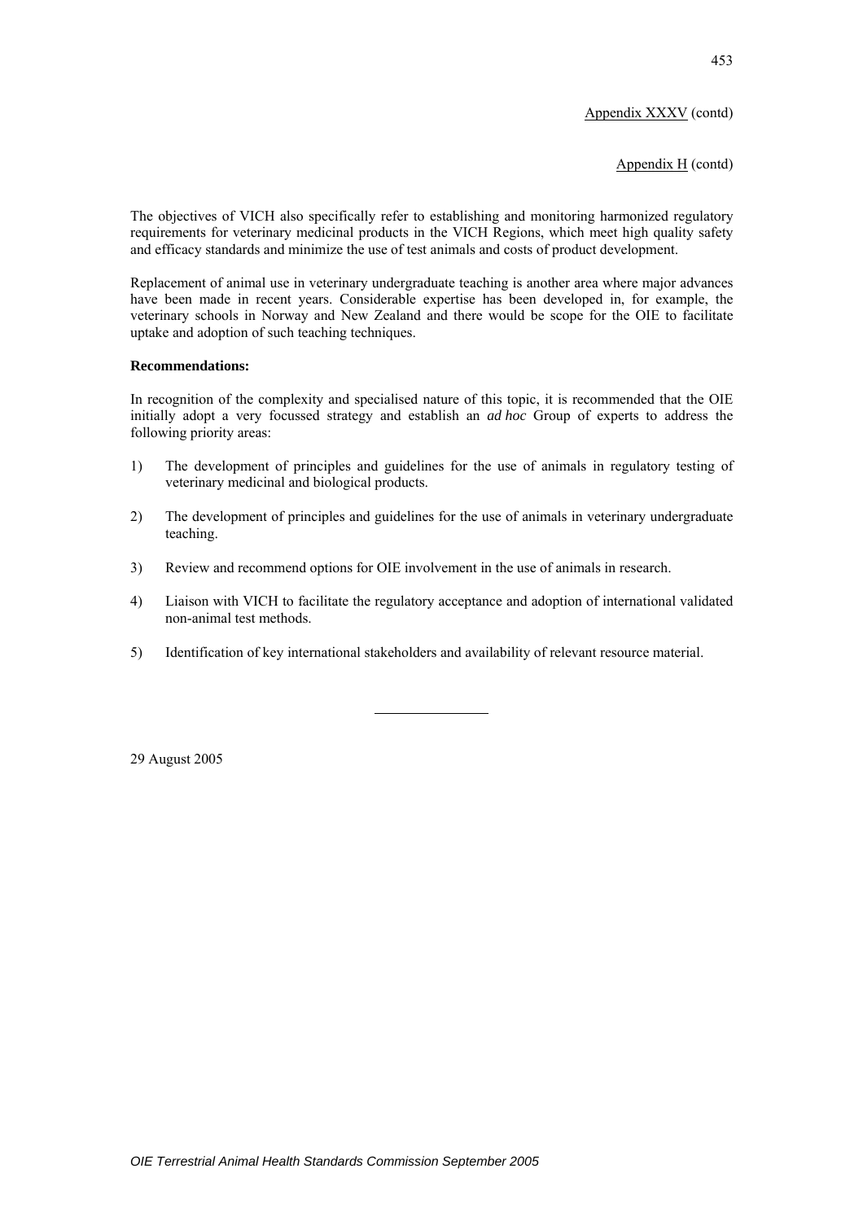Appendix XXXV (contd)

Appendix H (contd)

The objectives of VICH also specifically refer to establishing and monitoring harmonized regulatory requirements for veterinary medicinal products in the VICH Regions, which meet high quality safety and efficacy standards and minimize the use of test animals and costs of product development.

Replacement of animal use in veterinary undergraduate teaching is another area where major advances have been made in recent years. Considerable expertise has been developed in, for example, the veterinary schools in Norway and New Zealand and there would be scope for the OIE to facilitate uptake and adoption of such teaching techniques.

**Recommendations:**

In recognition of the complexity and specialised nature of this topic, it is recommended that the OIE initially adopt a very focussed strategy and establish an *ad hoc* Group of experts to address the following priority areas:

1) The development of principles and guidelines for the use of animals in regulatory testing of veterinary medicinal and biological products.

2) The development of principles and guidelines for the use of animals in veterinary undergraduate teaching.

3) Review and recommend options for OIE involvement in the use of animals in research.

4) Liaison with VICH to facilitate the regulatory acceptance and adoption of international validated non-animal test methods.

5) Identification of key international stakeholders and availability of relevant resource material.

---

29 August 2005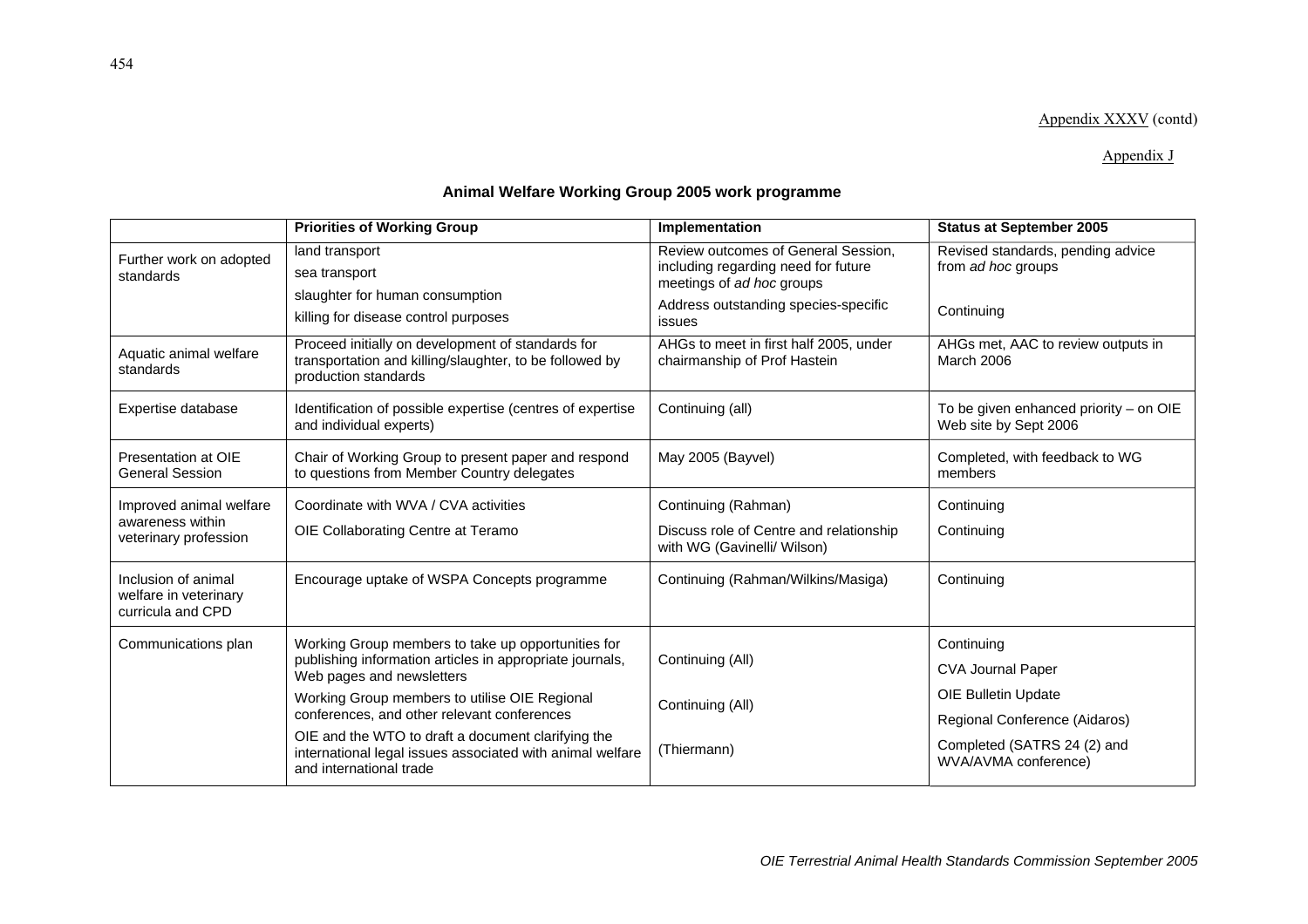Appendix XXXV (contd)

Appendix J

## Animal Welfare Working Group 2005 work programme

| | Priorities of Working Group | Implementation | Status at September 2005 |
|---|---|---|---|
| Further work on adopted standards | land transport<br>sea transport<br>slaughter for human consumption<br>killing for disease control purposes | Review outcomes of General Session, including regarding need for future meetings of *ad hoc* groups<br>Address outstanding species-specific issues | Revised standards, pending advice from *ad hoc* groups<br>Continuing |
| Aquatic animal welfare standards | Proceed initially on development of standards for transportation and killing/slaughter, to be followed by production standards | AHGs to meet in first half 2005, under chairmanship of Prof Hastein | AHGs met, AAC to review outputs in March 2006 |
| Expertise database | Identification of possible expertise (centres of expertise and individual experts) | Continuing (all) | To be given enhanced priority – on OIE Web site by Sept 2006 |
| Presentation at OIE General Session | Chair of Working Group to present paper and respond to questions from Member Country delegates | May 2005 (Bayvel) | Completed, with feedback to WG members |
| Improved animal welfare awareness within veterinary profession | Coordinate with WVA / CVA activities<br>OIE Collaborating Centre at Teramo | Continuing (Rahman)<br>Discuss role of Centre and relationship with WG (Gavinelli/ Wilson) | Continuing<br>Continuing |
| Inclusion of animal welfare in veterinary curricula and CPD | Encourage uptake of WSPA Concepts programme | Continuing (Rahman/Wilkins/Masiga) | Continuing |
| Communications plan | Working Group members to take up opportunities for publishing information articles in appropriate journals, Web pages and newsletters<br>Working Group members to utilise OIE Regional conferences, and other relevant conferences<br>OIE and the WTO to draft a document clarifying the international legal issues associated with animal welfare and international trade | Continuing (All)<br>Continuing (All)<br>(Thiermann) | Continuing<br>CVA Journal Paper<br>OIE Bulletin Update<br>Regional Conference (Aidaros)<br>Completed (SATRS 24 (2) and WVA/AVMA conference) |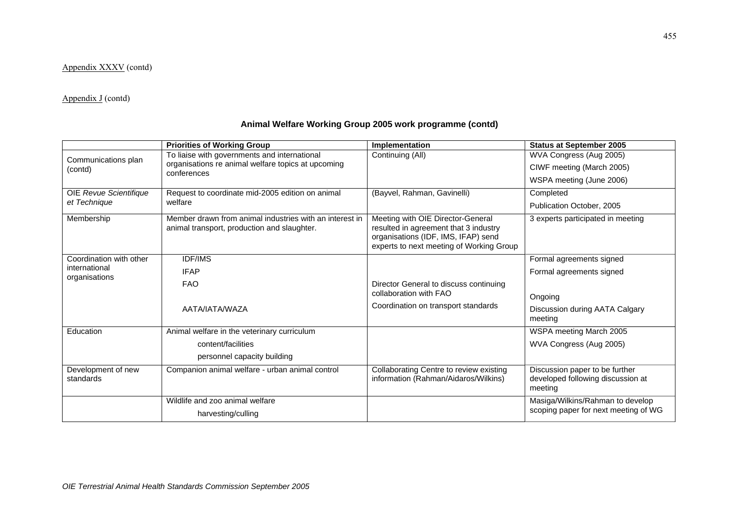Appendix XXXV (contd)

Appendix J (contd)

**Animal Welfare Working Group 2005 work programme (contd)**

| | Priorities of Working Group | Implementation | Status at September 2005 |
|---|---|---|---|
| Communications plan (contd) | To liaise with governments and international organisations re animal welfare topics at upcoming conferences | Continuing (All) | WVA Congress (Aug 2005)<br>CIWF meeting (March 2005)<br>WSPA meeting (June 2006) |
| OIE *Revue Scientifique et Technique* | Request to coordinate mid-2005 edition on animal welfare | (Bayvel, Rahman, Gavinelli) | Completed<br>Publication October, 2005 |
| Membership | Member drawn from animal industries with an interest in animal transport, production and slaughter. | Meeting with OIE Director-General resulted in agreement that 3 industry organisations (IDF, IMS, IFAP) send experts to next meeting of Working Group | 3 experts participated in meeting |
| Coordination with other international organisations | IDF/IMS | | Formal agreements signed |
| | IFAP | | Formal agreements signed |
| | FAO | Director General to discuss continuing collaboration with FAO | Ongoing |
| | AATA/IATA/WAZA | Coordination on transport standards | Discussion during AATA Calgary meeting |
| Education | Animal welfare in the veterinary curriculum<br>content/facilities<br>personnel capacity building | | WSPA meeting March 2005<br>WVA Congress (Aug 2005) |
| Development of new standards | Companion animal welfare - urban animal control | Collaborating Centre to review existing information (Rahman/Aidaros/Wilkins) | Discussion paper to be further developed following discussion at meeting |
| | Wildlife and zoo animal welfare<br>harvesting/culling | | Masiga/Wilkins/Rahman to develop scoping paper for next meeting of WG |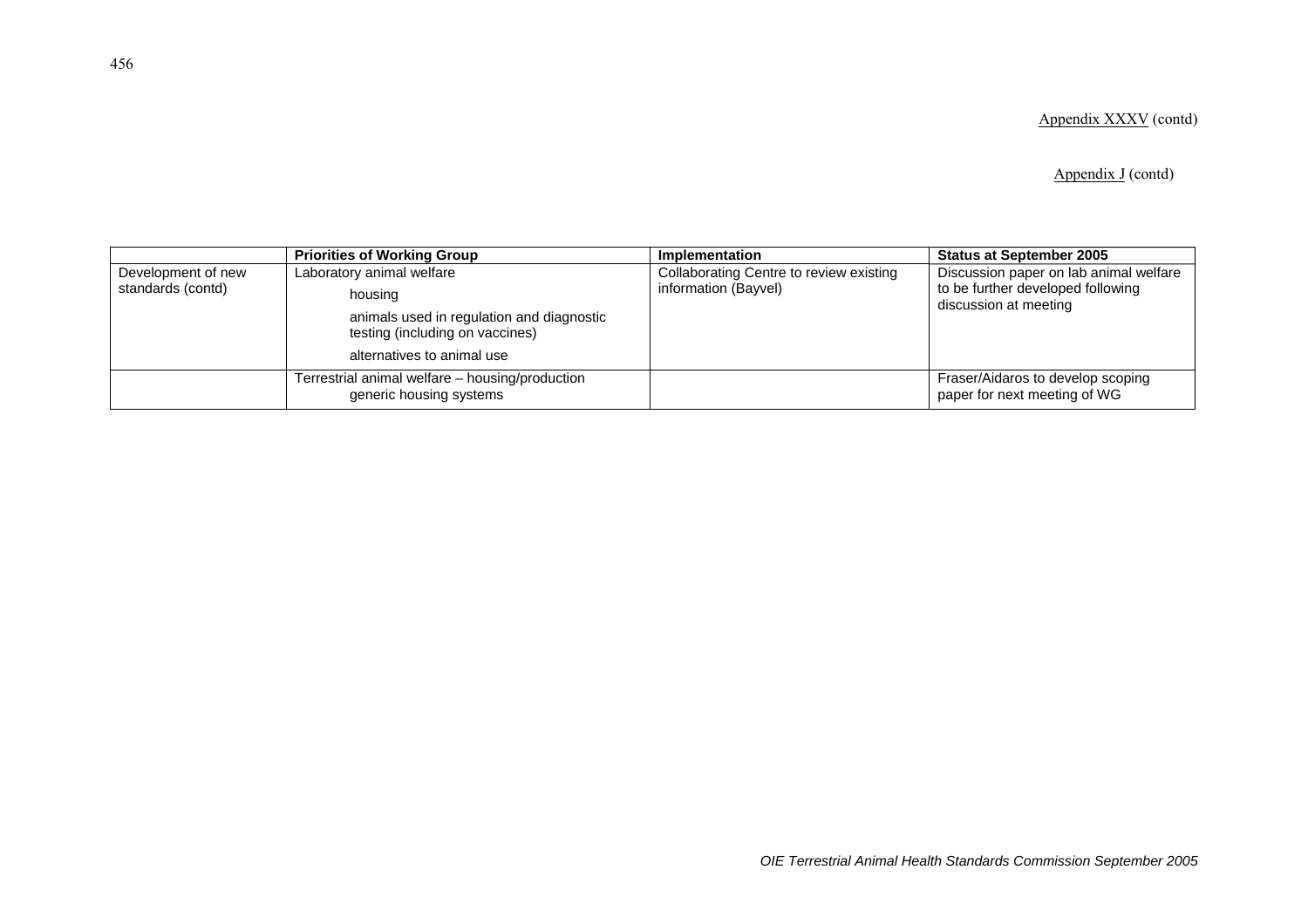Appendix XXXV (contd)

Appendix J (contd)

| | Priorities of Working Group | Implementation | Status at September 2005 |
|---|---|---|---|
| Development of new standards (contd) | Laboratory animal welfare<br>housing<br>animals used in regulation and diagnostic testing (including on vaccines)<br>alternatives to animal use | Collaborating Centre to review existing information (Bayvel) | Discussion paper on lab animal welfare to be further developed following discussion at meeting |
| | Terrestrial animal welfare – housing/production generic housing systems | | Fraser/Aidaros to develop scoping paper for next meeting of WG |